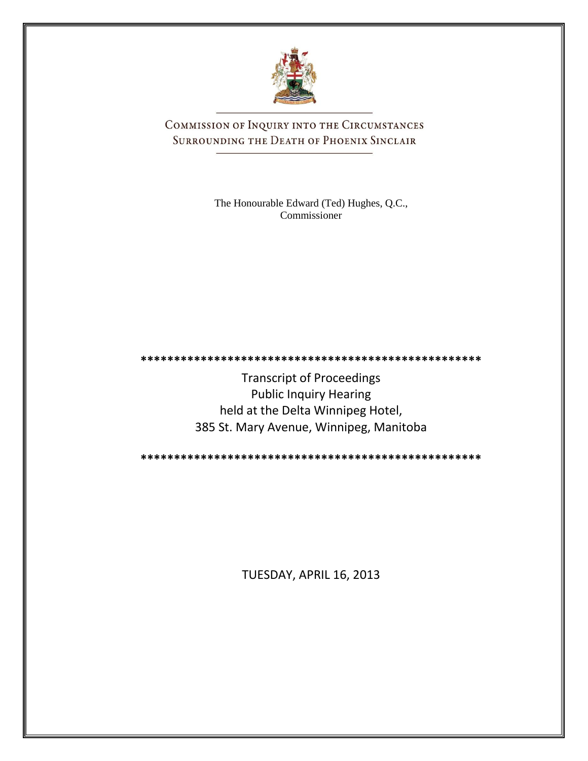# Commission of Inquiry into the Circumstances Surrounding the Death of Phoenix Sinclair

The Honourable Edward (Ted) Hughes, Q.C., Commissioner

***************************************************

Transcript of Proceedings
Public Inquiry Hearing
held at the Delta Winnipeg Hotel,
385 St. Mary Avenue, Winnipeg, Manitoba

***************************************************

TUESDAY, APRIL 16, 2013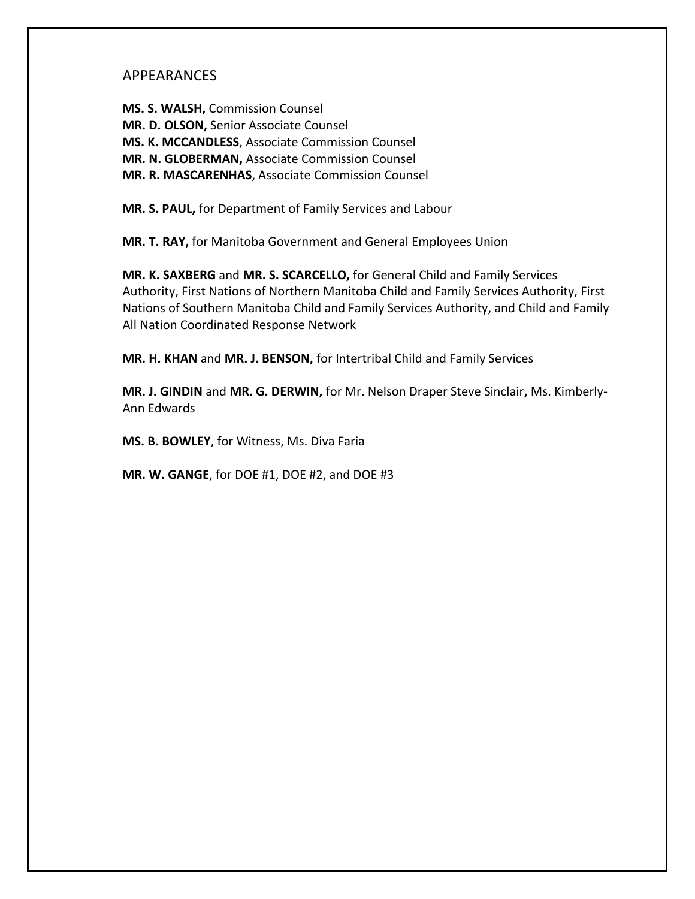## APPEARANCES

**MS. S. WALSH,** Commission Counsel
**MR. D. OLSON,** Senior Associate Counsel
**MS. K. MCCANDLESS**, Associate Commission Counsel
**MR. N. GLOBERMAN,** Associate Commission Counsel
**MR. R. MASCARENHAS**, Associate Commission Counsel

**MR. S. PAUL,** for Department of Family Services and Labour

**MR. T. RAY,** for Manitoba Government and General Employees Union

**MR. K. SAXBERG** and **MR. S. SCARCELLO,** for General Child and Family Services Authority, First Nations of Northern Manitoba Child and Family Services Authority, First Nations of Southern Manitoba Child and Family Services Authority, and Child and Family All Nation Coordinated Response Network

**MR. H. KHAN** and **MR. J. BENSON,** for Intertribal Child and Family Services

**MR. J. GINDIN** and **MR. G. DERWIN,** for Mr. Nelson Draper Steve Sinclair**,** Ms. Kimberly-Ann Edwards

**MS. B. BOWLEY**, for Witness, Ms. Diva Faria

**MR. W. GANGE**, for DOE #1, DOE #2, and DOE #3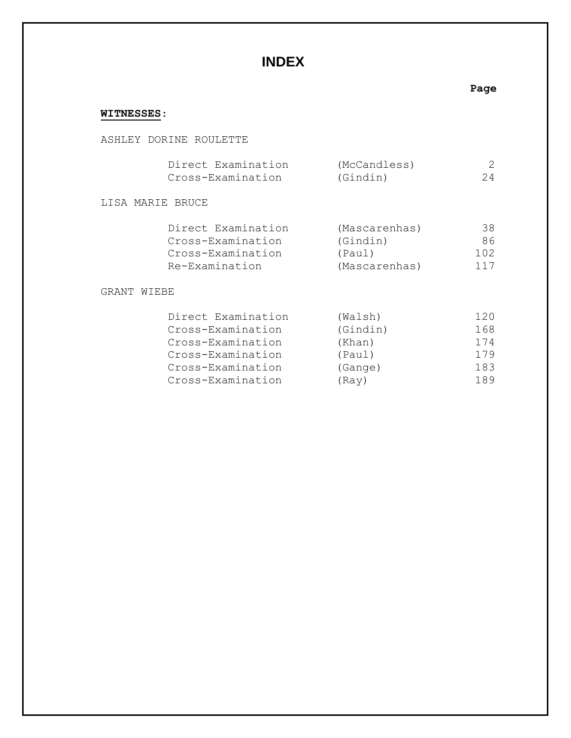# INDEX

**Page**

**WITNESSES**:

ASHLEY DORINE ROULETTE

| | | |
|---|---|---|
| Direct Examination | (McCandless) | 2 |
| Cross-Examination | (Gindin) | 24 |

LISA MARIE BRUCE

| | | |
|---|---|---|
| Direct Examination | (Mascarenhas) | 38 |
| Cross-Examination | (Gindin) | 86 |
| Cross-Examination | (Paul) | 102 |
| Re-Examination | (Mascarenhas) | 117 |

GRANT WIEBE

| | | |
|---|---|---|
| Direct Examination | (Walsh) | 120 |
| Cross-Examination | (Gindin) | 168 |
| Cross-Examination | (Khan) | 174 |
| Cross-Examination | (Paul) | 179 |
| Cross-Examination | (Gange) | 183 |
| Cross-Examination | (Ray) | 189 |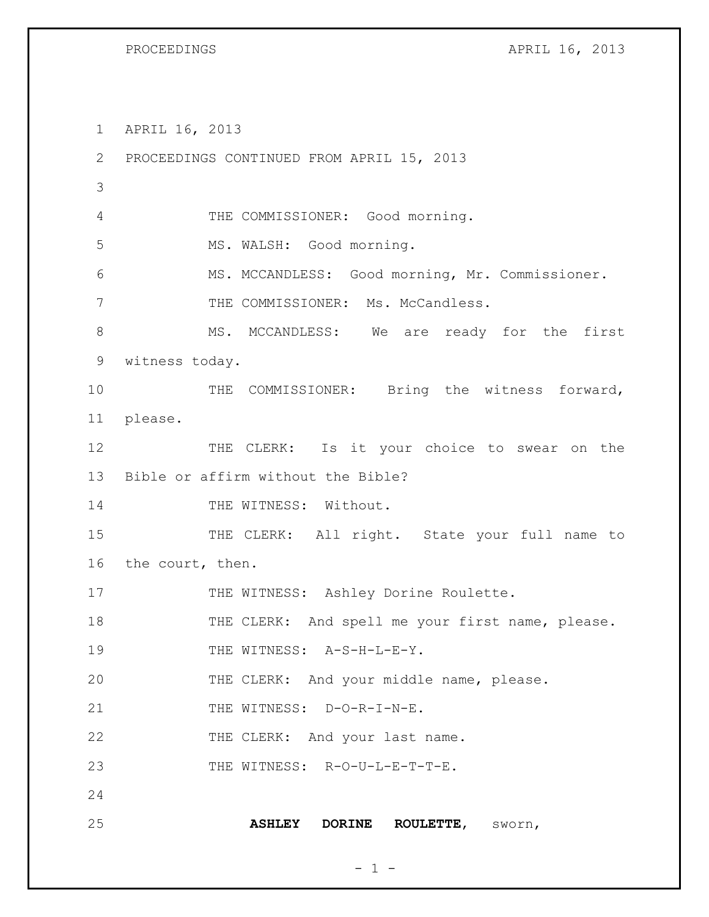APRIL 16, 2013

PROCEEDINGS CONTINUED FROM APRIL 15, 2013

THE COMMISSIONER: Good morning.

MS. WALSH: Good morning.

MS. MCCANDLESS: Good morning, Mr. Commissioner.

THE COMMISSIONER: Ms. McCandless.

MS. MCCANDLESS: We are ready for the first witness today.

THE COMMISSIONER: Bring the witness forward, please.

THE CLERK: Is it your choice to swear on the Bible or affirm without the Bible?

THE WITNESS: Without.

THE CLERK: All right. State your full name to the court, then.

THE WITNESS: Ashley Dorine Roulette.

THE CLERK: And spell me your first name, please.

THE WITNESS: A-S-H-L-E-Y.

THE CLERK: And your middle name, please.

THE WITNESS: D-O-R-I-N-E.

THE CLERK: And your last name.

THE WITNESS: R-O-U-L-E-T-T-E.

**ASHLEY DORINE ROULETTE**, sworn,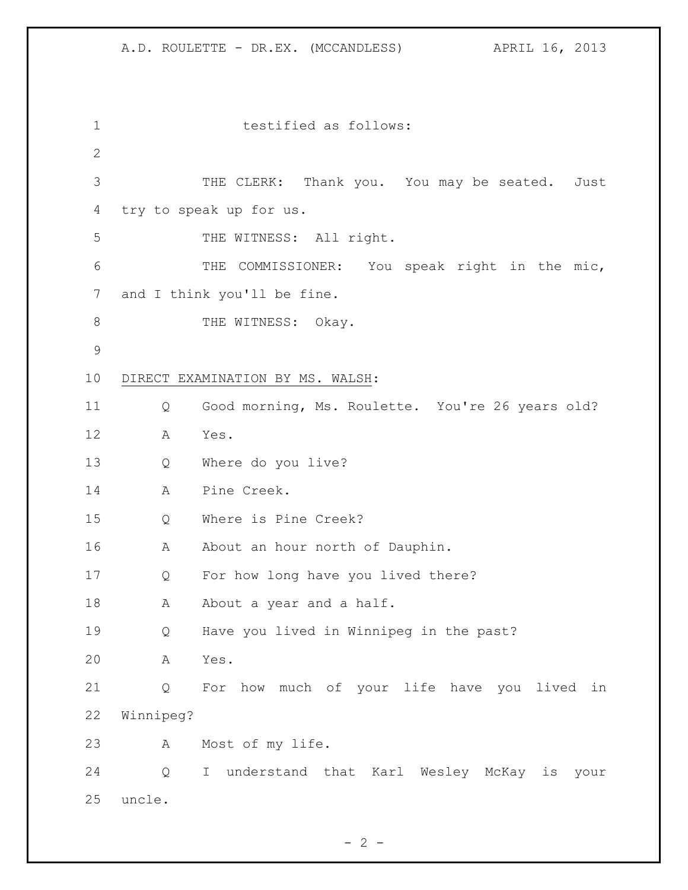testified as follows:

THE CLERK: Thank you. You may be seated. Just try to speak up for us.

THE WITNESS: All right.

THE COMMISSIONER: You speak right in the mic, and I think you'll be fine.

THE WITNESS: Okay.

DIRECT EXAMINATION BY MS. WALSH:

Q Good morning, Ms. Roulette. You're 26 years old?

A Yes.

Q Where do you live?

A Pine Creek.

Q Where is Pine Creek?

A About an hour north of Dauphin.

Q For how long have you lived there?

A About a year and a half.

Q Have you lived in Winnipeg in the past?

A Yes.

Q For how much of your life have you lived in Winnipeg?

A Most of my life.

Q I understand that Karl Wesley McKay is your uncle.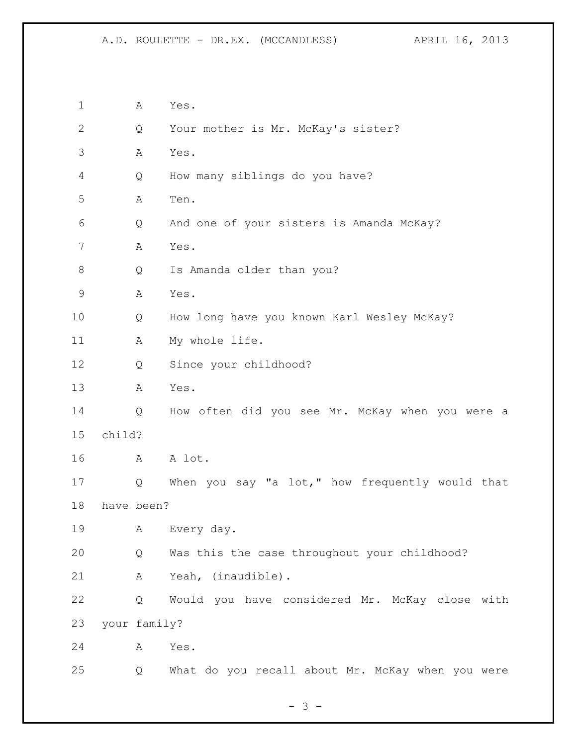A Yes.

Q Your mother is Mr. McKay's sister?

A Yes.

Q How many siblings do you have?

A Ten.

Q And one of your sisters is Amanda McKay?

A Yes.

Q Is Amanda older than you?

A Yes.

Q How long have you known Karl Wesley McKay?

A My whole life.

Q Since your childhood?

A Yes.

Q How often did you see Mr. McKay when you were a child?

A A lot.

Q When you say "a lot," how frequently would that have been?

A Every day.

Q Was this the case throughout your childhood?

A Yeah, (inaudible).

Q Would you have considered Mr. McKay close with your family?

A Yes.

Q What do you recall about Mr. McKay when you were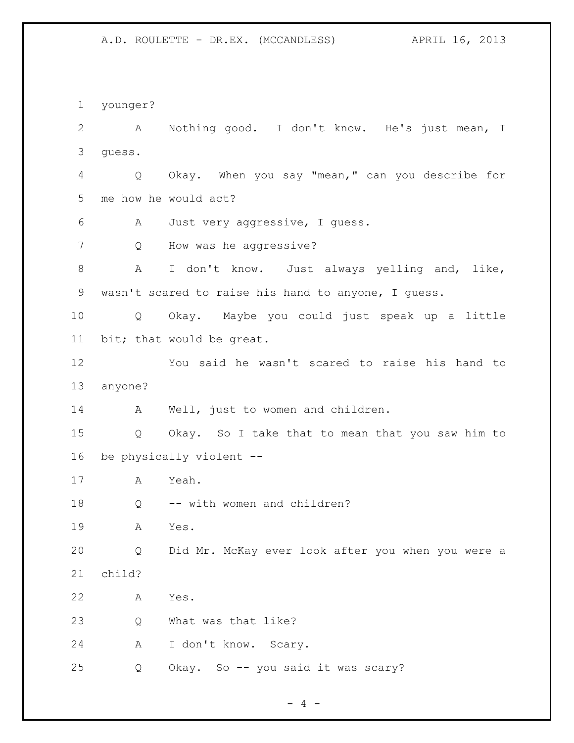younger?

A Nothing good. I don't know. He's just mean, I guess.

Q Okay. When you say "mean," can you describe for me how he would act?

A Just very aggressive, I guess.

Q How was he aggressive?

A I don't know. Just always yelling and, like, wasn't scared to raise his hand to anyone, I guess.

Q Okay. Maybe you could just speak up a little bit; that would be great.

You said he wasn't scared to raise his hand to anyone?

A Well, just to women and children.

Q Okay. So I take that to mean that you saw him to be physically violent --

A Yeah.

Q -- with women and children?

A Yes.

Q Did Mr. McKay ever look after you when you were a child?

A Yes.

Q What was that like?

A I don't know. Scary.

Q Okay. So -- you said it was scary?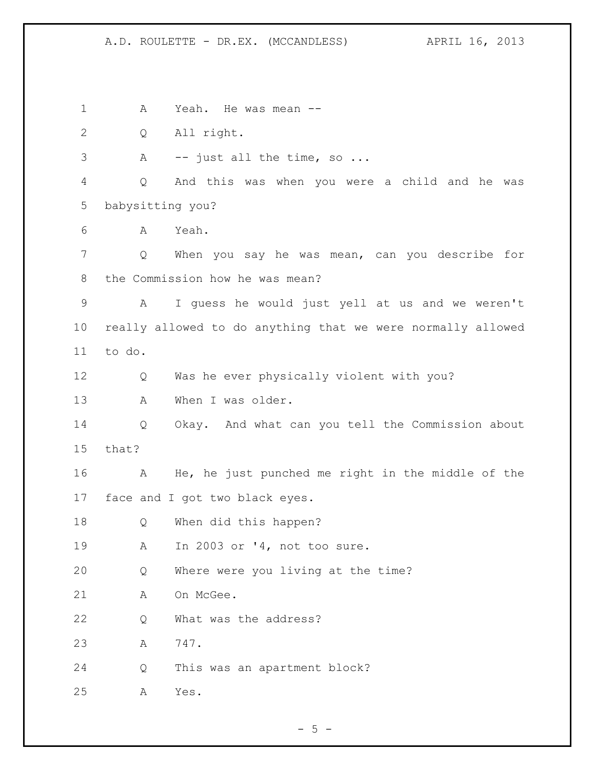A Yeah. He was mean --

Q All right.

A -- just all the time, so ...

Q And this was when you were a child and he was babysitting you?

A Yeah.

Q When you say he was mean, can you describe for the Commission how he was mean?

A I guess he would just yell at us and we weren't really allowed to do anything that we were normally allowed to do.

Q Was he ever physically violent with you?

A When I was older.

Q Okay. And what can you tell the Commission about that?

A He, he just punched me right in the middle of the face and I got two black eyes.

Q When did this happen?

A In 2003 or '4, not too sure.

Q Where were you living at the time?

A On McGee.

Q What was the address?

A 747.

Q This was an apartment block?

A Yes.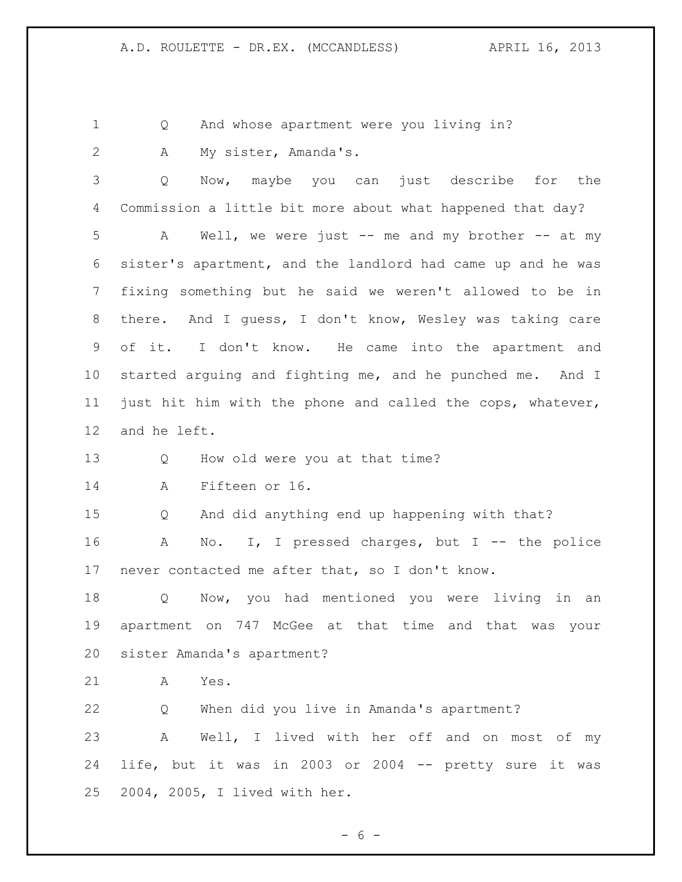Q And whose apartment were you living in?

A My sister, Amanda's.

Q Now, maybe you can just describe for the Commission a little bit more about what happened that day?

A Well, we were just -- me and my brother -- at my sister's apartment, and the landlord had came up and he was fixing something but he said we weren't allowed to be in there. And I guess, I don't know, Wesley was taking care of it. I don't know. He came into the apartment and started arguing and fighting me, and he punched me. And I just hit him with the phone and called the cops, whatever, and he left.

Q How old were you at that time?

A Fifteen or 16.

Q And did anything end up happening with that?

A No. I, I pressed charges, but I -- the police never contacted me after that, so I don't know.

Q Now, you had mentioned you were living in an apartment on 747 McGee at that time and that was your sister Amanda's apartment?

A Yes.

Q When did you live in Amanda's apartment?

A Well, I lived with her off and on most of my life, but it was in 2003 or 2004 -- pretty sure it was 2004, 2005, I lived with her.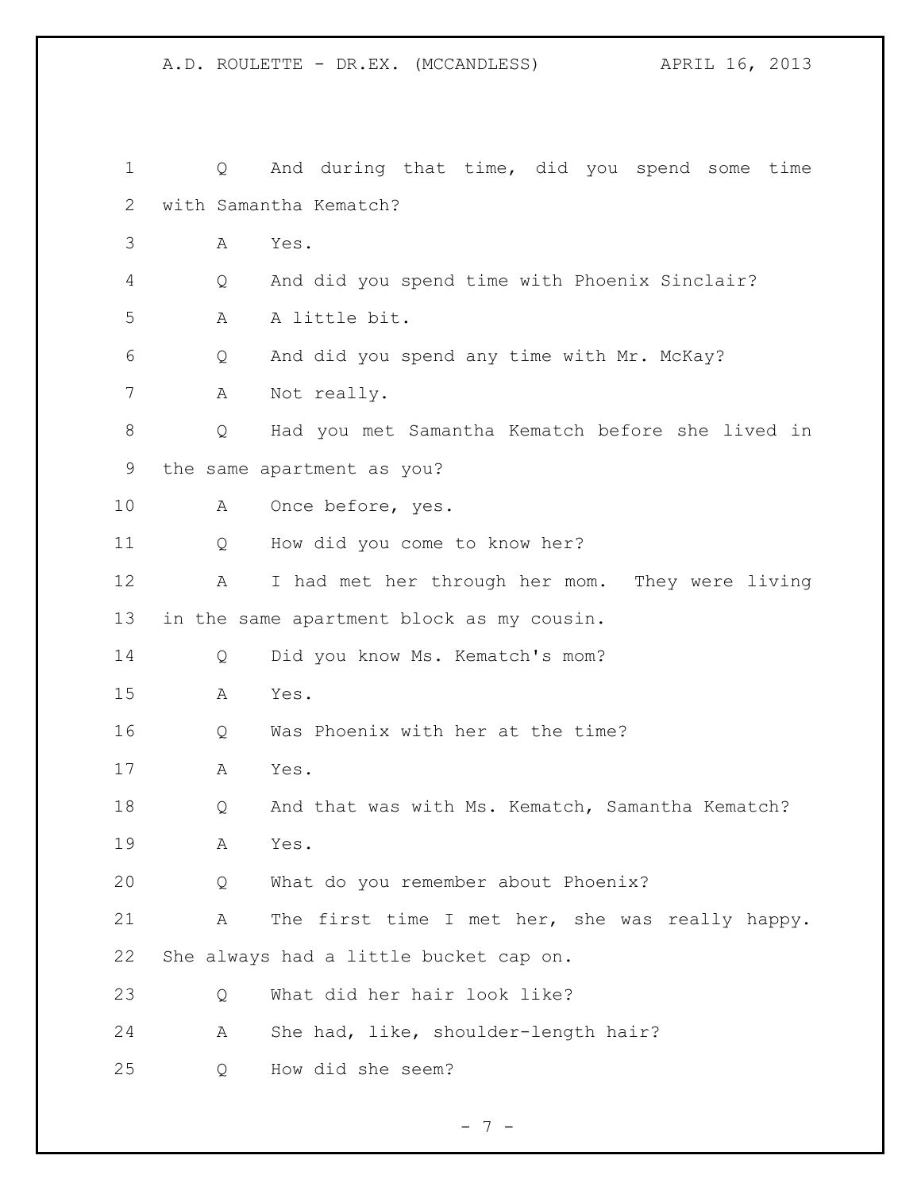Q And during that time, did you spend some time with Samantha Kematch?

A Yes.

Q And did you spend time with Phoenix Sinclair?

A A little bit.

Q And did you spend any time with Mr. McKay?

A Not really.

Q Had you met Samantha Kematch before she lived in the same apartment as you?

A Once before, yes.

Q How did you come to know her?

A I had met her through her mom. They were living in the same apartment block as my cousin.

Q Did you know Ms. Kematch's mom?

A Yes.

Q Was Phoenix with her at the time?

A Yes.

Q And that was with Ms. Kematch, Samantha Kematch?

A Yes.

Q What do you remember about Phoenix?

A The first time I met her, she was really happy. She always had a little bucket cap on.

Q What did her hair look like?

A She had, like, shoulder-length hair?

Q How did she seem?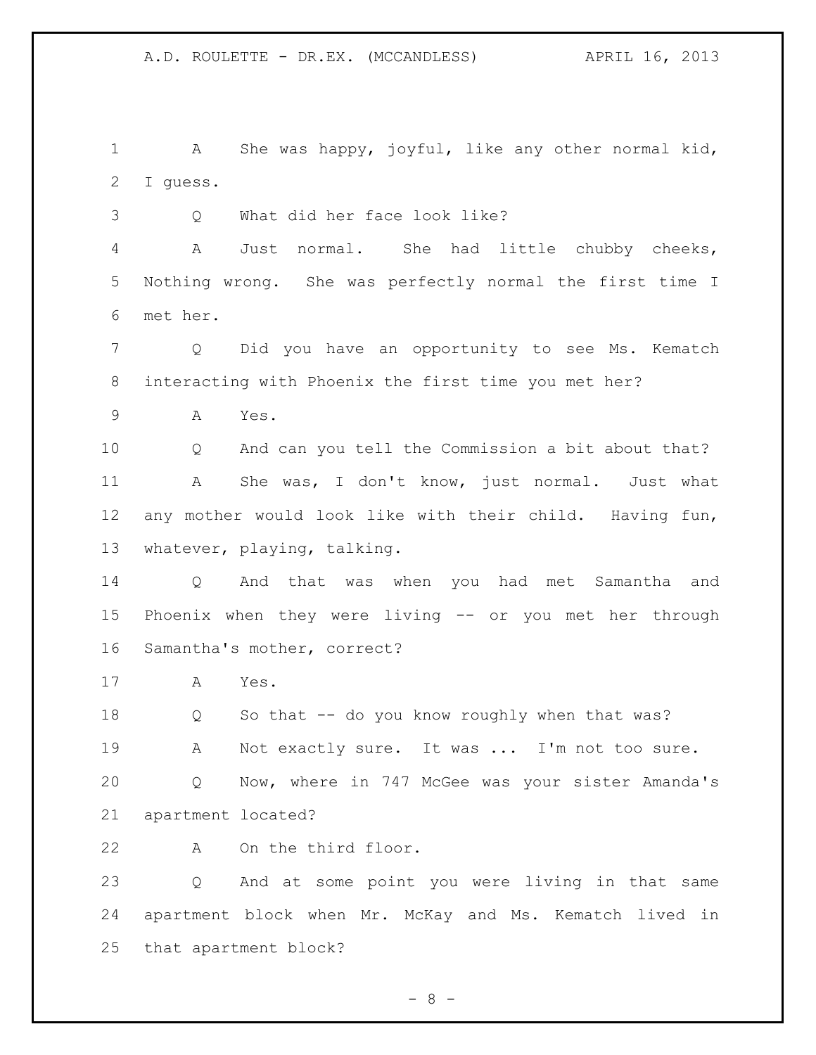A She was happy, joyful, like any other normal kid, I guess.

Q What did her face look like?

A Just normal. She had little chubby cheeks, Nothing wrong. She was perfectly normal the first time I met her.

Q Did you have an opportunity to see Ms. Kematch interacting with Phoenix the first time you met her?

A Yes.

Q And can you tell the Commission a bit about that?

A She was, I don't know, just normal. Just what any mother would look like with their child. Having fun, whatever, playing, talking.

Q And that was when you had met Samantha and Phoenix when they were living -- or you met her through Samantha's mother, correct?

A Yes.

Q So that -- do you know roughly when that was?

A Not exactly sure. It was ... I'm not too sure.

Q Now, where in 747 McGee was your sister Amanda's apartment located?

A On the third floor.

Q And at some point you were living in that same apartment block when Mr. McKay and Ms. Kematch lived in that apartment block?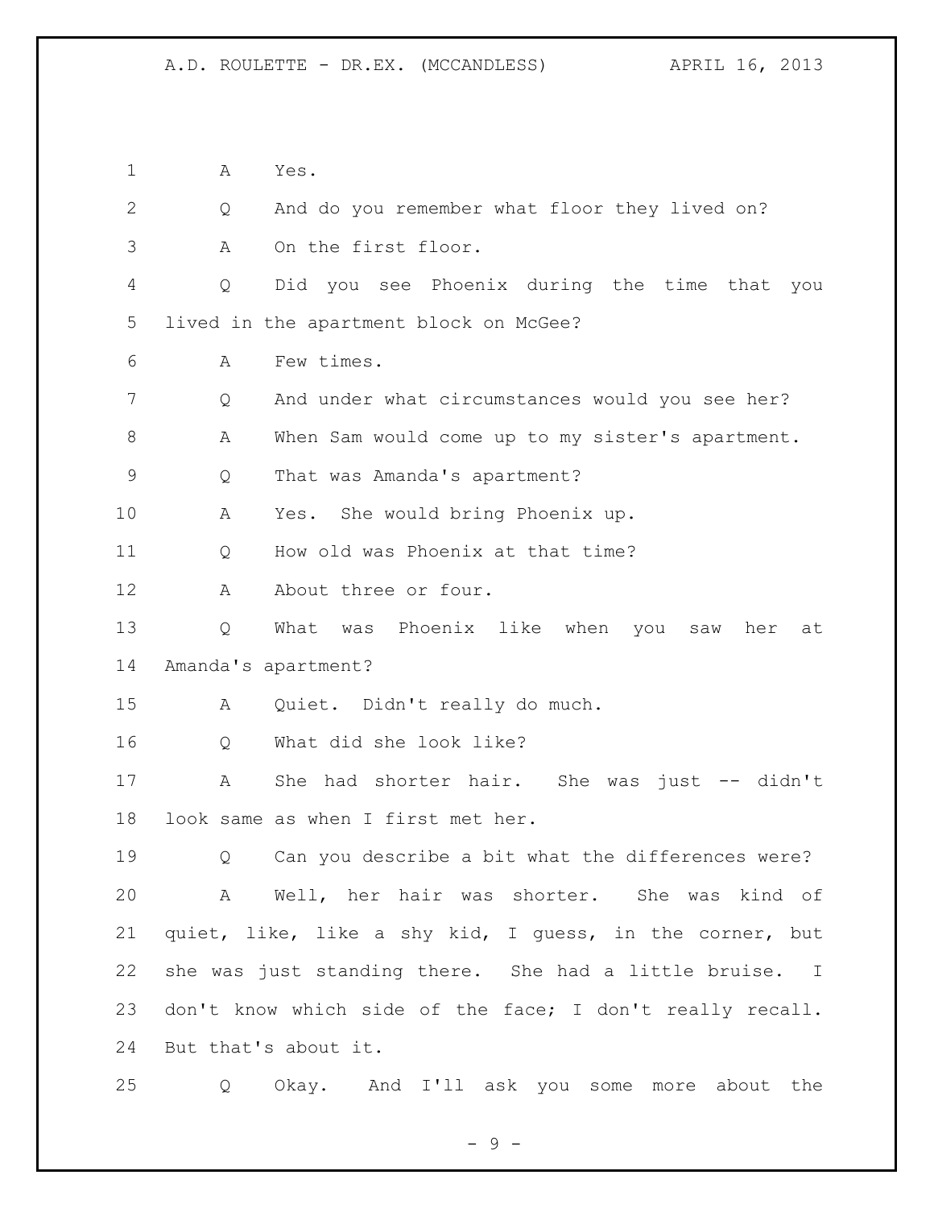A Yes.

Q And do you remember what floor they lived on?

A On the first floor.

Q Did you see Phoenix during the time that you lived in the apartment block on McGee?

A Few times.

Q And under what circumstances would you see her?

A When Sam would come up to my sister's apartment.

Q That was Amanda's apartment?

A Yes. She would bring Phoenix up.

Q How old was Phoenix at that time?

A About three or four.

Q What was Phoenix like when you saw her at Amanda's apartment?

A Quiet. Didn't really do much.

Q What did she look like?

A She had shorter hair. She was just -- didn't look same as when I first met her.

Q Can you describe a bit what the differences were?

A Well, her hair was shorter. She was kind of quiet, like, like a shy kid, I guess, in the corner, but she was just standing there. She had a little bruise. I don't know which side of the face; I don't really recall. But that's about it.

Q Okay. And I'll ask you some more about the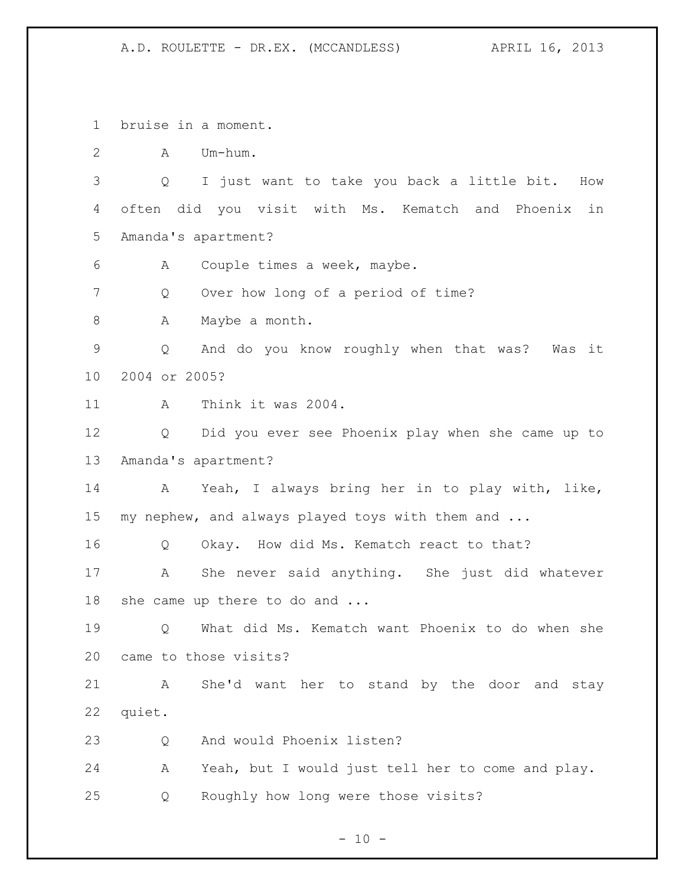bruise in a moment.

A Um-hum.

Q I just want to take you back a little bit. How often did you visit with Ms. Kematch and Phoenix in Amanda's apartment?

A Couple times a week, maybe.

Q Over how long of a period of time?

A Maybe a month.

Q And do you know roughly when that was? Was it 2004 or 2005?

A Think it was 2004.

Q Did you ever see Phoenix play when she came up to Amanda's apartment?

A Yeah, I always bring her in to play with, like, my nephew, and always played toys with them and ...

Q Okay. How did Ms. Kematch react to that?

A She never said anything. She just did whatever she came up there to do and ...

Q What did Ms. Kematch want Phoenix to do when she came to those visits?

A She'd want her to stand by the door and stay quiet.

Q And would Phoenix listen?

A Yeah, but I would just tell her to come and play.

Q Roughly how long were those visits?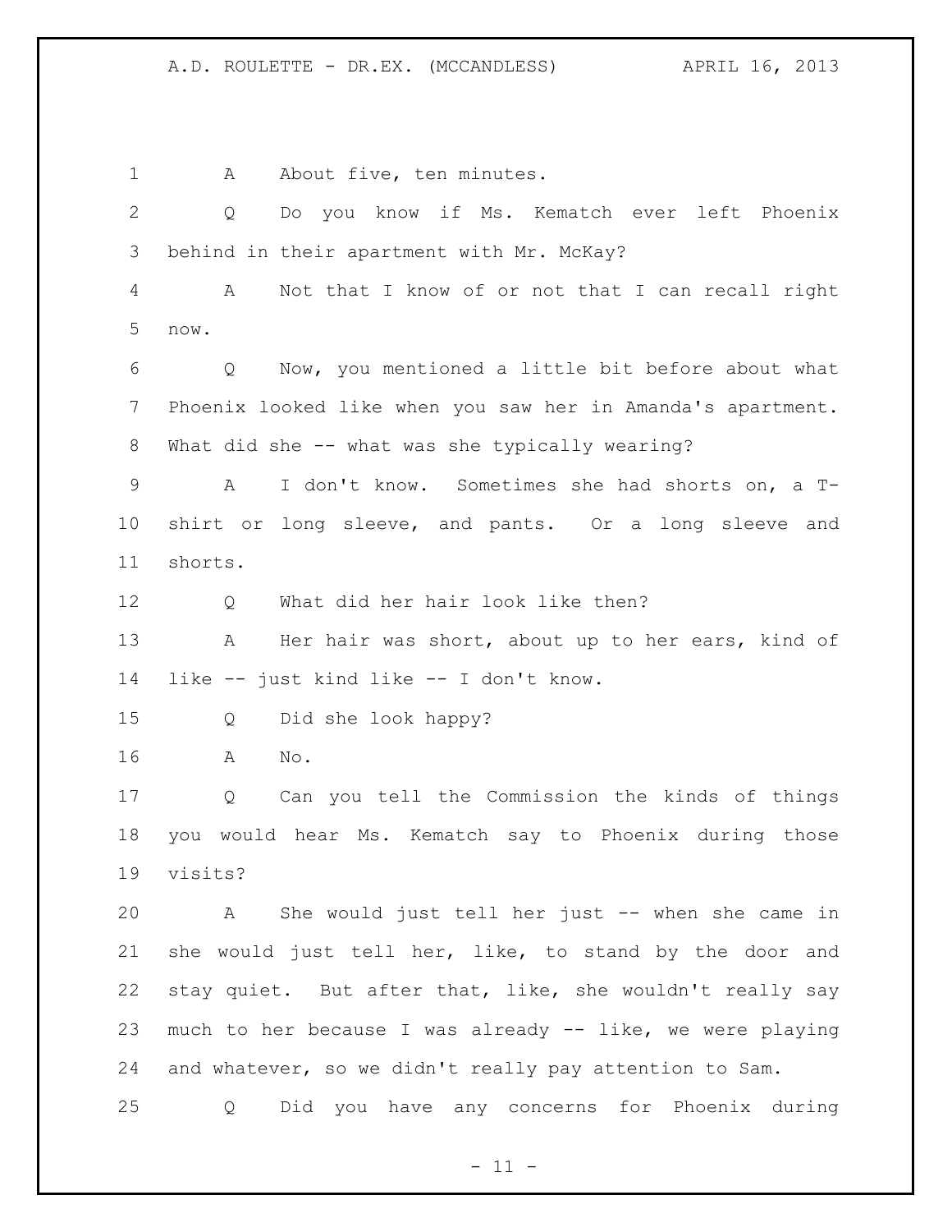A About five, ten minutes.

Q Do you know if Ms. Kematch ever left Phoenix behind in their apartment with Mr. McKay?

A Not that I know of or not that I can recall right now.

Q Now, you mentioned a little bit before about what Phoenix looked like when you saw her in Amanda's apartment. What did she -- what was she typically wearing?

A I don't know. Sometimes she had shorts on, a T-shirt or long sleeve, and pants. Or a long sleeve and shorts.

Q What did her hair look like then?

A Her hair was short, about up to her ears, kind of like -- just kind like -- I don't know.

Q Did she look happy?

A No.

Q Can you tell the Commission the kinds of things you would hear Ms. Kematch say to Phoenix during those visits?

A She would just tell her just -- when she came in she would just tell her, like, to stand by the door and stay quiet. But after that, like, she wouldn't really say much to her because I was already -- like, we were playing and whatever, so we didn't really pay attention to Sam.

Q Did you have any concerns for Phoenix during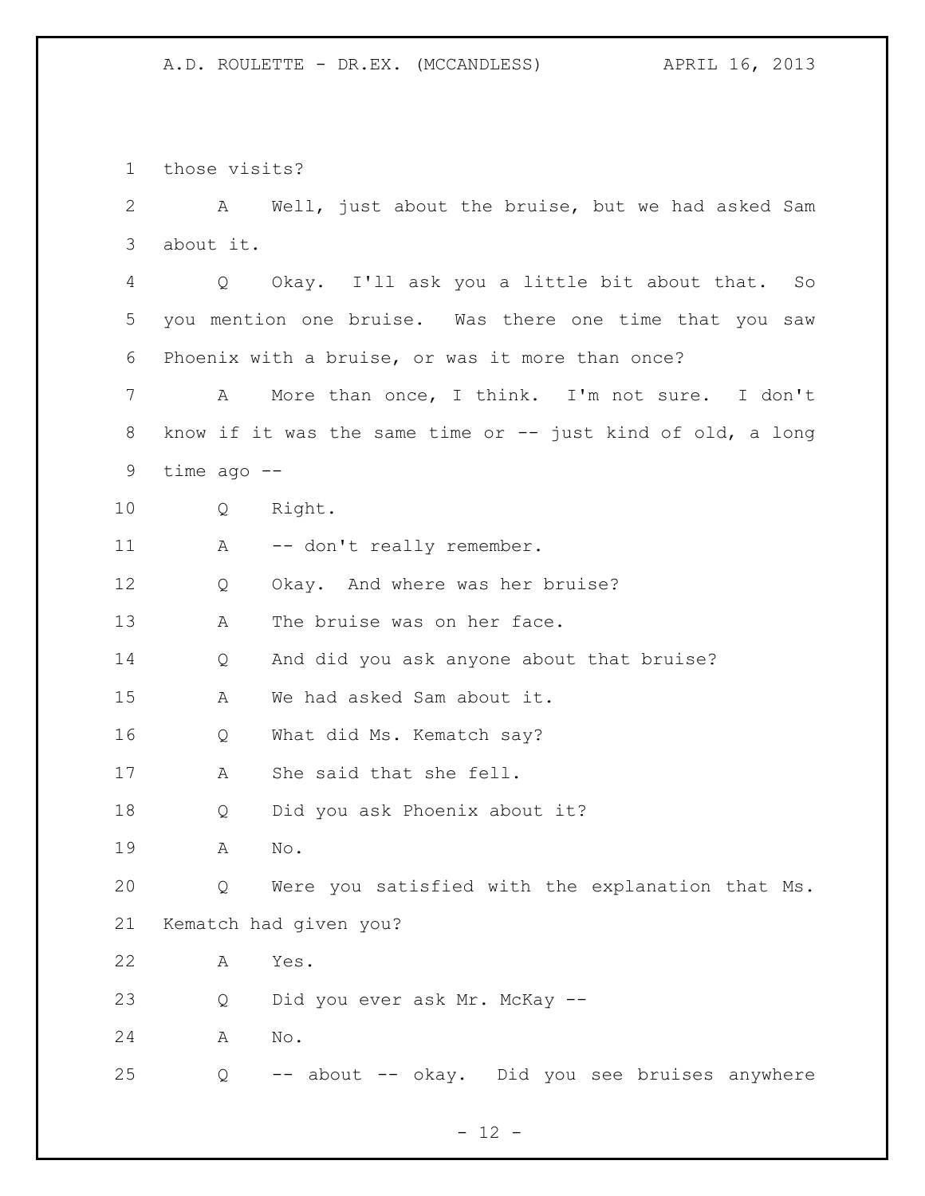those visits?

A Well, just about the bruise, but we had asked Sam about it.

Q Okay. I'll ask you a little bit about that. So you mention one bruise. Was there one time that you saw Phoenix with a bruise, or was it more than once?

A More than once, I think. I'm not sure. I don't know if it was the same time or -- just kind of old, a long time ago --

Q Right.

A -- don't really remember.

Q Okay. And where was her bruise?

A The bruise was on her face.

Q And did you ask anyone about that bruise?

A We had asked Sam about it.

Q What did Ms. Kematch say?

A She said that she fell.

Q Did you ask Phoenix about it?

A No.

Q Were you satisfied with the explanation that Ms. Kematch had given you?

A Yes.

Q Did you ever ask Mr. McKay --

A No.

Q -- about -- okay. Did you see bruises anywhere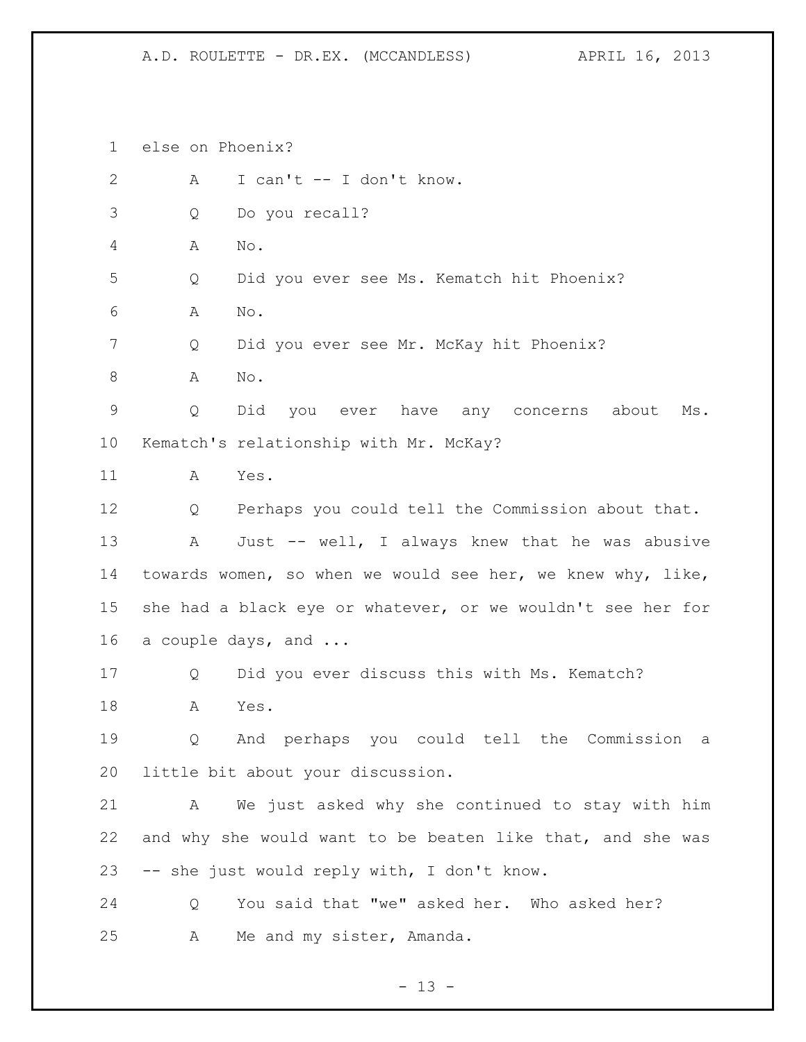else on Phoenix?

A I can't -- I don't know.

Q Do you recall?

A No.

Q Did you ever see Ms. Kematch hit Phoenix?

A No.

Q Did you ever see Mr. McKay hit Phoenix?

A No.

Q Did you ever have any concerns about Ms. Kematch's relationship with Mr. McKay?

A Yes.

Q Perhaps you could tell the Commission about that.

A Just -- well, I always knew that he was abusive towards women, so when we would see her, we knew why, like, she had a black eye or whatever, or we wouldn't see her for a couple days, and ...

Q Did you ever discuss this with Ms. Kematch?

A Yes.

Q And perhaps you could tell the Commission a little bit about your discussion.

A We just asked why she continued to stay with him and why she would want to be beaten like that, and she was -- she just would reply with, I don't know.

Q You said that "we" asked her. Who asked her?

A Me and my sister, Amanda.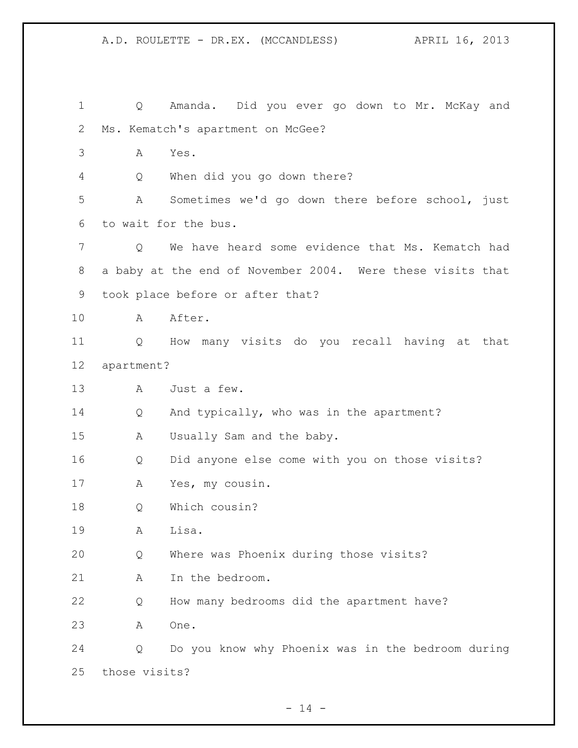1 Q Amanda. Did you ever go down to Mr. McKay and
2 Ms. Kematch's apartment on McGee?
3 A Yes.
4 Q When did you go down there?
5 A Sometimes we'd go down there before school, just
6 to wait for the bus.
7 Q We have heard some evidence that Ms. Kematch had
8 a baby at the end of November 2004. Were these visits that
9 took place before or after that?
10 A After.
11 Q How many visits do you recall having at that
12 apartment?
13 A Just a few.
14 Q And typically, who was in the apartment?
15 A Usually Sam and the baby.
16 Q Did anyone else come with you on those visits?
17 A Yes, my cousin.
18 Q Which cousin?
19 A Lisa.
20 Q Where was Phoenix during those visits?
21 A In the bedroom.
22 Q How many bedrooms did the apartment have?
23 A One.
24 Q Do you know why Phoenix was in the bedroom during
25 those visits?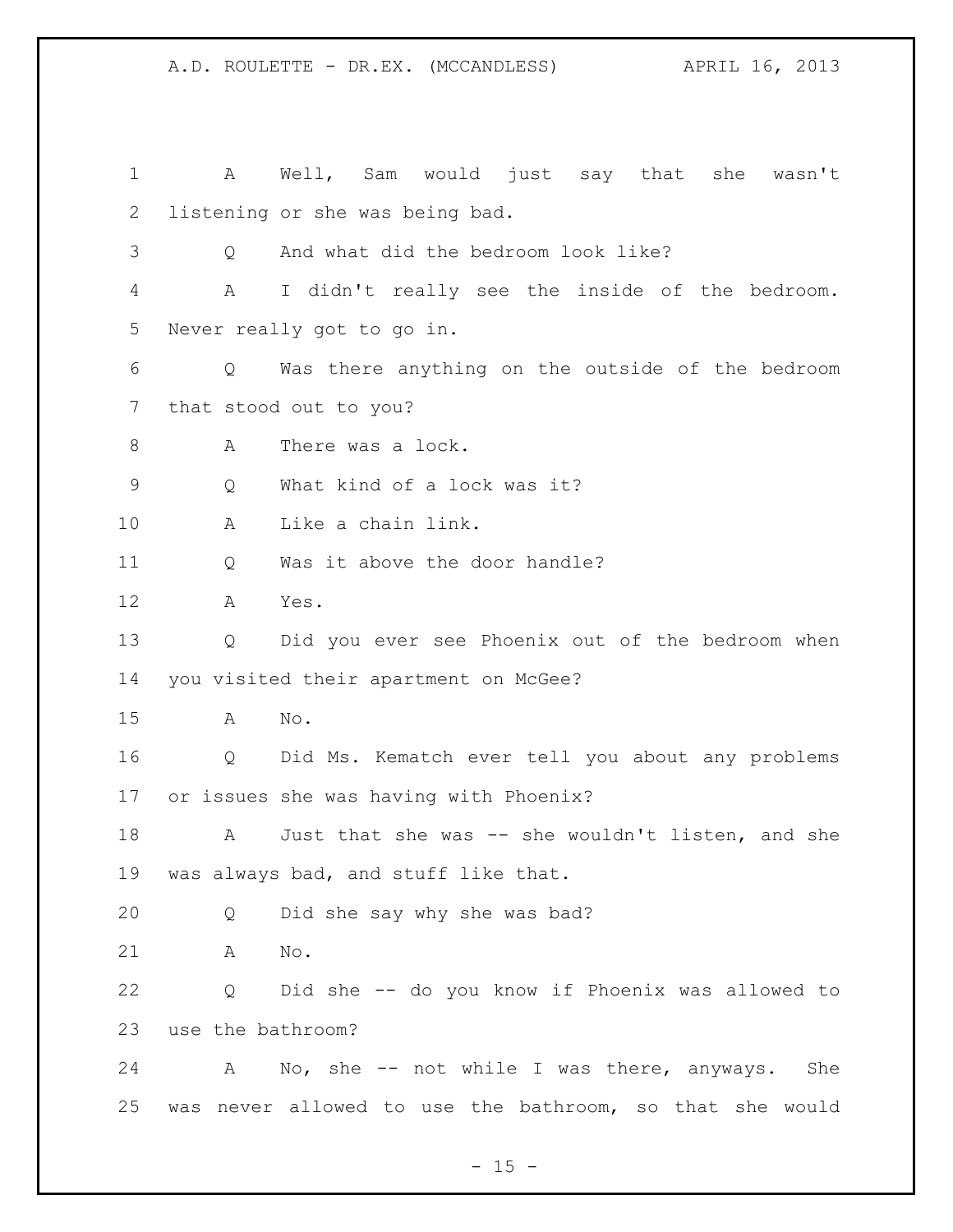A Well, Sam would just say that she wasn't listening or she was being bad.

Q And what did the bedroom look like?

A I didn't really see the inside of the bedroom. Never really got to go in.

Q Was there anything on the outside of the bedroom that stood out to you?

A There was a lock.

Q What kind of a lock was it?

A Like a chain link.

Q Was it above the door handle?

A Yes.

Q Did you ever see Phoenix out of the bedroom when you visited their apartment on McGee?

A No.

Q Did Ms. Kematch ever tell you about any problems or issues she was having with Phoenix?

A Just that she was -- she wouldn't listen, and she was always bad, and stuff like that.

Q Did she say why she was bad?

A No.

Q Did she -- do you know if Phoenix was allowed to use the bathroom?

A No, she -- not while I was there, anyways. She was never allowed to use the bathroom, so that she would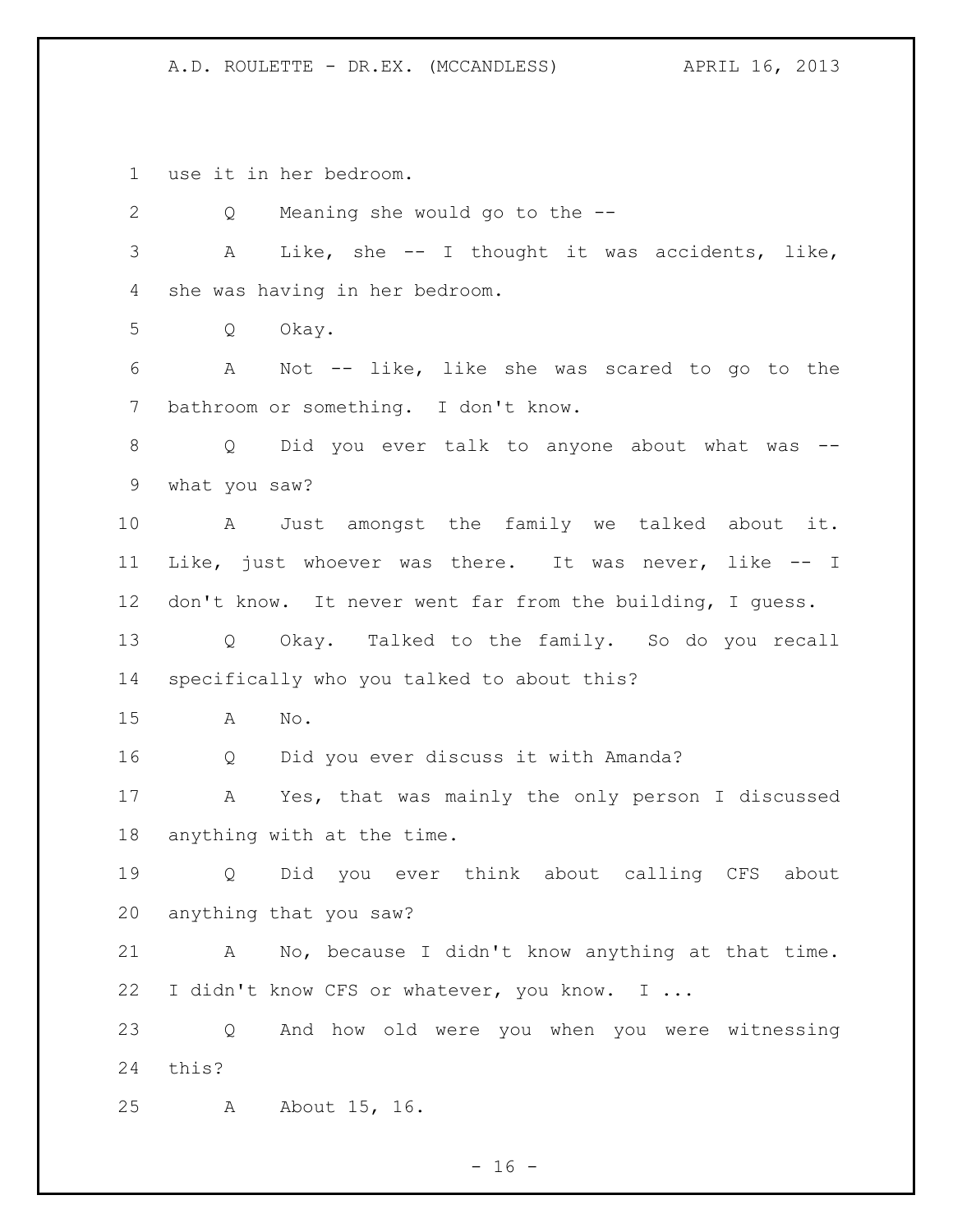use it in her bedroom.

Q Meaning she would go to the --

A Like, she -- I thought it was accidents, like, she was having in her bedroom.

Q Okay.

A Not -- like, like she was scared to go to the bathroom or something. I don't know.

Q Did you ever talk to anyone about what was -- what you saw?

A Just amongst the family we talked about it. Like, just whoever was there. It was never, like -- I don't know. It never went far from the building, I guess.

Q Okay. Talked to the family. So do you recall specifically who you talked to about this?

A No.

Q Did you ever discuss it with Amanda?

A Yes, that was mainly the only person I discussed anything with at the time.

Q Did you ever think about calling CFS about anything that you saw?

A No, because I didn't know anything at that time. I didn't know CFS or whatever, you know. I ...

Q And how old were you when you were witnessing this?

A About 15, 16.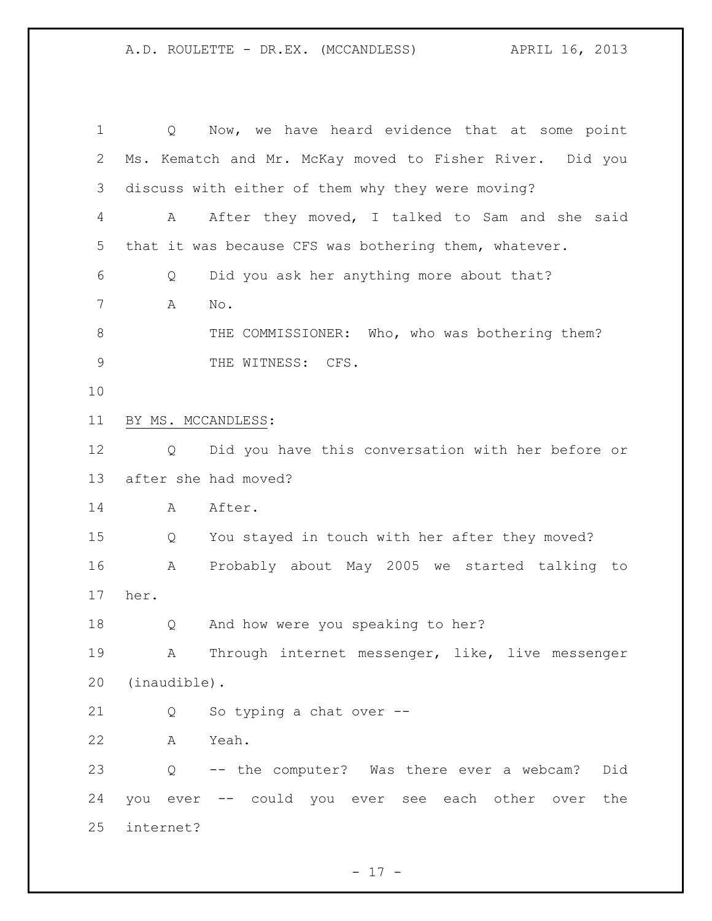Q Now, we have heard evidence that at some point Ms. Kematch and Mr. McKay moved to Fisher River. Did you discuss with either of them why they were moving?

A After they moved, I talked to Sam and she said that it was because CFS was bothering them, whatever.

Q Did you ask her anything more about that?

A No.

THE COMMISSIONER: Who, who was bothering them?

THE WITNESS: CFS.

BY MS. MCCANDLESS:

Q Did you have this conversation with her before or after she had moved?

A After.

Q You stayed in touch with her after they moved?

A Probably about May 2005 we started talking to her.

Q And how were you speaking to her?

A Through internet messenger, like, live messenger (inaudible).

Q So typing a chat over --

A Yeah.

Q -- the computer? Was there ever a webcam? Did you ever -- could you ever see each other over the internet?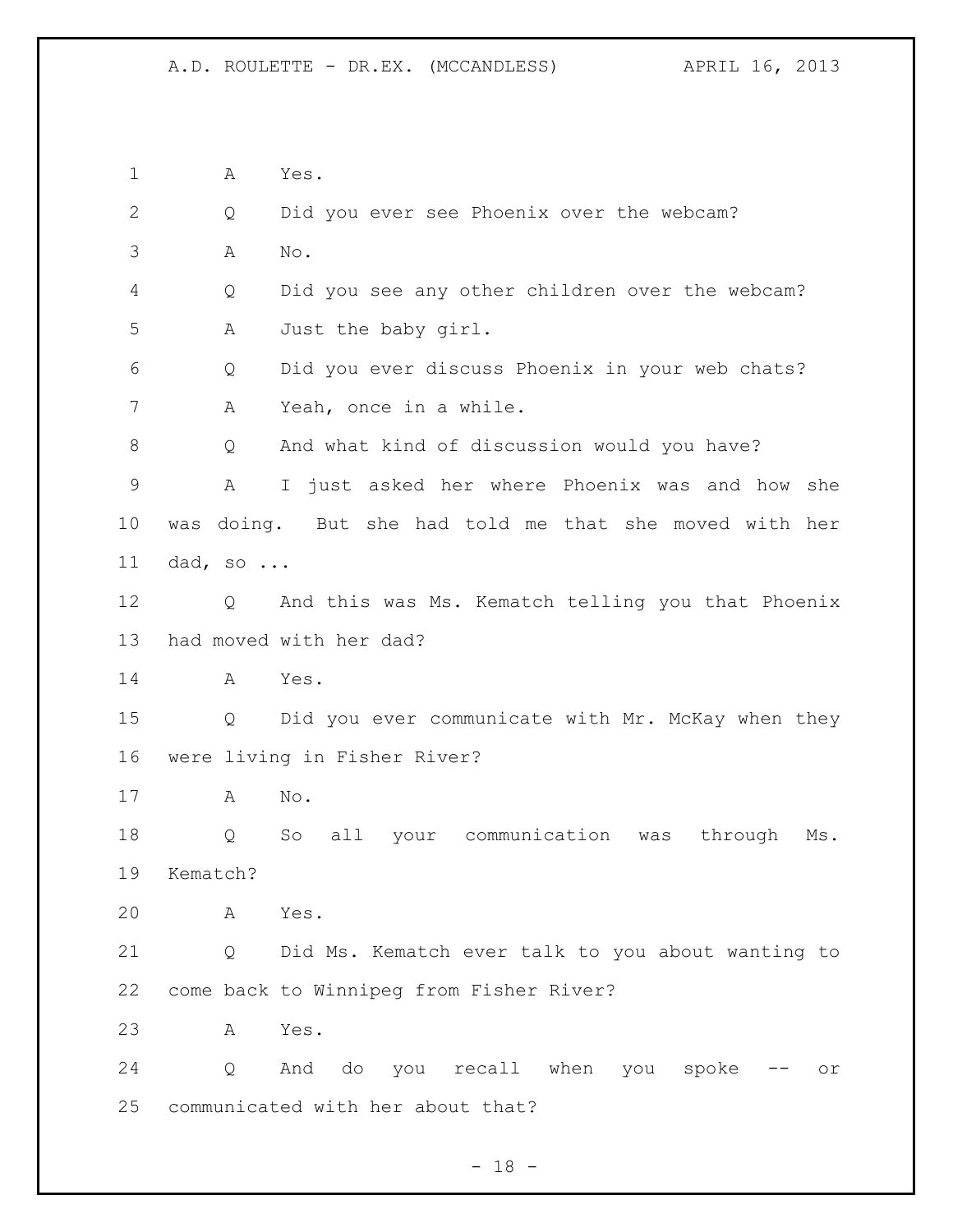A Yes.

Q Did you ever see Phoenix over the webcam?

A No.

Q Did you see any other children over the webcam?

A Just the baby girl.

Q Did you ever discuss Phoenix in your web chats?

A Yeah, once in a while.

Q And what kind of discussion would you have?

A I just asked her where Phoenix was and how she was doing. But she had told me that she moved with her dad, so ...

Q And this was Ms. Kematch telling you that Phoenix had moved with her dad?

A Yes.

Q Did you ever communicate with Mr. McKay when they were living in Fisher River?

A No.

Q So all your communication was through Ms. Kematch?

A Yes.

Q Did Ms. Kematch ever talk to you about wanting to come back to Winnipeg from Fisher River?

A Yes.

Q And do you recall when you spoke -- or communicated with her about that?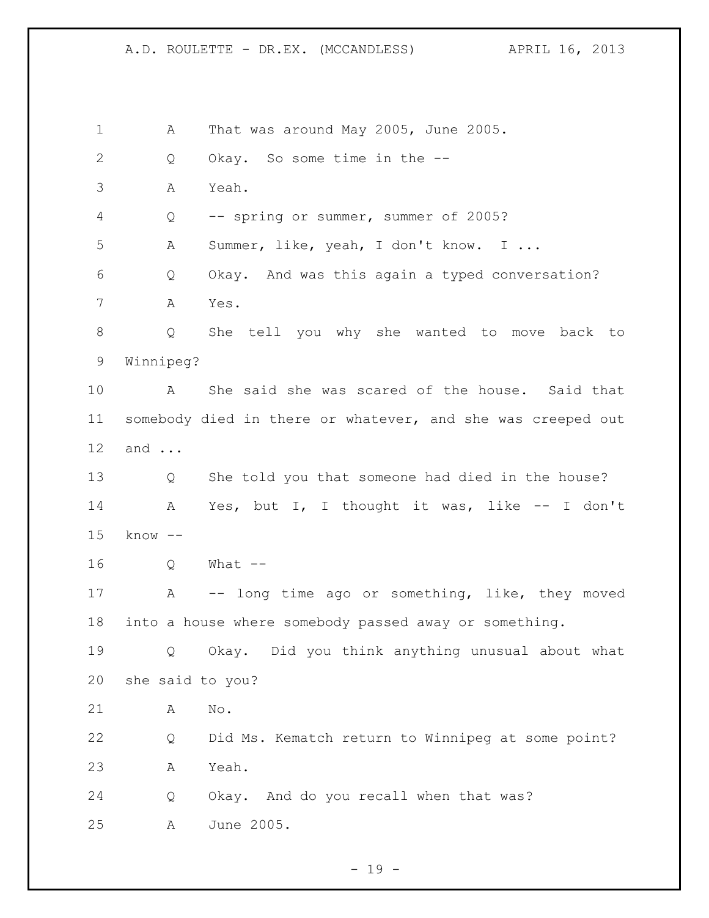1 A That was around May 2005, June 2005.

2 Q Okay. So some time in the --

3 A Yeah.

4 Q -- spring or summer, summer of 2005?

5 A Summer, like, yeah, I don't know. I ...

6 Q Okay. And was this again a typed conversation?

7 A Yes.

8 Q She tell you why she wanted to move back to

9 Winnipeg?

10 A She said she was scared of the house. Said that

11 somebody died in there or whatever, and she was creeped out

12 and ...

13 Q She told you that someone had died in the house?

14 A Yes, but I, I thought it was, like -- I don't

15 know --

16 Q What --

17 A -- long time ago or something, like, they moved

18 into a house where somebody passed away or something.

19 Q Okay. Did you think anything unusual about what

20 she said to you?

21 A No.

22 Q Did Ms. Kematch return to Winnipeg at some point?

23 A Yeah.

24 Q Okay. And do you recall when that was?

25 A June 2005.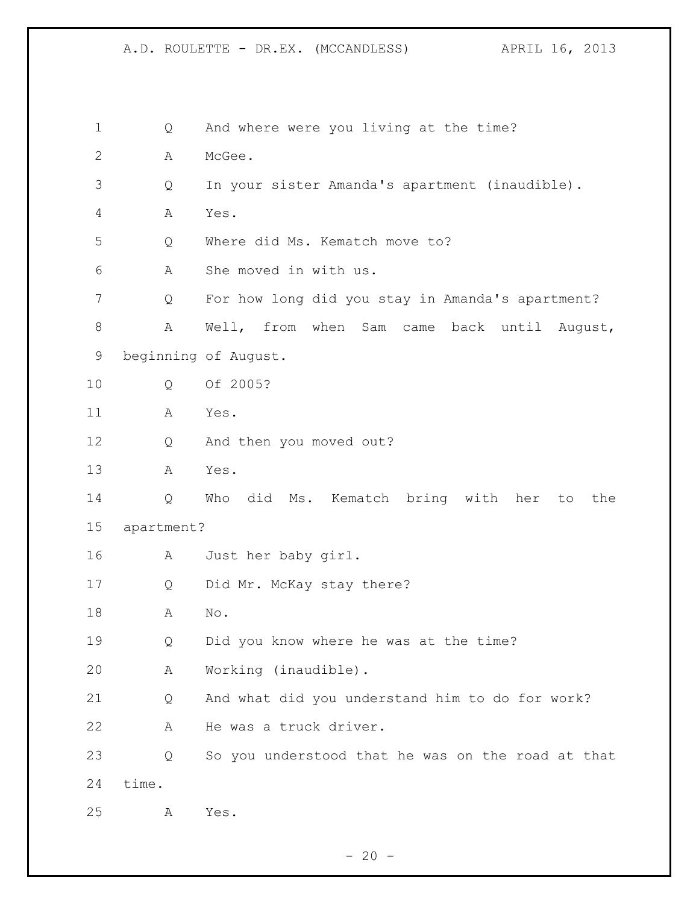Q And where were you living at the time?

A McGee.

Q In your sister Amanda's apartment (inaudible).

A Yes.

Q Where did Ms. Kematch move to?

A She moved in with us.

Q For how long did you stay in Amanda's apartment?

A Well, from when Sam came back until August, beginning of August.

Q Of 2005?

A Yes.

Q And then you moved out?

A Yes.

Q Who did Ms. Kematch bring with her to the apartment?

A Just her baby girl.

Q Did Mr. McKay stay there?

A No.

Q Did you know where he was at the time?

A Working (inaudible).

Q And what did you understand him to do for work?

A He was a truck driver.

Q So you understood that he was on the road at that time.

A Yes.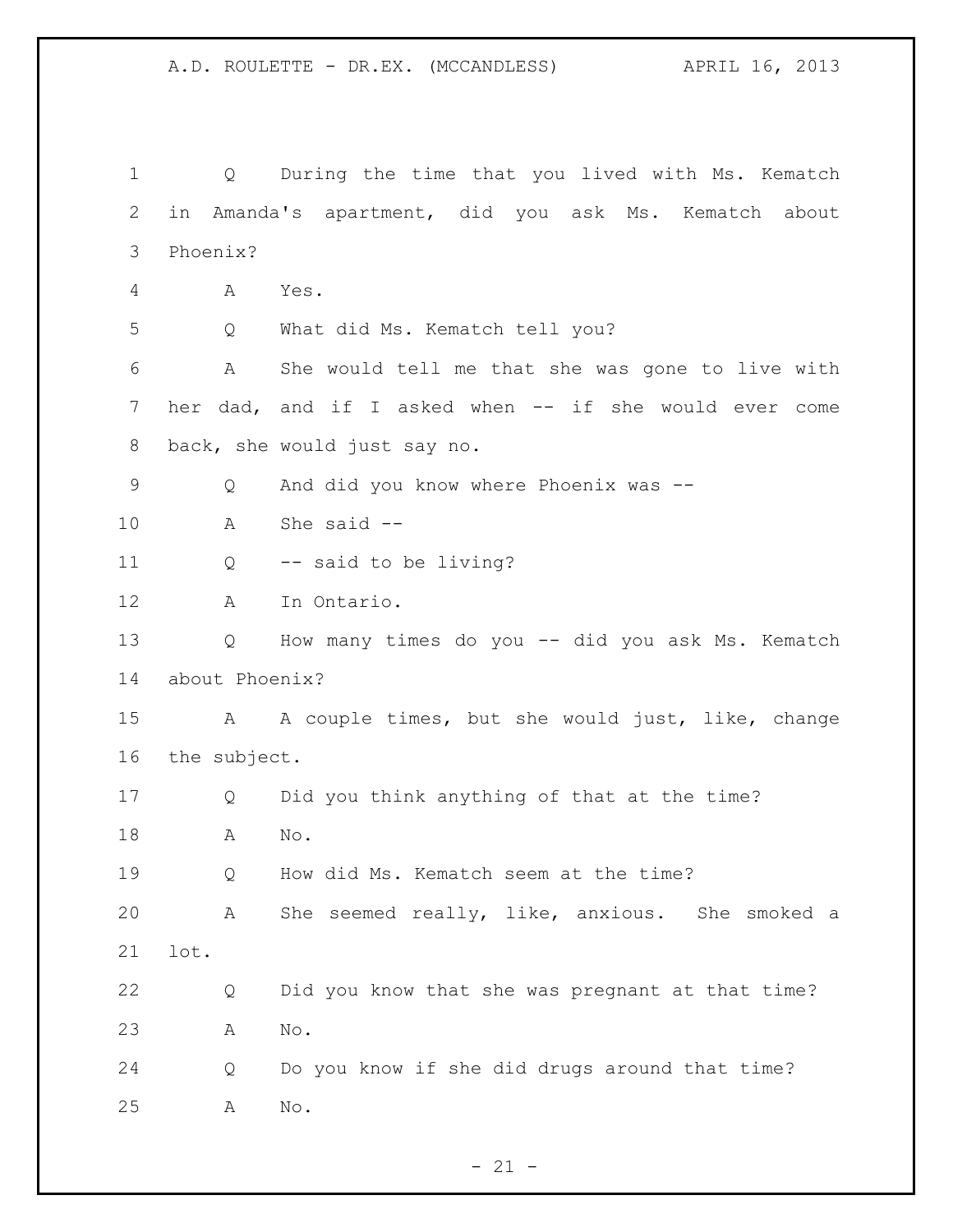Q During the time that you lived with Ms. Kematch in Amanda's apartment, did you ask Ms. Kematch about Phoenix?

A Yes.

Q What did Ms. Kematch tell you?

A She would tell me that she was gone to live with her dad, and if I asked when -- if she would ever come back, she would just say no.

Q And did you know where Phoenix was --

A She said --

Q -- said to be living?

A In Ontario.

Q How many times do you -- did you ask Ms. Kematch about Phoenix?

A A couple times, but she would just, like, change the subject.

Q Did you think anything of that at the time?

A No.

Q How did Ms. Kematch seem at the time?

A She seemed really, like, anxious. She smoked a lot.

Q Did you know that she was pregnant at that time?

A No.

Q Do you know if she did drugs around that time?

A No.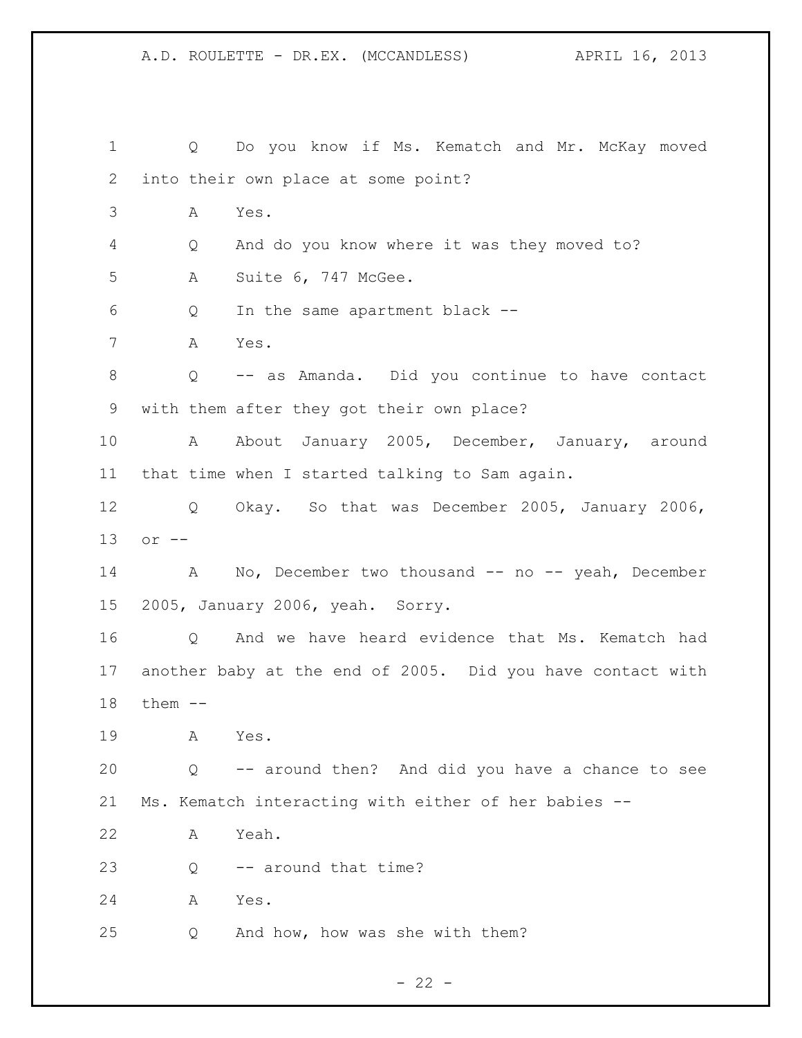1 Q Do you know if Ms. Kematch and Mr. McKay moved
2 into their own place at some point?
3 A Yes.
4 Q And do you know where it was they moved to?
5 A Suite 6, 747 McGee.
6 Q In the same apartment black --
7 A Yes.
8 Q -- as Amanda. Did you continue to have contact
9 with them after they got their own place?
10 A About January 2005, December, January, around
11 that time when I started talking to Sam again.
12 Q Okay. So that was December 2005, January 2006,
13 or --
14 A No, December two thousand -- no -- yeah, December
15 2005, January 2006, yeah. Sorry.
16 Q And we have heard evidence that Ms. Kematch had
17 another baby at the end of 2005. Did you have contact with
18 them --
19 A Yes.
20 Q -- around then? And did you have a chance to see
21 Ms. Kematch interacting with either of her babies --
22 A Yeah.
23 Q -- around that time?
24 A Yes.
25 Q And how, how was she with them?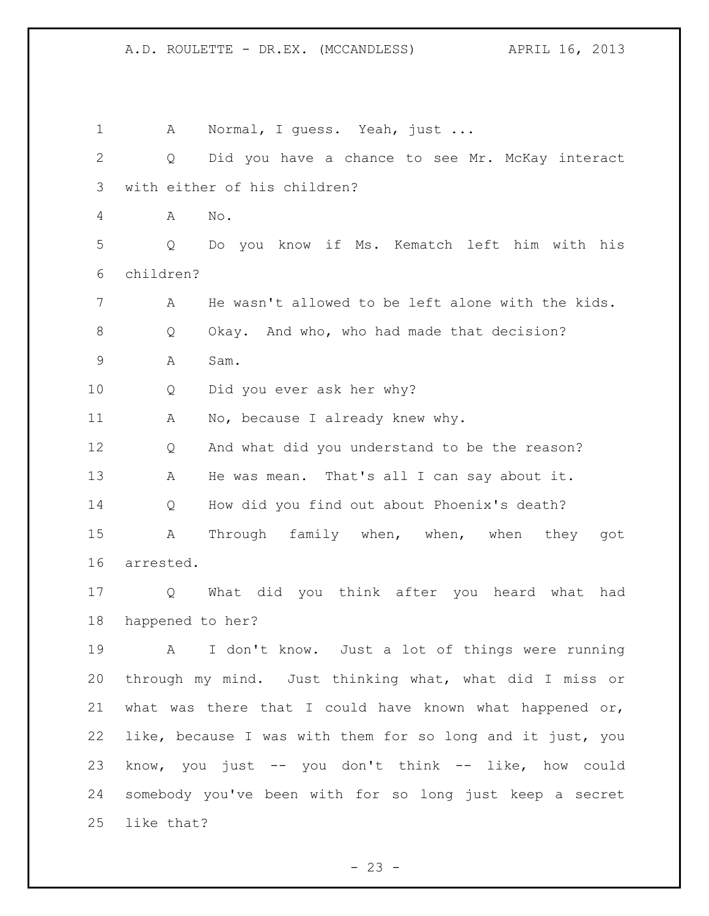A Normal, I guess. Yeah, just ...

Q Did you have a chance to see Mr. McKay interact with either of his children?

A No.

Q Do you know if Ms. Kematch left him with his children?

A He wasn't allowed to be left alone with the kids.

Q Okay. And who, who had made that decision?

A Sam.

Q Did you ever ask her why?

A No, because I already knew why.

Q And what did you understand to be the reason?

A He was mean. That's all I can say about it.

Q How did you find out about Phoenix's death?

A Through family when, when, when they got arrested.

Q What did you think after you heard what had happened to her?

A I don't know. Just a lot of things were running through my mind. Just thinking what, what did I miss or what was there that I could have known what happened or, like, because I was with them for so long and it just, you know, you just -- you don't think -- like, how could somebody you've been with for so long just keep a secret like that?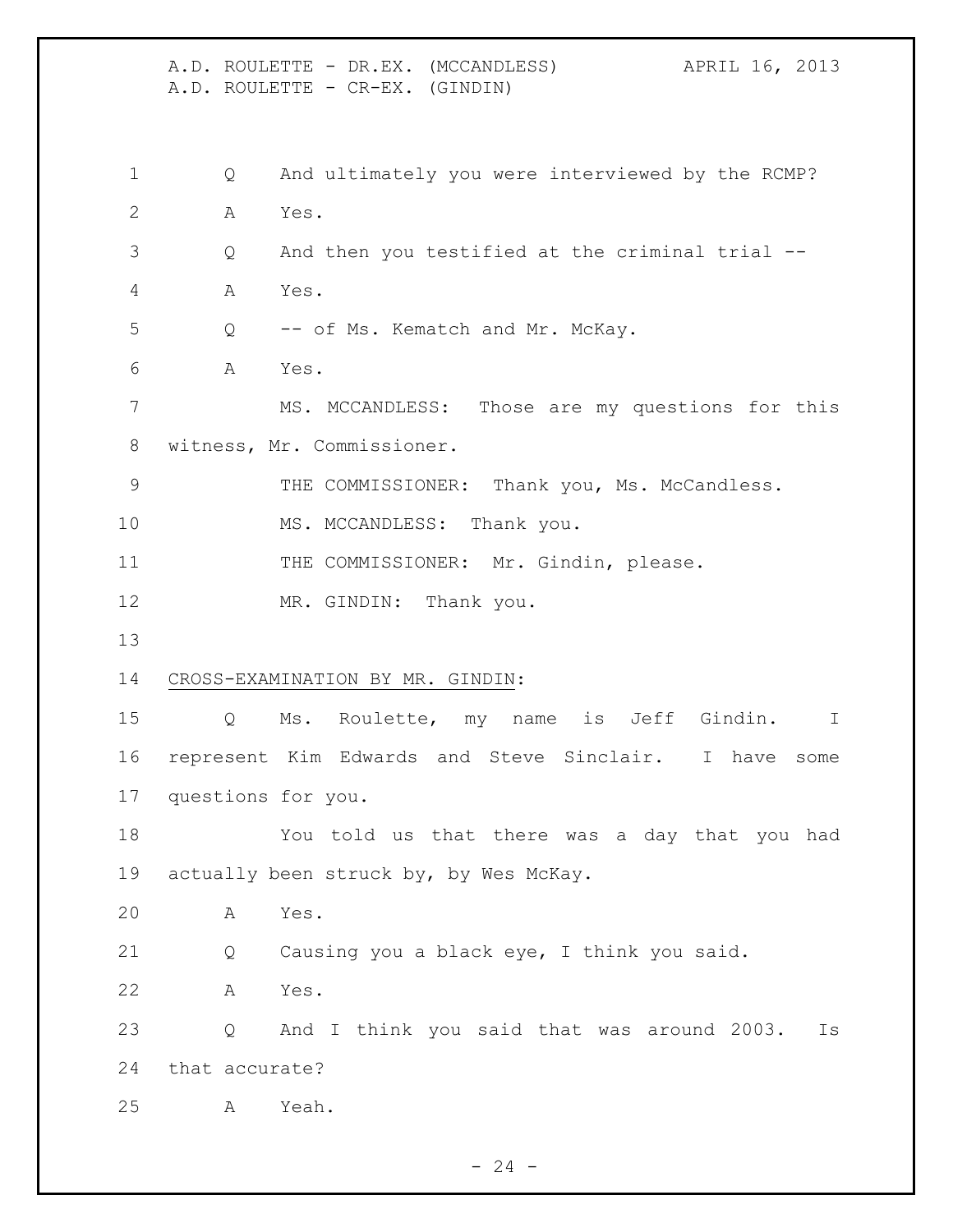Q And ultimately you were interviewed by the RCMP?

A Yes.

Q And then you testified at the criminal trial --

A Yes.

Q -- of Ms. Kematch and Mr. McKay.

A Yes.

MS. MCCANDLESS: Those are my questions for this witness, Mr. Commissioner.

THE COMMISSIONER: Thank you, Ms. McCandless.

MS. MCCANDLESS: Thank you.

THE COMMISSIONER: Mr. Gindin, please.

MR. GINDIN: Thank you.

CROSS-EXAMINATION BY MR. GINDIN:

Q Ms. Roulette, my name is Jeff Gindin. I represent Kim Edwards and Steve Sinclair. I have some questions for you.

You told us that there was a day that you had actually been struck by, by Wes McKay.

A Yes.

Q Causing you a black eye, I think you said.

A Yes.

Q And I think you said that was around 2003. Is that accurate?

A Yeah.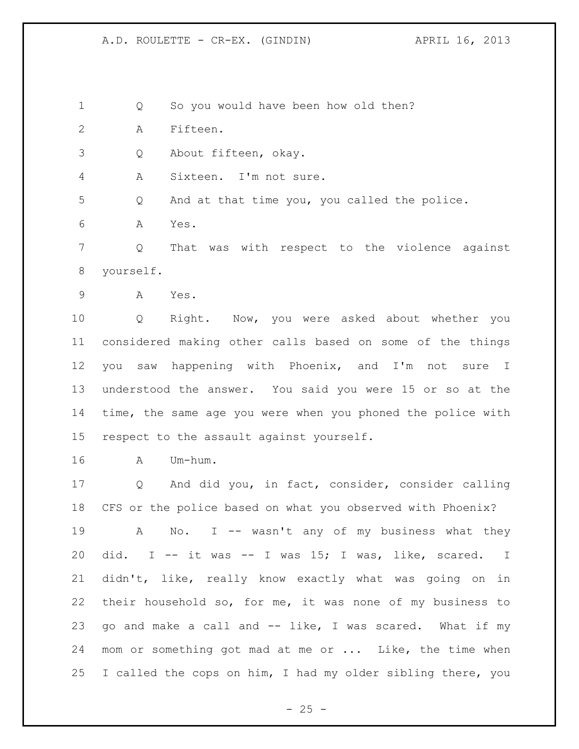Q So you would have been how old then?

A Fifteen.

Q About fifteen, okay.

A Sixteen. I'm not sure.

Q And at that time you, you called the police.

A Yes.

Q That was with respect to the violence against yourself.

A Yes.

Q Right. Now, you were asked about whether you considered making other calls based on some of the things you saw happening with Phoenix, and I'm not sure I understood the answer. You said you were 15 or so at the time, the same age you were when you phoned the police with respect to the assault against yourself.

A Um-hum.

Q And did you, in fact, consider, consider calling CFS or the police based on what you observed with Phoenix?

A No. I -- wasn't any of my business what they did. I -- it was -- I was 15; I was, like, scared. I didn't, like, really know exactly what was going on in their household so, for me, it was none of my business to go and make a call and -- like, I was scared. What if my mom or something got mad at me or ... Like, the time when I called the cops on him, I had my older sibling there, you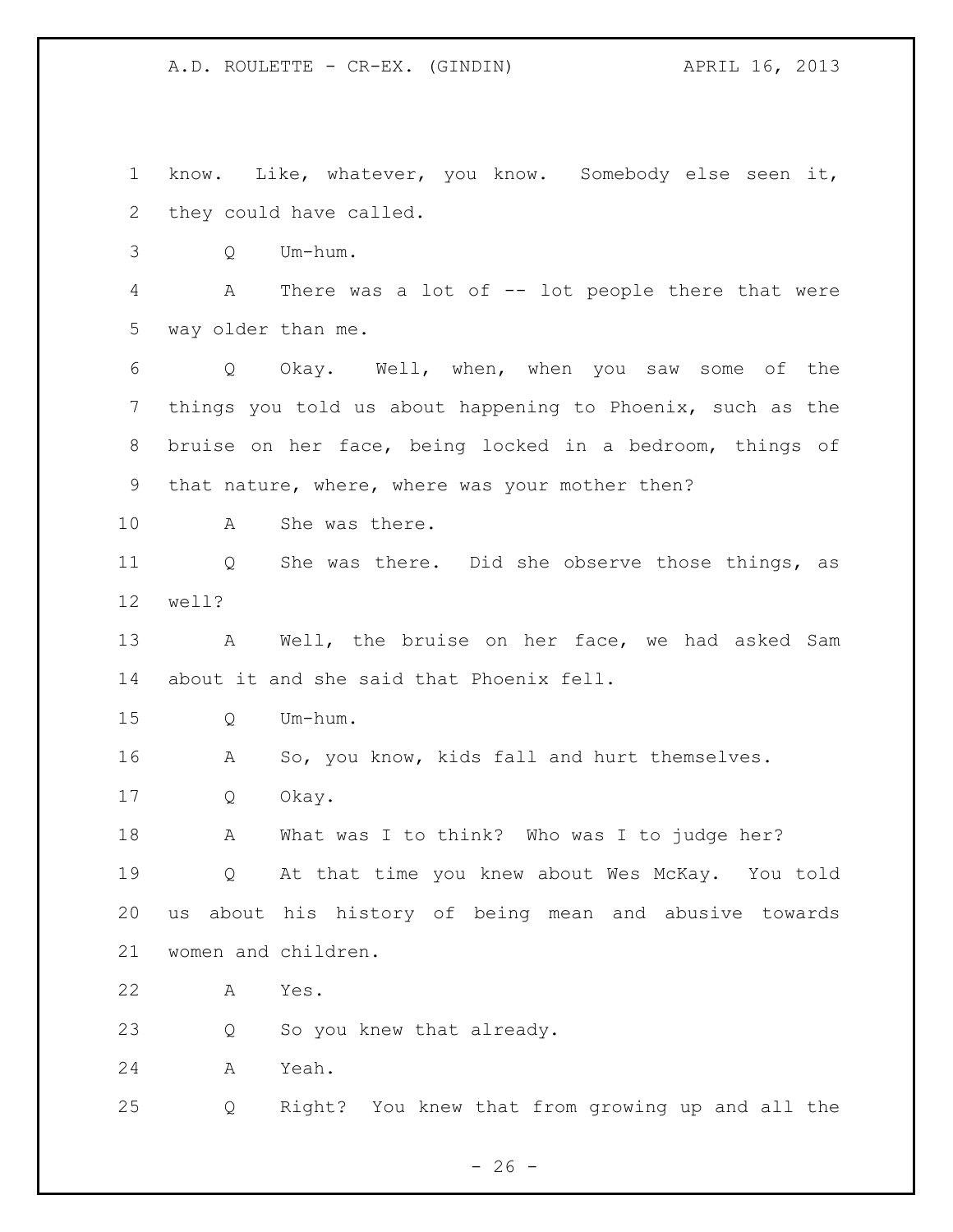know. Like, whatever, you know. Somebody else seen it, they could have called.

Q Um-hum.

A There was a lot of -- lot people there that were way older than me.

Q Okay. Well, when, when you saw some of the things you told us about happening to Phoenix, such as the bruise on her face, being locked in a bedroom, things of that nature, where, where was your mother then?

A She was there.

Q She was there. Did she observe those things, as well?

A Well, the bruise on her face, we had asked Sam about it and she said that Phoenix fell.

Q Um-hum.

A So, you know, kids fall and hurt themselves.

Q Okay.

A What was I to think? Who was I to judge her?

Q At that time you knew about Wes McKay. You told us about his history of being mean and abusive towards women and children.

A Yes.

Q So you knew that already.

A Yeah.

Q Right? You knew that from growing up and all the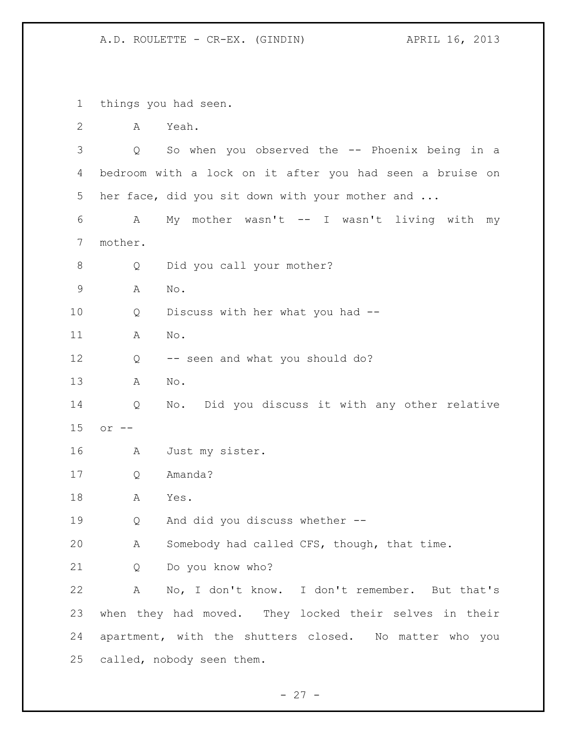things you had seen.

A Yeah.

Q So when you observed the -- Phoenix being in a bedroom with a lock on it after you had seen a bruise on her face, did you sit down with your mother and ...

A My mother wasn't -- I wasn't living with my mother.

Q Did you call your mother?

A No.

Q Discuss with her what you had --

A No.

Q -- seen and what you should do?

A No.

Q No. Did you discuss it with any other relative or --

A Just my sister.

Q Amanda?

A Yes.

Q And did you discuss whether --

A Somebody had called CFS, though, that time.

Q Do you know who?

A No, I don't know. I don't remember. But that's when they had moved. They locked their selves in their apartment, with the shutters closed. No matter who you called, nobody seen them.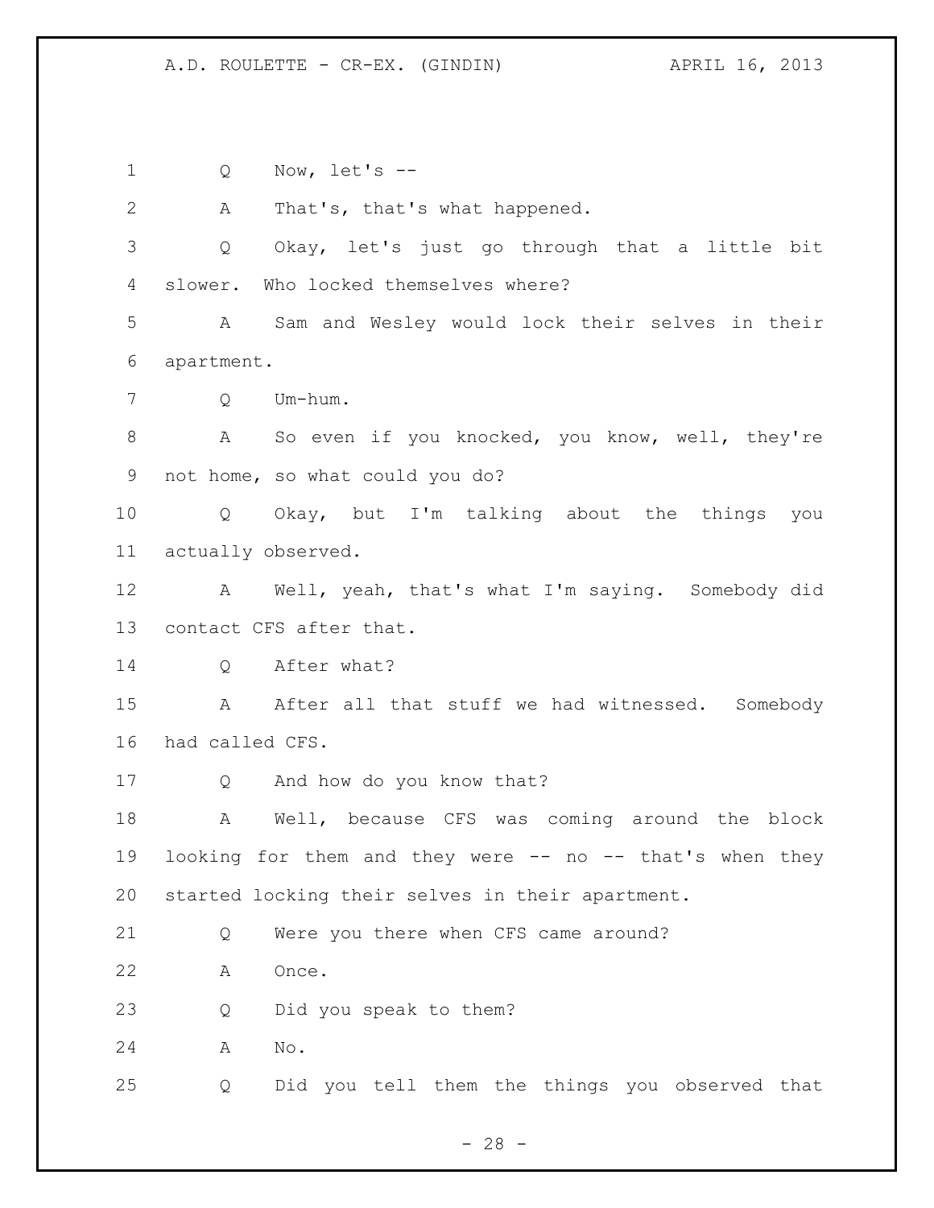Q Now, let's --

A That's, that's what happened.

Q Okay, let's just go through that a little bit slower. Who locked themselves where?

A Sam and Wesley would lock their selves in their apartment.

Q Um-hum.

A So even if you knocked, you know, well, they're not home, so what could you do?

Q Okay, but I'm talking about the things you actually observed.

A Well, yeah, that's what I'm saying. Somebody did contact CFS after that.

Q After what?

A After all that stuff we had witnessed. Somebody had called CFS.

Q And how do you know that?

A Well, because CFS was coming around the block looking for them and they were -- no -- that's when they started locking their selves in their apartment.

Q Were you there when CFS came around?

A Once.

Q Did you speak to them?

A No.

Q Did you tell them the things you observed that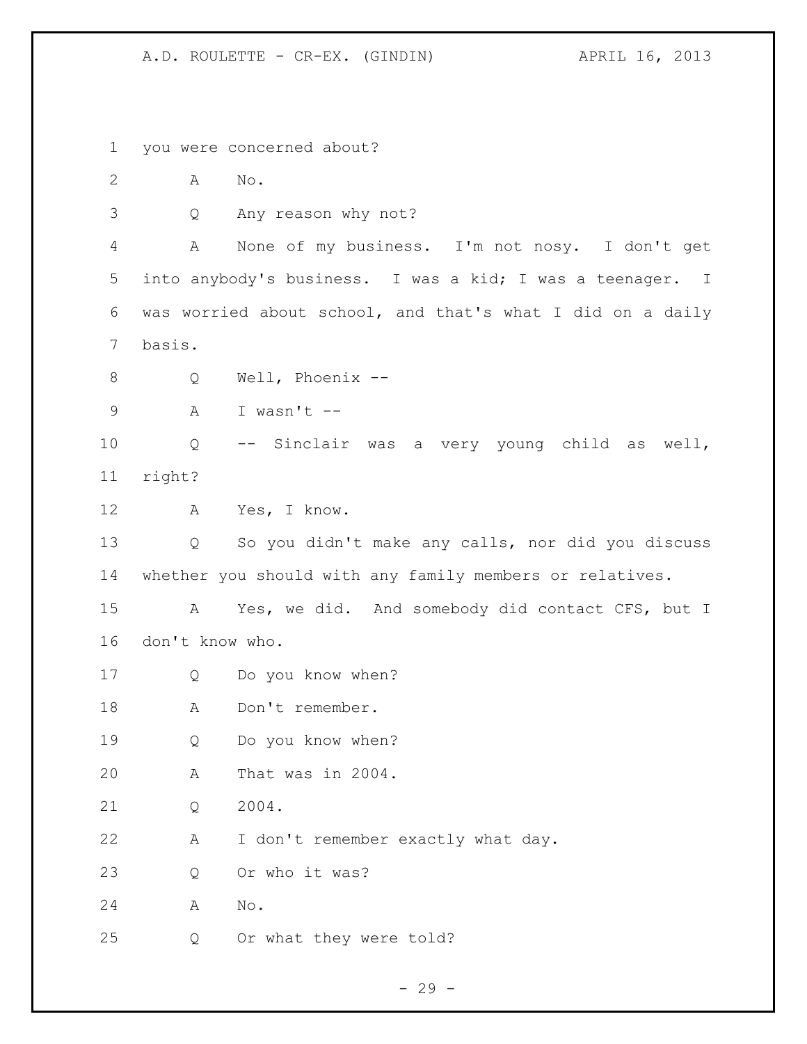you were concerned about?

A No.

Q Any reason why not?

A None of my business. I'm not nosy. I don't get into anybody's business. I was a kid; I was a teenager. I was worried about school, and that's what I did on a daily basis.

Q Well, Phoenix --

A I wasn't --

Q -- Sinclair was a very young child as well, right?

A Yes, I know.

Q So you didn't make any calls, nor did you discuss whether you should with any family members or relatives.

A Yes, we did. And somebody did contact CFS, but I don't know who.

Q Do you know when?

A Don't remember.

Q Do you know when?

A That was in 2004.

Q 2004.

A I don't remember exactly what day.

Q Or who it was?

A No.

Q Or what they were told?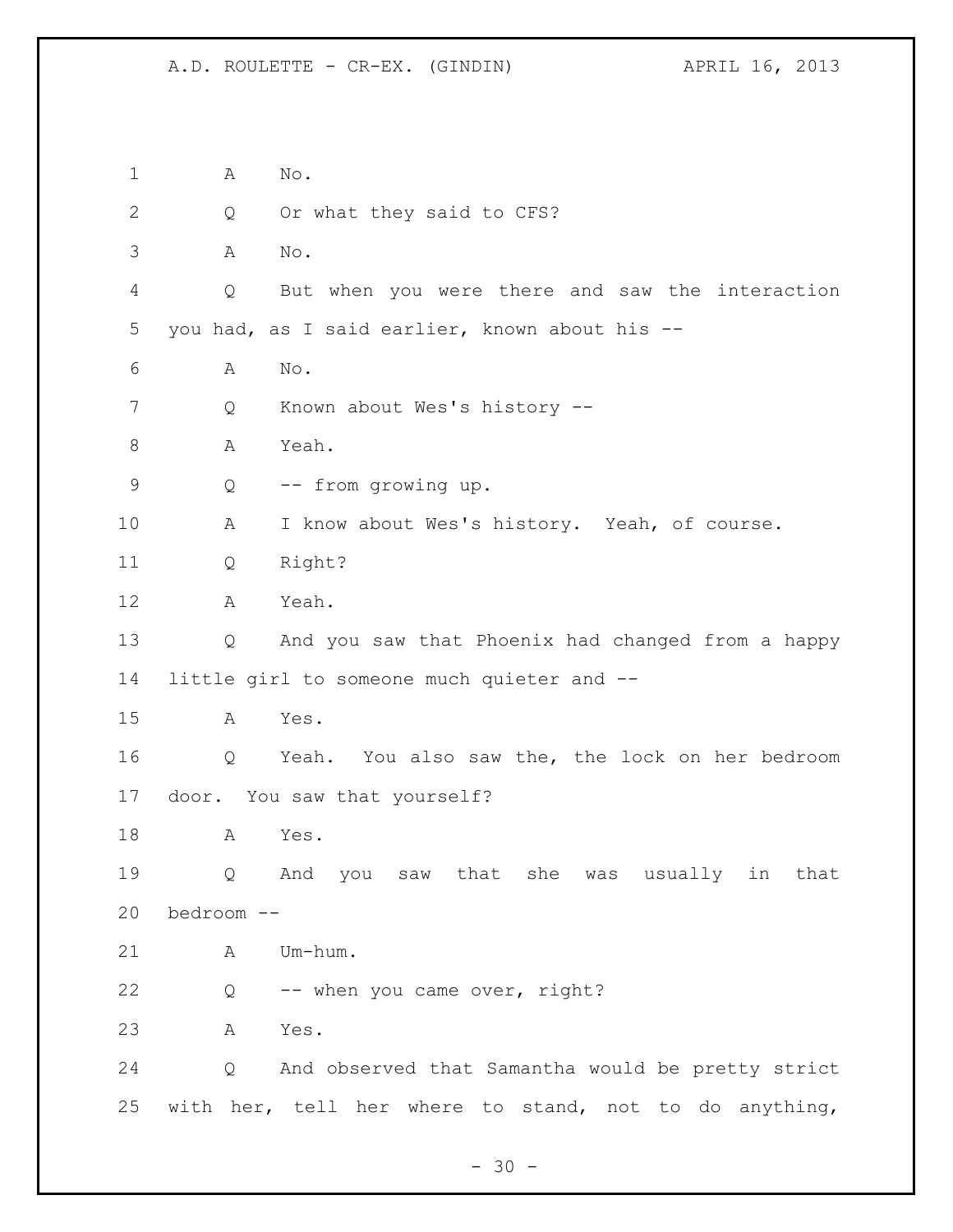1 A No.

2 Q Or what they said to CFS?

3 A No.

4 Q But when you were there and saw the interaction

5 you had, as I said earlier, known about his --

6 A No.

7 Q Known about Wes's history --

8 A Yeah.

9 Q -- from growing up.

10 A I know about Wes's history. Yeah, of course.

11 Q Right?

12 A Yeah.

13 Q And you saw that Phoenix had changed from a happy

14 little girl to someone much quieter and --

15 A Yes.

16 Q Yeah. You also saw the, the lock on her bedroom

17 door. You saw that yourself?

18 A Yes.

19 Q And you saw that she was usually in that

20 bedroom --

21 A Um-hum.

22 Q -- when you came over, right?

23 A Yes.

24 Q And observed that Samantha would be pretty strict

25 with her, tell her where to stand, not to do anything,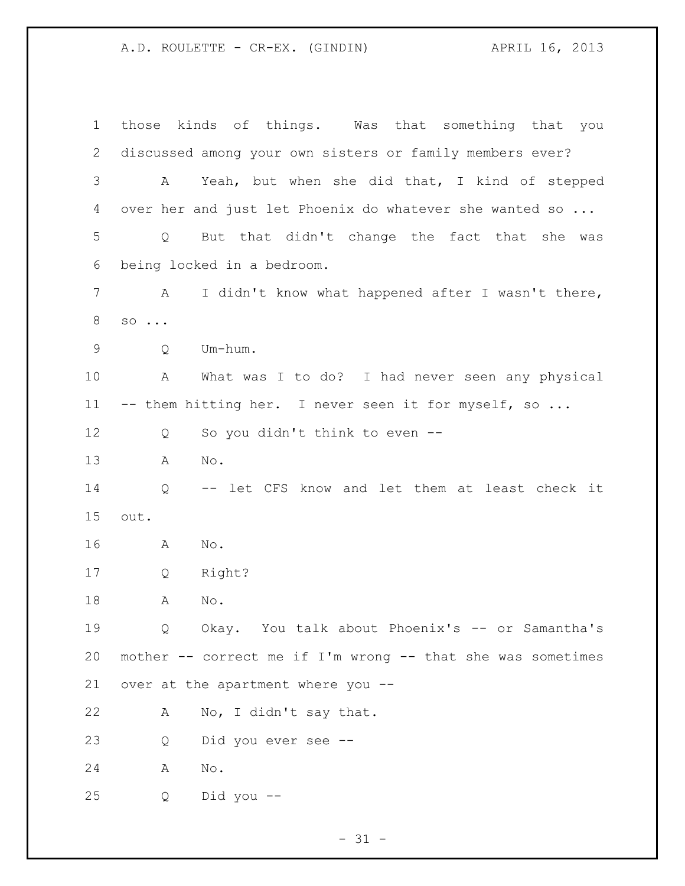those kinds of things. Was that something that you discussed among your own sisters or family members ever?

A Yeah, but when she did that, I kind of stepped over her and just let Phoenix do whatever she wanted so ...

Q But that didn't change the fact that she was being locked in a bedroom.

A I didn't know what happened after I wasn't there, so ...

Q Um-hum.

A What was I to do? I had never seen any physical -- them hitting her. I never seen it for myself, so ...

Q So you didn't think to even --

A No.

Q -- let CFS know and let them at least check it out.

A No.

Q Right?

A No.

Q Okay. You talk about Phoenix's -- or Samantha's mother -- correct me if I'm wrong -- that she was sometimes over at the apartment where you --

A No, I didn't say that.

Q Did you ever see --

A No.

Q Did you --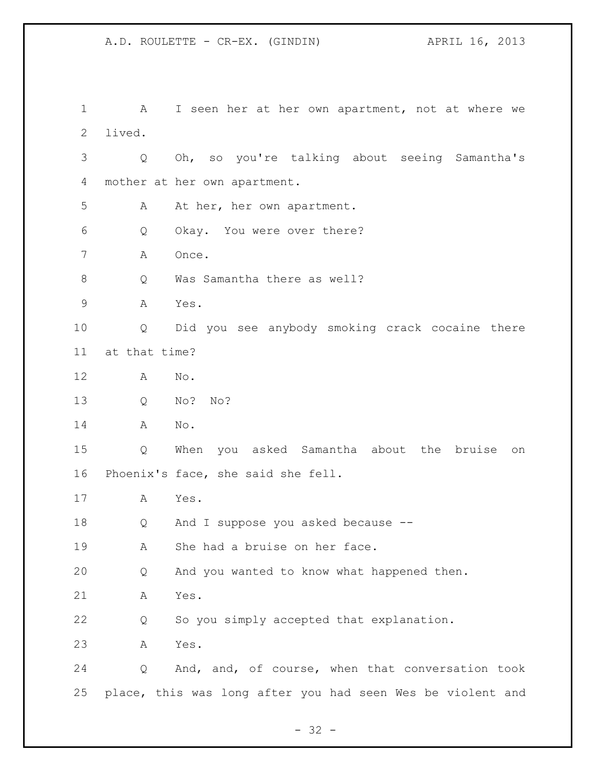1 A I seen her at her own apartment, not at where we
2 lived.
3 Q Oh, so you're talking about seeing Samantha's
4 mother at her own apartment.
5 A At her, her own apartment.
6 Q Okay. You were over there?
7 A Once.
8 Q Was Samantha there as well?
9 A Yes.
10 Q Did you see anybody smoking crack cocaine there
11 at that time?
12 A No.
13 Q No? No?
14 A No.
15 Q When you asked Samantha about the bruise on
16 Phoenix's face, she said she fell.
17 A Yes.
18 Q And I suppose you asked because --
19 A She had a bruise on her face.
20 Q And you wanted to know what happened then.
21 A Yes.
22 Q So you simply accepted that explanation.
23 A Yes.
24 Q And, and, of course, when that conversation took
25 place, this was long after you had seen Wes be violent and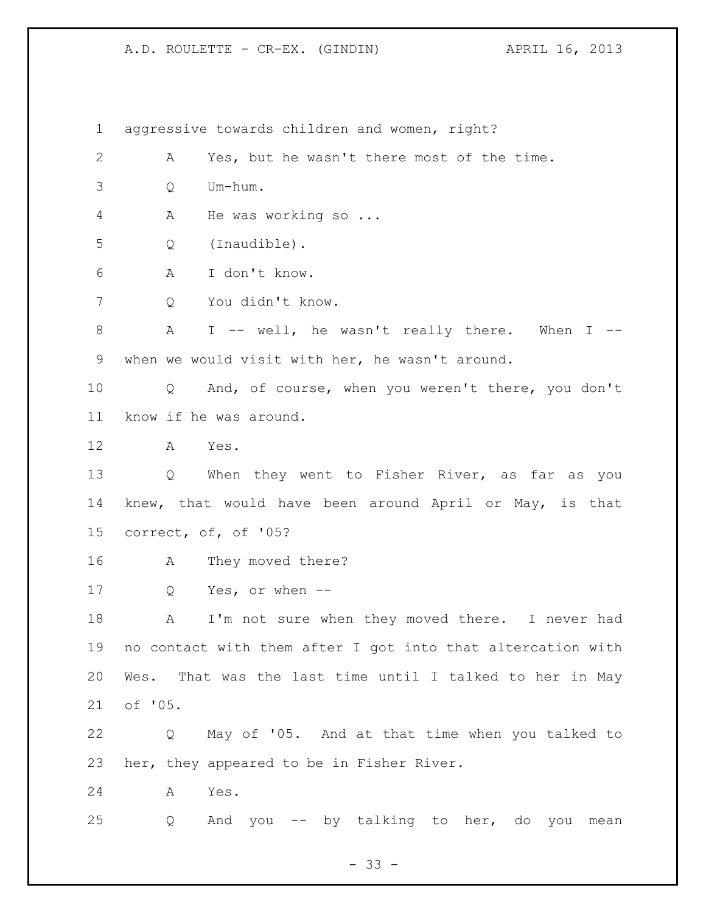aggressive towards children and women, right?

A Yes, but he wasn't there most of the time.

Q Um-hum.

A He was working so ...

Q (Inaudible).

A I don't know.

Q You didn't know.

A I -- well, he wasn't really there. When I -- when we would visit with her, he wasn't around.

Q And, of course, when you weren't there, you don't know if he was around.

A Yes.

Q When they went to Fisher River, as far as you knew, that would have been around April or May, is that correct, of, of '05?

A They moved there?

Q Yes, or when --

A I'm not sure when they moved there. I never had no contact with them after I got into that altercation with Wes. That was the last time until I talked to her in May of '05.

Q May of '05. And at that time when you talked to her, they appeared to be in Fisher River.

A Yes.

Q And you -- by talking to her, do you mean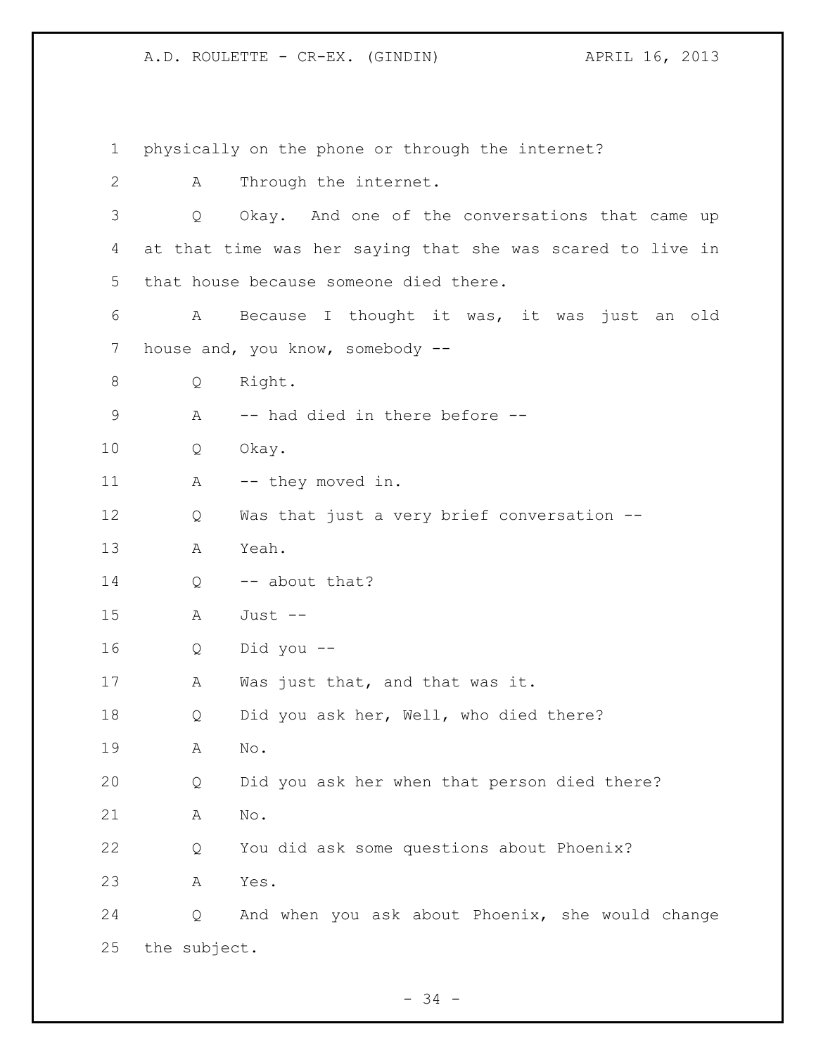physically on the phone or through the internet?

A Through the internet.

Q Okay. And one of the conversations that came up at that time was her saying that she was scared to live in that house because someone died there.

A Because I thought it was, it was just an old house and, you know, somebody --

Q Right.

A -- had died in there before --

Q Okay.

A -- they moved in.

Q Was that just a very brief conversation --

A Yeah.

Q -- about that?

A Just --

Q Did you --

A Was just that, and that was it.

Q Did you ask her, Well, who died there?

A No.

Q Did you ask her when that person died there?

A No.

Q You did ask some questions about Phoenix?

A Yes.

Q And when you ask about Phoenix, she would change the subject.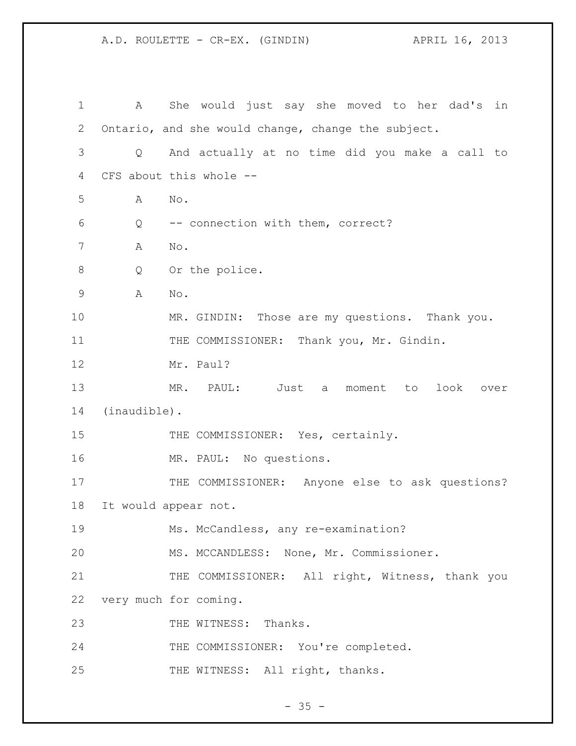A She would just say she moved to her dad's in Ontario, and she would change, change the subject.

Q And actually at no time did you make a call to CFS about this whole --

A No.

Q -- connection with them, correct?

A No.

Q Or the police.

A No.

MR. GINDIN: Those are my questions. Thank you.

THE COMMISSIONER: Thank you, Mr. Gindin.

Mr. Paul?

MR. PAUL: Just a moment to look over (inaudible).

THE COMMISSIONER: Yes, certainly.

MR. PAUL: No questions.

THE COMMISSIONER: Anyone else to ask questions? It would appear not.

Ms. McCandless, any re-examination?

MS. MCCANDLESS: None, Mr. Commissioner.

THE COMMISSIONER: All right, Witness, thank you very much for coming.

THE WITNESS: Thanks.

THE COMMISSIONER: You're completed.

THE WITNESS: All right, thanks.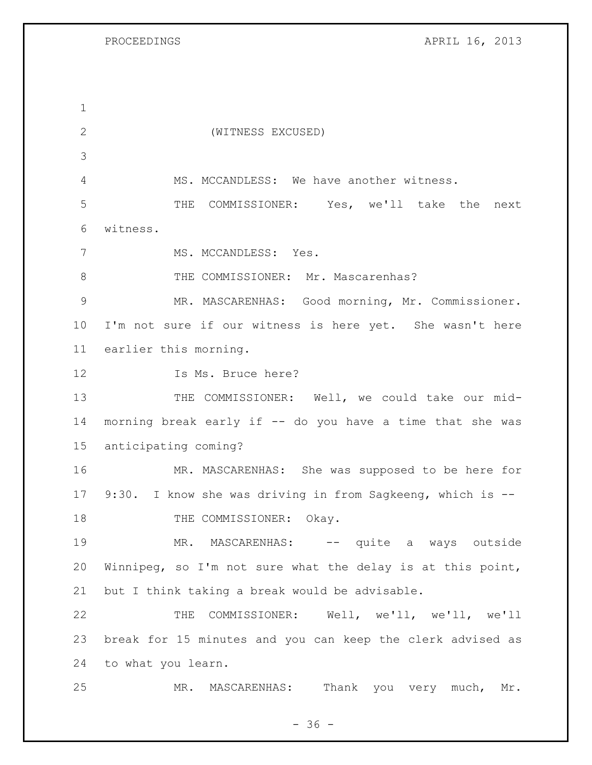(WITNESS EXCUSED)

MS. MCCANDLESS: We have another witness.

THE COMMISSIONER: Yes, we'll take the next witness.

MS. MCCANDLESS: Yes.

THE COMMISSIONER: Mr. Mascarenhas?

MR. MASCARENHAS: Good morning, Mr. Commissioner. I'm not sure if our witness is here yet. She wasn't here earlier this morning.

Is Ms. Bruce here?

THE COMMISSIONER: Well, we could take our mid-morning break early if -- do you have a time that she was anticipating coming?

MR. MASCARENHAS: She was supposed to be here for 9:30. I know she was driving in from Sagkeeng, which is --

THE COMMISSIONER: Okay.

MR. MASCARENHAS: -- quite a ways outside Winnipeg, so I'm not sure what the delay is at this point, but I think taking a break would be advisable.

THE COMMISSIONER: Well, we'll, we'll, we'll break for 15 minutes and you can keep the clerk advised as to what you learn.

MR. MASCARENHAS: Thank you very much, Mr.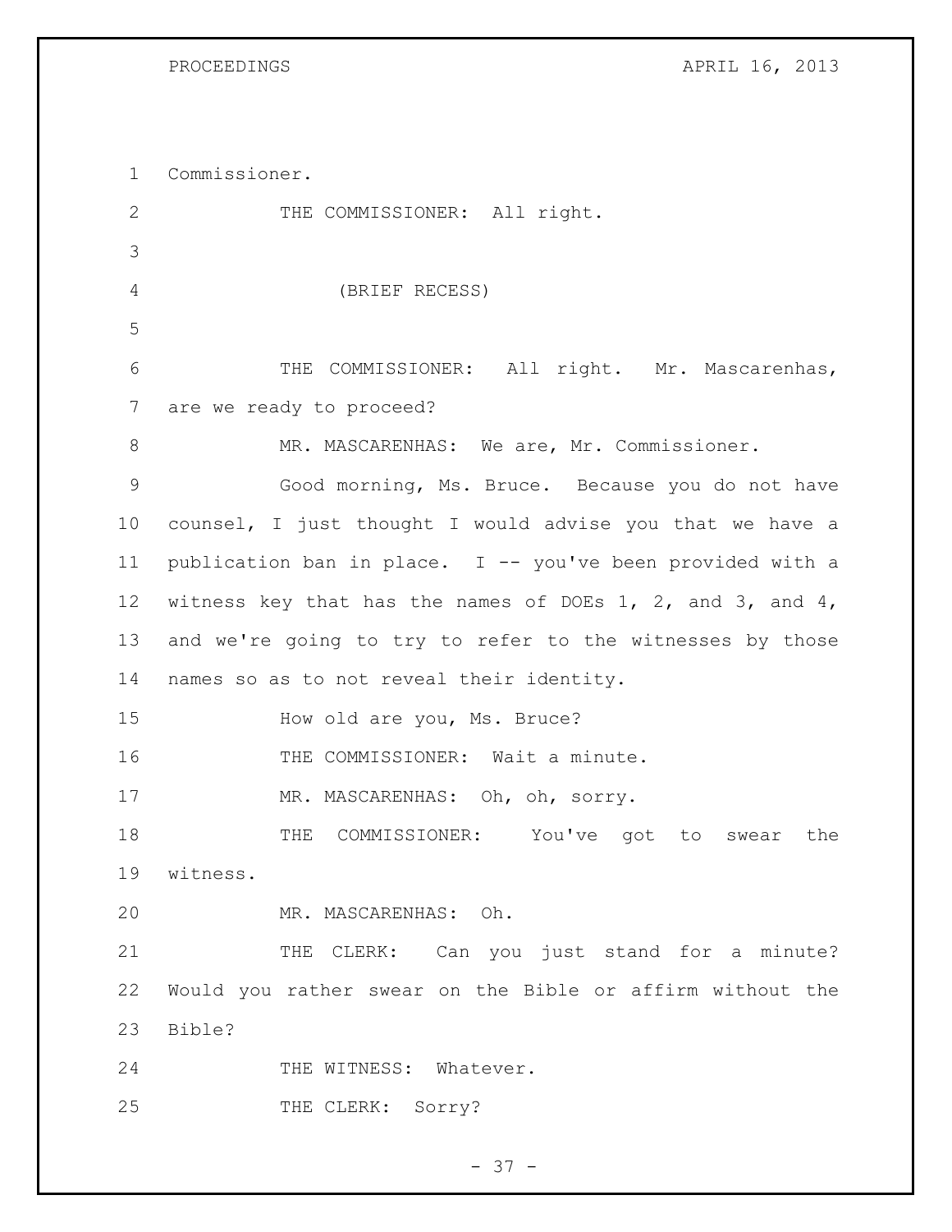Commissioner.

THE COMMISSIONER: All right.

(BRIEF RECESS)

THE COMMISSIONER: All right. Mr. Mascarenhas, are we ready to proceed?

MR. MASCARENHAS: We are, Mr. Commissioner.

Good morning, Ms. Bruce. Because you do not have counsel, I just thought I would advise you that we have a publication ban in place. I -- you've been provided with a witness key that has the names of DOEs 1, 2, and 3, and 4, and we're going to try to refer to the witnesses by those names so as to not reveal their identity.

How old are you, Ms. Bruce?

THE COMMISSIONER: Wait a minute.

MR. MASCARENHAS: Oh, oh, sorry.

THE COMMISSIONER: You've got to swear the witness.

MR. MASCARENHAS: Oh.

THE CLERK: Can you just stand for a minute? Would you rather swear on the Bible or affirm without the Bible?

THE WITNESS: Whatever.

THE CLERK: Sorry?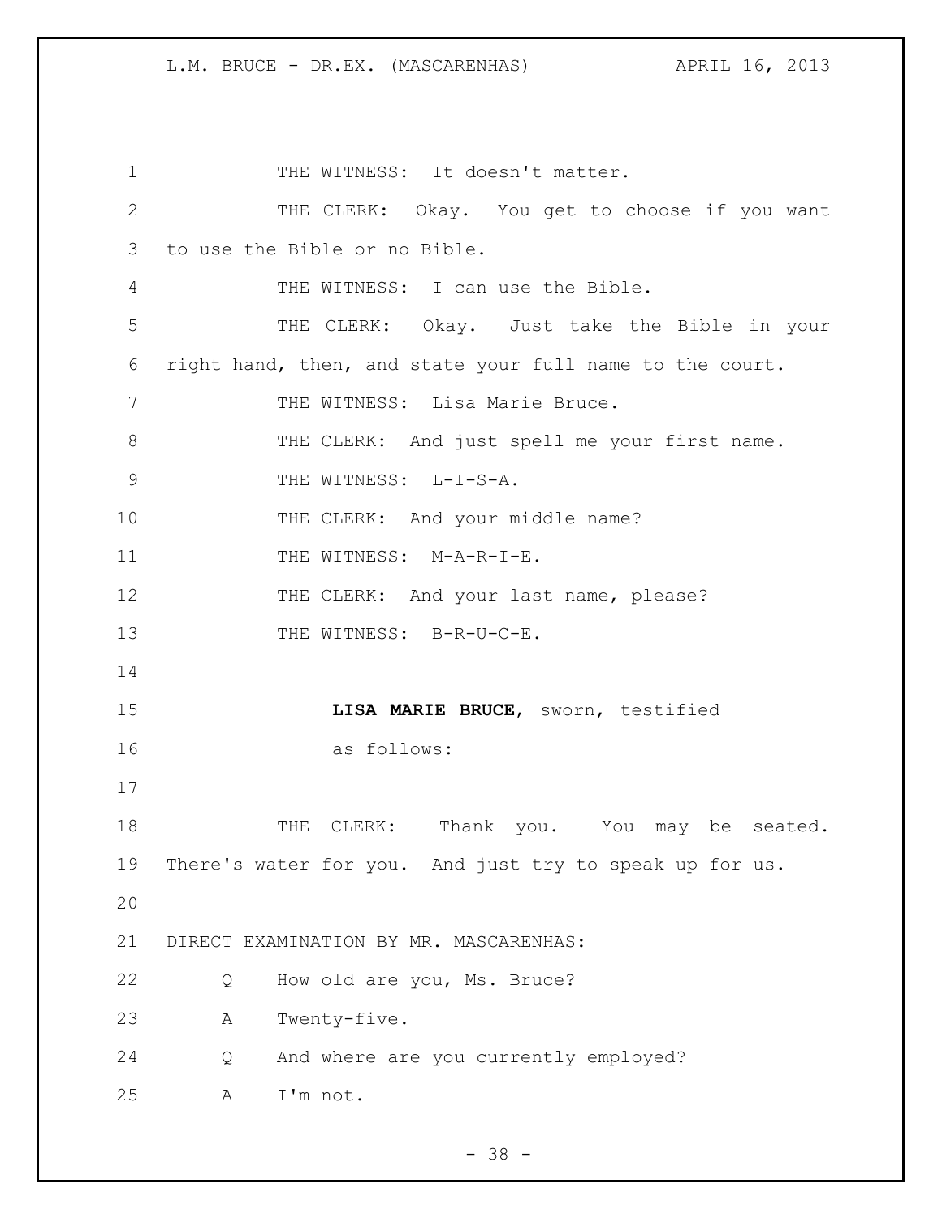THE WITNESS: It doesn't matter.

THE CLERK: Okay. You get to choose if you want to use the Bible or no Bible.

THE WITNESS: I can use the Bible.

THE CLERK: Okay. Just take the Bible in your right hand, then, and state your full name to the court.

THE WITNESS: Lisa Marie Bruce.

THE CLERK: And just spell me your first name.

THE WITNESS: L-I-S-A.

THE CLERK: And your middle name?

THE WITNESS: M-A-R-I-E.

THE CLERK: And your last name, please?

THE WITNESS: B-R-U-C-E.

**LISA MARIE BRUCE**, sworn, testified as follows:

THE CLERK: Thank you. You may be seated. There's water for you. And just try to speak up for us.

DIRECT EXAMINATION BY MR. MASCARENHAS:

Q How old are you, Ms. Bruce?

A Twenty-five.

Q And where are you currently employed?

A I'm not.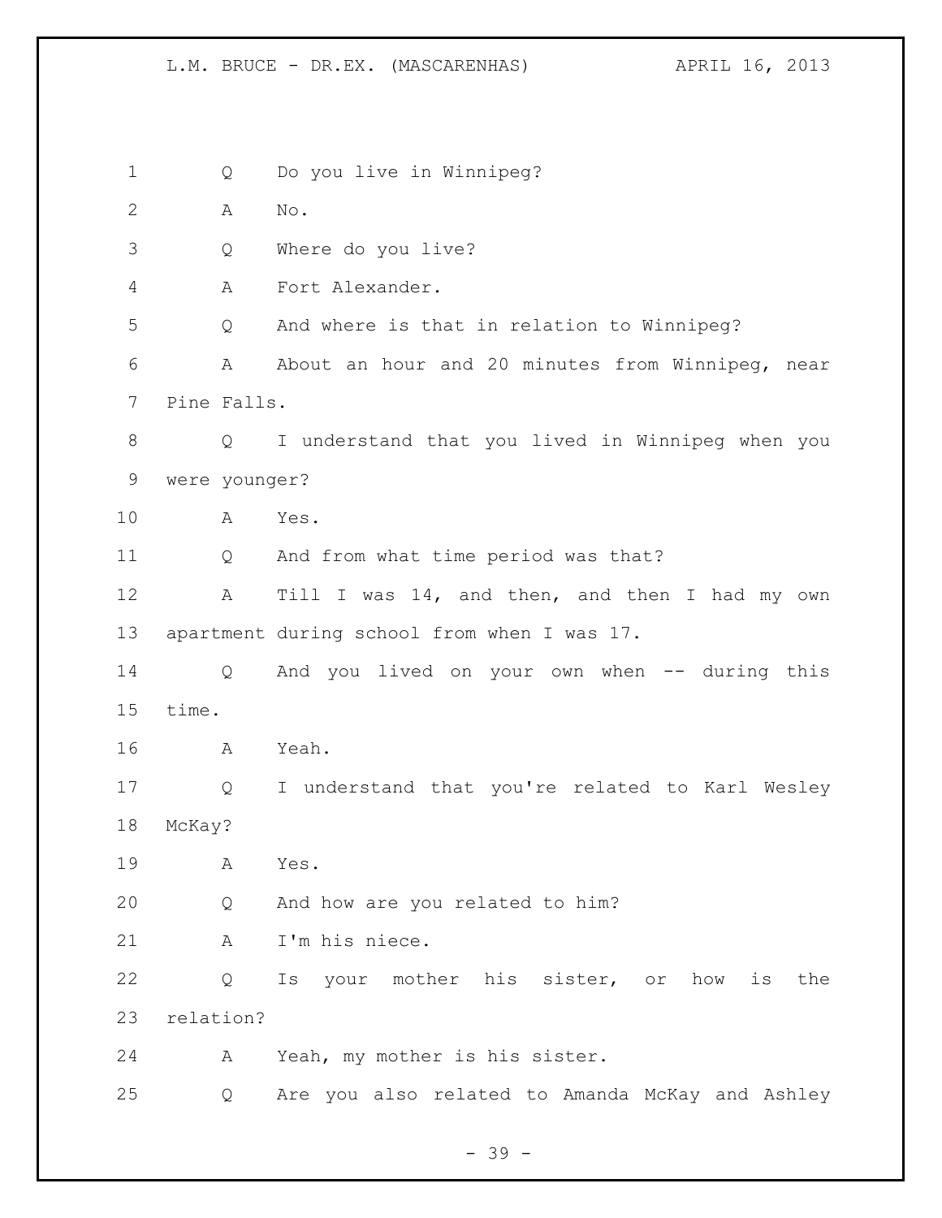Q Do you live in Winnipeg?

A No.

Q Where do you live?

A Fort Alexander.

Q And where is that in relation to Winnipeg?

A About an hour and 20 minutes from Winnipeg, near Pine Falls.

Q I understand that you lived in Winnipeg when you were younger?

A Yes.

Q And from what time period was that?

A Till I was 14, and then, and then I had my own apartment during school from when I was 17.

Q And you lived on your own when -- during this time.

A Yeah.

Q I understand that you're related to Karl Wesley McKay?

A Yes.

Q And how are you related to him?

A I'm his niece.

Q Is your mother his sister, or how is the relation?

A Yeah, my mother is his sister.

Q Are you also related to Amanda McKay and Ashley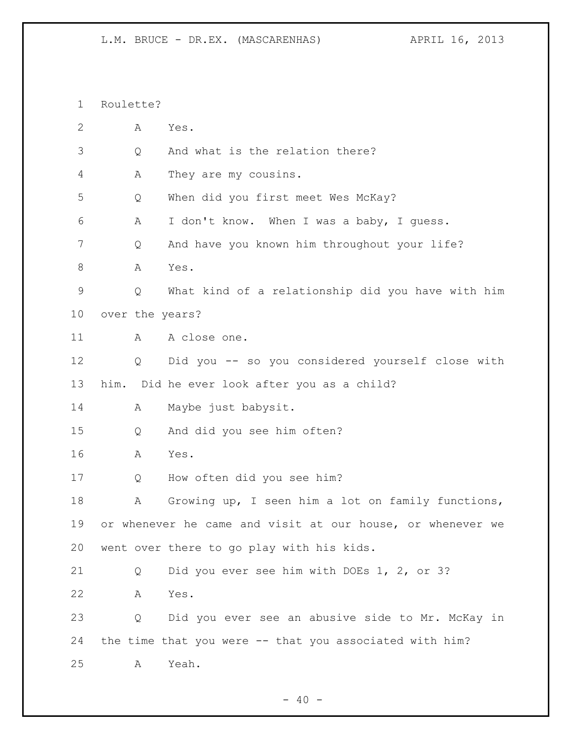Roulette?

A Yes.

Q And what is the relation there?

A They are my cousins.

Q When did you first meet Wes McKay?

A I don't know. When I was a baby, I guess.

Q And have you known him throughout your life?

A Yes.

Q What kind of a relationship did you have with him over the years?

A A close one.

Q Did you -- so you considered yourself close with him. Did he ever look after you as a child?

A Maybe just babysit.

Q And did you see him often?

A Yes.

Q How often did you see him?

A Growing up, I seen him a lot on family functions, or whenever he came and visit at our house, or whenever we went over there to go play with his kids.

Q Did you ever see him with DOEs 1, 2, or 3?

A Yes.

Q Did you ever see an abusive side to Mr. McKay in the time that you were -- that you associated with him?

A Yeah.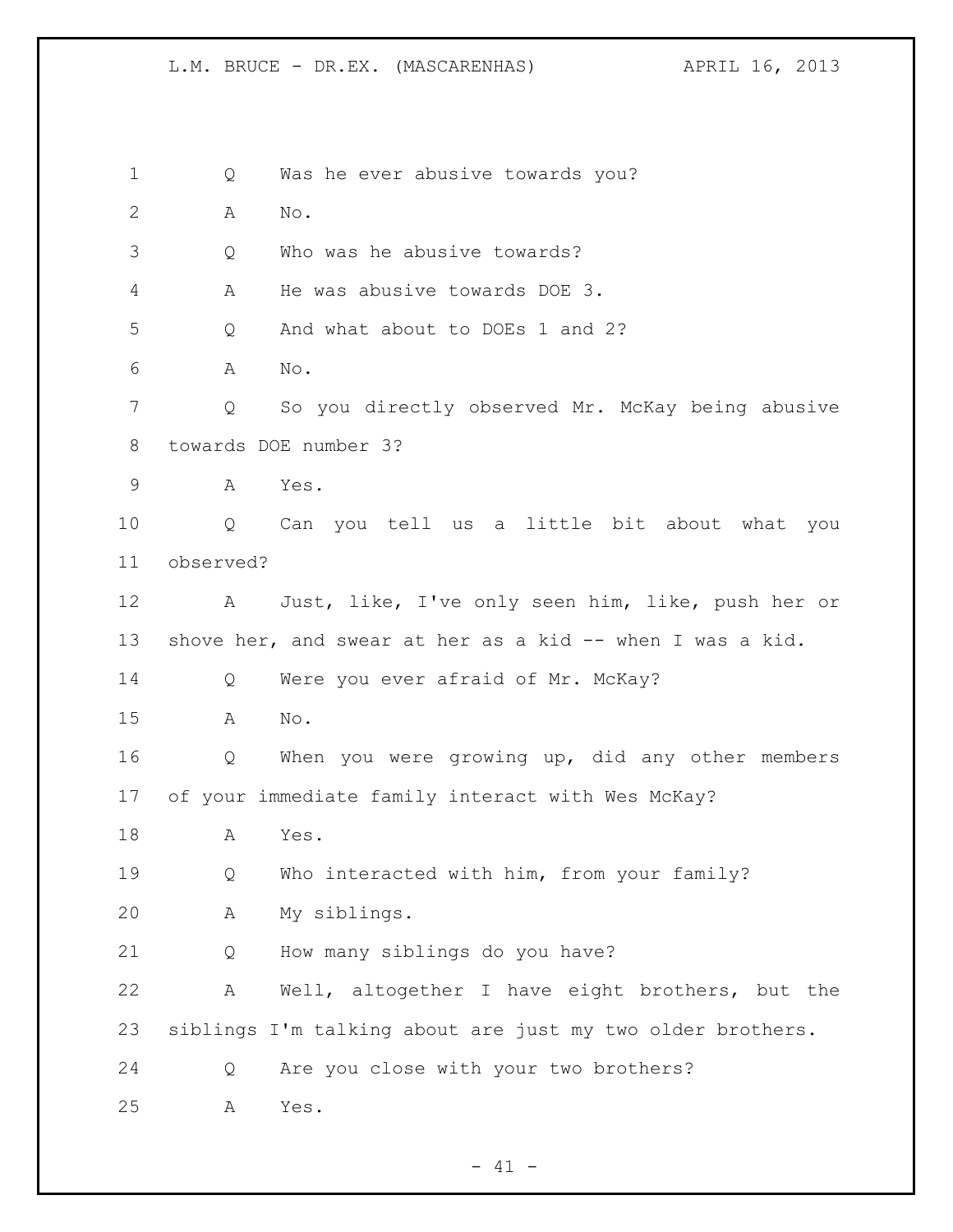Q Was he ever abusive towards you?

A No.

Q Who was he abusive towards?

A He was abusive towards DOE 3.

Q And what about to DOEs 1 and 2?

A No.

Q So you directly observed Mr. McKay being abusive towards DOE number 3?

A Yes.

Q Can you tell us a little bit about what you observed?

A Just, like, I've only seen him, like, push her or shove her, and swear at her as a kid -- when I was a kid.

Q Were you ever afraid of Mr. McKay?

A No.

Q When you were growing up, did any other members of your immediate family interact with Wes McKay?

A Yes.

Q Who interacted with him, from your family?

A My siblings.

Q How many siblings do you have?

A Well, altogether I have eight brothers, but the siblings I'm talking about are just my two older brothers.

Q Are you close with your two brothers?

A Yes.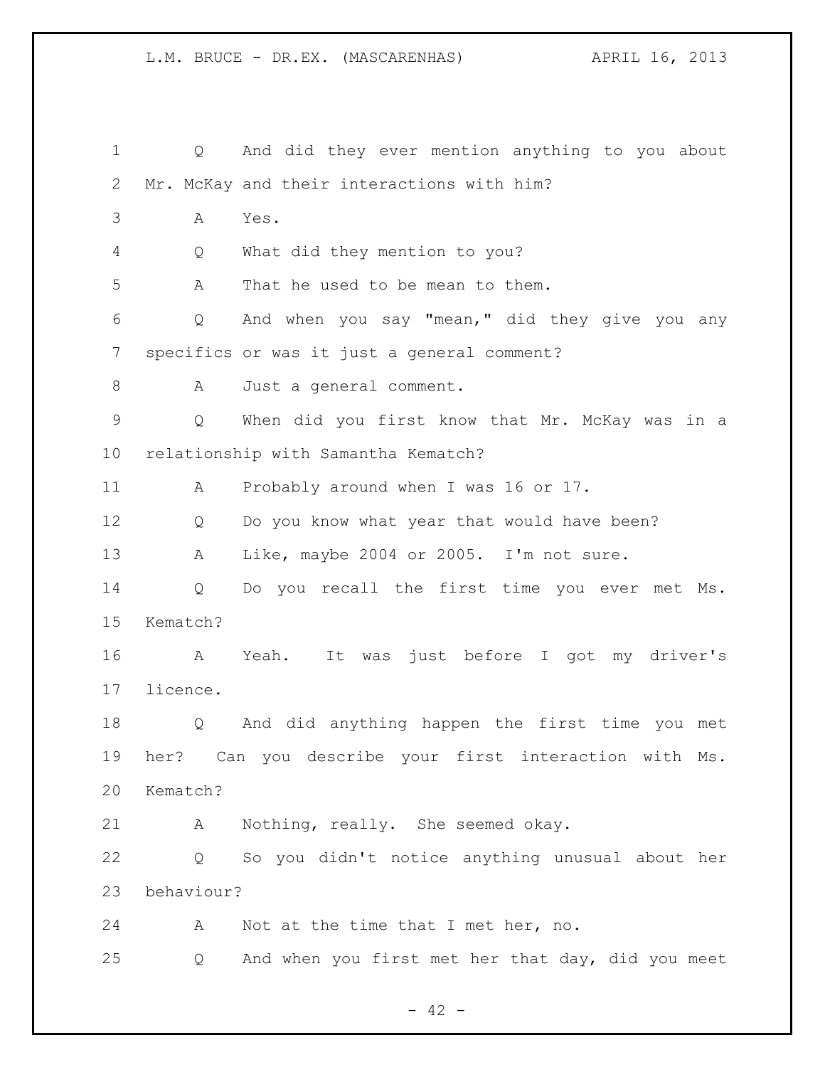Q And did they ever mention anything to you about Mr. McKay and their interactions with him?

A Yes.

Q What did they mention to you?

A That he used to be mean to them.

Q And when you say "mean," did they give you any specifics or was it just a general comment?

A Just a general comment.

Q When did you first know that Mr. McKay was in a relationship with Samantha Kematch?

A Probably around when I was 16 or 17.

Q Do you know what year that would have been?

A Like, maybe 2004 or 2005. I'm not sure.

Q Do you recall the first time you ever met Ms. Kematch?

A Yeah. It was just before I got my driver's licence.

Q And did anything happen the first time you met her? Can you describe your first interaction with Ms. Kematch?

A Nothing, really. She seemed okay.

Q So you didn't notice anything unusual about her behaviour?

A Not at the time that I met her, no.

Q And when you first met her that day, did you meet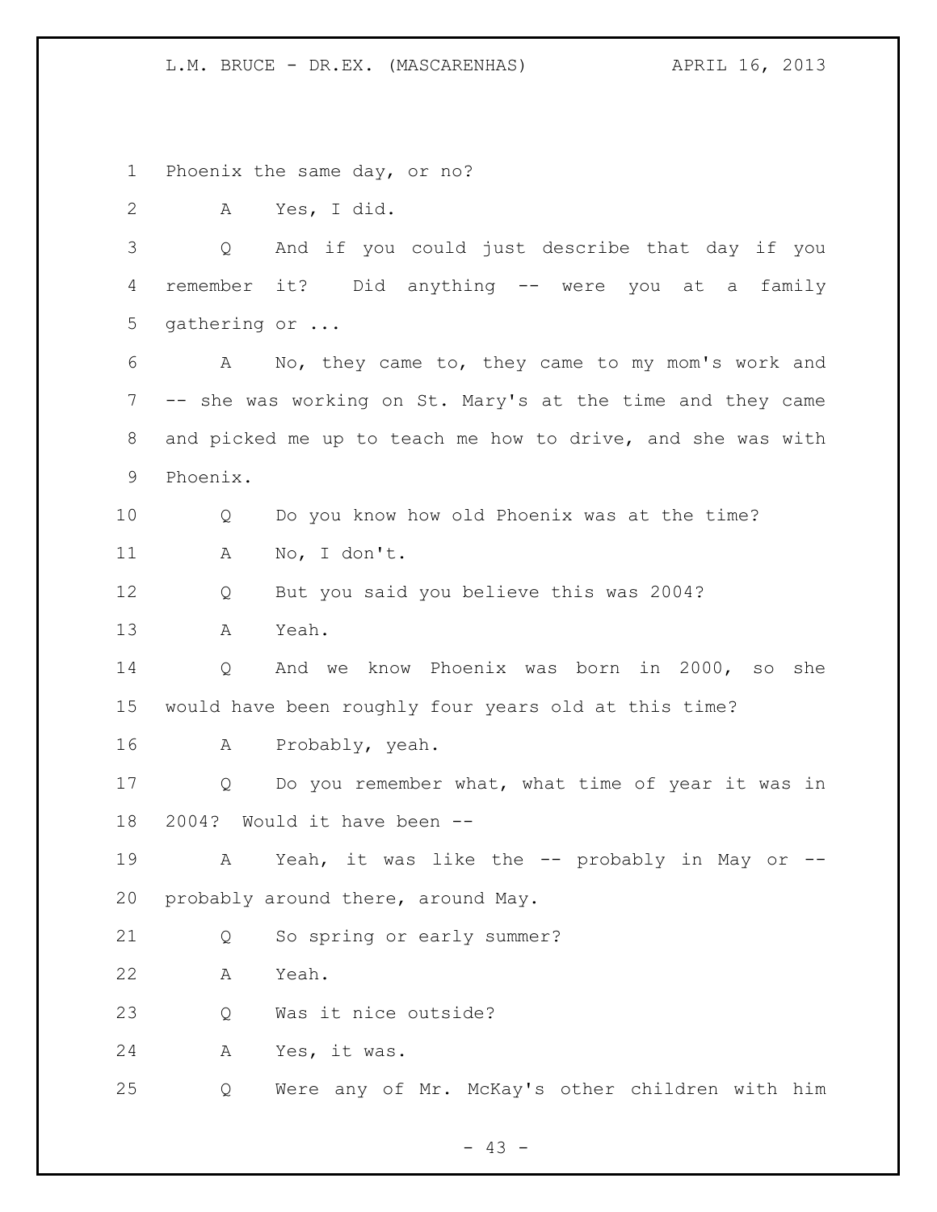Phoenix the same day, or no?

A Yes, I did.

Q And if you could just describe that day if you remember it? Did anything -- were you at a family gathering or ...

A No, they came to, they came to my mom's work and -- she was working on St. Mary's at the time and they came and picked me up to teach me how to drive, and she was with Phoenix.

Q Do you know how old Phoenix was at the time?

A No, I don't.

Q But you said you believe this was 2004?

A Yeah.

Q And we know Phoenix was born in 2000, so she would have been roughly four years old at this time?

A Probably, yeah.

Q Do you remember what, what time of year it was in 2004? Would it have been --

A Yeah, it was like the -- probably in May or -- probably around there, around May.

Q So spring or early summer?

A Yeah.

Q Was it nice outside?

A Yes, it was.

Q Were any of Mr. McKay's other children with him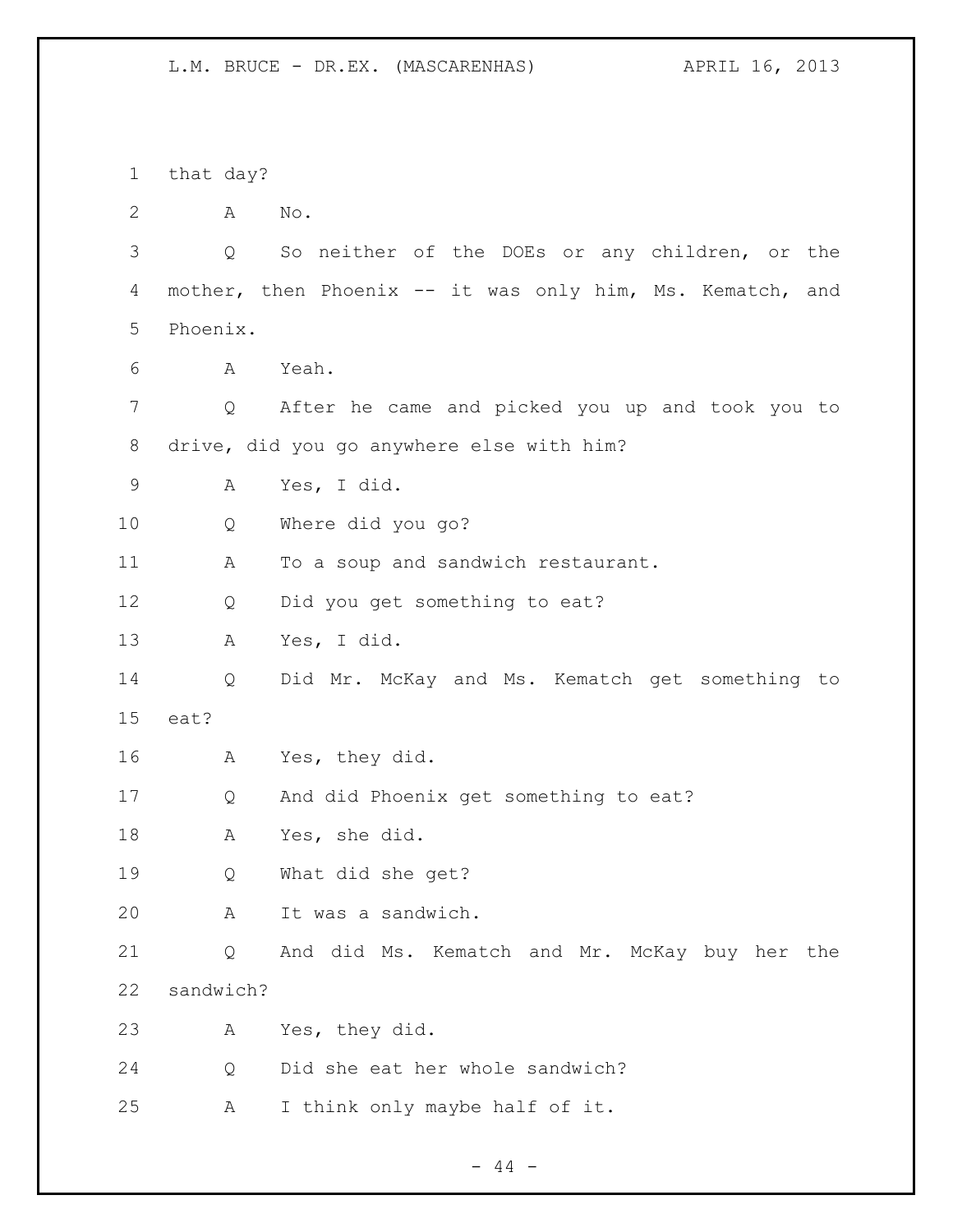1 that day?

2 A No.

3 Q So neither of the DOEs or any children, or the

4 mother, then Phoenix -- it was only him, Ms. Kematch, and

5 Phoenix.

6 A Yeah.

7 Q After he came and picked you up and took you to

8 drive, did you go anywhere else with him?

9 A Yes, I did.

10 Q Where did you go?

11 A To a soup and sandwich restaurant.

12 Q Did you get something to eat?

13 A Yes, I did.

14 Q Did Mr. McKay and Ms. Kematch get something to

15 eat?

16 A Yes, they did.

17 Q And did Phoenix get something to eat?

18 A Yes, she did.

19 Q What did she get?

20 A It was a sandwich.

21 Q And did Ms. Kematch and Mr. McKay buy her the

22 sandwich?

23 A Yes, they did.

24 Q Did she eat her whole sandwich?

25 A I think only maybe half of it.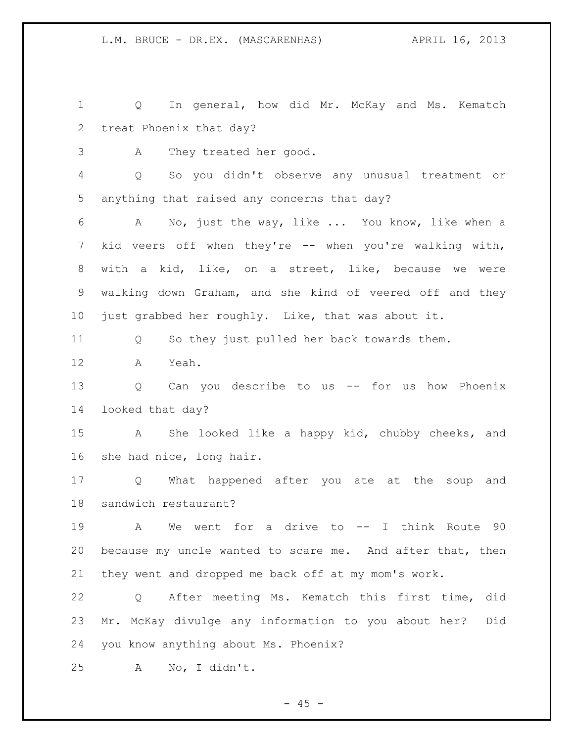Q In general, how did Mr. McKay and Ms. Kematch treat Phoenix that day?

A They treated her good.

Q So you didn't observe any unusual treatment or anything that raised any concerns that day?

A No, just the way, like ... You know, like when a kid veers off when they're -- when you're walking with, with a kid, like, on a street, like, because we were walking down Graham, and she kind of veered off and they just grabbed her roughly. Like, that was about it.

Q So they just pulled her back towards them.

A Yeah.

Q Can you describe to us -- for us how Phoenix looked that day?

A She looked like a happy kid, chubby cheeks, and she had nice, long hair.

Q What happened after you ate at the soup and sandwich restaurant?

A We went for a drive to -- I think Route 90 because my uncle wanted to scare me. And after that, then they went and dropped me back off at my mom's work.

Q After meeting Ms. Kematch this first time, did Mr. McKay divulge any information to you about her? Did you know anything about Ms. Phoenix?

A No, I didn't.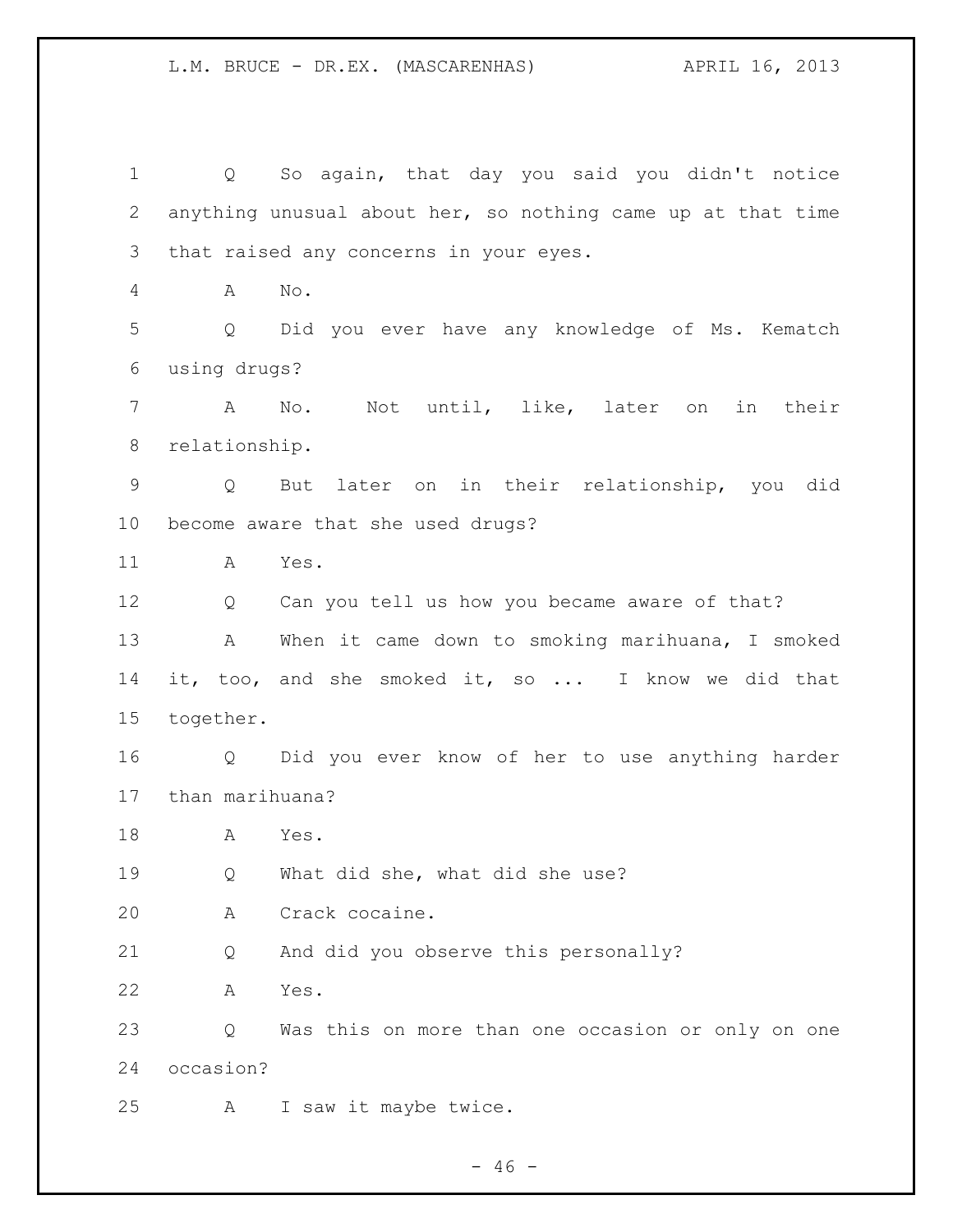Q So again, that day you said you didn't notice anything unusual about her, so nothing came up at that time that raised any concerns in your eyes.

A No.

Q Did you ever have any knowledge of Ms. Kematch using drugs?

A No. Not until, like, later on in their relationship.

Q But later on in their relationship, you did become aware that she used drugs?

A Yes.

Q Can you tell us how you became aware of that?

A When it came down to smoking marihuana, I smoked it, too, and she smoked it, so ... I know we did that together.

Q Did you ever know of her to use anything harder than marihuana?

A Yes.

Q What did she, what did she use?

A Crack cocaine.

Q And did you observe this personally?

A Yes.

Q Was this on more than one occasion or only on one occasion?

A I saw it maybe twice.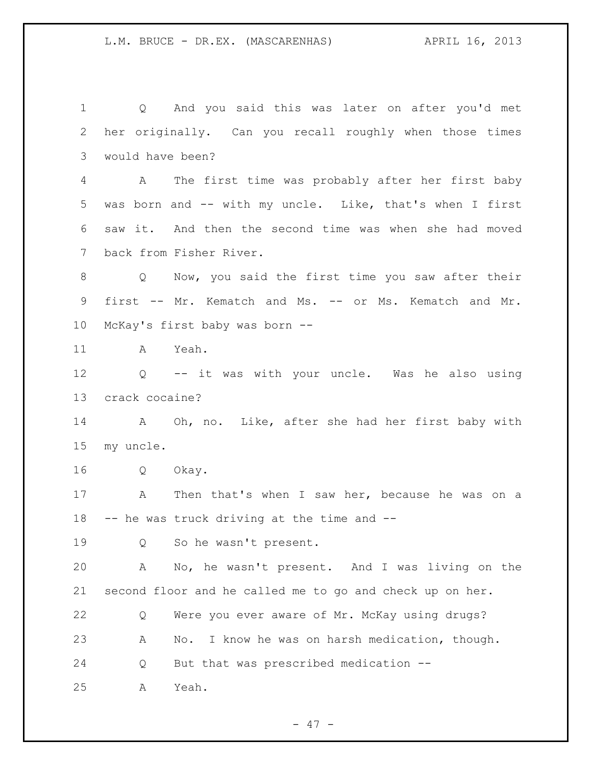Q And you said this was later on after you'd met her originally. Can you recall roughly when those times would have been?

A The first time was probably after her first baby was born and -- with my uncle. Like, that's when I first saw it. And then the second time was when she had moved back from Fisher River.

Q Now, you said the first time you saw after their first -- Mr. Kematch and Ms. -- or Ms. Kematch and Mr. McKay's first baby was born --

A Yeah.

Q -- it was with your uncle. Was he also using crack cocaine?

A Oh, no. Like, after she had her first baby with my uncle.

Q Okay.

A Then that's when I saw her, because he was on a -- he was truck driving at the time and --

Q So he wasn't present.

A No, he wasn't present. And I was living on the second floor and he called me to go and check up on her.

Q Were you ever aware of Mr. McKay using drugs?

A No. I know he was on harsh medication, though.

Q But that was prescribed medication --

A Yeah.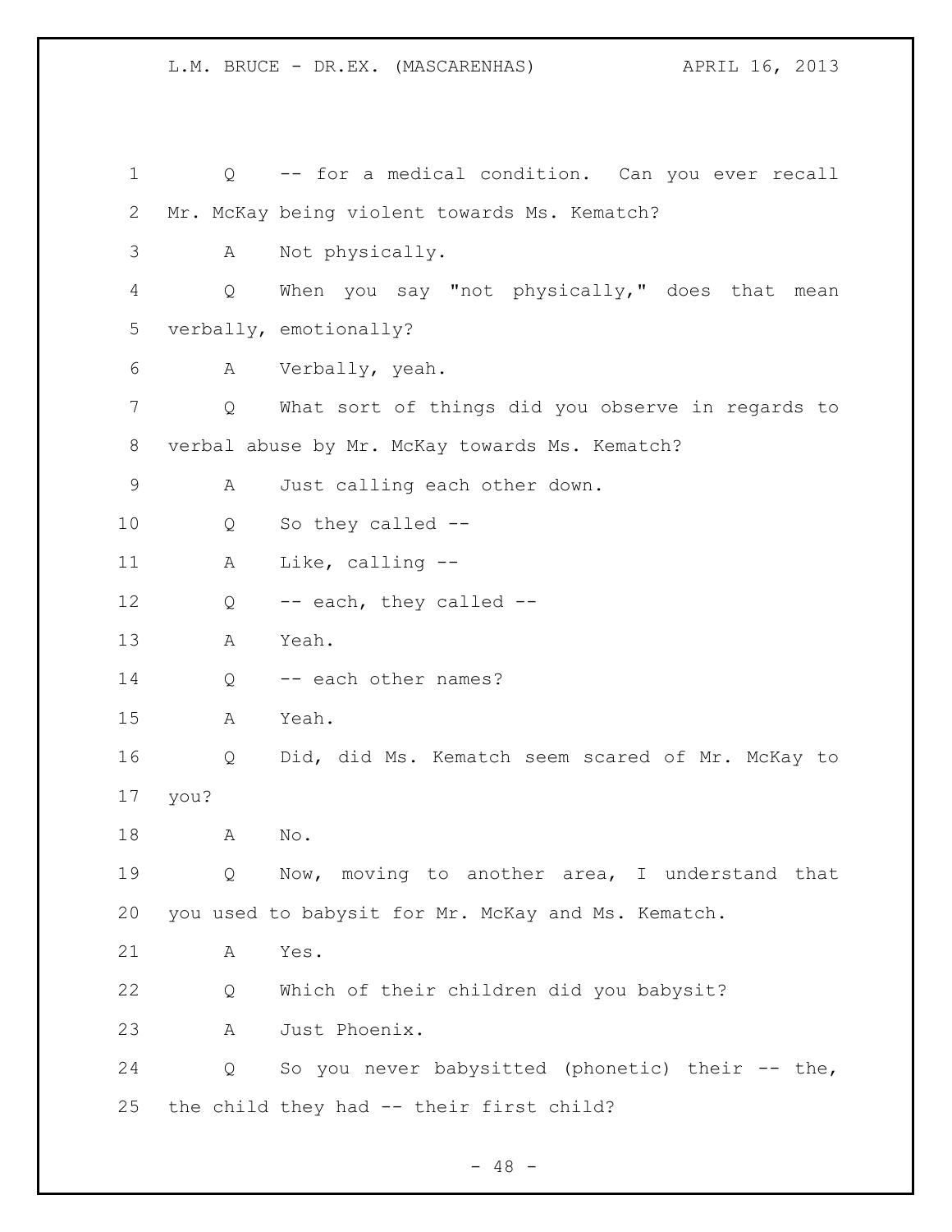Q -- for a medical condition. Can you ever recall Mr. McKay being violent towards Ms. Kematch?

A Not physically.

Q When you say "not physically," does that mean verbally, emotionally?

A Verbally, yeah.

Q What sort of things did you observe in regards to verbal abuse by Mr. McKay towards Ms. Kematch?

A Just calling each other down.

Q So they called --

A Like, calling --

Q -- each, they called --

A Yeah.

Q -- each other names?

A Yeah.

Q Did, did Ms. Kematch seem scared of Mr. McKay to you?

A No.

Q Now, moving to another area, I understand that you used to babysit for Mr. McKay and Ms. Kematch.

A Yes.

Q Which of their children did you babysit?

A Just Phoenix.

Q So you never babysitted (phonetic) their -- the, the child they had -- their first child?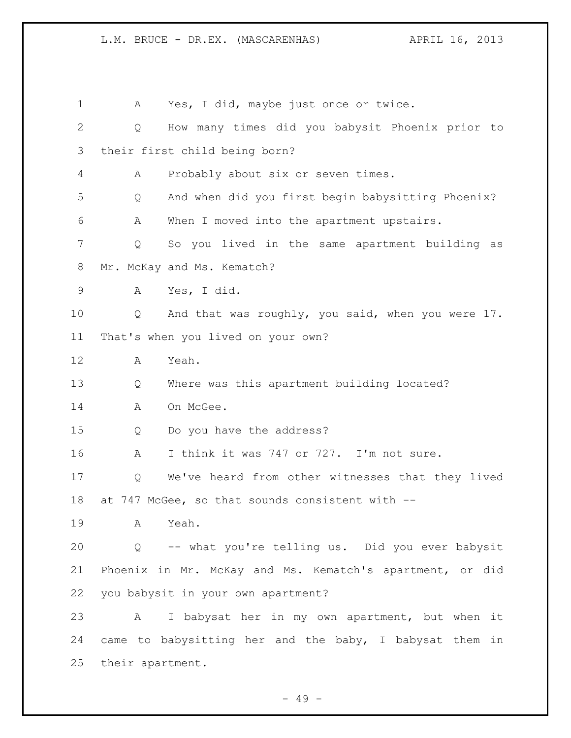A Yes, I did, maybe just once or twice.

Q How many times did you babysit Phoenix prior to their first child being born?

A Probably about six or seven times.

Q And when did you first begin babysitting Phoenix?

A When I moved into the apartment upstairs.

Q So you lived in the same apartment building as Mr. McKay and Ms. Kematch?

A Yes, I did.

Q And that was roughly, you said, when you were 17. That's when you lived on your own?

A Yeah.

Q Where was this apartment building located?

A On McGee.

Q Do you have the address?

A I think it was 747 or 727. I'm not sure.

Q We've heard from other witnesses that they lived at 747 McGee, so that sounds consistent with --

A Yeah.

Q -- what you're telling us. Did you ever babysit Phoenix in Mr. McKay and Ms. Kematch's apartment, or did you babysit in your own apartment?

A I babysat her in my own apartment, but when it came to babysitting her and the baby, I babysat them in their apartment.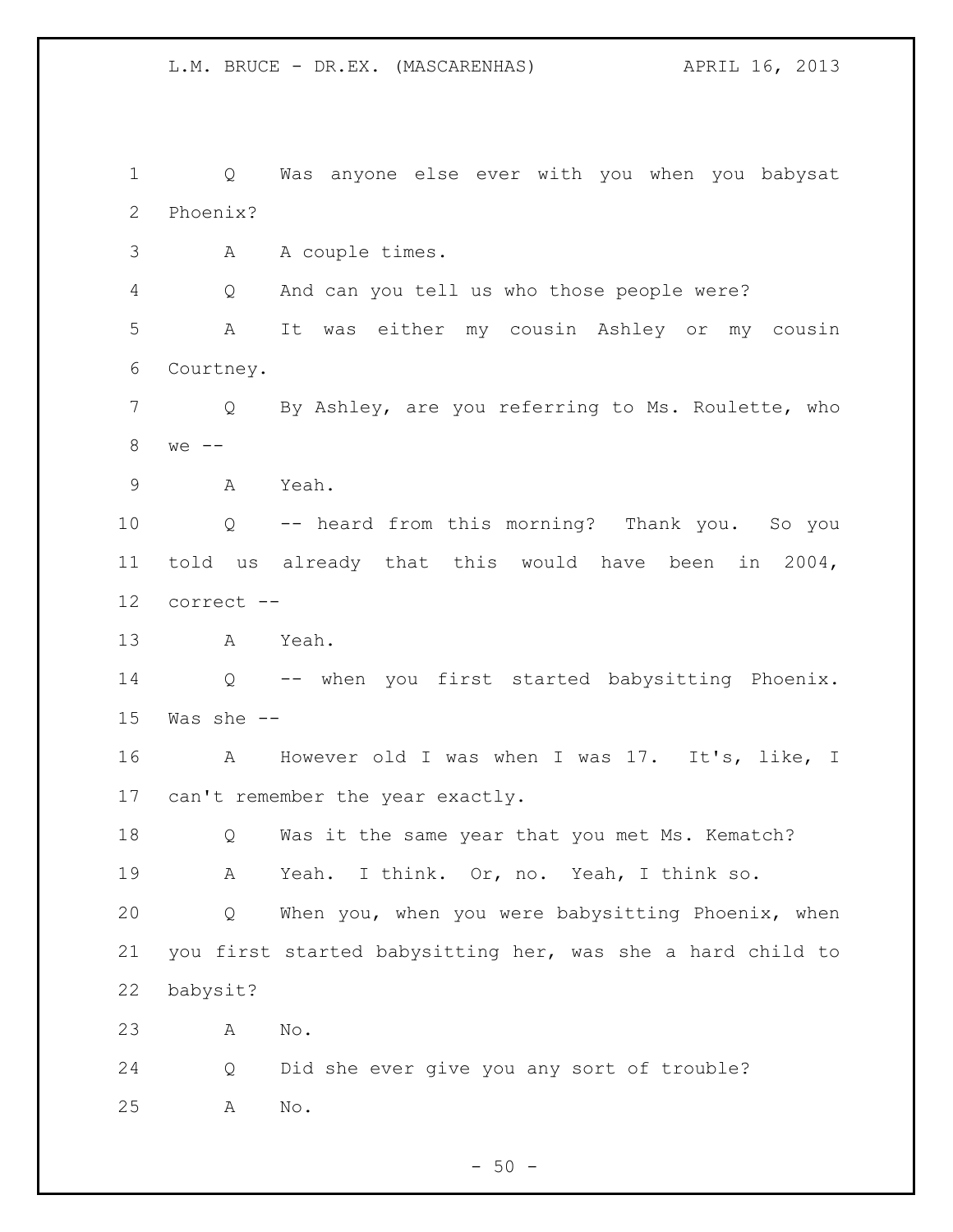Q Was anyone else ever with you when you babysat Phoenix?

A A couple times.

Q And can you tell us who those people were?

A It was either my cousin Ashley or my cousin Courtney.

Q By Ashley, are you referring to Ms. Roulette, who we --

A Yeah.

Q -- heard from this morning? Thank you. So you told us already that this would have been in 2004, correct --

A Yeah.

Q -- when you first started babysitting Phoenix. Was she --

A However old I was when I was 17. It's, like, I can't remember the year exactly.

Q Was it the same year that you met Ms. Kematch?

A Yeah. I think. Or, no. Yeah, I think so.

Q When you, when you were babysitting Phoenix, when you first started babysitting her, was she a hard child to babysit?

A No.

Q Did she ever give you any sort of trouble?

A No.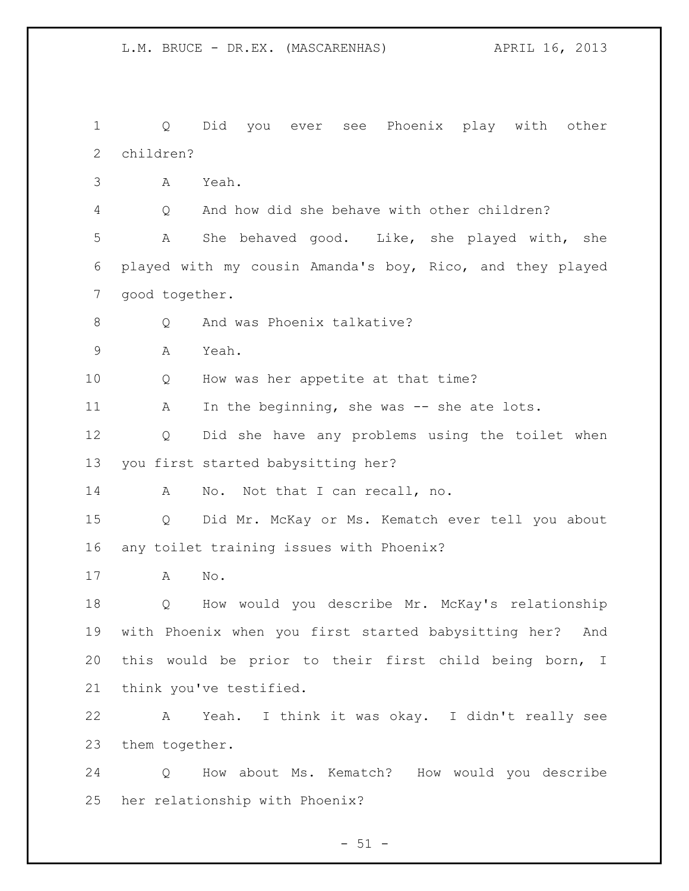Q Did you ever see Phoenix play with other children?

A Yeah.

Q And how did she behave with other children?

A She behaved good. Like, she played with, she played with my cousin Amanda's boy, Rico, and they played good together.

Q And was Phoenix talkative?

A Yeah.

Q How was her appetite at that time?

A In the beginning, she was -- she ate lots.

Q Did she have any problems using the toilet when you first started babysitting her?

A No. Not that I can recall, no.

Q Did Mr. McKay or Ms. Kematch ever tell you about any toilet training issues with Phoenix?

A No.

Q How would you describe Mr. McKay's relationship with Phoenix when you first started babysitting her? And this would be prior to their first child being born, I think you've testified.

A Yeah. I think it was okay. I didn't really see them together.

Q How about Ms. Kematch? How would you describe her relationship with Phoenix?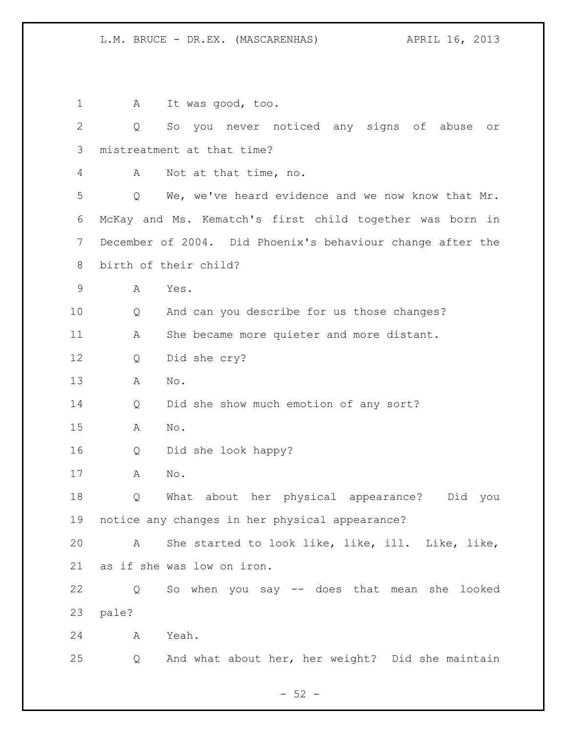A It was good, too.

Q So you never noticed any signs of abuse or mistreatment at that time?

A Not at that time, no.

Q We, we've heard evidence and we now know that Mr. McKay and Ms. Kematch's first child together was born in December of 2004. Did Phoenix's behaviour change after the birth of their child?

A Yes.

Q And can you describe for us those changes?

A She became more quieter and more distant.

Q Did she cry?

A No.

Q Did she show much emotion of any sort?

A No.

Q Did she look happy?

A No.

Q What about her physical appearance? Did you notice any changes in her physical appearance?

A She started to look like, like, ill. Like, like, as if she was low on iron.

Q So when you say -- does that mean she looked pale?

A Yeah.

Q And what about her, her weight? Did she maintain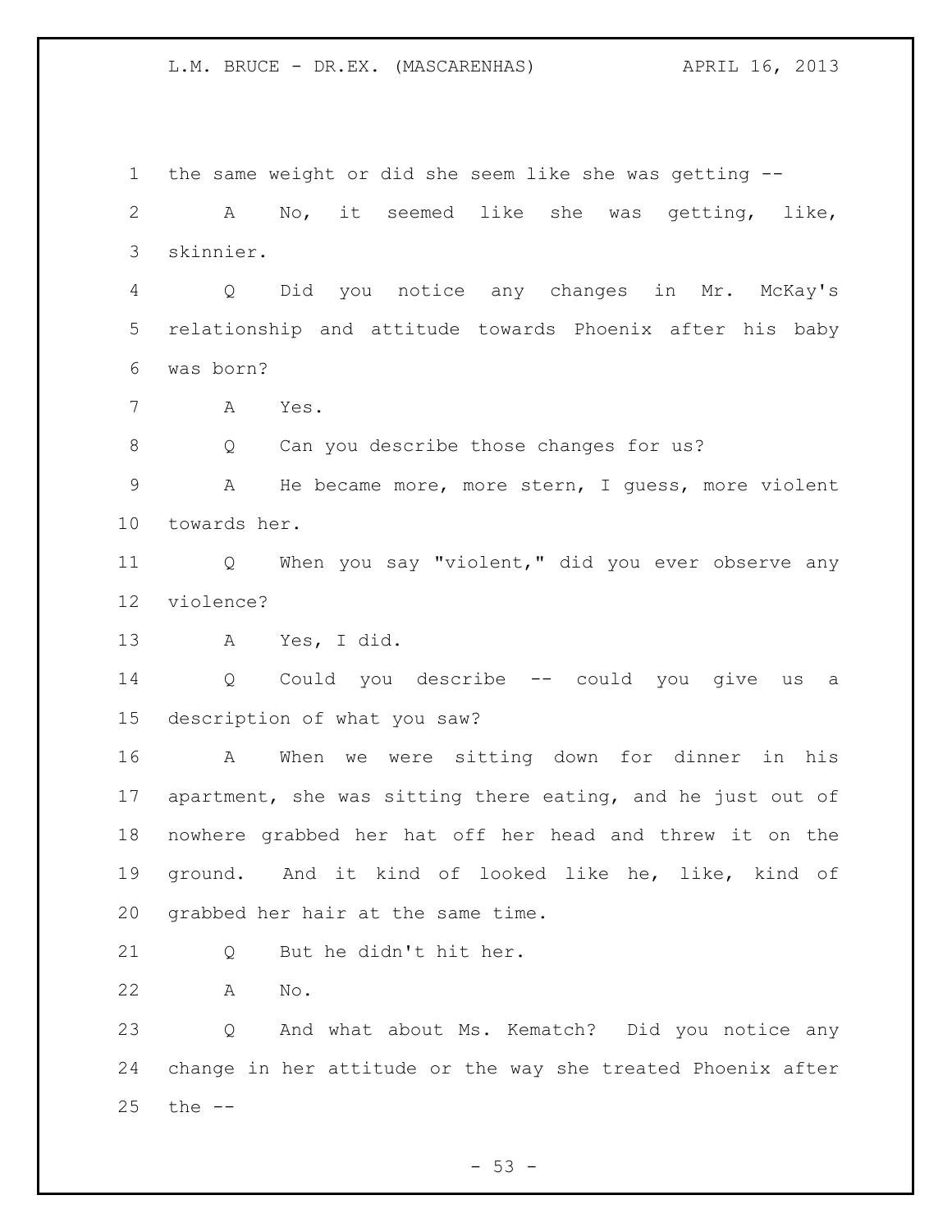the same weight or did she seem like she was getting --

A No, it seemed like she was getting, like, skinnier.

Q Did you notice any changes in Mr. McKay's relationship and attitude towards Phoenix after his baby was born?

A Yes.

Q Can you describe those changes for us?

A He became more, more stern, I guess, more violent towards her.

Q When you say "violent," did you ever observe any violence?

A Yes, I did.

Q Could you describe -- could you give us a description of what you saw?

A When we were sitting down for dinner in his apartment, she was sitting there eating, and he just out of nowhere grabbed her hat off her head and threw it on the ground. And it kind of looked like he, like, kind of grabbed her hair at the same time.

Q But he didn't hit her.

A No.

Q And what about Ms. Kematch? Did you notice any change in her attitude or the way she treated Phoenix after the --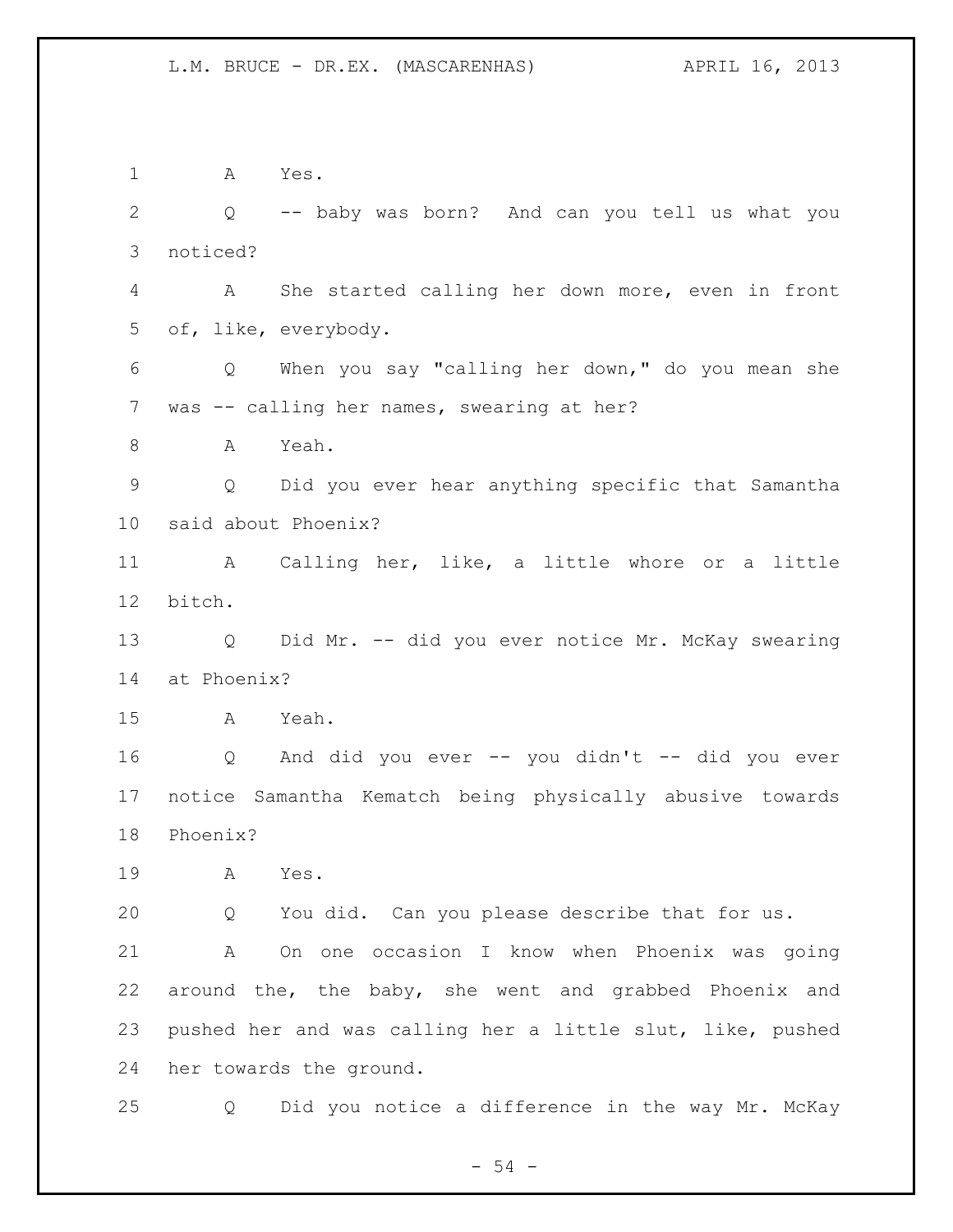A Yes.

Q -- baby was born? And can you tell us what you noticed?

A She started calling her down more, even in front of, like, everybody.

Q When you say "calling her down," do you mean she was -- calling her names, swearing at her?

A Yeah.

Q Did you ever hear anything specific that Samantha said about Phoenix?

A Calling her, like, a little whore or a little bitch.

Q Did Mr. -- did you ever notice Mr. McKay swearing at Phoenix?

A Yeah.

Q And did you ever -- you didn't -- did you ever notice Samantha Kematch being physically abusive towards Phoenix?

A Yes.

Q You did. Can you please describe that for us.

A On one occasion I know when Phoenix was going around the, the baby, she went and grabbed Phoenix and pushed her and was calling her a little slut, like, pushed her towards the ground.

Q Did you notice a difference in the way Mr. McKay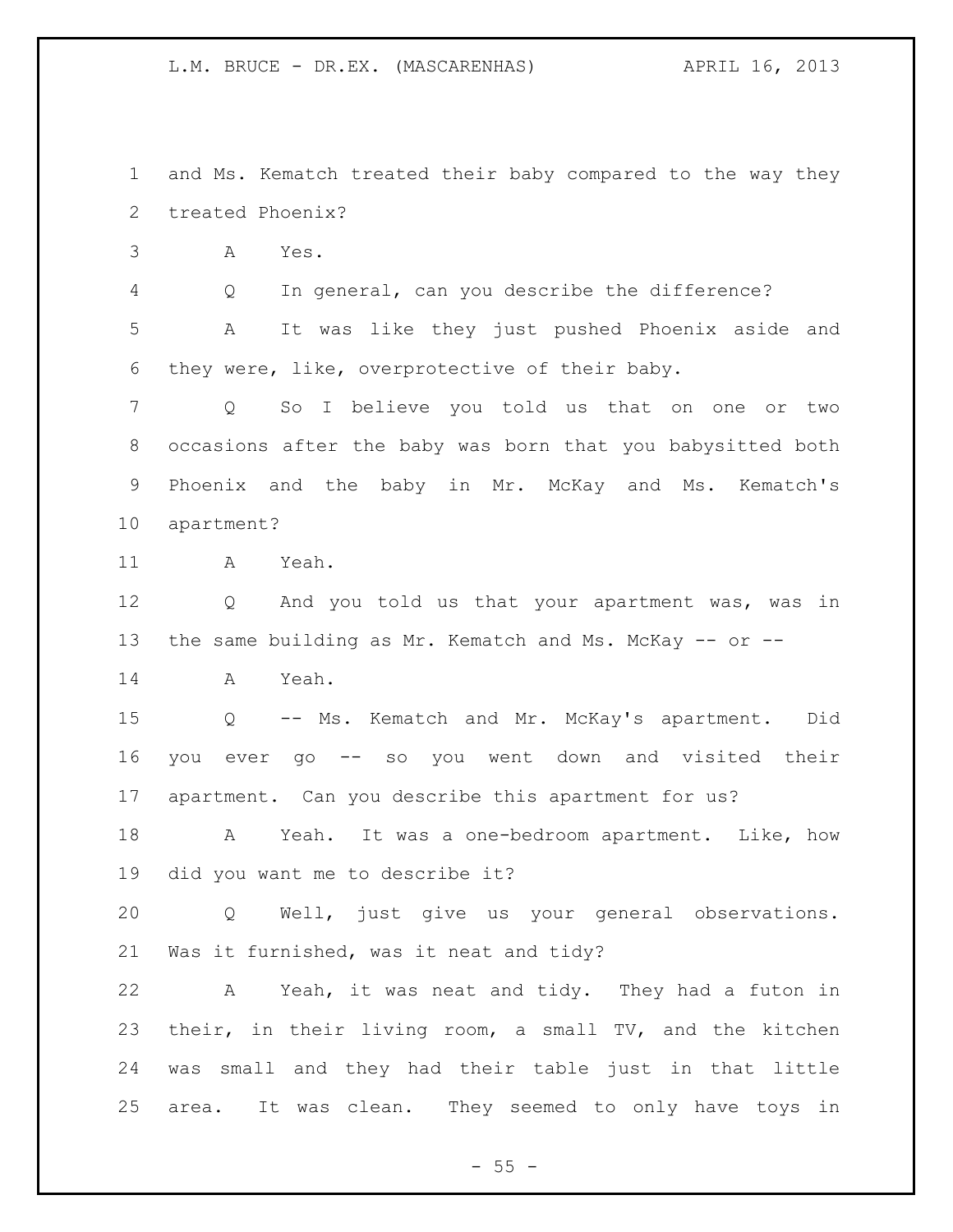and Ms. Kematch treated their baby compared to the way they treated Phoenix?

A Yes.

Q In general, can you describe the difference?

A It was like they just pushed Phoenix aside and they were, like, overprotective of their baby.

Q So I believe you told us that on one or two occasions after the baby was born that you babysitted both Phoenix and the baby in Mr. McKay and Ms. Kematch's apartment?

A Yeah.

Q And you told us that your apartment was, was in the same building as Mr. Kematch and Ms. McKay -- or --

A Yeah.

Q -- Ms. Kematch and Mr. McKay's apartment. Did you ever go -- so you went down and visited their apartment. Can you describe this apartment for us?

A Yeah. It was a one-bedroom apartment. Like, how did you want me to describe it?

Q Well, just give us your general observations. Was it furnished, was it neat and tidy?

A Yeah, it was neat and tidy. They had a futon in their, in their living room, a small TV, and the kitchen was small and they had their table just in that little area. It was clean. They seemed to only have toys in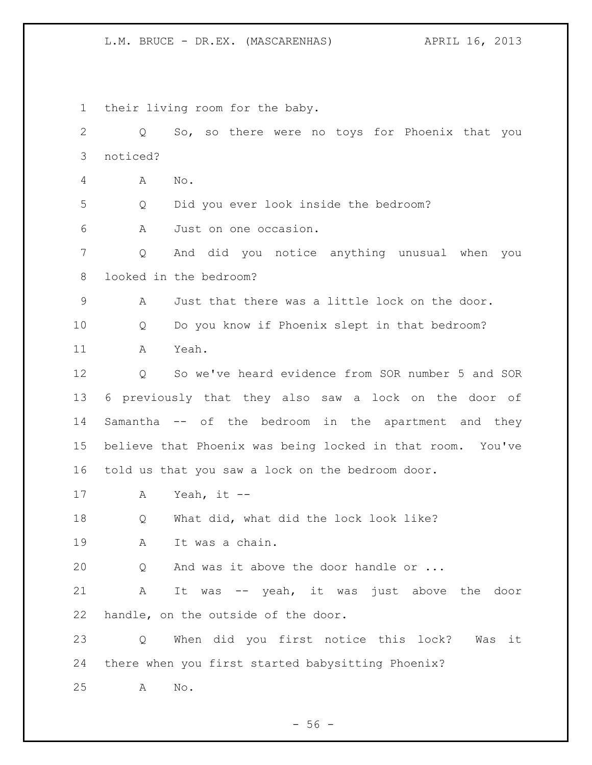their living room for the baby.

Q So, so there were no toys for Phoenix that you noticed?

A No.

Q Did you ever look inside the bedroom?

A Just on one occasion.

Q And did you notice anything unusual when you looked in the bedroom?

A Just that there was a little lock on the door.

Q Do you know if Phoenix slept in that bedroom?

A Yeah.

Q So we've heard evidence from SOR number 5 and SOR 6 previously that they also saw a lock on the door of Samantha -- of the bedroom in the apartment and they believe that Phoenix was being locked in that room. You've told us that you saw a lock on the bedroom door.

A Yeah, it --

Q What did, what did the lock look like?

A It was a chain.

Q And was it above the door handle or ...

A It was -- yeah, it was just above the door handle, on the outside of the door.

Q When did you first notice this lock? Was it there when you first started babysitting Phoenix?

A No.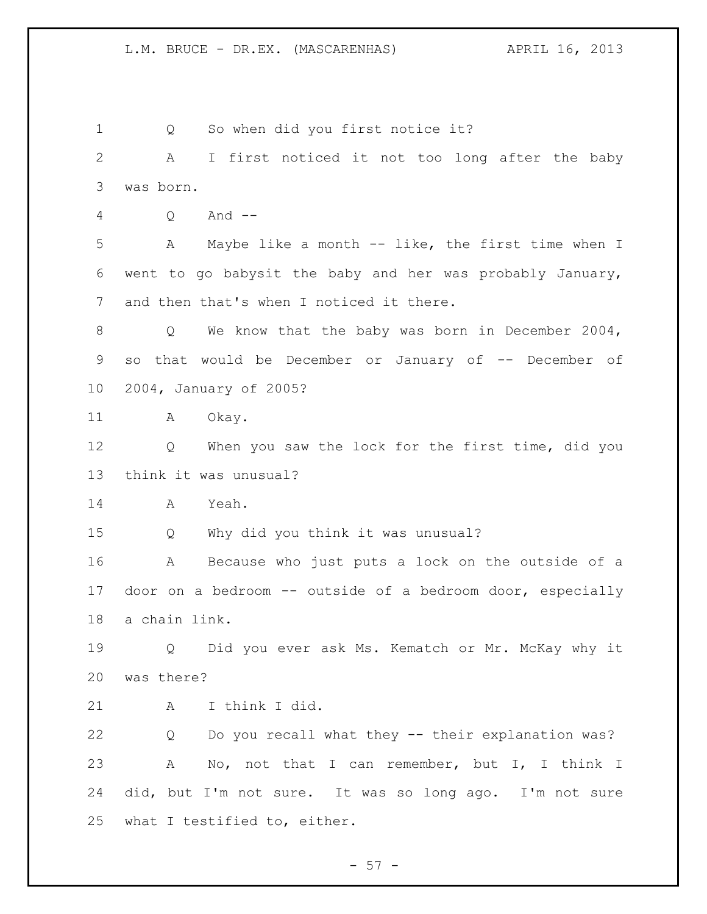Q So when did you first notice it?

A I first noticed it not too long after the baby was born.

Q And --

A Maybe like a month -- like, the first time when I went to go babysit the baby and her was probably January, and then that's when I noticed it there.

Q We know that the baby was born in December 2004, so that would be December or January of -- December of 2004, January of 2005?

A Okay.

Q When you saw the lock for the first time, did you think it was unusual?

A Yeah.

Q Why did you think it was unusual?

A Because who just puts a lock on the outside of a door on a bedroom -- outside of a bedroom door, especially a chain link.

Q Did you ever ask Ms. Kematch or Mr. McKay why it was there?

A I think I did.

Q Do you recall what they -- their explanation was?

A No, not that I can remember, but I, I think I did, but I'm not sure. It was so long ago. I'm not sure what I testified to, either.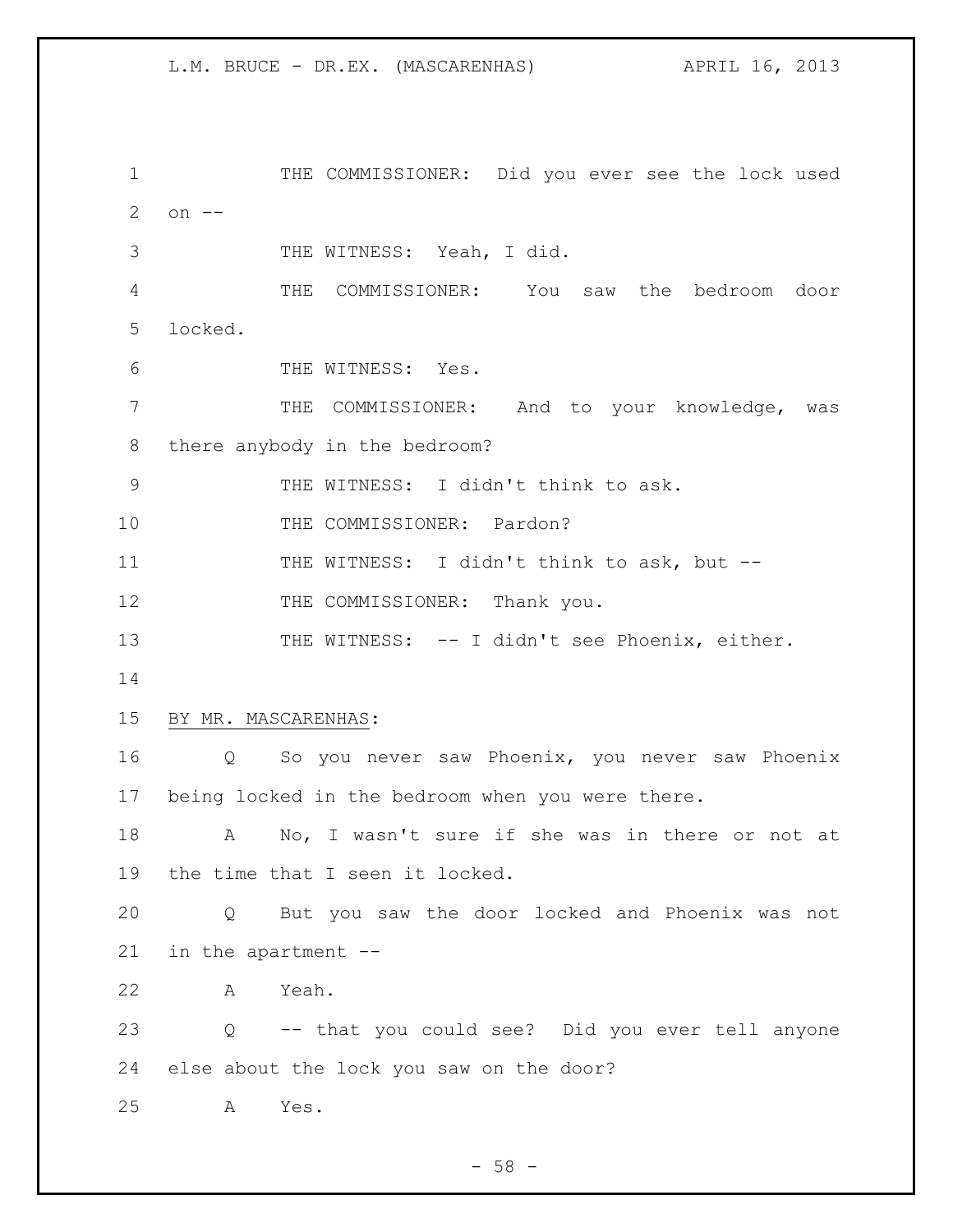THE COMMISSIONER: Did you ever see the lock used on --

THE WITNESS: Yeah, I did.

THE COMMISSIONER: You saw the bedroom door locked.

THE WITNESS: Yes.

THE COMMISSIONER: And to your knowledge, was there anybody in the bedroom?

THE WITNESS: I didn't think to ask.

THE COMMISSIONER: Pardon?

THE WITNESS: I didn't think to ask, but --

THE COMMISSIONER: Thank you.

THE WITNESS: -- I didn't see Phoenix, either.

BY MR. MASCARENHAS:

Q So you never saw Phoenix, you never saw Phoenix being locked in the bedroom when you were there.

A No, I wasn't sure if she was in there or not at the time that I seen it locked.

Q But you saw the door locked and Phoenix was not in the apartment --

A Yeah.

Q -- that you could see? Did you ever tell anyone else about the lock you saw on the door?

A Yes.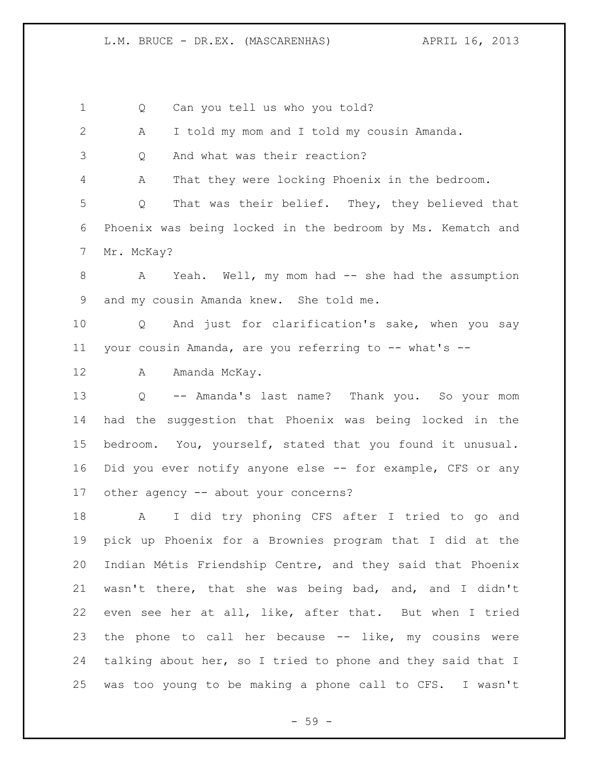1 Q Can you tell us who you told?

2 A I told my mom and I told my cousin Amanda.

3 Q And what was their reaction?

4 A That they were locking Phoenix in the bedroom.

5 Q That was their belief. They, they believed that
6 Phoenix was being locked in the bedroom by Ms. Kematch and
7 Mr. McKay?

8 A Yeah. Well, my mom had -- she had the assumption
9 and my cousin Amanda knew. She told me.

10 Q And just for clarification's sake, when you say
11 your cousin Amanda, are you referring to -- what's --

12 A Amanda McKay.

13 Q -- Amanda's last name? Thank you. So your mom
14 had the suggestion that Phoenix was being locked in the
15 bedroom. You, yourself, stated that you found it unusual.
16 Did you ever notify anyone else -- for example, CFS or any
17 other agency -- about your concerns?

18 A I did try phoning CFS after I tried to go and
19 pick up Phoenix for a Brownies program that I did at the
20 Indian Métis Friendship Centre, and they said that Phoenix
21 wasn't there, that she was being bad, and, and I didn't
22 even see her at all, like, after that. But when I tried
23 the phone to call her because -- like, my cousins were
24 talking about her, so I tried to phone and they said that I
25 was too young to be making a phone call to CFS. I wasn't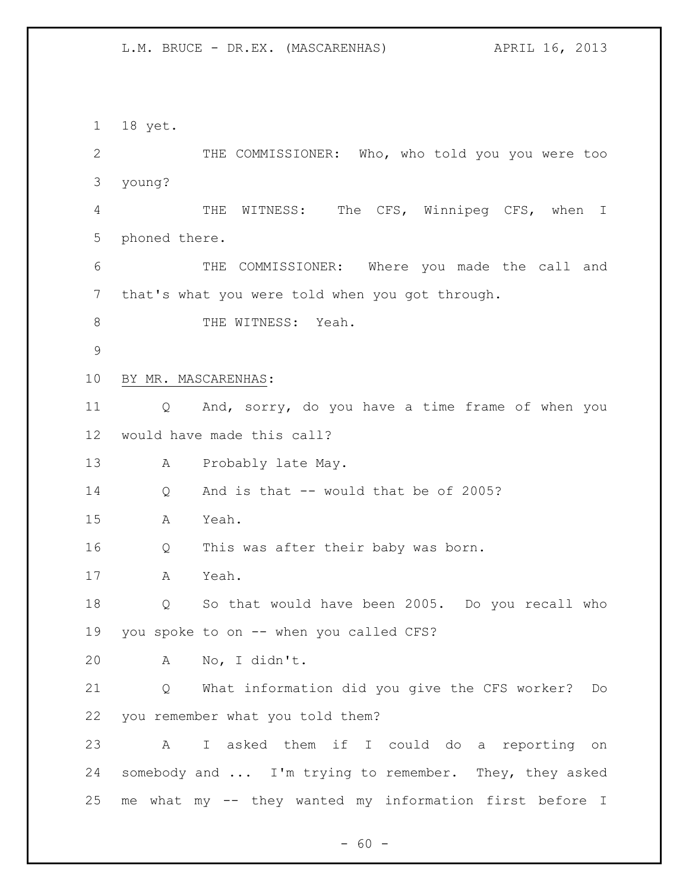18 yet.

THE COMMISSIONER: Who, who told you you were too young?

THE WITNESS: The CFS, Winnipeg CFS, when I phoned there.

THE COMMISSIONER: Where you made the call and that's what you were told when you got through.

THE WITNESS: Yeah.

BY MR. MASCARENHAS:

Q And, sorry, do you have a time frame of when you would have made this call?

A Probably late May.

Q And is that -- would that be of 2005?

A Yeah.

Q This was after their baby was born.

A Yeah.

Q So that would have been 2005. Do you recall who you spoke to on -- when you called CFS?

A No, I didn't.

Q What information did you give the CFS worker? Do you remember what you told them?

A I asked them if I could do a reporting on somebody and ... I'm trying to remember. They, they asked me what my -- they wanted my information first before I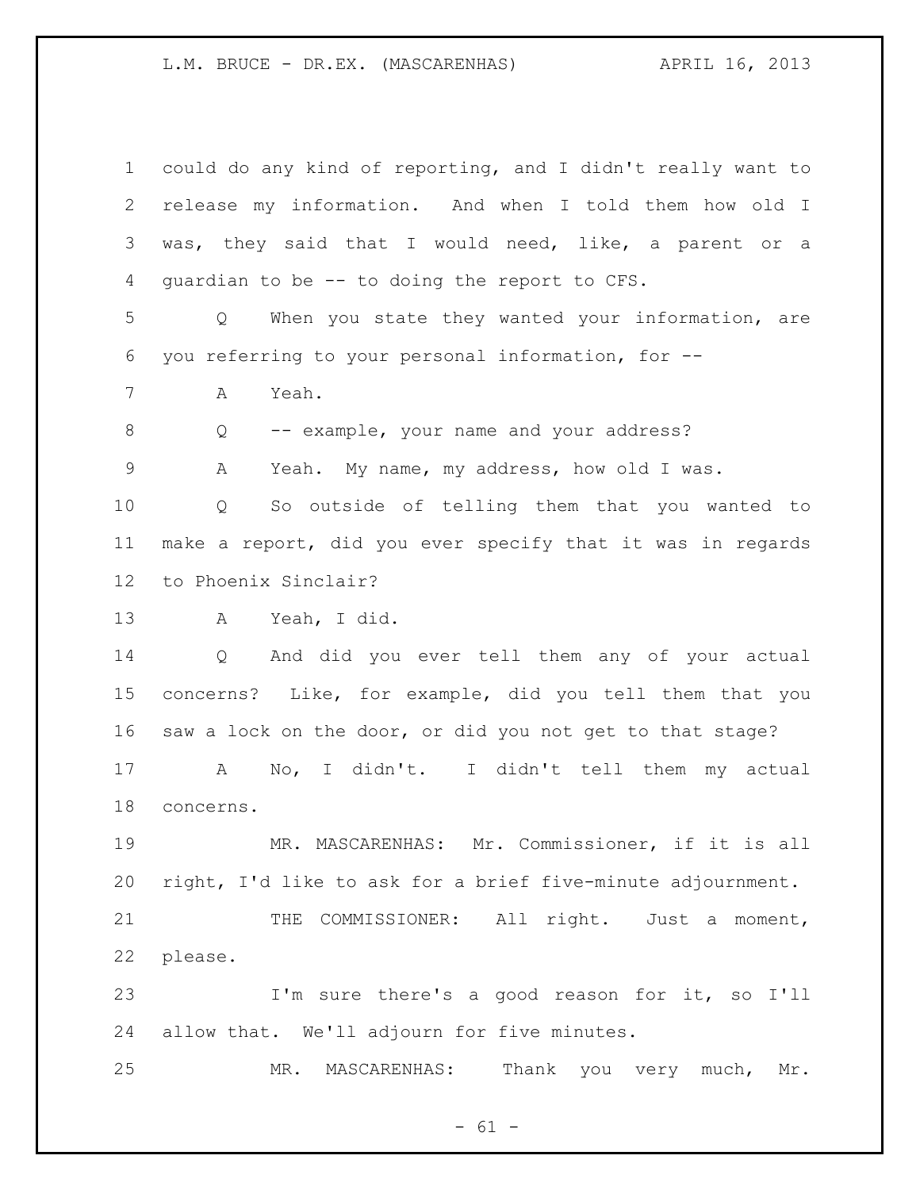could do any kind of reporting, and I didn't really want to release my information. And when I told them how old I was, they said that I would need, like, a parent or a guardian to be -- to doing the report to CFS.

Q When you state they wanted your information, are you referring to your personal information, for --

A Yeah.

Q -- example, your name and your address?

A Yeah. My name, my address, how old I was.

Q So outside of telling them that you wanted to make a report, did you ever specify that it was in regards to Phoenix Sinclair?

A Yeah, I did.

Q And did you ever tell them any of your actual concerns? Like, for example, did you tell them that you saw a lock on the door, or did you not get to that stage?

A No, I didn't. I didn't tell them my actual concerns.

MR. MASCARENHAS: Mr. Commissioner, if it is all right, I'd like to ask for a brief five-minute adjournment.

THE COMMISSIONER: All right. Just a moment, please.

I'm sure there's a good reason for it, so I'll allow that. We'll adjourn for five minutes.

MR. MASCARENHAS: Thank you very much, Mr.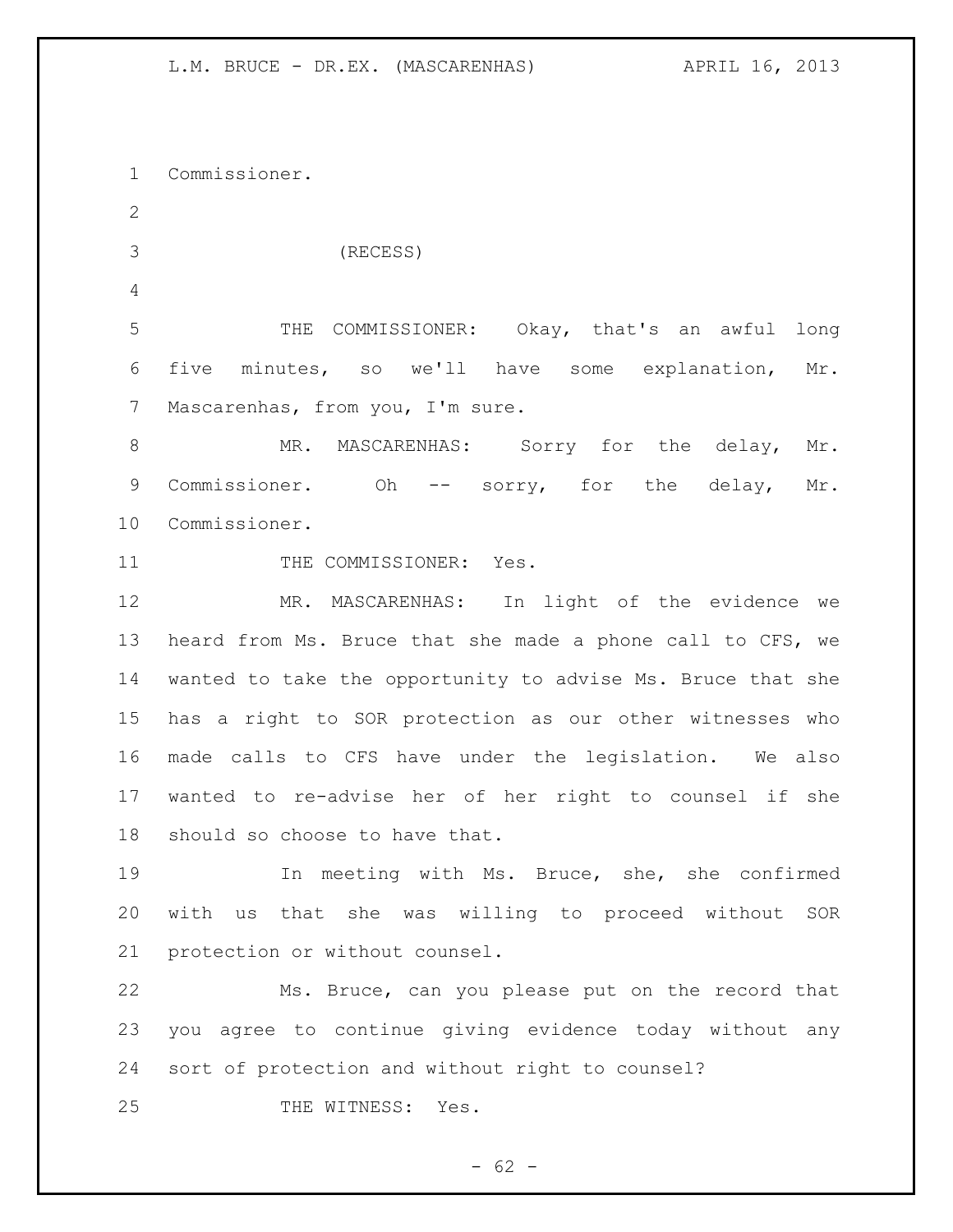Commissioner.

(RECESS)

THE COMMISSIONER: Okay, that's an awful long five minutes, so we'll have some explanation, Mr. Mascarenhas, from you, I'm sure.

MR. MASCARENHAS: Sorry for the delay, Mr. Commissioner. Oh -- sorry, for the delay, Mr. Commissioner.

THE COMMISSIONER: Yes.

MR. MASCARENHAS: In light of the evidence we heard from Ms. Bruce that she made a phone call to CFS, we wanted to take the opportunity to advise Ms. Bruce that she has a right to SOR protection as our other witnesses who made calls to CFS have under the legislation. We also wanted to re-advise her of her right to counsel if she should so choose to have that.

In meeting with Ms. Bruce, she, she confirmed with us that she was willing to proceed without SOR protection or without counsel.

Ms. Bruce, can you please put on the record that you agree to continue giving evidence today without any sort of protection and without right to counsel?

THE WITNESS: Yes.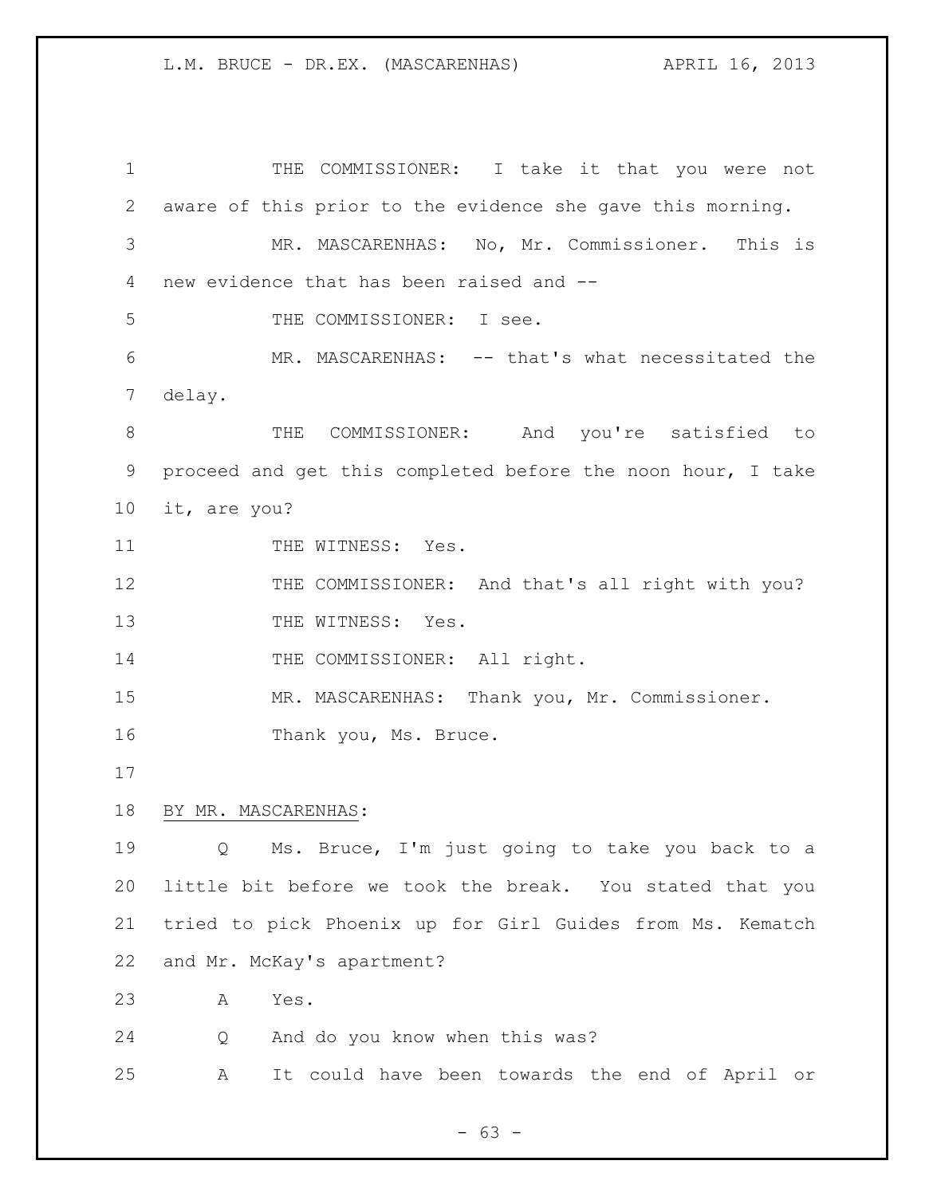THE COMMISSIONER: I take it that you were not aware of this prior to the evidence she gave this morning.

MR. MASCARENHAS: No, Mr. Commissioner. This is new evidence that has been raised and --

THE COMMISSIONER: I see.

MR. MASCARENHAS: -- that's what necessitated the delay.

THE COMMISSIONER: And you're satisfied to proceed and get this completed before the noon hour, I take it, are you?

THE WITNESS: Yes.

THE COMMISSIONER: And that's all right with you?

THE WITNESS: Yes.

THE COMMISSIONER: All right.

MR. MASCARENHAS: Thank you, Mr. Commissioner.

Thank you, Ms. Bruce.

BY MR. MASCARENHAS:

Q Ms. Bruce, I'm just going to take you back to a little bit before we took the break. You stated that you tried to pick Phoenix up for Girl Guides from Ms. Kematch and Mr. McKay's apartment?

A Yes.

Q And do you know when this was?

A It could have been towards the end of April or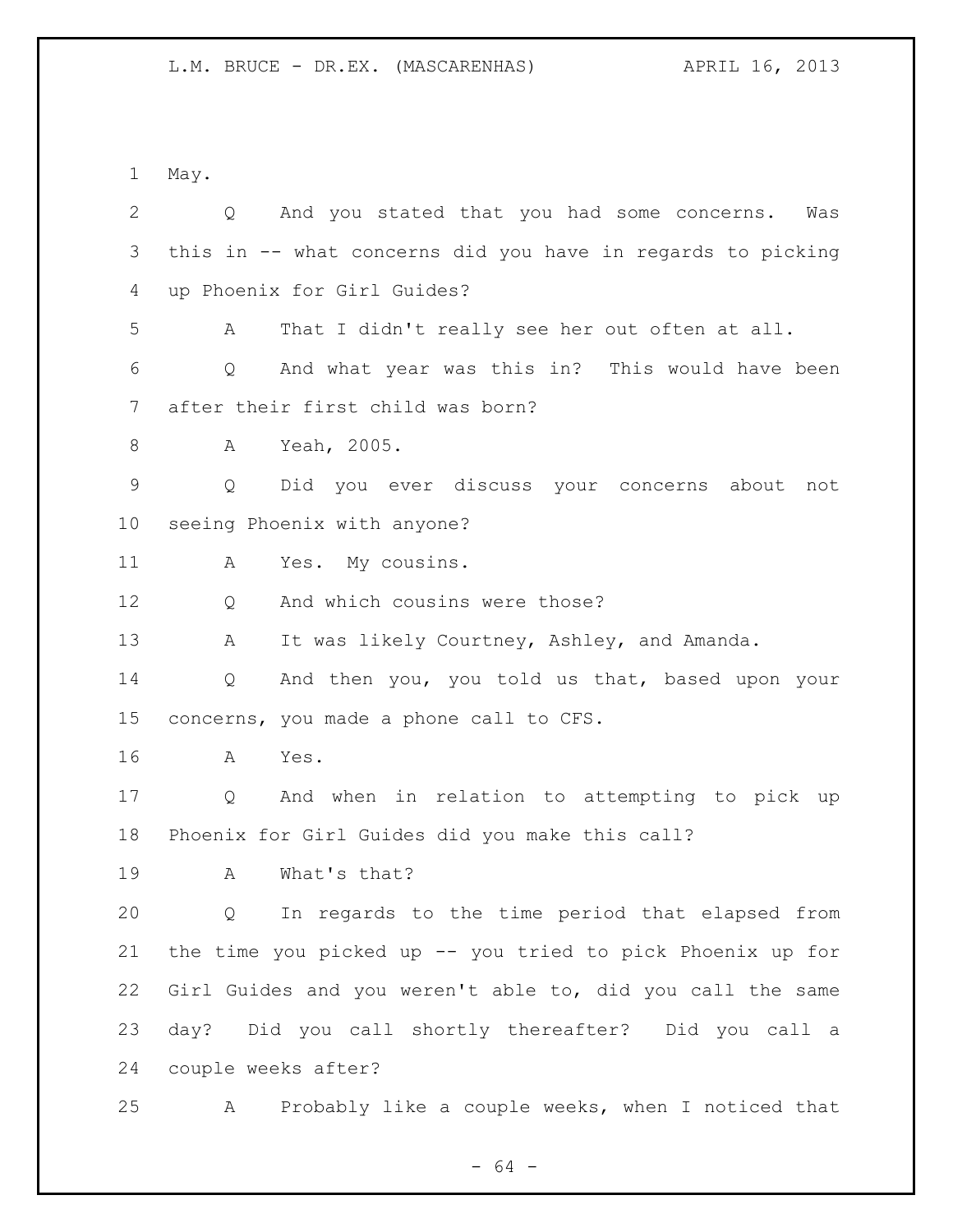May.

Q And you stated that you had some concerns. Was this in -- what concerns did you have in regards to picking up Phoenix for Girl Guides?

A That I didn't really see her out often at all.

Q And what year was this in? This would have been after their first child was born?

A Yeah, 2005.

Q Did you ever discuss your concerns about not seeing Phoenix with anyone?

A Yes. My cousins.

Q And which cousins were those?

A It was likely Courtney, Ashley, and Amanda.

Q And then you, you told us that, based upon your concerns, you made a phone call to CFS.

A Yes.

Q And when in relation to attempting to pick up Phoenix for Girl Guides did you make this call?

A What's that?

Q In regards to the time period that elapsed from the time you picked up -- you tried to pick Phoenix up for Girl Guides and you weren't able to, did you call the same day? Did you call shortly thereafter? Did you call a couple weeks after?

A Probably like a couple weeks, when I noticed that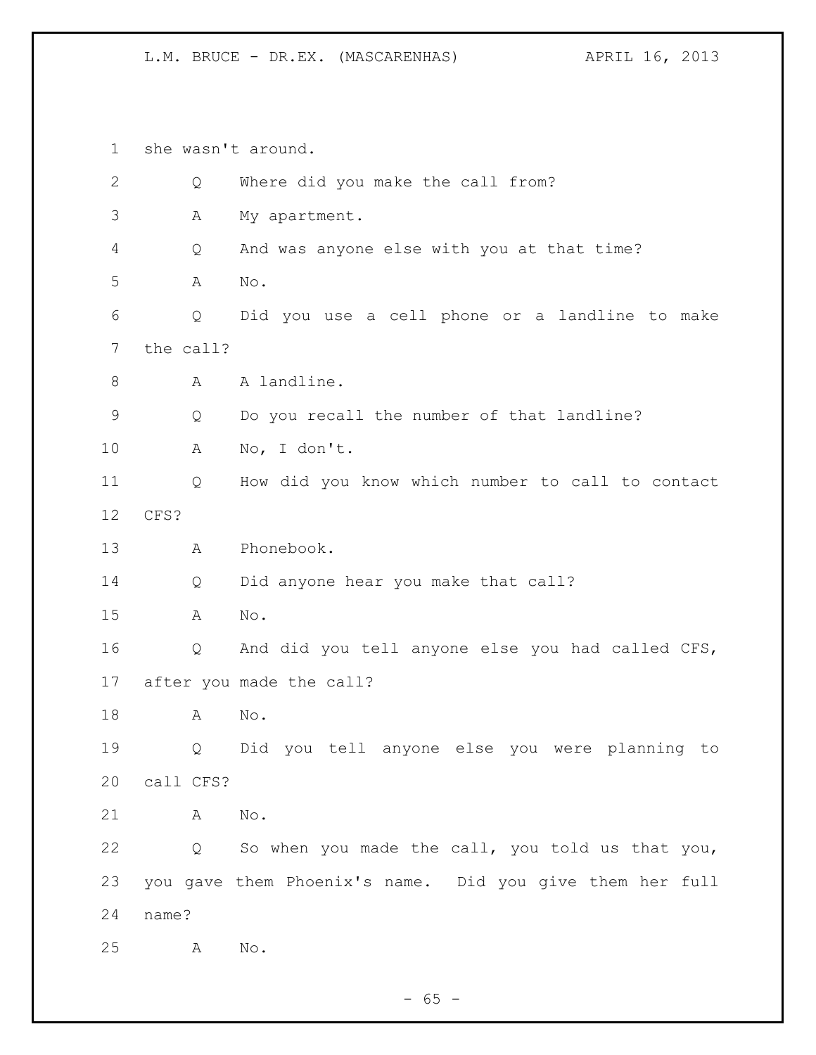she wasn't around.

Q Where did you make the call from?

A My apartment.

Q And was anyone else with you at that time?

A No.

Q Did you use a cell phone or a landline to make the call?

A A landline.

Q Do you recall the number of that landline?

A No, I don't.

Q How did you know which number to call to contact CFS?

A Phonebook.

Q Did anyone hear you make that call?

A No.

Q And did you tell anyone else you had called CFS, after you made the call?

A No.

Q Did you tell anyone else you were planning to call CFS?

A No.

Q So when you made the call, you told us that you, you gave them Phoenix's name. Did you give them her full name?

A No.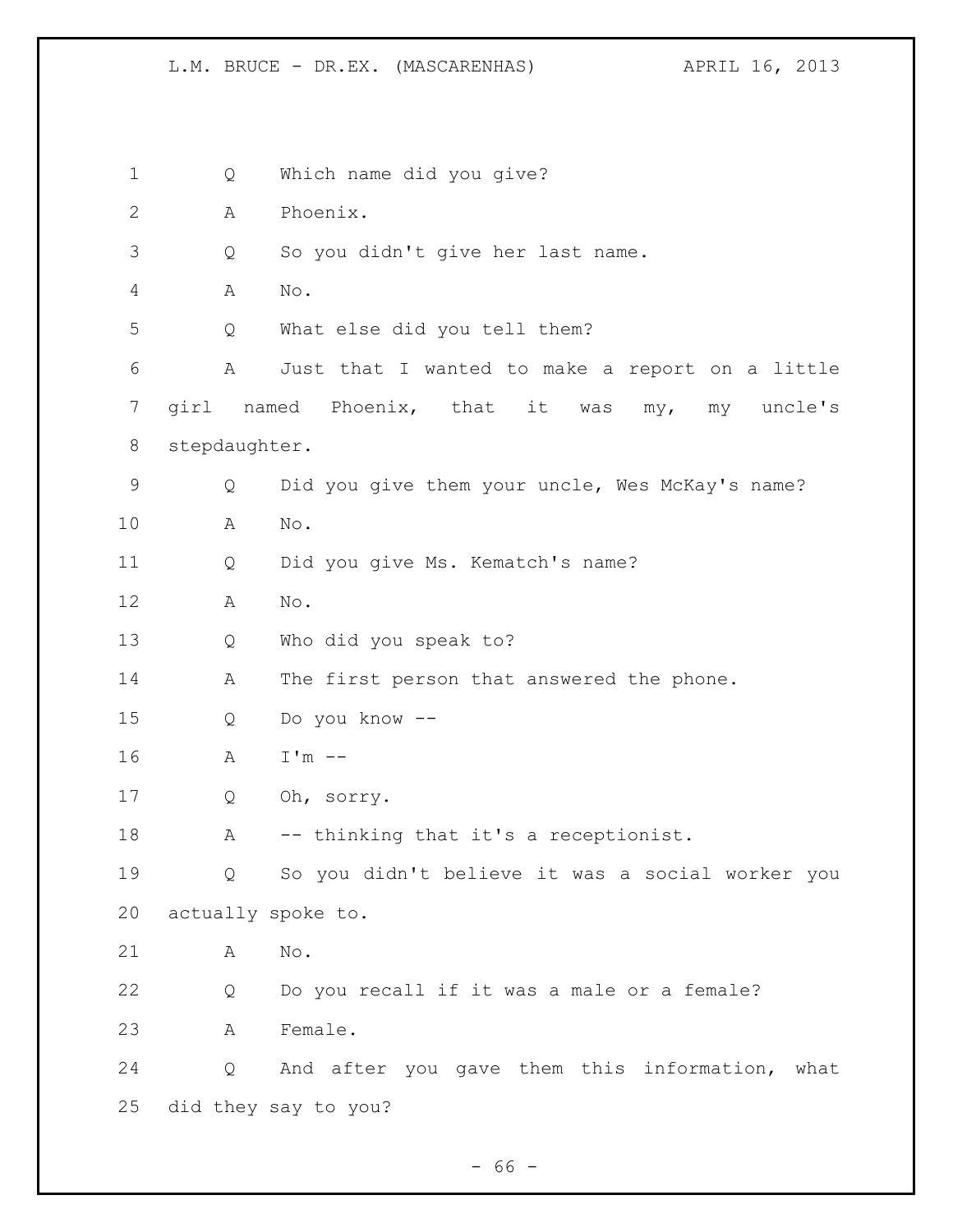Q Which name did you give?

A Phoenix.

Q So you didn't give her last name.

A No.

Q What else did you tell them?

A Just that I wanted to make a report on a little girl named Phoenix, that it was my, my uncle's stepdaughter.

Q Did you give them your uncle, Wes McKay's name?

A No.

Q Did you give Ms. Kematch's name?

A No.

Q Who did you speak to?

A The first person that answered the phone.

Q Do you know --

A I'm --

Q Oh, sorry.

A -- thinking that it's a receptionist.

Q So you didn't believe it was a social worker you actually spoke to.

A No.

Q Do you recall if it was a male or a female?

A Female.

Q And after you gave them this information, what did they say to you?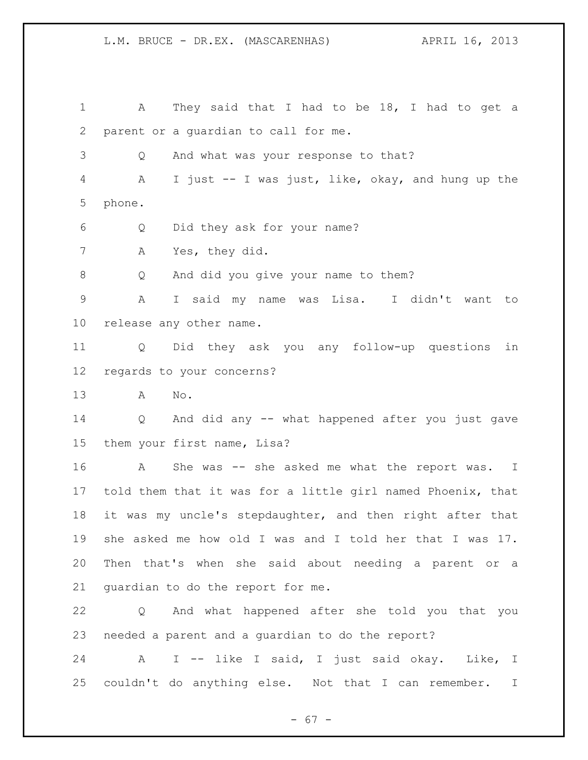A They said that I had to be 18, I had to get a parent or a guardian to call for me.

Q And what was your response to that?

A I just -- I was just, like, okay, and hung up the phone.

Q Did they ask for your name?

A Yes, they did.

Q And did you give your name to them?

A I said my name was Lisa. I didn't want to release any other name.

Q Did they ask you any follow-up questions in regards to your concerns?

A No.

Q And did any -- what happened after you just gave them your first name, Lisa?

A She was -- she asked me what the report was. I told them that it was for a little girl named Phoenix, that it was my uncle's stepdaughter, and then right after that she asked me how old I was and I told her that I was 17. Then that's when she said about needing a parent or a guardian to do the report for me.

Q And what happened after she told you that you needed a parent and a guardian to do the report?

A I -- like I said, I just said okay. Like, I couldn't do anything else. Not that I can remember. I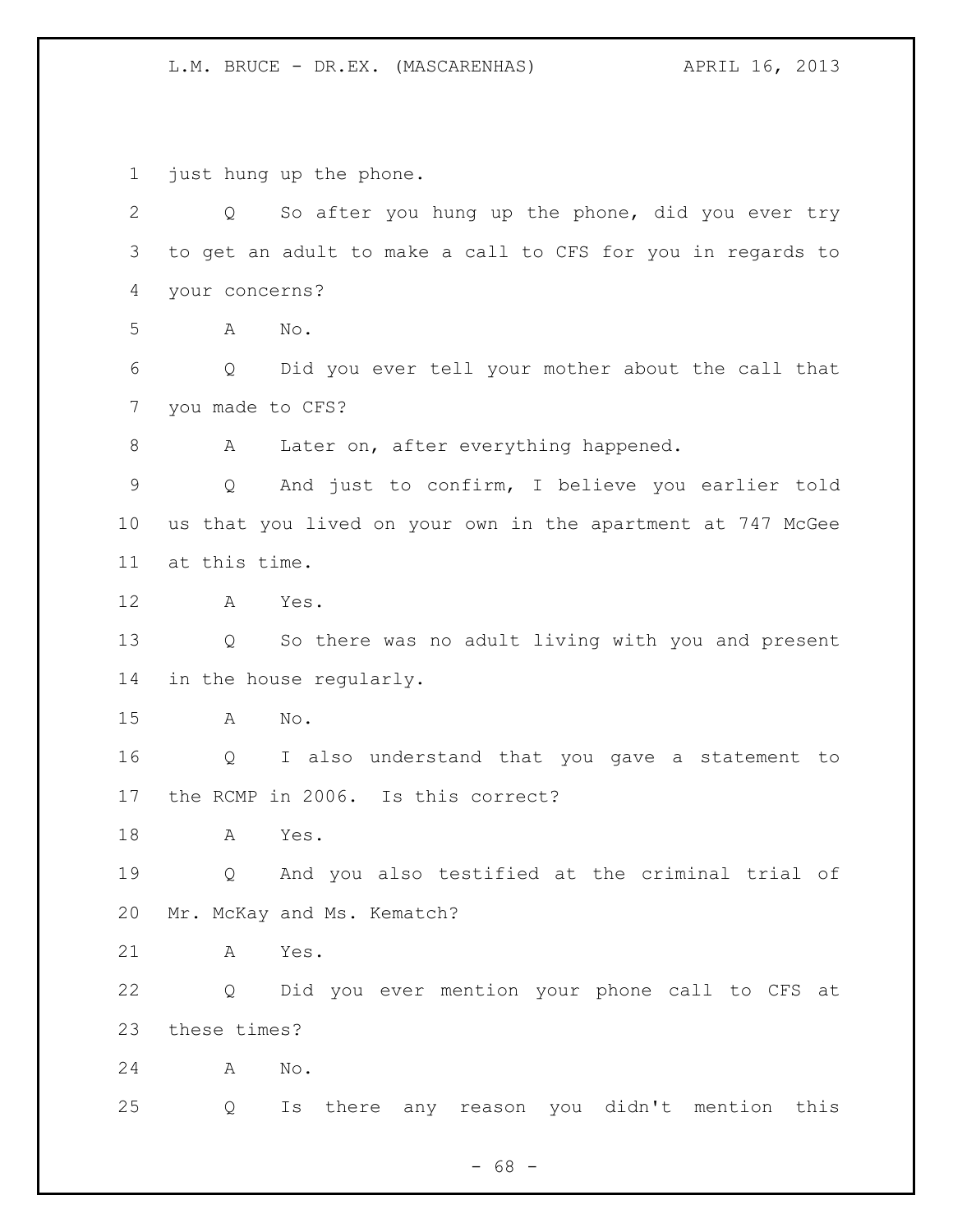just hung up the phone.

Q So after you hung up the phone, did you ever try to get an adult to make a call to CFS for you in regards to your concerns?

A No.

Q Did you ever tell your mother about the call that you made to CFS?

A Later on, after everything happened.

Q And just to confirm, I believe you earlier told us that you lived on your own in the apartment at 747 McGee at this time.

A Yes.

Q So there was no adult living with you and present in the house regularly.

A No.

Q I also understand that you gave a statement to the RCMP in 2006. Is this correct?

A Yes.

Q And you also testified at the criminal trial of Mr. McKay and Ms. Kematch?

A Yes.

Q Did you ever mention your phone call to CFS at these times?

A No.

Q Is there any reason you didn't mention this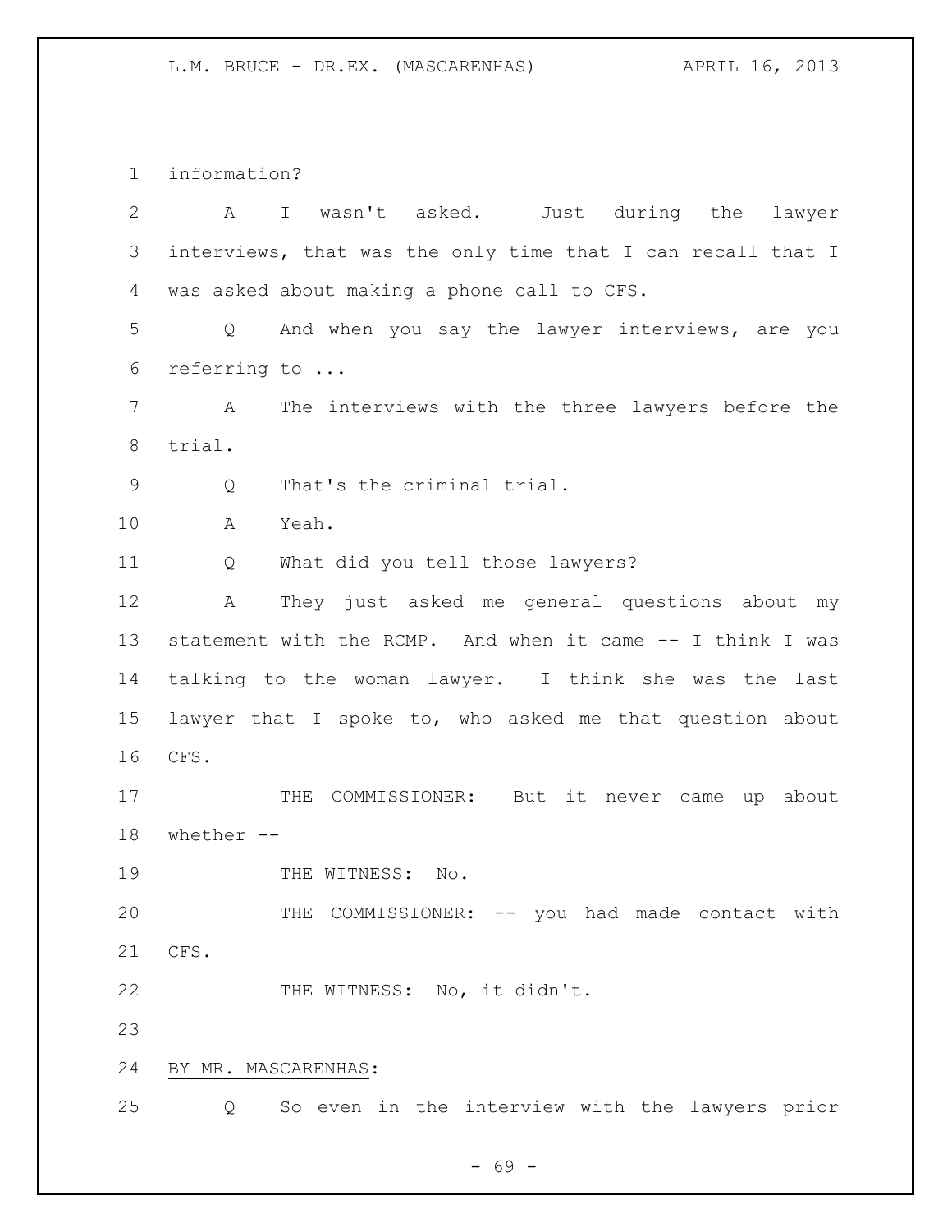information?

A I wasn't asked. Just during the lawyer interviews, that was the only time that I can recall that I was asked about making a phone call to CFS.

Q And when you say the lawyer interviews, are you referring to ...

A The interviews with the three lawyers before the trial.

Q That's the criminal trial.

A Yeah.

Q What did you tell those lawyers?

A They just asked me general questions about my statement with the RCMP. And when it came -- I think I was talking to the woman lawyer. I think she was the last lawyer that I spoke to, who asked me that question about CFS.

THE COMMISSIONER: But it never came up about whether --

THE WITNESS: No.

THE COMMISSIONER: -- you had made contact with CFS.

THE WITNESS: No, it didn't.

BY MR. MASCARENHAS:

Q So even in the interview with the lawyers prior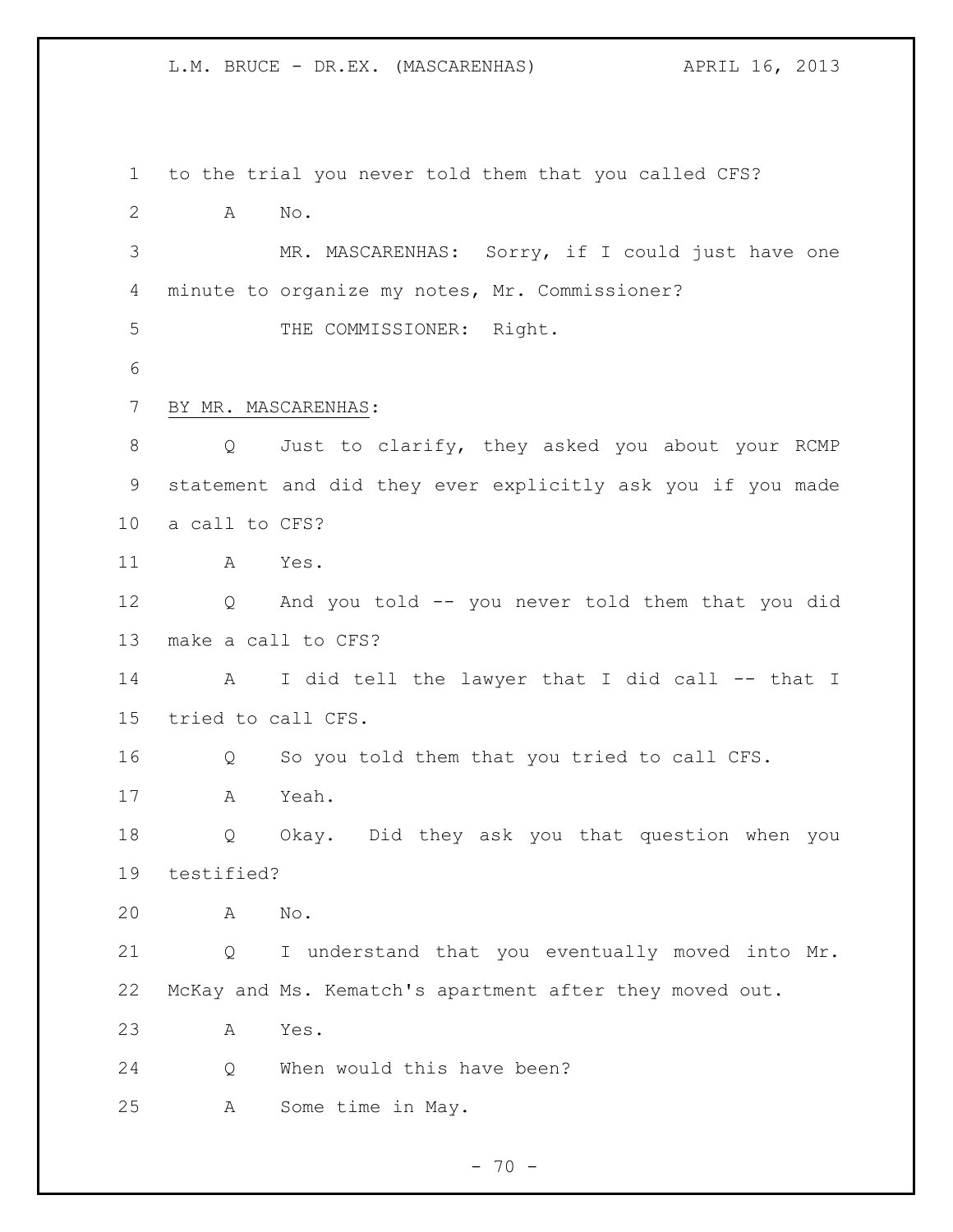to the trial you never told them that you called CFS?

A No.

MR. MASCARENHAS: Sorry, if I could just have one minute to organize my notes, Mr. Commissioner?

THE COMMISSIONER: Right.

BY MR. MASCARENHAS:

Q Just to clarify, they asked you about your RCMP statement and did they ever explicitly ask you if you made a call to CFS?

A Yes.

Q And you told -- you never told them that you did make a call to CFS?

A I did tell the lawyer that I did call -- that I tried to call CFS.

Q So you told them that you tried to call CFS.

A Yeah.

Q Okay. Did they ask you that question when you testified?

A No.

Q I understand that you eventually moved into Mr. McKay and Ms. Kematch's apartment after they moved out.

A Yes.

Q When would this have been?

A Some time in May.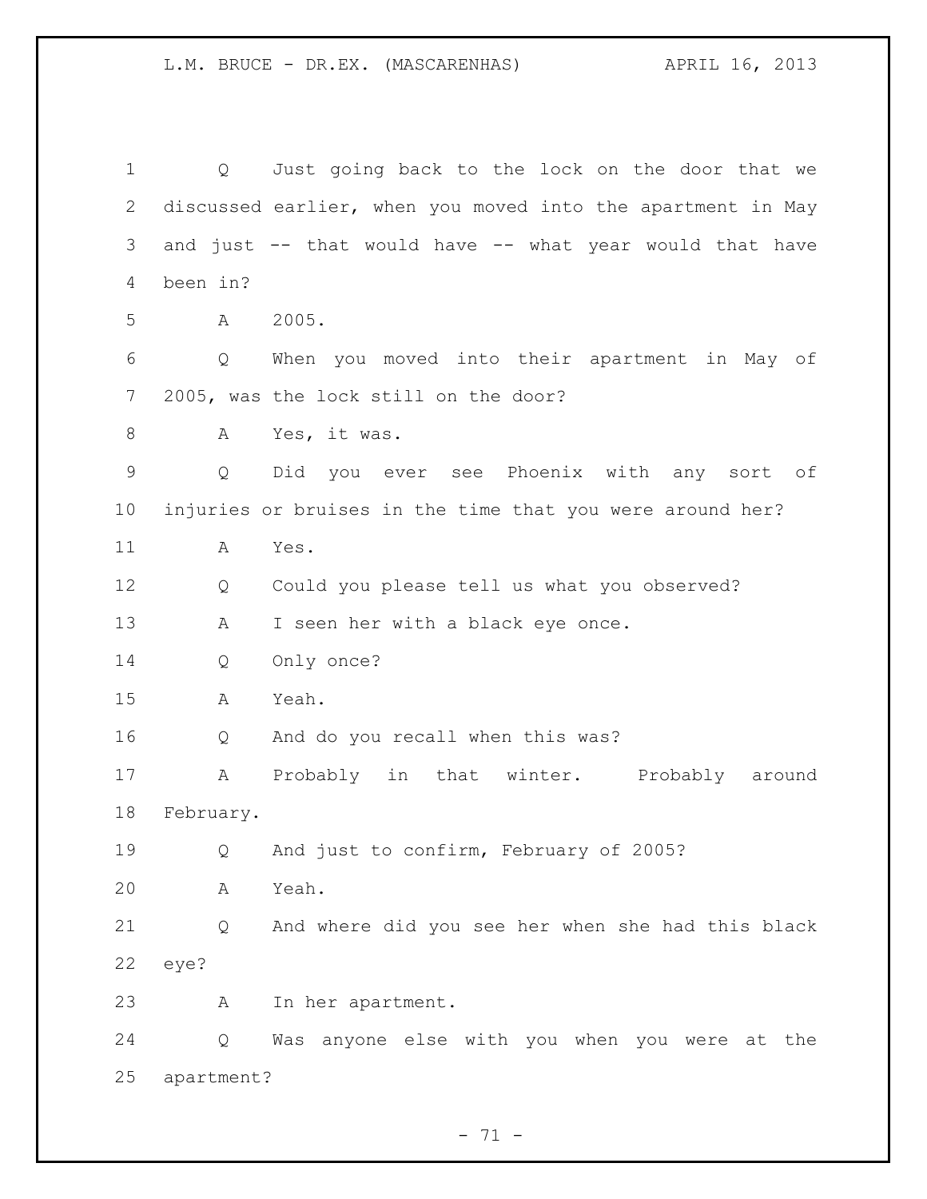Q Just going back to the lock on the door that we discussed earlier, when you moved into the apartment in May and just -- that would have -- what year would that have been in?

A 2005.

Q When you moved into their apartment in May of 2005, was the lock still on the door?

A Yes, it was.

Q Did you ever see Phoenix with any sort of injuries or bruises in the time that you were around her?

A Yes.

Q Could you please tell us what you observed?

A I seen her with a black eye once.

Q Only once?

A Yeah.

Q And do you recall when this was?

A Probably in that winter. Probably around February.

Q And just to confirm, February of 2005?

A Yeah.

Q And where did you see her when she had this black eye?

A In her apartment.

Q Was anyone else with you when you were at the apartment?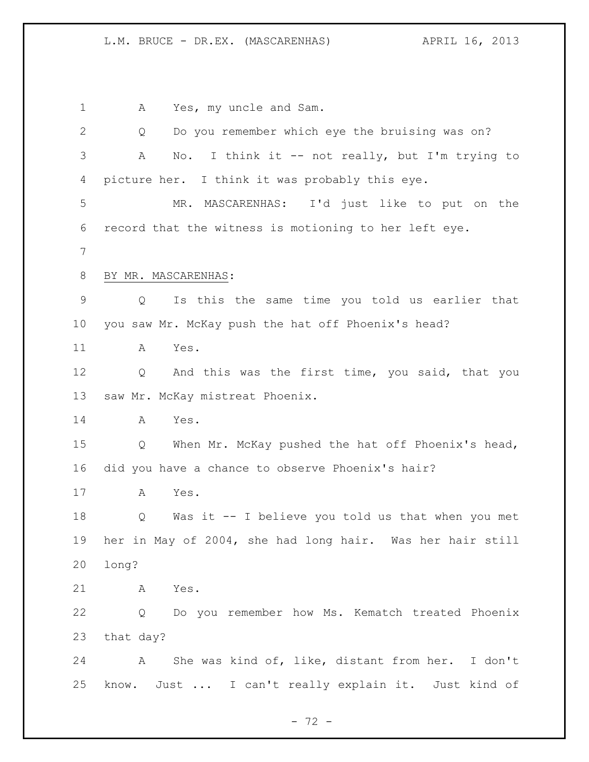A Yes, my uncle and Sam.

Q Do you remember which eye the bruising was on?

A No. I think it -- not really, but I'm trying to picture her. I think it was probably this eye.

MR. MASCARENHAS: I'd just like to put on the record that the witness is motioning to her left eye.

BY MR. MASCARENHAS:

Q Is this the same time you told us earlier that you saw Mr. McKay push the hat off Phoenix's head?

A Yes.

Q And this was the first time, you said, that you saw Mr. McKay mistreat Phoenix.

A Yes.

Q When Mr. McKay pushed the hat off Phoenix's head, did you have a chance to observe Phoenix's hair?

A Yes.

Q Was it -- I believe you told us that when you met her in May of 2004, she had long hair. Was her hair still long?

A Yes.

Q Do you remember how Ms. Kematch treated Phoenix that day?

A She was kind of, like, distant from her. I don't know. Just ... I can't really explain it. Just kind of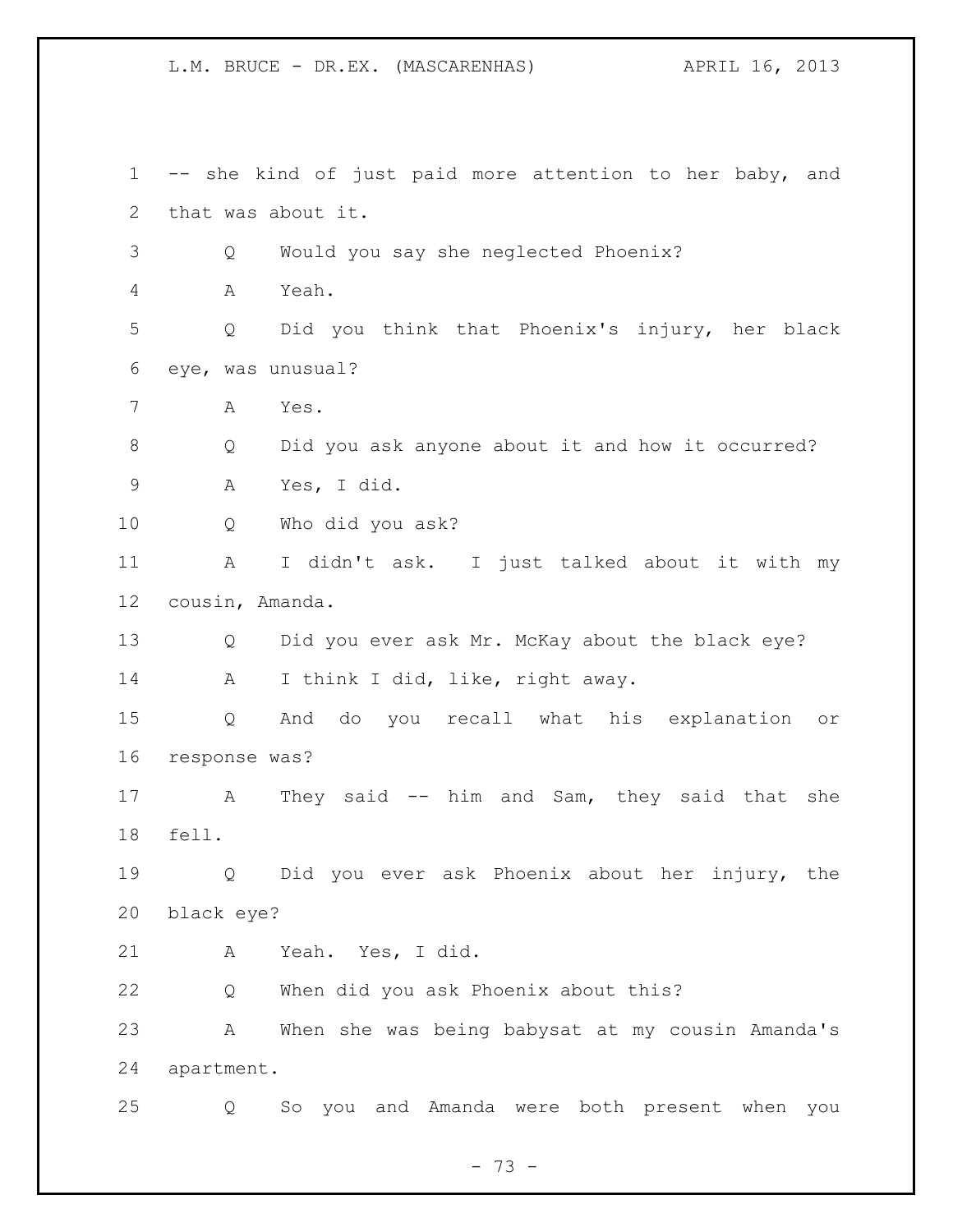-- she kind of just paid more attention to her baby, and that was about it.

Q Would you say she neglected Phoenix?

A Yeah.

Q Did you think that Phoenix's injury, her black eye, was unusual?

A Yes.

Q Did you ask anyone about it and how it occurred?

A Yes, I did.

Q Who did you ask?

A I didn't ask. I just talked about it with my cousin, Amanda.

Q Did you ever ask Mr. McKay about the black eye?

A I think I did, like, right away.

Q And do you recall what his explanation or response was?

A They said -- him and Sam, they said that she fell.

Q Did you ever ask Phoenix about her injury, the black eye?

A Yeah. Yes, I did.

Q When did you ask Phoenix about this?

A When she was being babysat at my cousin Amanda's apartment.

Q So you and Amanda were both present when you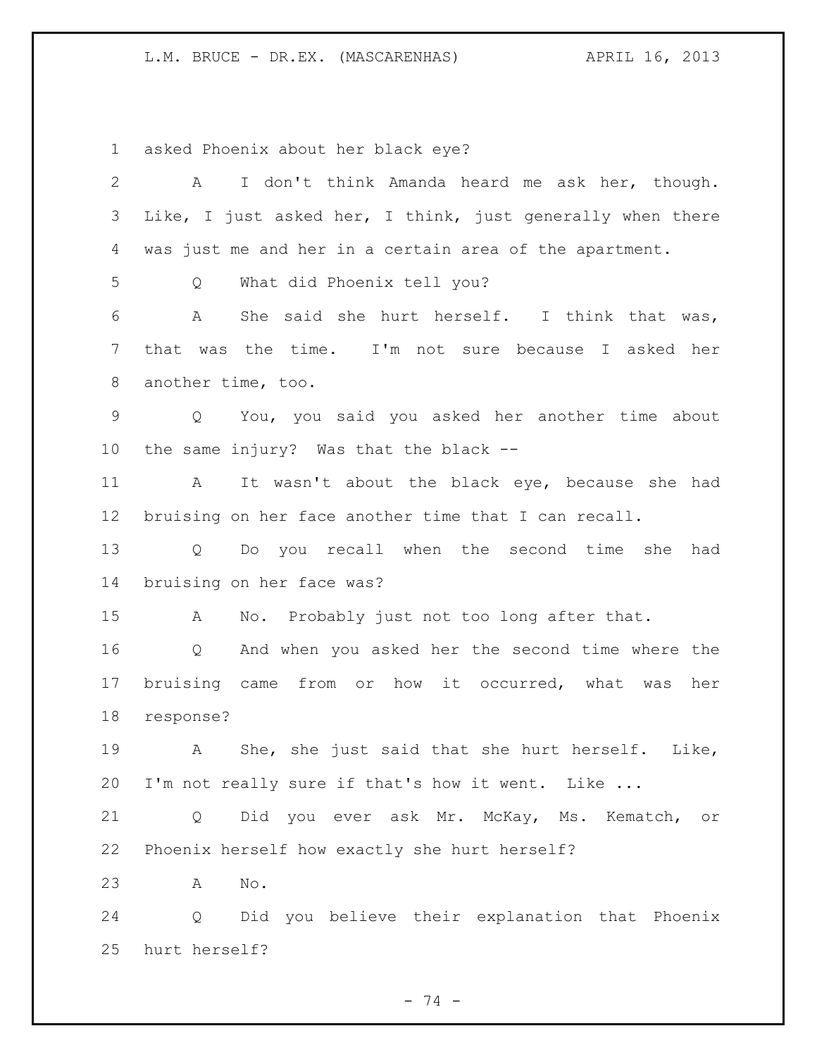1 asked Phoenix about her black eye?

2 A I don't think Amanda heard me ask her, though.
3 Like, I just asked her, I think, just generally when there
4 was just me and her in a certain area of the apartment.

5 Q What did Phoenix tell you?

6 A She said she hurt herself. I think that was,
7 that was the time. I'm not sure because I asked her
8 another time, too.

9 Q You, you said you asked her another time about
10 the same injury? Was that the black --

11 A It wasn't about the black eye, because she had
12 bruising on her face another time that I can recall.

13 Q Do you recall when the second time she had
14 bruising on her face was?

15 A No. Probably just not too long after that.

16 Q And when you asked her the second time where the
17 bruising came from or how it occurred, what was her
18 response?

19 A She, she just said that she hurt herself. Like,
20 I'm not really sure if that's how it went. Like ...

21 Q Did you ever ask Mr. McKay, Ms. Kematch, or
22 Phoenix herself how exactly she hurt herself?

23 A No.

24 Q Did you believe their explanation that Phoenix
25 hurt herself?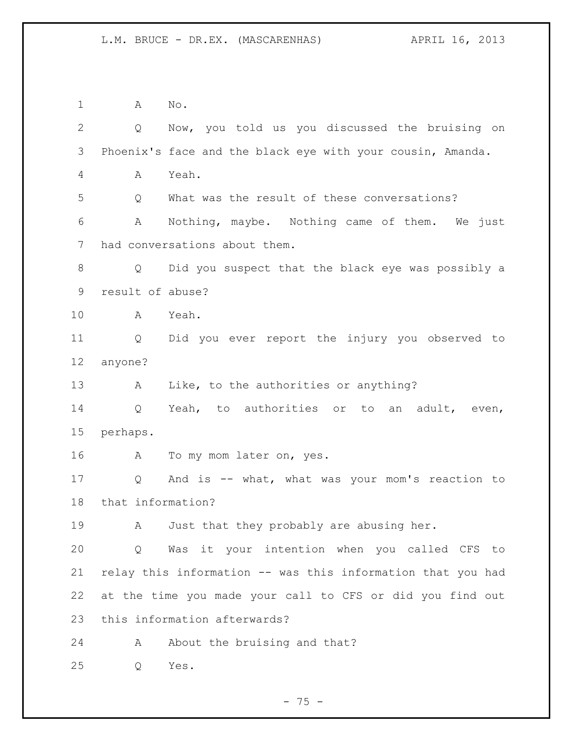A No.

Q Now, you told us you discussed the bruising on Phoenix's face and the black eye with your cousin, Amanda.

A Yeah.

Q What was the result of these conversations?

A Nothing, maybe. Nothing came of them. We just had conversations about them.

Q Did you suspect that the black eye was possibly a result of abuse?

A Yeah.

Q Did you ever report the injury you observed to anyone?

A Like, to the authorities or anything?

Q Yeah, to authorities or to an adult, even, perhaps.

A To my mom later on, yes.

Q And is -- what, what was your mom's reaction to that information?

A Just that they probably are abusing her.

Q Was it your intention when you called CFS to relay this information -- was this information that you had at the time you made your call to CFS or did you find out this information afterwards?

A About the bruising and that?

Q Yes.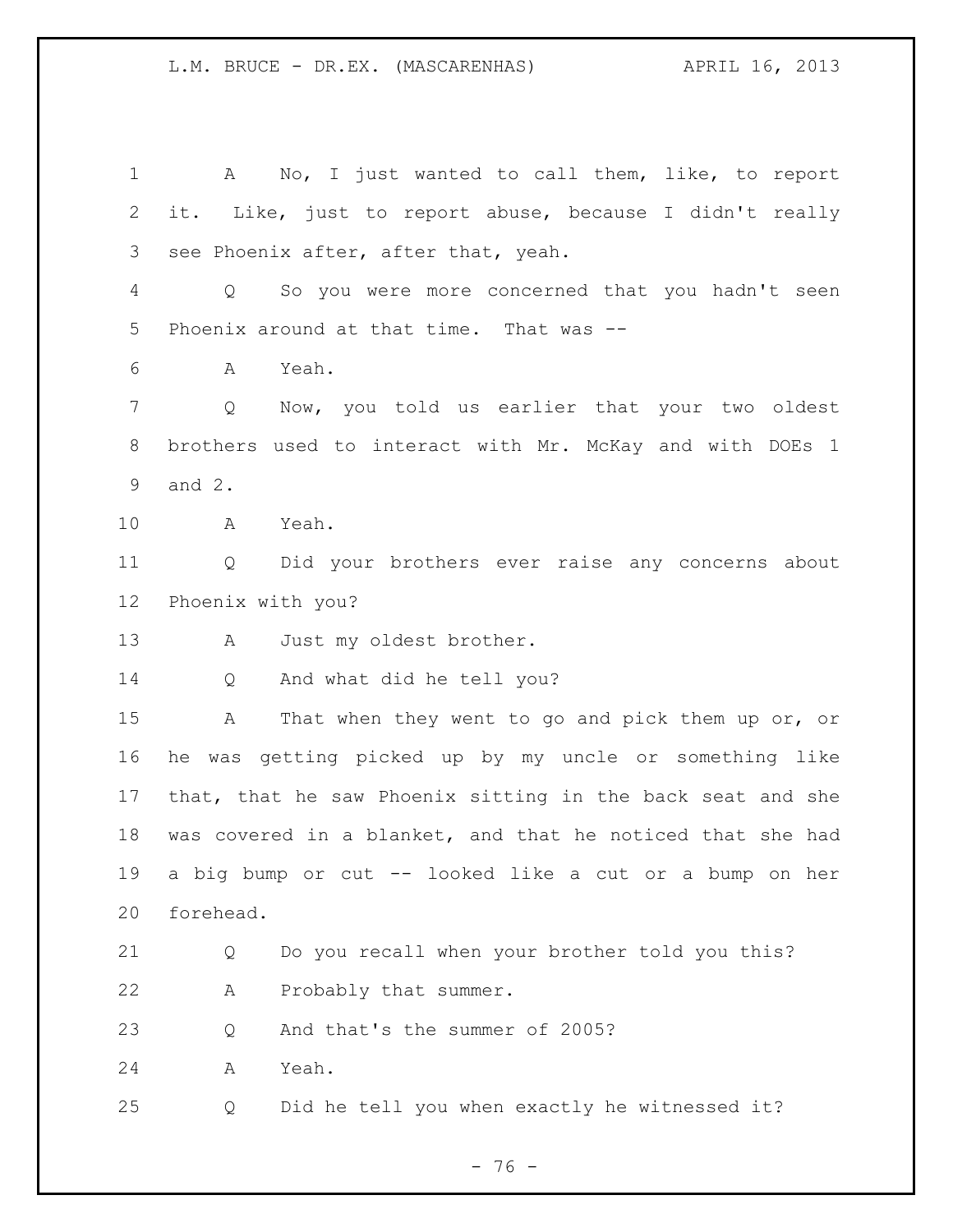A No, I just wanted to call them, like, to report it. Like, just to report abuse, because I didn't really see Phoenix after, after that, yeah.

Q So you were more concerned that you hadn't seen Phoenix around at that time. That was --

A Yeah.

Q Now, you told us earlier that your two oldest brothers used to interact with Mr. McKay and with DOEs 1 and 2.

A Yeah.

Q Did your brothers ever raise any concerns about Phoenix with you?

A Just my oldest brother.

Q And what did he tell you?

A That when they went to go and pick them up or, or he was getting picked up by my uncle or something like that, that he saw Phoenix sitting in the back seat and she was covered in a blanket, and that he noticed that she had a big bump or cut -- looked like a cut or a bump on her forehead.

Q Do you recall when your brother told you this?

A Probably that summer.

Q And that's the summer of 2005?

A Yeah.

Q Did he tell you when exactly he witnessed it?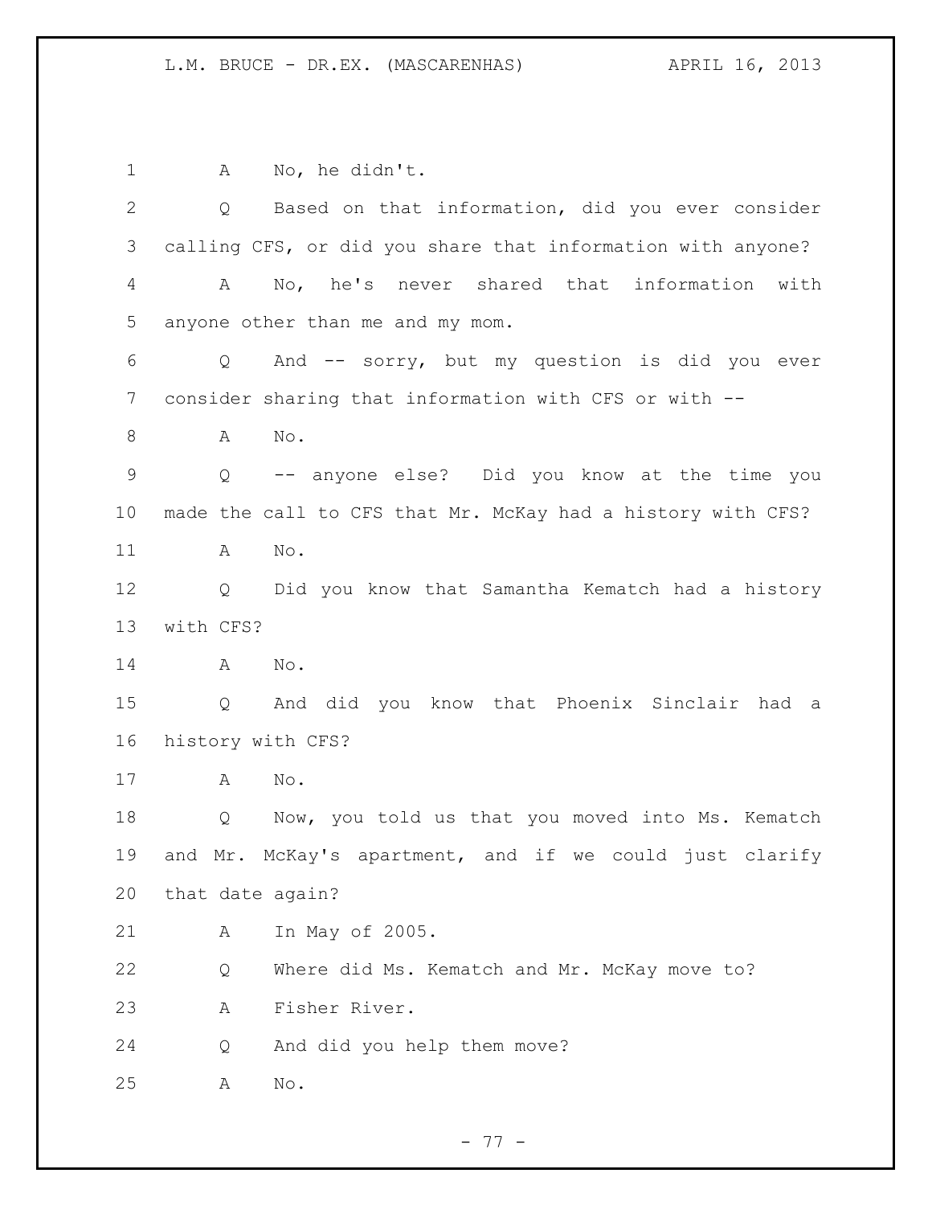A No, he didn't.

Q Based on that information, did you ever consider calling CFS, or did you share that information with anyone?

A No, he's never shared that information with anyone other than me and my mom.

Q And -- sorry, but my question is did you ever consider sharing that information with CFS or with --

A No.

Q -- anyone else? Did you know at the time you made the call to CFS that Mr. McKay had a history with CFS?

A No.

Q Did you know that Samantha Kematch had a history with CFS?

A No.

Q And did you know that Phoenix Sinclair had a history with CFS?

A No.

Q Now, you told us that you moved into Ms. Kematch and Mr. McKay's apartment, and if we could just clarify that date again?

A In May of 2005.

Q Where did Ms. Kematch and Mr. McKay move to?

A Fisher River.

Q And did you help them move?

A No.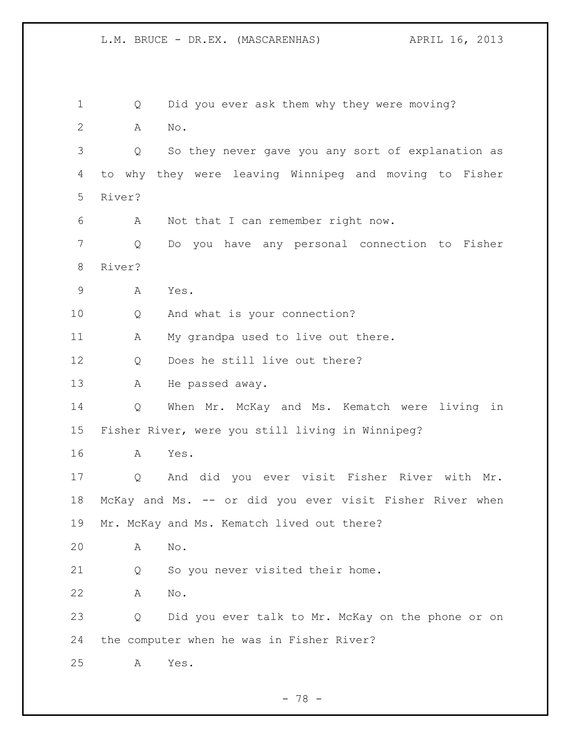Q Did you ever ask them why they were moving?

A No.

Q So they never gave you any sort of explanation as to why they were leaving Winnipeg and moving to Fisher River?

A Not that I can remember right now.

Q Do you have any personal connection to Fisher River?

A Yes.

Q And what is your connection?

A My grandpa used to live out there.

Q Does he still live out there?

A He passed away.

Q When Mr. McKay and Ms. Kematch were living in Fisher River, were you still living in Winnipeg?

A Yes.

Q And did you ever visit Fisher River with Mr. McKay and Ms. -- or did you ever visit Fisher River when Mr. McKay and Ms. Kematch lived out there?

A No.

Q So you never visited their home.

A No.

Q Did you ever talk to Mr. McKay on the phone or on the computer when he was in Fisher River?

A Yes.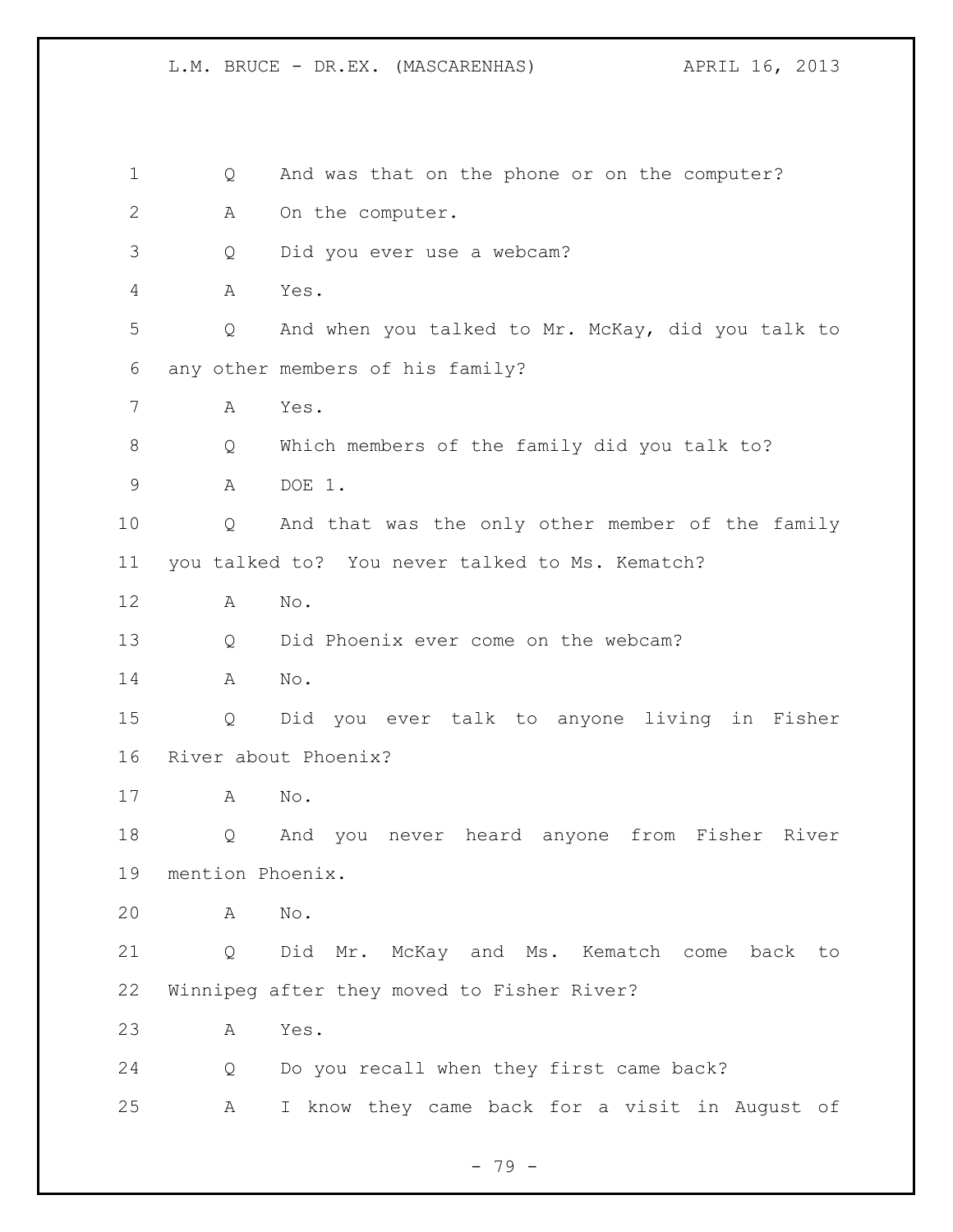1 Q And was that on the phone or on the computer?
2 A On the computer.
3 Q Did you ever use a webcam?
4 A Yes.
5 Q And when you talked to Mr. McKay, did you talk to
6 any other members of his family?
7 A Yes.
8 Q Which members of the family did you talk to?
9 A DOE 1.
10 Q And that was the only other member of the family
11 you talked to? You never talked to Ms. Kematch?
12 A No.
13 Q Did Phoenix ever come on the webcam?
14 A No.
15 Q Did you ever talk to anyone living in Fisher
16 River about Phoenix?
17 A No.
18 Q And you never heard anyone from Fisher River
19 mention Phoenix.
20 A No.
21 Q Did Mr. McKay and Ms. Kematch come back to
22 Winnipeg after they moved to Fisher River?
23 A Yes.
24 Q Do you recall when they first came back?
25 A I know they came back for a visit in August of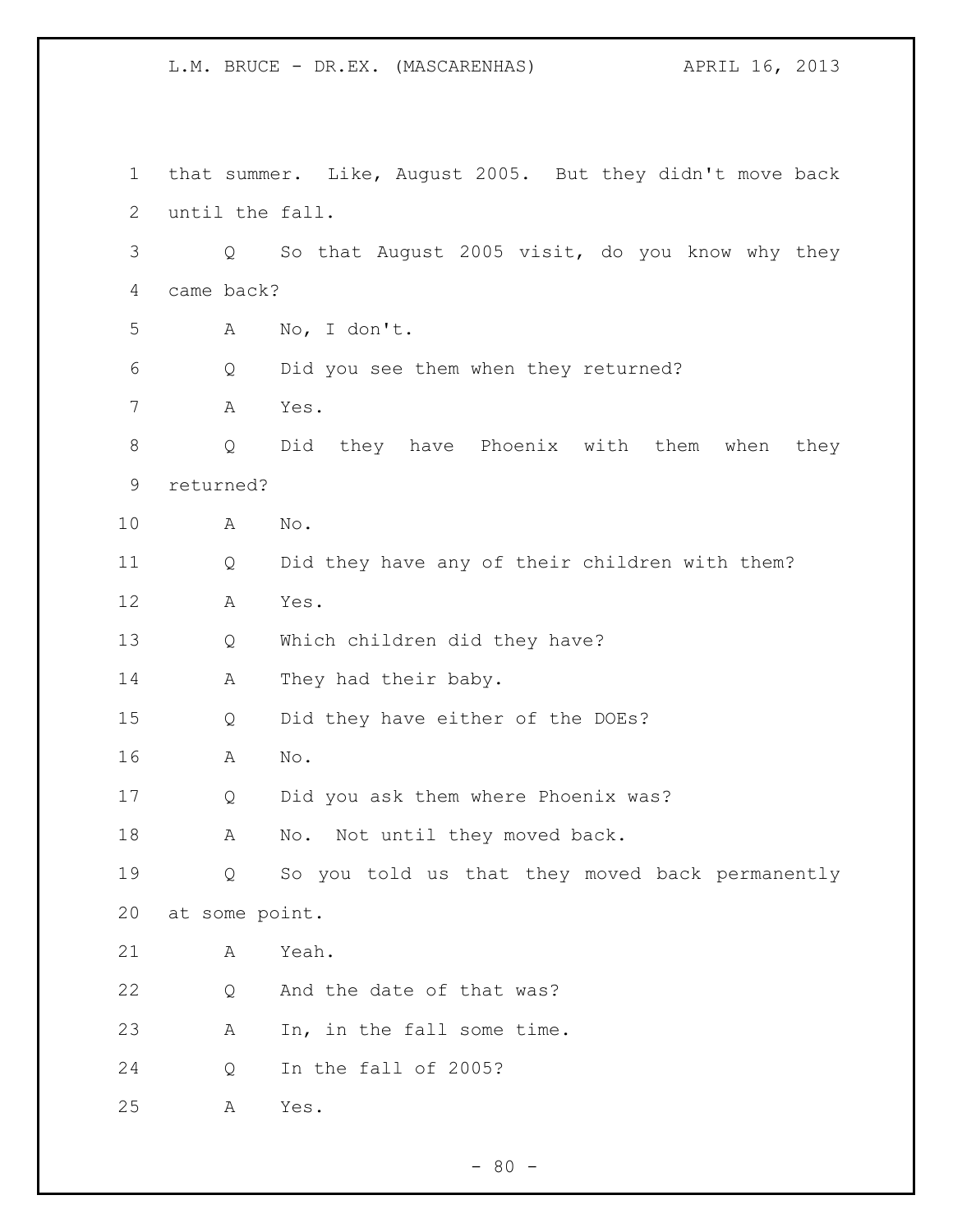that summer. Like, August 2005. But they didn't move back until the fall.

Q So that August 2005 visit, do you know why they came back?

A No, I don't.

Q Did you see them when they returned?

A Yes.

Q Did they have Phoenix with them when they returned?

A No.

Q Did they have any of their children with them?

A Yes.

Q Which children did they have?

A They had their baby.

Q Did they have either of the DOEs?

A No.

Q Did you ask them where Phoenix was?

A No. Not until they moved back.

Q So you told us that they moved back permanently at some point.

A Yeah.

Q And the date of that was?

A In, in the fall some time.

Q In the fall of 2005?

A Yes.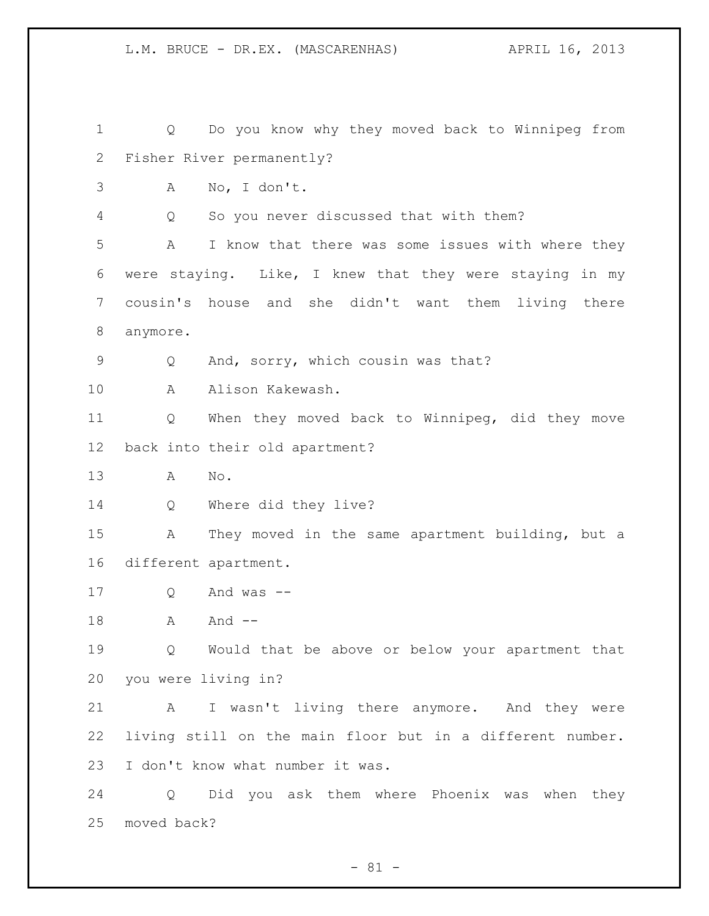Q Do you know why they moved back to Winnipeg from Fisher River permanently?

A No, I don't.

Q So you never discussed that with them?

A I know that there was some issues with where they were staying. Like, I knew that they were staying in my cousin's house and she didn't want them living there anymore.

Q And, sorry, which cousin was that?

A Alison Kakewash.

Q When they moved back to Winnipeg, did they move back into their old apartment?

A No.

Q Where did they live?

A They moved in the same apartment building, but a different apartment.

Q And was --

A And --

Q Would that be above or below your apartment that you were living in?

A I wasn't living there anymore. And they were living still on the main floor but in a different number. I don't know what number it was.

Q Did you ask them where Phoenix was when they moved back?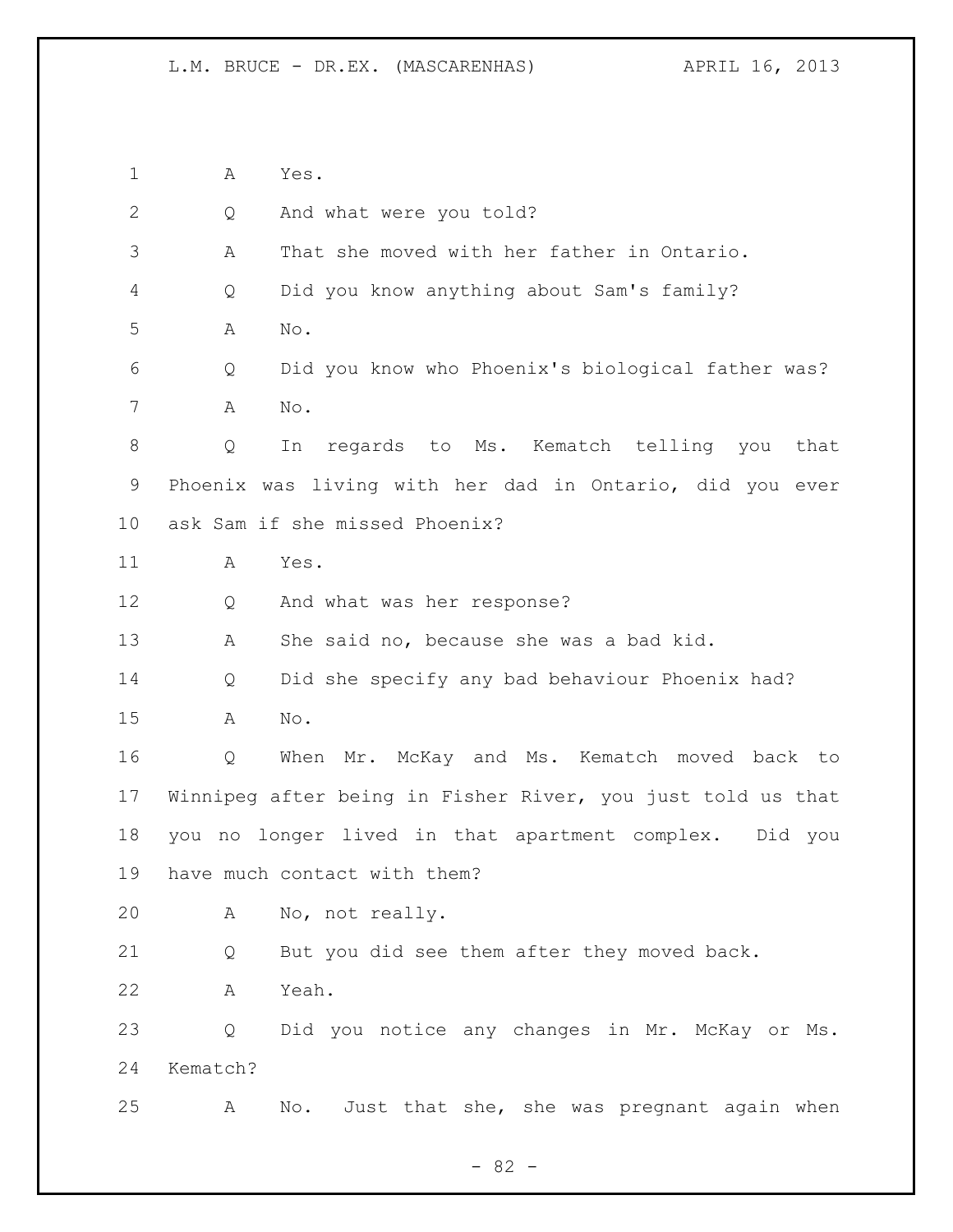A Yes.

Q And what were you told?

A That she moved with her father in Ontario.

Q Did you know anything about Sam's family?

A No.

Q Did you know who Phoenix's biological father was?

A No.

Q In regards to Ms. Kematch telling you that Phoenix was living with her dad in Ontario, did you ever ask Sam if she missed Phoenix?

A Yes.

Q And what was her response?

A She said no, because she was a bad kid.

Q Did she specify any bad behaviour Phoenix had?

A No.

Q When Mr. McKay and Ms. Kematch moved back to Winnipeg after being in Fisher River, you just told us that you no longer lived in that apartment complex. Did you have much contact with them?

A No, not really.

Q But you did see them after they moved back.

A Yeah.

Q Did you notice any changes in Mr. McKay or Ms. Kematch?

A No. Just that she, she was pregnant again when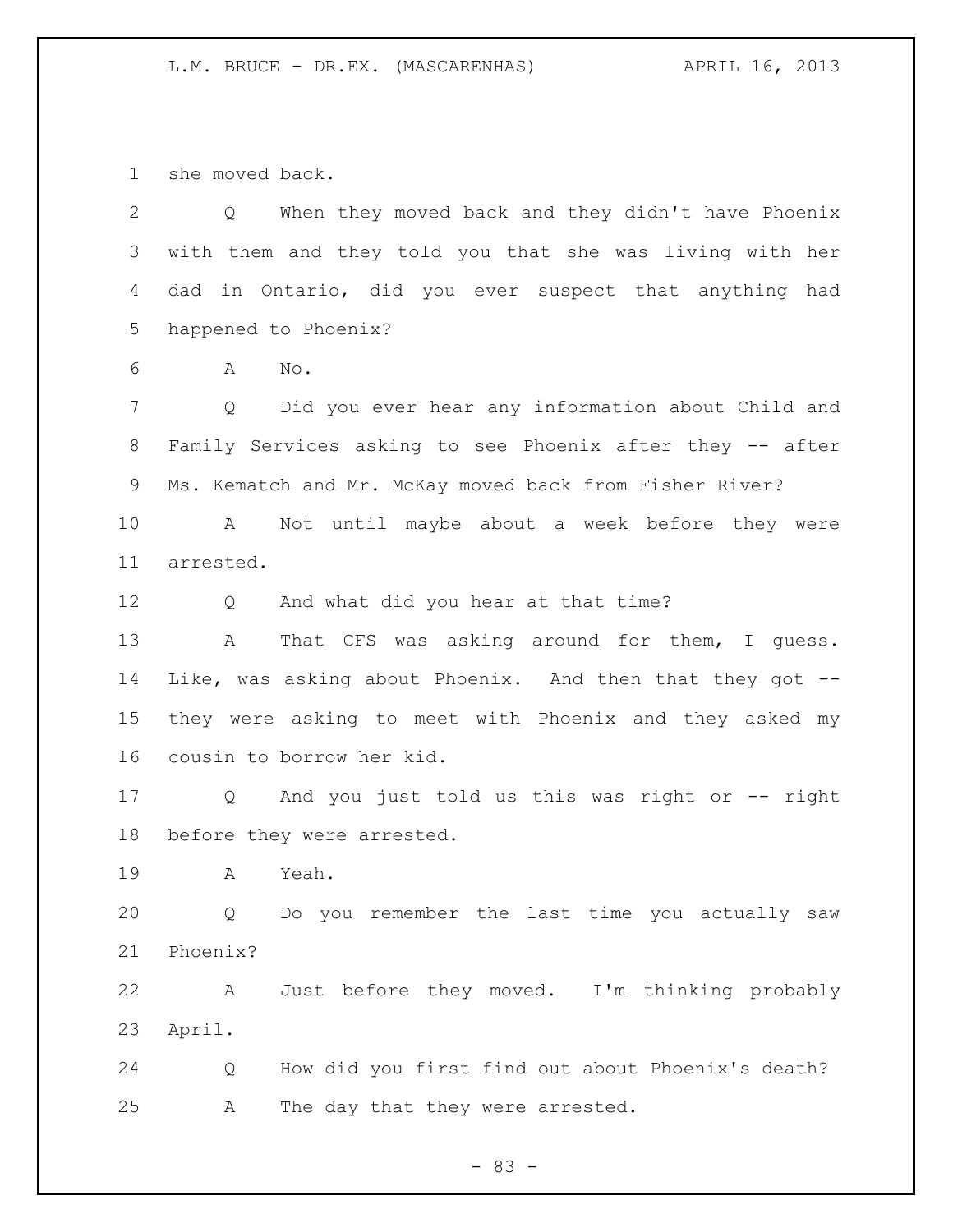she moved back.

Q When they moved back and they didn't have Phoenix with them and they told you that she was living with her dad in Ontario, did you ever suspect that anything had happened to Phoenix?

A No.

Q Did you ever hear any information about Child and Family Services asking to see Phoenix after they -- after Ms. Kematch and Mr. McKay moved back from Fisher River?

A Not until maybe about a week before they were arrested.

Q And what did you hear at that time?

A That CFS was asking around for them, I guess. Like, was asking about Phoenix. And then that they got -- they were asking to meet with Phoenix and they asked my cousin to borrow her kid.

Q And you just told us this was right or -- right before they were arrested.

A Yeah.

Q Do you remember the last time you actually saw Phoenix?

A Just before they moved. I'm thinking probably April.

Q How did you first find out about Phoenix's death?

A The day that they were arrested.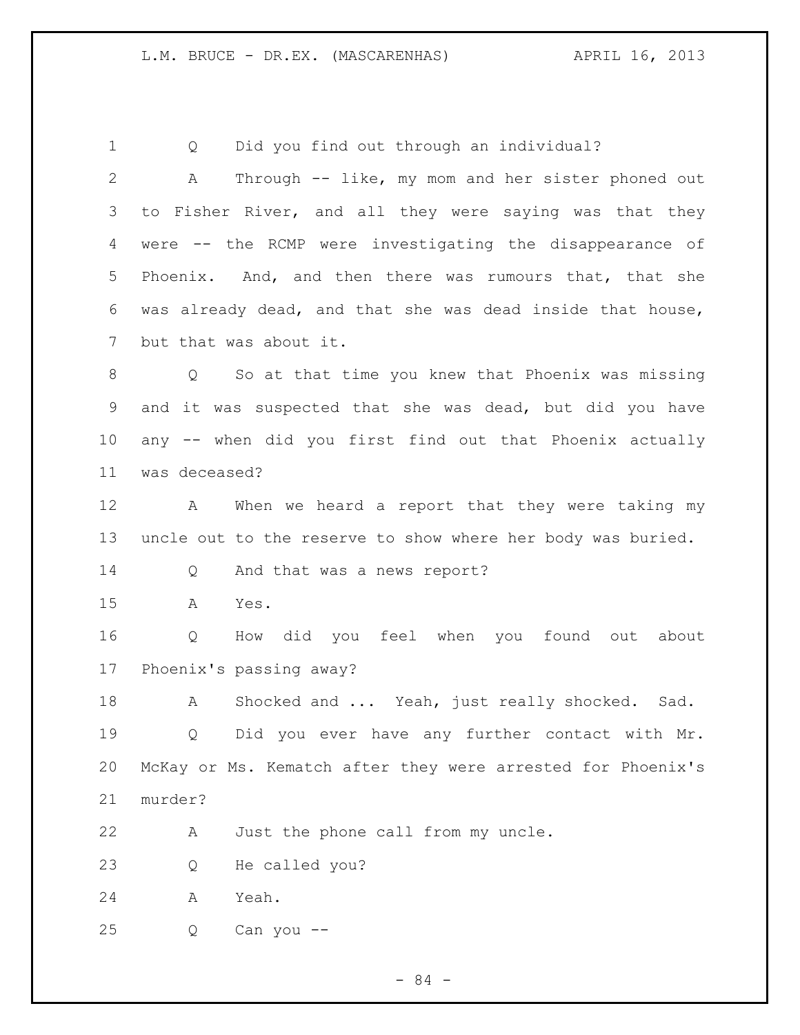Q Did you find out through an individual?

A Through -- like, my mom and her sister phoned out to Fisher River, and all they were saying was that they were -- the RCMP were investigating the disappearance of Phoenix. And, and then there was rumours that, that she was already dead, and that she was dead inside that house, but that was about it.

Q So at that time you knew that Phoenix was missing and it was suspected that she was dead, but did you have any -- when did you first find out that Phoenix actually was deceased?

A When we heard a report that they were taking my uncle out to the reserve to show where her body was buried.

Q And that was a news report?

A Yes.

Q How did you feel when you found out about Phoenix's passing away?

A Shocked and ... Yeah, just really shocked. Sad.

Q Did you ever have any further contact with Mr. McKay or Ms. Kematch after they were arrested for Phoenix's murder?

A Just the phone call from my uncle.

Q He called you?

A Yeah.

Q Can you --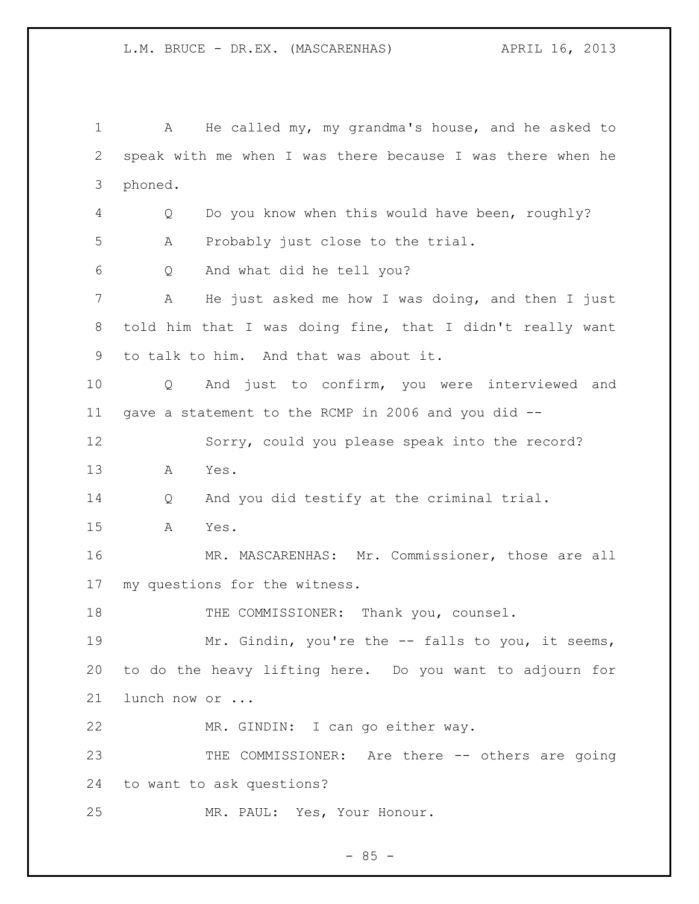A He called my, my grandma's house, and he asked to speak with me when I was there because I was there when he phoned.

Q Do you know when this would have been, roughly?

A Probably just close to the trial.

Q And what did he tell you?

A He just asked me how I was doing, and then I just told him that I was doing fine, that I didn't really want to talk to him. And that was about it.

Q And just to confirm, you were interviewed and gave a statement to the RCMP in 2006 and you did --

Sorry, could you please speak into the record?

A Yes.

Q And you did testify at the criminal trial.

A Yes.

MR. MASCARENHAS: Mr. Commissioner, those are all my questions for the witness.

THE COMMISSIONER: Thank you, counsel.

Mr. Gindin, you're the -- falls to you, it seems, to do the heavy lifting here. Do you want to adjourn for lunch now or ...

MR. GINDIN: I can go either way.

THE COMMISSIONER: Are there -- others are going to want to ask questions?

MR. PAUL: Yes, Your Honour.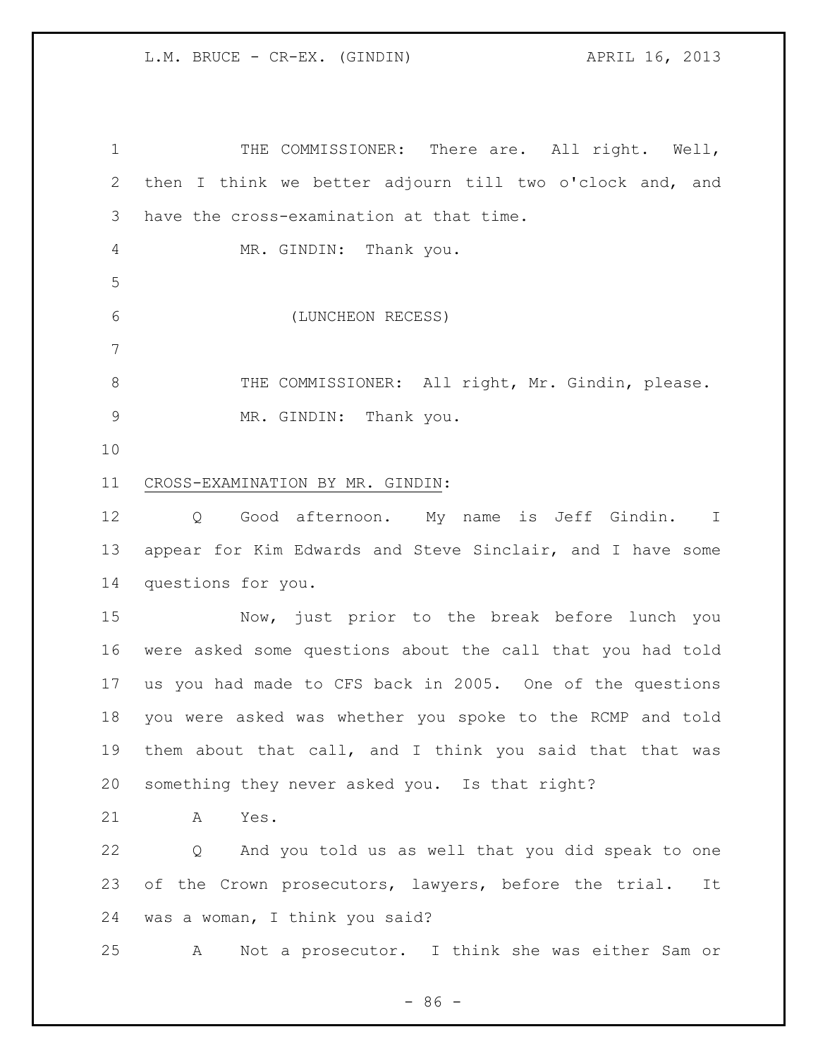THE COMMISSIONER: There are. All right. Well, then I think we better adjourn till two o'clock and, and have the cross-examination at that time.

MR. GINDIN: Thank you.

(LUNCHEON RECESS)

THE COMMISSIONER: All right, Mr. Gindin, please.

MR. GINDIN: Thank you.

CROSS-EXAMINATION BY MR. GINDIN:

Q Good afternoon. My name is Jeff Gindin. I appear for Kim Edwards and Steve Sinclair, and I have some questions for you.

Now, just prior to the break before lunch you were asked some questions about the call that you had told us you had made to CFS back in 2005. One of the questions you were asked was whether you spoke to the RCMP and told them about that call, and I think you said that that was something they never asked you. Is that right?

A Yes.

Q And you told us as well that you did speak to one of the Crown prosecutors, lawyers, before the trial. It was a woman, I think you said?

A Not a prosecutor. I think she was either Sam or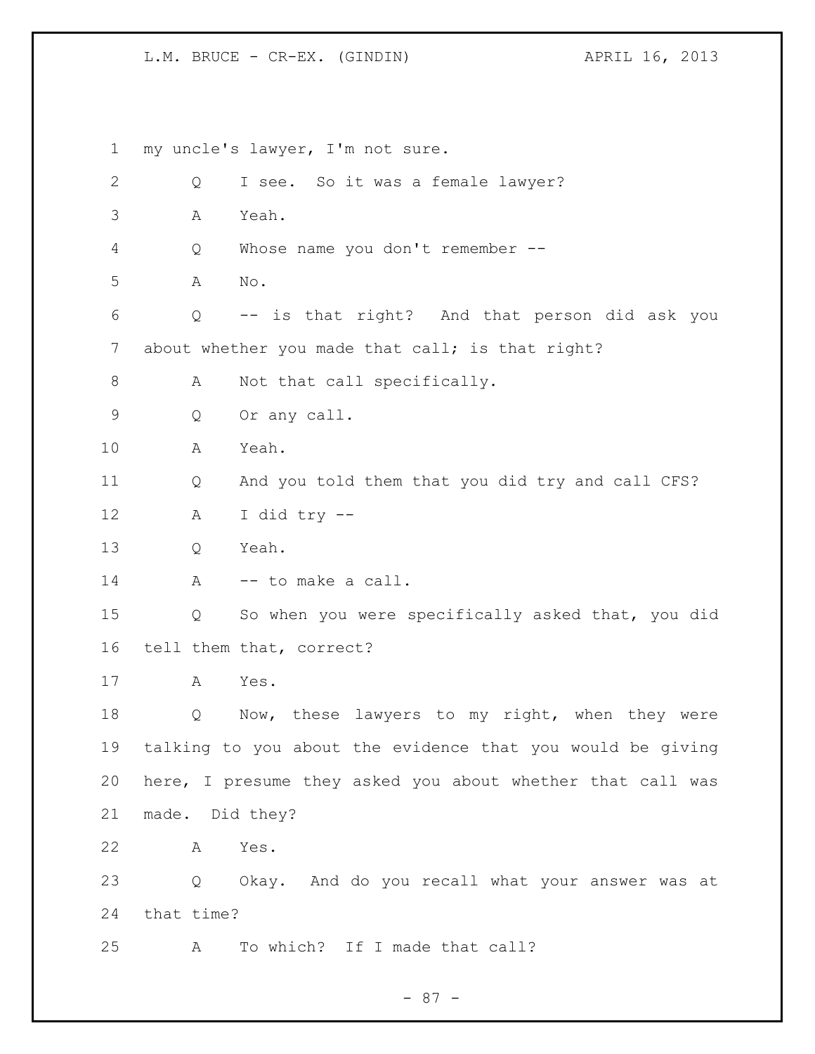my uncle's lawyer, I'm not sure.

Q I see. So it was a female lawyer?

A Yeah.

Q Whose name you don't remember --

A No.

Q -- is that right? And that person did ask you about whether you made that call; is that right?

A Not that call specifically.

Q Or any call.

A Yeah.

Q And you told them that you did try and call CFS?

A I did try --

Q Yeah.

A -- to make a call.

Q So when you were specifically asked that, you did tell them that, correct?

A Yes.

Q Now, these lawyers to my right, when they were talking to you about the evidence that you would be giving here, I presume they asked you about whether that call was made. Did they?

A Yes.

Q Okay. And do you recall what your answer was at that time?

A To which? If I made that call?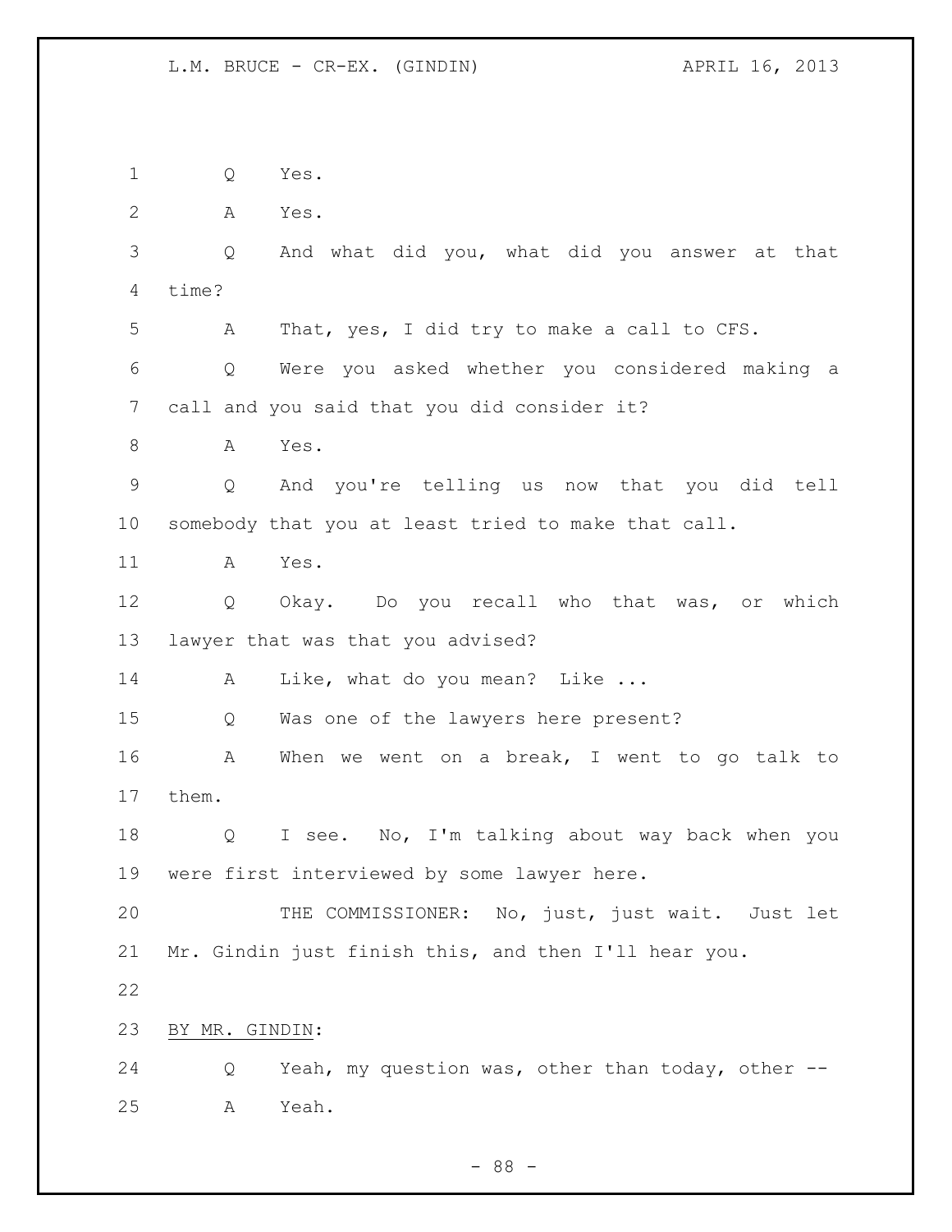Q Yes.

A Yes.

Q And what did you, what did you answer at that time?

A That, yes, I did try to make a call to CFS.

Q Were you asked whether you considered making a call and you said that you did consider it?

A Yes.

Q And you're telling us now that you did tell somebody that you at least tried to make that call.

A Yes.

Q Okay. Do you recall who that was, or which lawyer that was that you advised?

A Like, what do you mean? Like ...

Q Was one of the lawyers here present?

A When we went on a break, I went to go talk to them.

Q I see. No, I'm talking about way back when you were first interviewed by some lawyer here.

THE COMMISSIONER: No, just, just wait. Just let Mr. Gindin just finish this, and then I'll hear you.

BY MR. GINDIN:

Q Yeah, my question was, other than today, other --

A Yeah.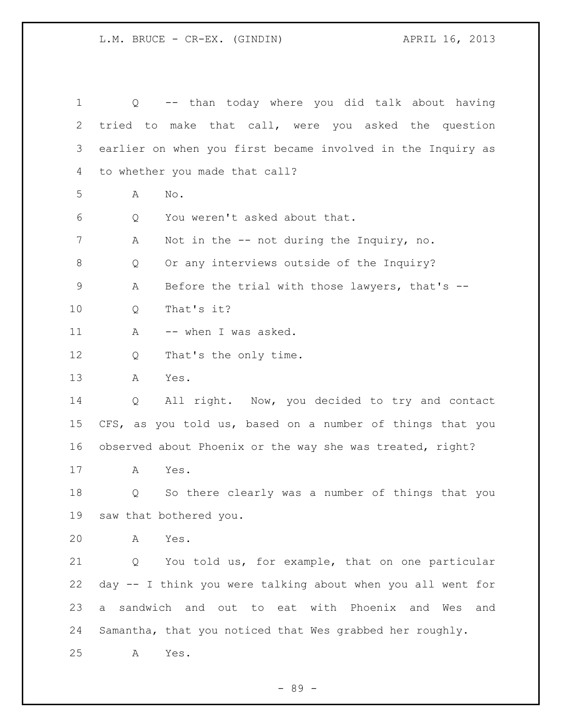Q -- than today where you did talk about having tried to make that call, were you asked the question earlier on when you first became involved in the Inquiry as to whether you made that call?

A No.

Q You weren't asked about that.

A Not in the -- not during the Inquiry, no.

Q Or any interviews outside of the Inquiry?

A Before the trial with those lawyers, that's --

Q That's it?

A -- when I was asked.

Q That's the only time.

A Yes.

Q All right. Now, you decided to try and contact CFS, as you told us, based on a number of things that you observed about Phoenix or the way she was treated, right?

A Yes.

Q So there clearly was a number of things that you saw that bothered you.

A Yes.

Q You told us, for example, that on one particular day -- I think you were talking about when you all went for a sandwich and out to eat with Phoenix and Wes and Samantha, that you noticed that Wes grabbed her roughly.

A Yes.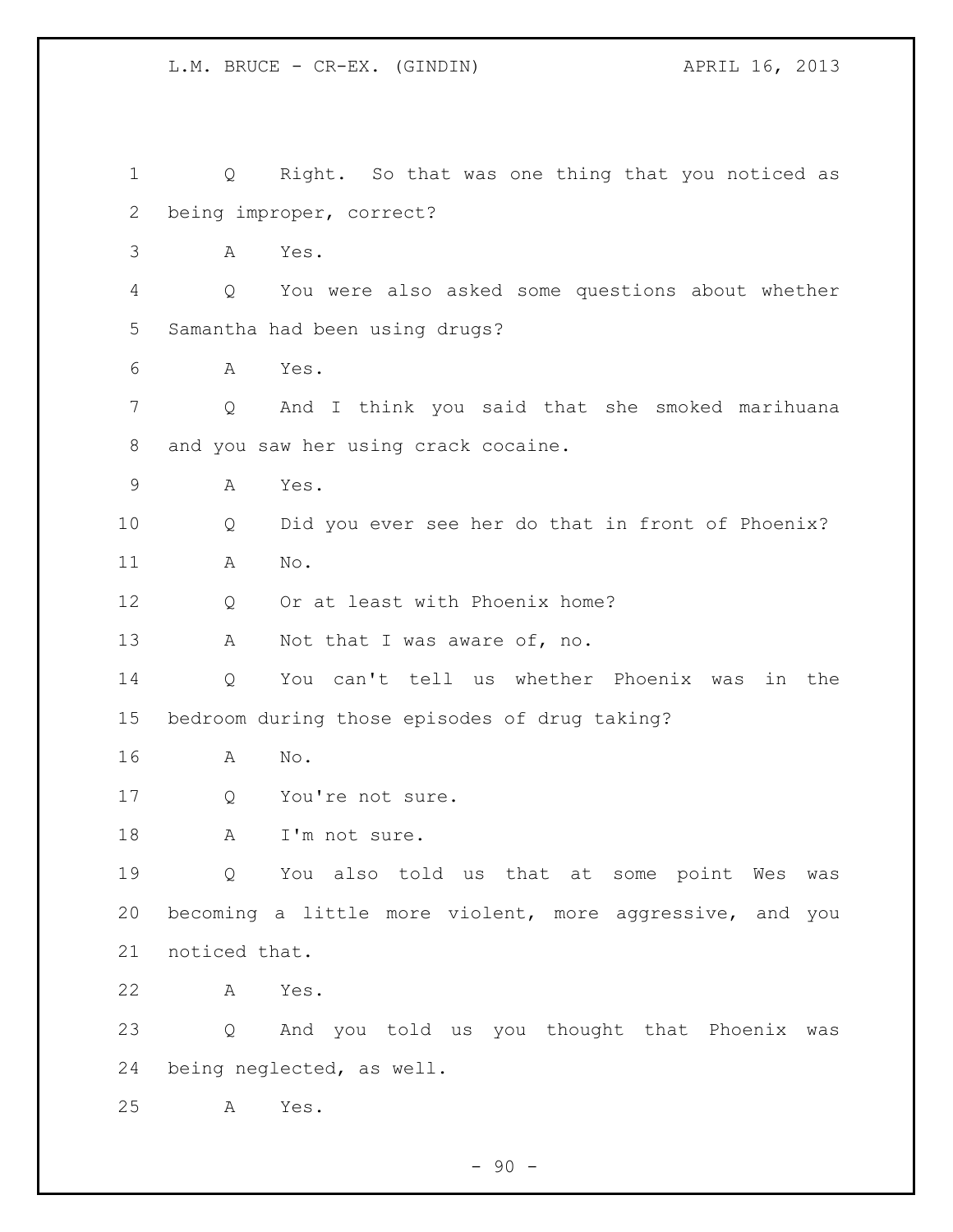1 Q Right. So that was one thing that you noticed as
2 being improper, correct?
3 A Yes.
4 Q You were also asked some questions about whether
5 Samantha had been using drugs?
6 A Yes.
7 Q And I think you said that she smoked marihuana
8 and you saw her using crack cocaine.
9 A Yes.
10 Q Did you ever see her do that in front of Phoenix?
11 A No.
12 Q Or at least with Phoenix home?
13 A Not that I was aware of, no.
14 Q You can't tell us whether Phoenix was in the
15 bedroom during those episodes of drug taking?
16 A No.
17 Q You're not sure.
18 A I'm not sure.
19 Q You also told us that at some point Wes was
20 becoming a little more violent, more aggressive, and you
21 noticed that.
22 A Yes.
23 Q And you told us you thought that Phoenix was
24 being neglected, as well.
25 A Yes.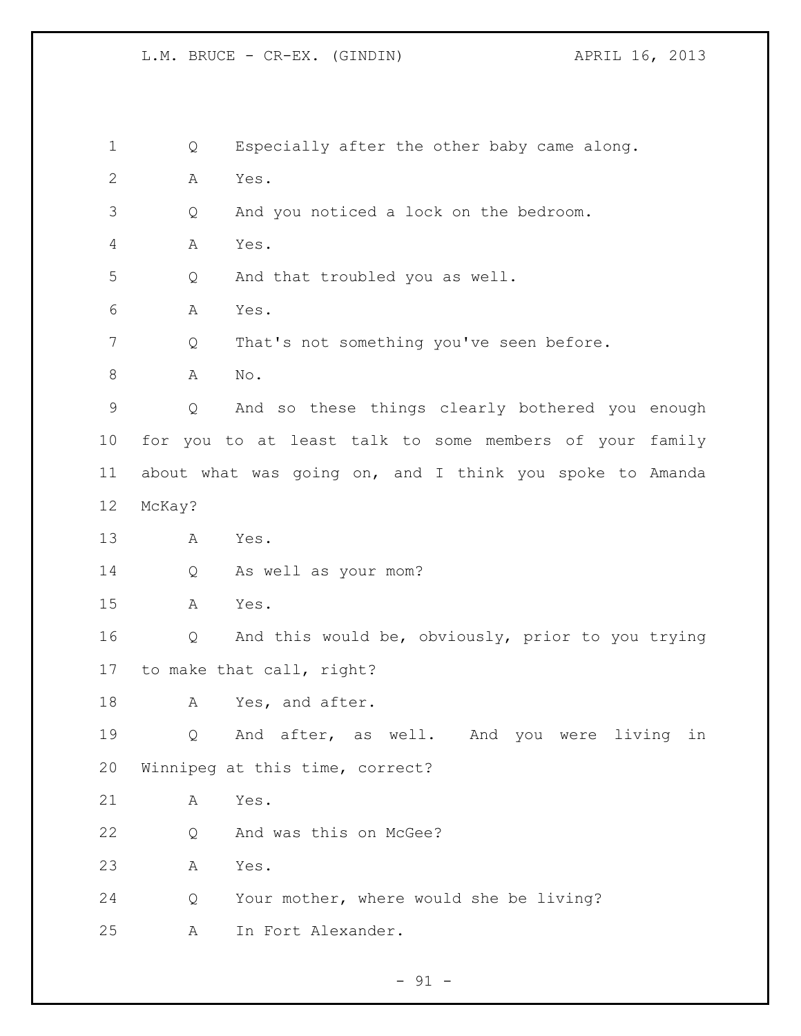Q Especially after the other baby came along.

A Yes.

Q And you noticed a lock on the bedroom.

A Yes.

Q And that troubled you as well.

A Yes.

Q That's not something you've seen before.

A No.

Q And so these things clearly bothered you enough for you to at least talk to some members of your family about what was going on, and I think you spoke to Amanda McKay?

A Yes.

Q As well as your mom?

A Yes.

Q And this would be, obviously, prior to you trying to make that call, right?

A Yes, and after.

Q And after, as well. And you were living in Winnipeg at this time, correct?

A Yes.

Q And was this on McGee?

A Yes.

Q Your mother, where would she be living?

A In Fort Alexander.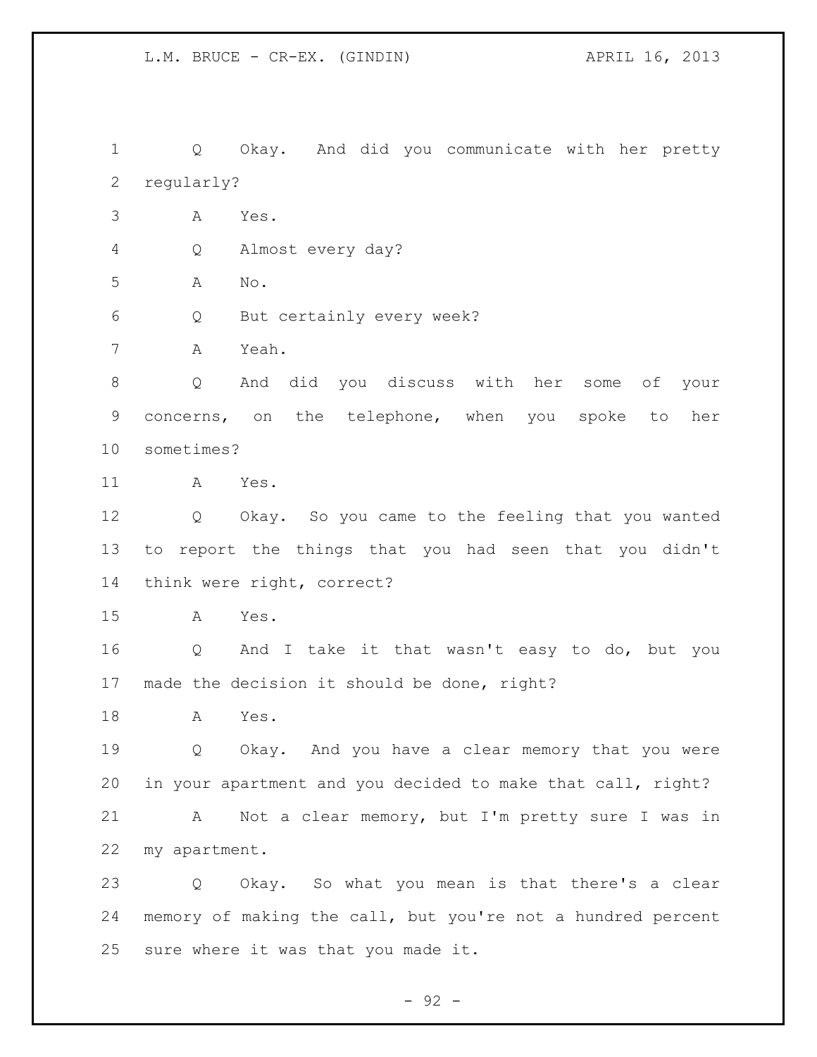Q Okay. And did you communicate with her pretty regularly?

A Yes.

Q Almost every day?

A No.

Q But certainly every week?

A Yeah.

Q And did you discuss with her some of your concerns, on the telephone, when you spoke to her sometimes?

A Yes.

Q Okay. So you came to the feeling that you wanted to report the things that you had seen that you didn't think were right, correct?

A Yes.

Q And I take it that wasn't easy to do, but you made the decision it should be done, right?

A Yes.

Q Okay. And you have a clear memory that you were in your apartment and you decided to make that call, right?

A Not a clear memory, but I'm pretty sure I was in my apartment.

Q Okay. So what you mean is that there's a clear memory of making the call, but you're not a hundred percent sure where it was that you made it.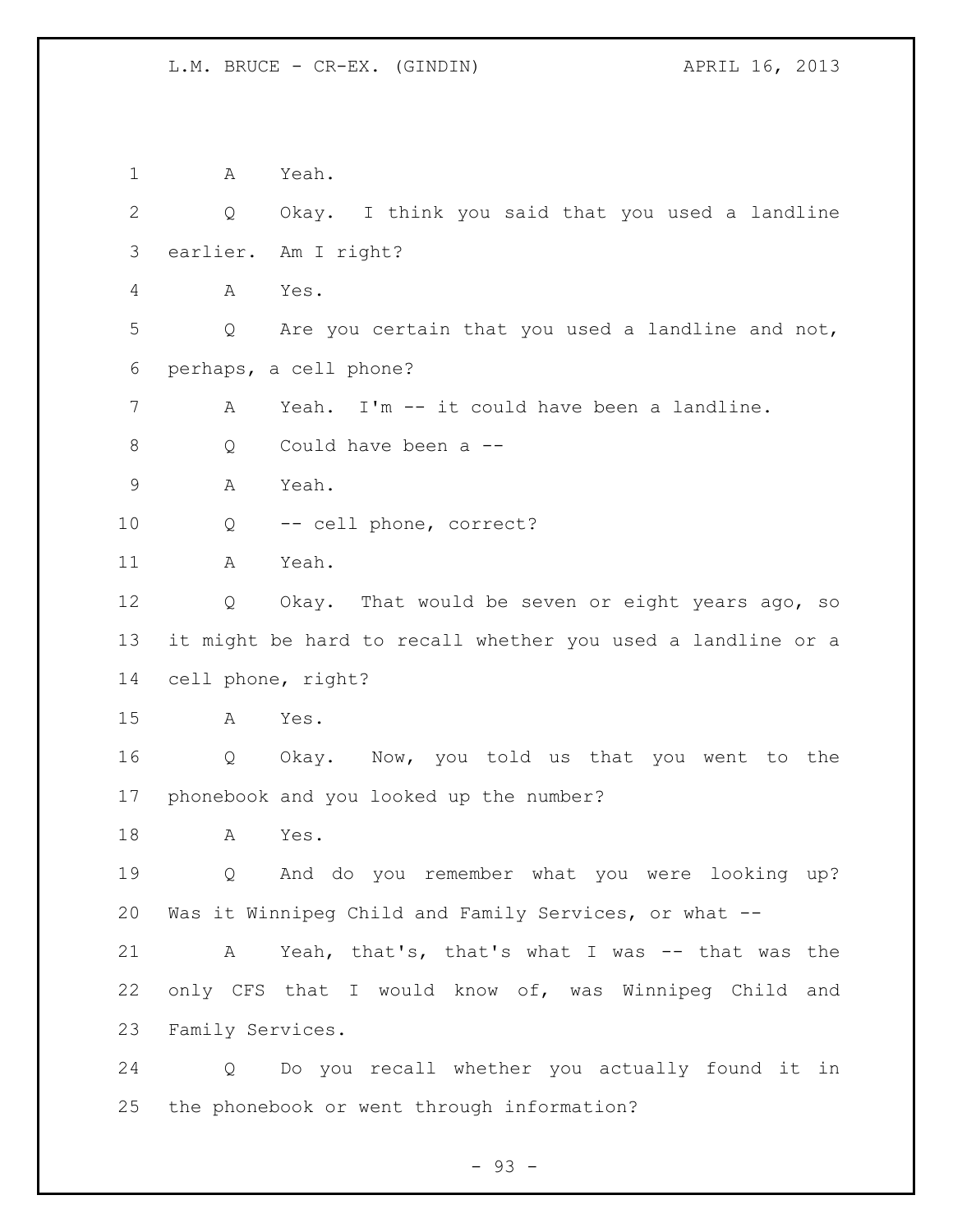A Yeah.

Q Okay. I think you said that you used a landline earlier. Am I right?

A Yes.

Q Are you certain that you used a landline and not, perhaps, a cell phone?

A Yeah. I'm -- it could have been a landline.

Q Could have been a --

A Yeah.

Q -- cell phone, correct?

A Yeah.

Q Okay. That would be seven or eight years ago, so it might be hard to recall whether you used a landline or a cell phone, right?

A Yes.

Q Okay. Now, you told us that you went to the phonebook and you looked up the number?

A Yes.

Q And do you remember what you were looking up? Was it Winnipeg Child and Family Services, or what --

A Yeah, that's, that's what I was -- that was the only CFS that I would know of, was Winnipeg Child and Family Services.

Q Do you recall whether you actually found it in the phonebook or went through information?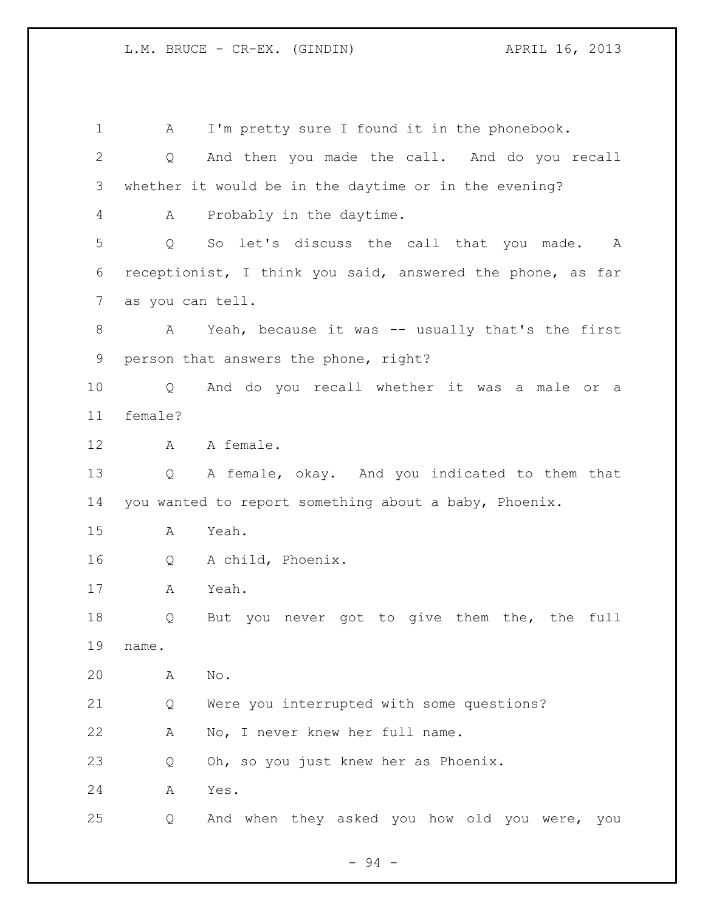1 A I'm pretty sure I found it in the phonebook.

2 Q And then you made the call. And do you recall

3 whether it would be in the daytime or in the evening?

4 A Probably in the daytime.

5 Q So let's discuss the call that you made. A

6 receptionist, I think you said, answered the phone, as far

7 as you can tell.

8 A Yeah, because it was -- usually that's the first

9 person that answers the phone, right?

10 Q And do you recall whether it was a male or a

11 female?

12 A A female.

13 Q A female, okay. And you indicated to them that

14 you wanted to report something about a baby, Phoenix.

15 A Yeah.

16 Q A child, Phoenix.

17 A Yeah.

18 Q But you never got to give them the, the full

19 name.

20 A No.

21 Q Were you interrupted with some questions?

22 A No, I never knew her full name.

23 Q Oh, so you just knew her as Phoenix.

24 A Yes.

25 Q And when they asked you how old you were, you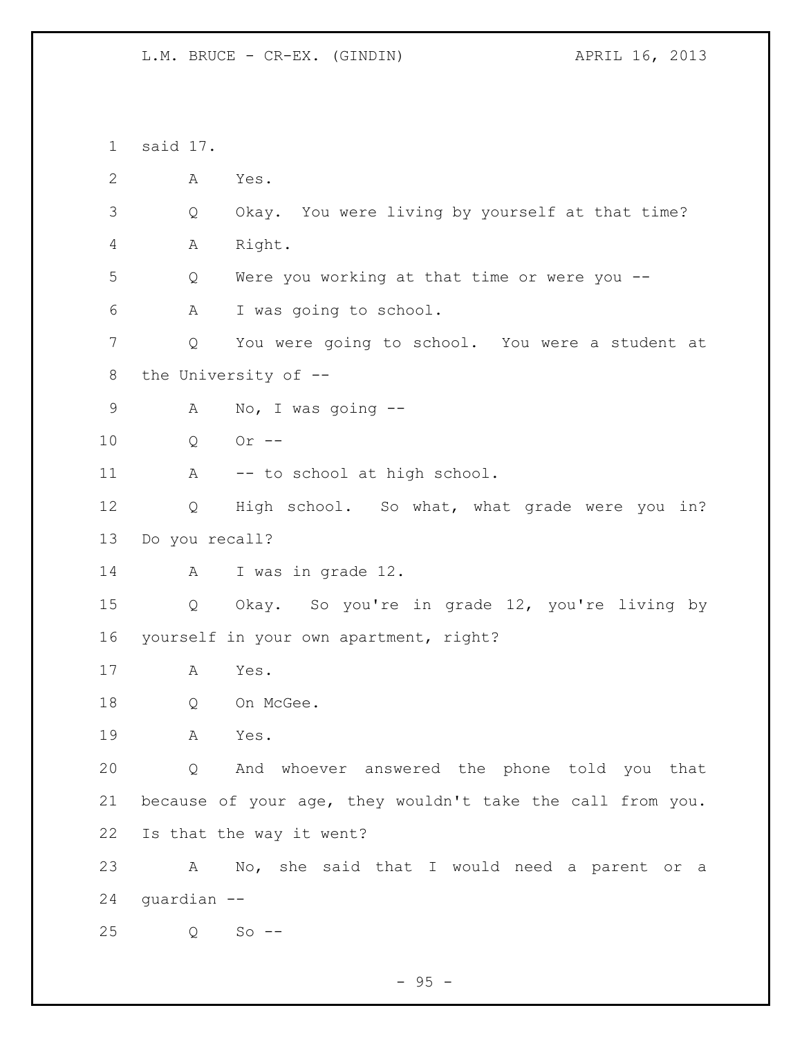said 17.

A Yes.

Q Okay. You were living by yourself at that time?

A Right.

Q Were you working at that time or were you --

A I was going to school.

Q You were going to school. You were a student at the University of --

A No, I was going --

Q Or --

A -- to school at high school.

Q High school. So what, what grade were you in? Do you recall?

A I was in grade 12.

Q Okay. So you're in grade 12, you're living by yourself in your own apartment, right?

A Yes.

Q On McGee.

A Yes.

Q And whoever answered the phone told you that because of your age, they wouldn't take the call from you. Is that the way it went?

A No, she said that I would need a parent or a guardian --

Q So --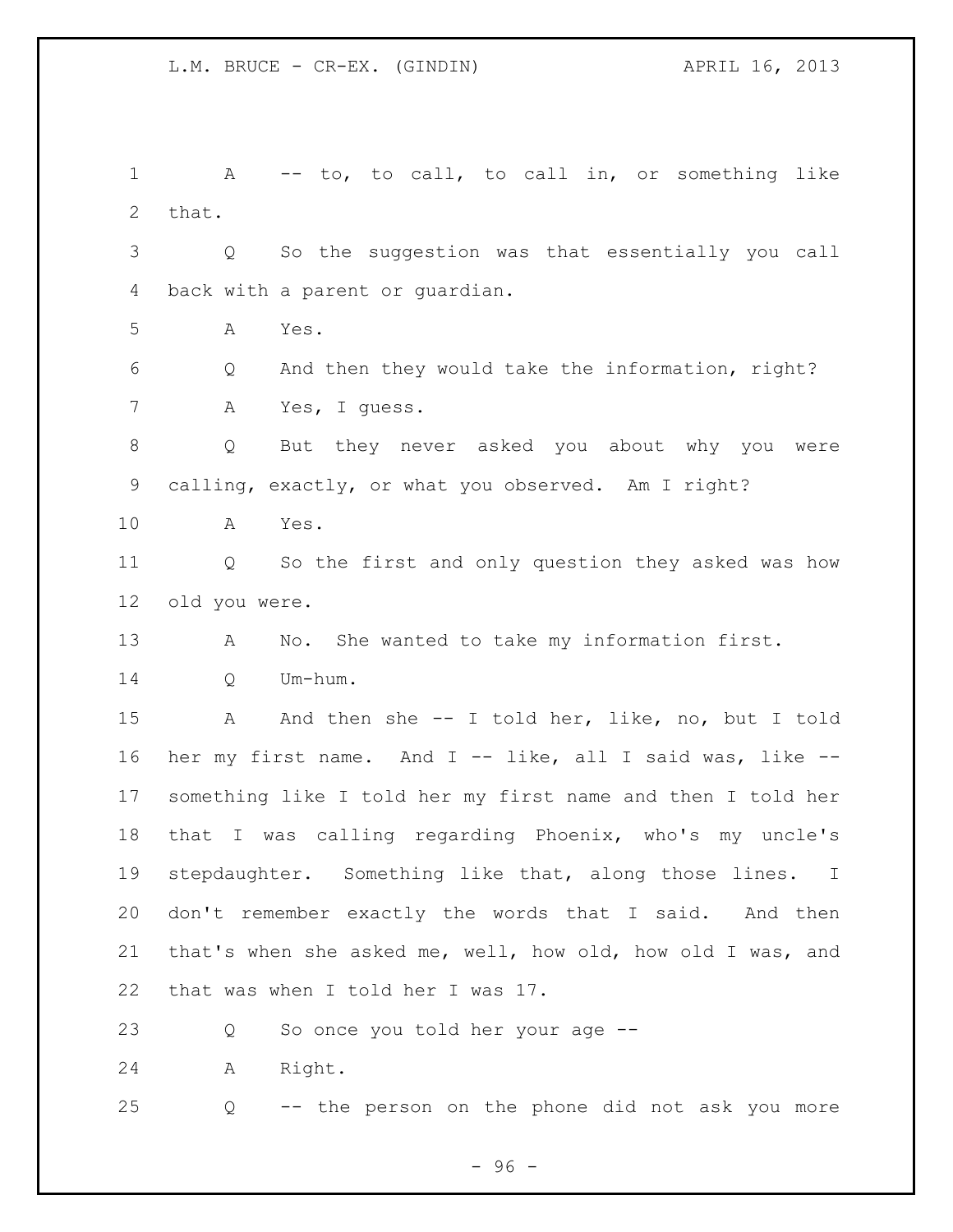A -- to, to call, to call in, or something like that.

Q So the suggestion was that essentially you call back with a parent or guardian.

A Yes.

Q And then they would take the information, right?

A Yes, I guess.

Q But they never asked you about why you were calling, exactly, or what you observed. Am I right?

A Yes.

Q So the first and only question they asked was how old you were.

A No. She wanted to take my information first.

Q Um-hum.

A And then she -- I told her, like, no, but I told her my first name. And I -- like, all I said was, like -- something like I told her my first name and then I told her that I was calling regarding Phoenix, who's my uncle's stepdaughter. Something like that, along those lines. I don't remember exactly the words that I said. And then that's when she asked me, well, how old, how old I was, and that was when I told her I was 17.

Q So once you told her your age --

A Right.

Q -- the person on the phone did not ask you more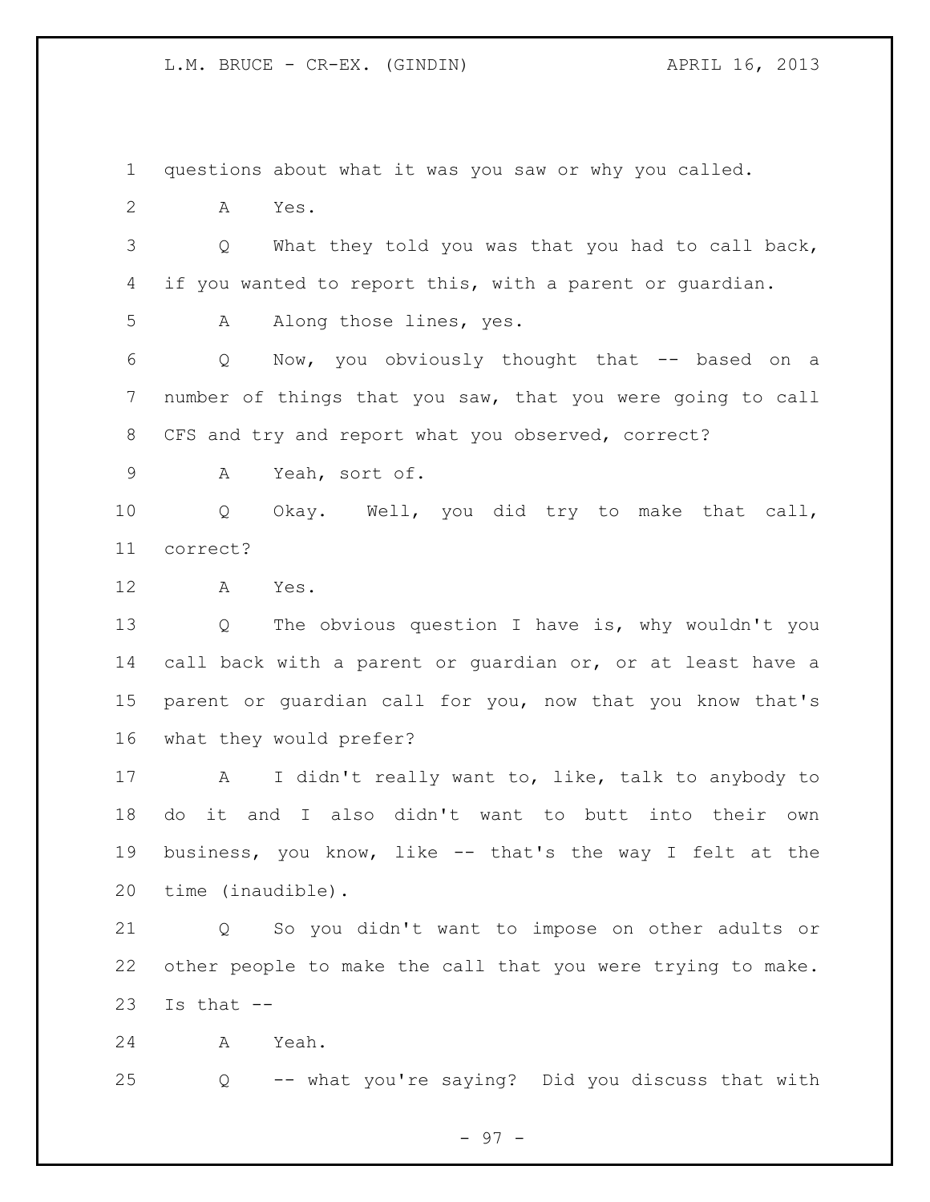questions about what it was you saw or why you called.

A Yes.

Q What they told you was that you had to call back, if you wanted to report this, with a parent or guardian.

A Along those lines, yes.

Q Now, you obviously thought that -- based on a number of things that you saw, that you were going to call CFS and try and report what you observed, correct?

A Yeah, sort of.

Q Okay. Well, you did try to make that call, correct?

A Yes.

Q The obvious question I have is, why wouldn't you call back with a parent or guardian or, or at least have a parent or guardian call for you, now that you know that's what they would prefer?

A I didn't really want to, like, talk to anybody to do it and I also didn't want to butt into their own business, you know, like -- that's the way I felt at the time (inaudible).

Q So you didn't want to impose on other adults or other people to make the call that you were trying to make. Is that --

A Yeah.

Q -- what you're saying? Did you discuss that with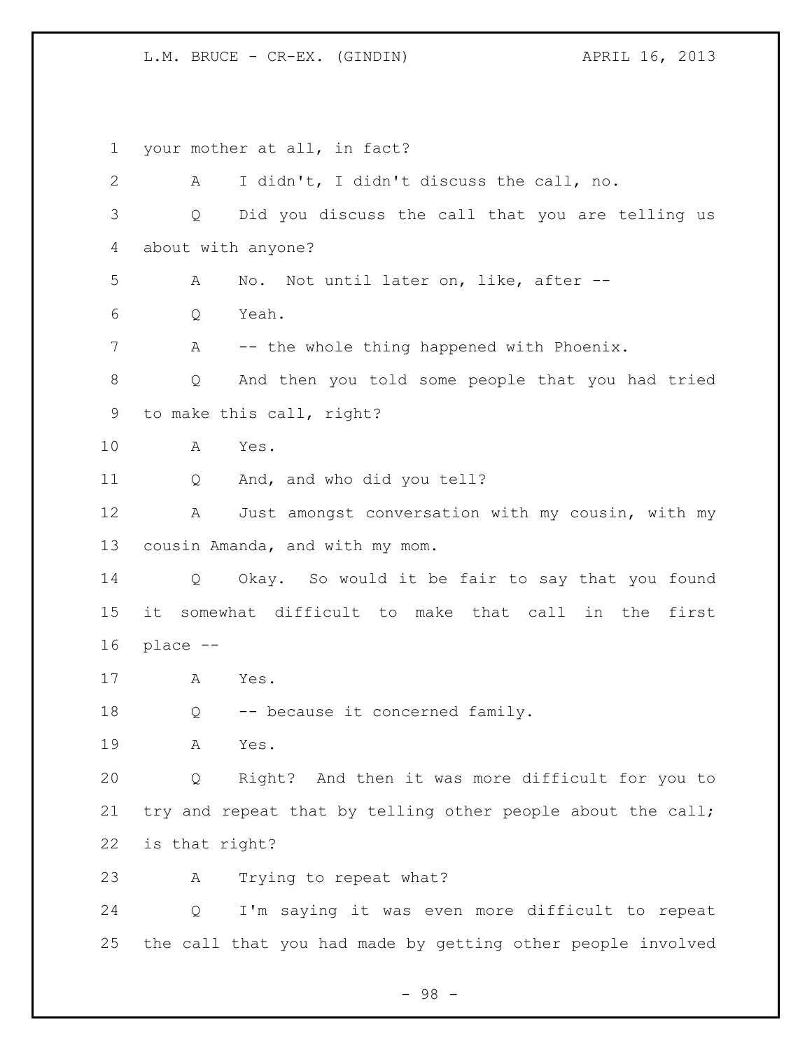your mother at all, in fact?

A I didn't, I didn't discuss the call, no.

Q Did you discuss the call that you are telling us about with anyone?

A No. Not until later on, like, after --

Q Yeah.

A -- the whole thing happened with Phoenix.

Q And then you told some people that you had tried to make this call, right?

A Yes.

Q And, and who did you tell?

A Just amongst conversation with my cousin, with my cousin Amanda, and with my mom.

Q Okay. So would it be fair to say that you found it somewhat difficult to make that call in the first place --

A Yes.

Q -- because it concerned family.

A Yes.

Q Right? And then it was more difficult for you to try and repeat that by telling other people about the call; is that right?

A Trying to repeat what?

Q I'm saying it was even more difficult to repeat the call that you had made by getting other people involved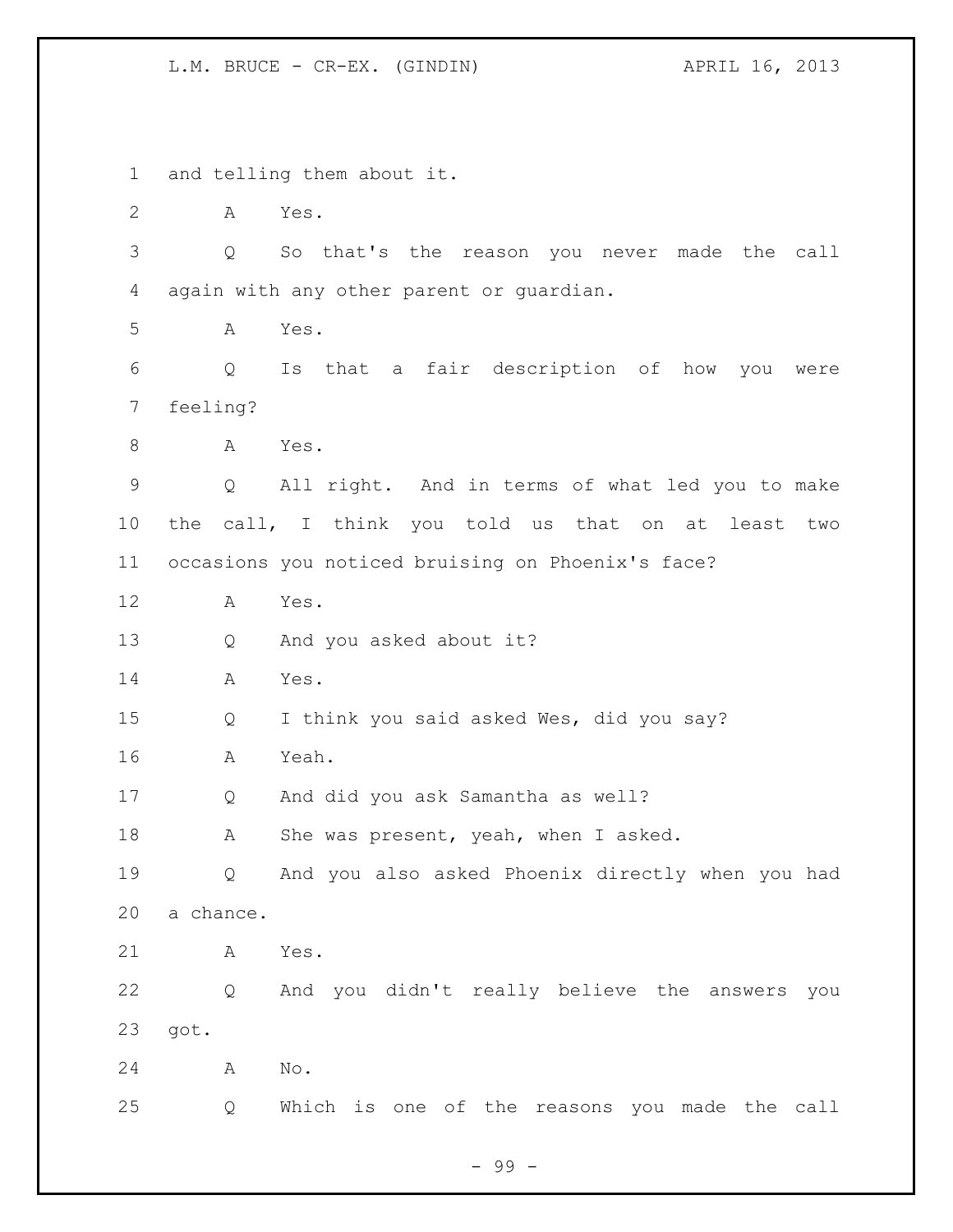1 and telling them about it.

2 A Yes.

3 Q So that's the reason you never made the call

4 again with any other parent or guardian.

5 A Yes.

6 Q Is that a fair description of how you were

7 feeling?

8 A Yes.

9 Q All right. And in terms of what led you to make

10 the call, I think you told us that on at least two

11 occasions you noticed bruising on Phoenix's face?

12 A Yes.

13 Q And you asked about it?

14 A Yes.

15 Q I think you said asked Wes, did you say?

16 A Yeah.

17 Q And did you ask Samantha as well?

18 A She was present, yeah, when I asked.

19 Q And you also asked Phoenix directly when you had

20 a chance.

21 A Yes.

22 Q And you didn't really believe the answers you

23 got.

24 A No.

25 Q Which is one of the reasons you made the call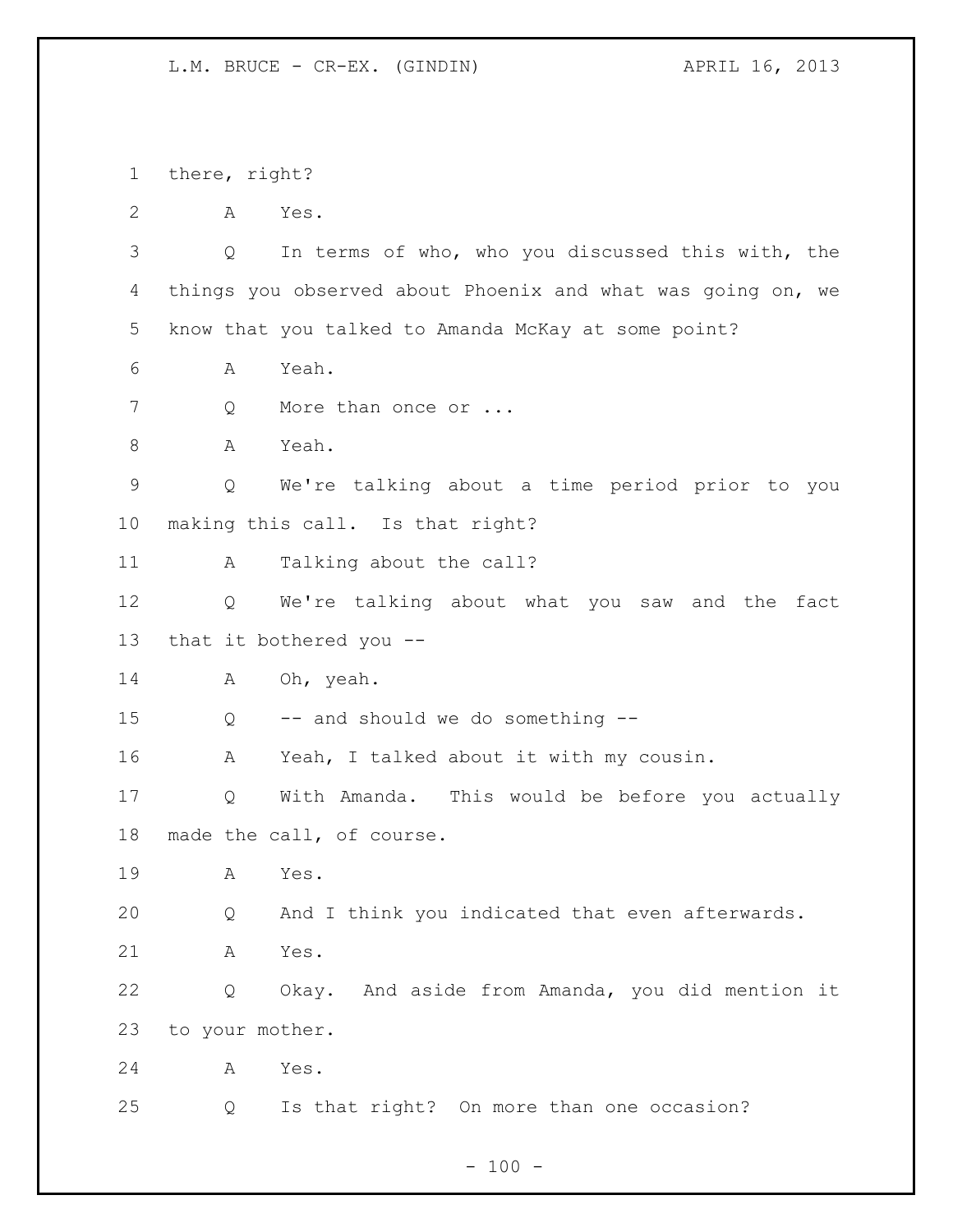there, right?

A Yes.

Q In terms of who, who you discussed this with, the things you observed about Phoenix and what was going on, we know that you talked to Amanda McKay at some point?

A Yeah.

Q More than once or ...

A Yeah.

Q We're talking about a time period prior to you making this call. Is that right?

A Talking about the call?

Q We're talking about what you saw and the fact that it bothered you --

A Oh, yeah.

Q -- and should we do something --

A Yeah, I talked about it with my cousin.

Q With Amanda. This would be before you actually made the call, of course.

A Yes.

Q And I think you indicated that even afterwards.

A Yes.

Q Okay. And aside from Amanda, you did mention it to your mother.

A Yes.

Q Is that right? On more than one occasion?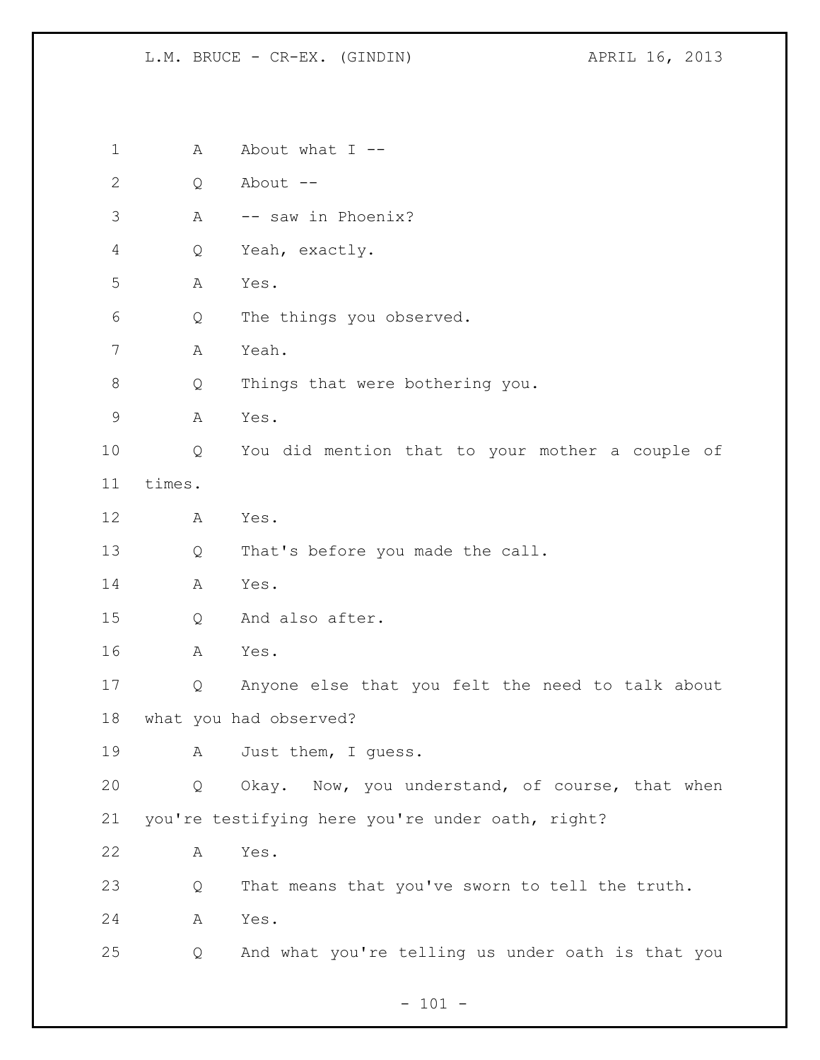1 A About what I --

2 Q About --

3 A -- saw in Phoenix?

4 Q Yeah, exactly.

5 A Yes.

6 Q The things you observed.

7 A Yeah.

8 Q Things that were bothering you.

9 A Yes.

10 Q You did mention that to your mother a couple of

11 times.

12 A Yes.

13 Q That's before you made the call.

14 A Yes.

15 Q And also after.

16 A Yes.

17 Q Anyone else that you felt the need to talk about

18 what you had observed?

19 A Just them, I guess.

20 Q Okay. Now, you understand, of course, that when

21 you're testifying here you're under oath, right?

22 A Yes.

23 Q That means that you've sworn to tell the truth.

24 A Yes.

25 Q And what you're telling us under oath is that you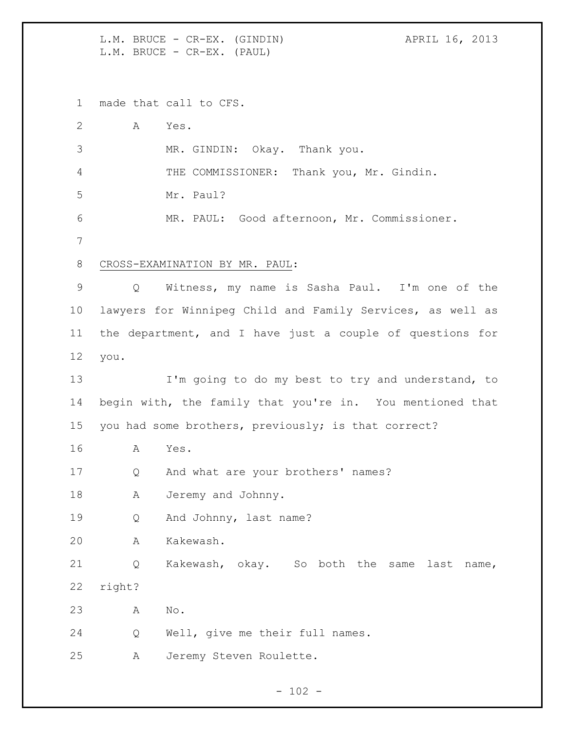made that call to CFS.

A Yes.

MR. GINDIN: Okay. Thank you.

THE COMMISSIONER: Thank you, Mr. Gindin.

Mr. Paul?

MR. PAUL: Good afternoon, Mr. Commissioner.

CROSS-EXAMINATION BY MR. PAUL:

Q Witness, my name is Sasha Paul. I'm one of the lawyers for Winnipeg Child and Family Services, as well as the department, and I have just a couple of questions for you.

I'm going to do my best to try and understand, to begin with, the family that you're in. You mentioned that you had some brothers, previously; is that correct?

A Yes.

Q And what are your brothers' names?

A Jeremy and Johnny.

Q And Johnny, last name?

A Kakewash.

Q Kakewash, okay. So both the same last name, right?

A No.

Q Well, give me their full names.

A Jeremy Steven Roulette.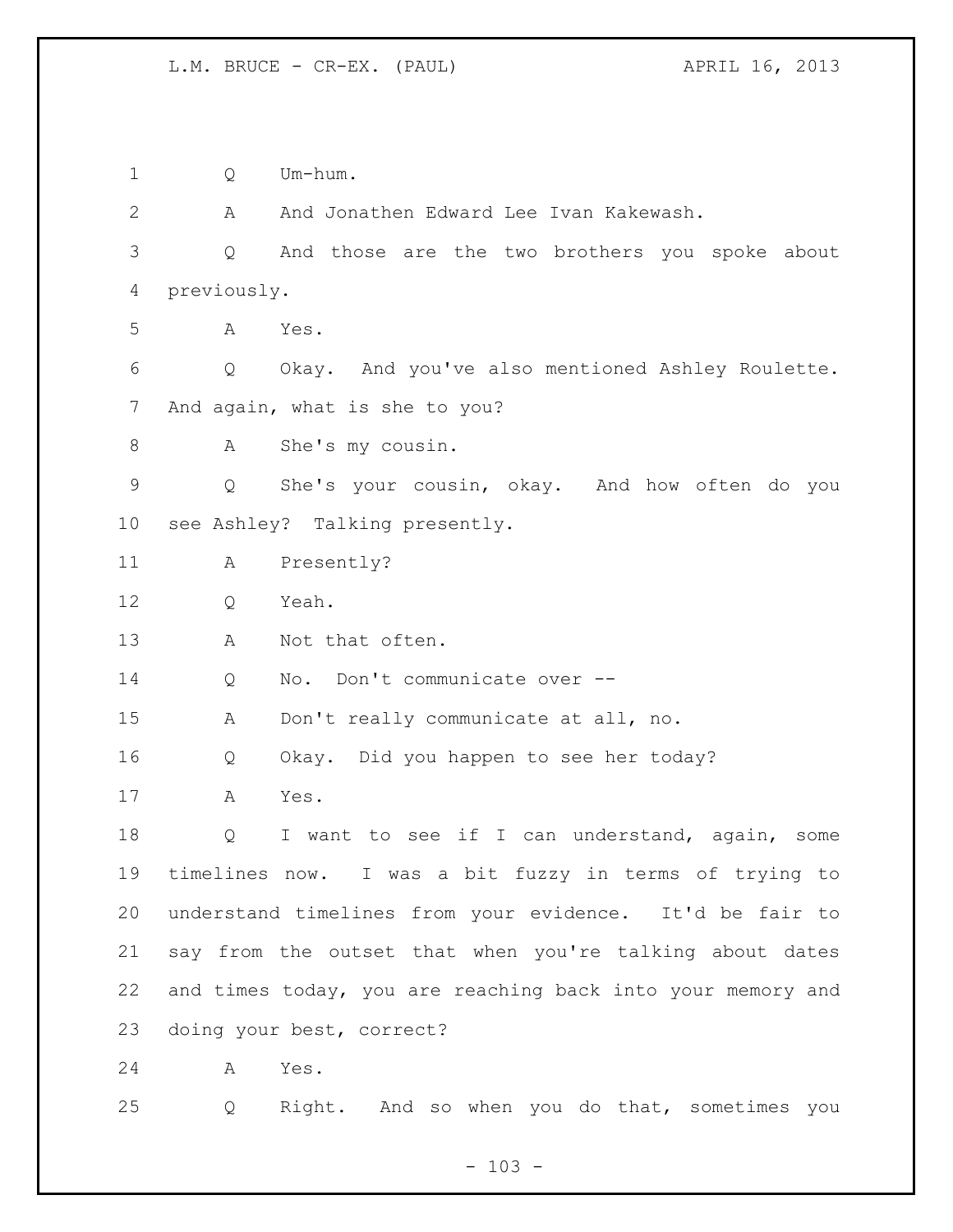Q Um-hum.

A And Jonathen Edward Lee Ivan Kakewash.

Q And those are the two brothers you spoke about previously.

A Yes.

Q Okay. And you've also mentioned Ashley Roulette. And again, what is she to you?

A She's my cousin.

Q She's your cousin, okay. And how often do you see Ashley? Talking presently.

A Presently?

Q Yeah.

A Not that often.

Q No. Don't communicate over --

A Don't really communicate at all, no.

Q Okay. Did you happen to see her today?

A Yes.

Q I want to see if I can understand, again, some timelines now. I was a bit fuzzy in terms of trying to understand timelines from your evidence. It'd be fair to say from the outset that when you're talking about dates and times today, you are reaching back into your memory and doing your best, correct?

A Yes.

Q Right. And so when you do that, sometimes you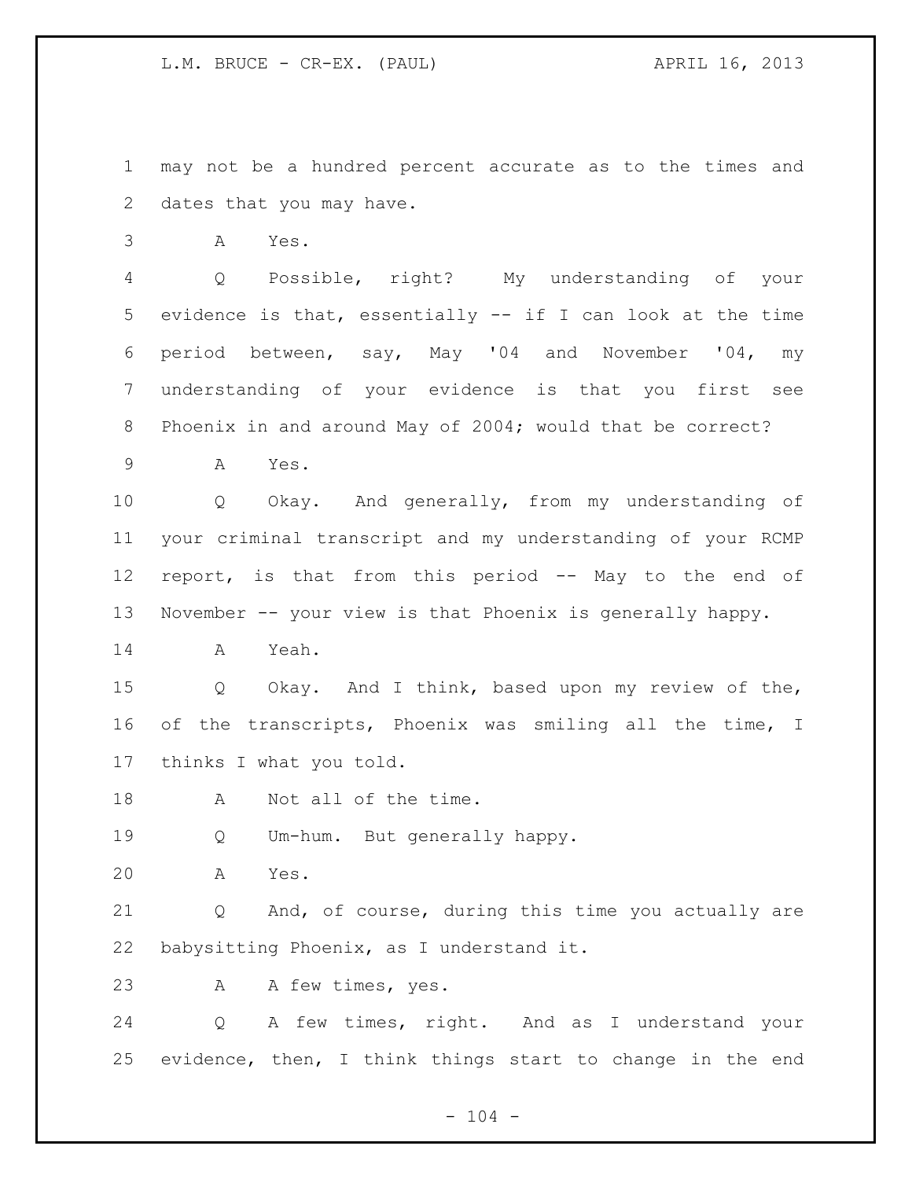1 may not be a hundred percent accurate as to the times and
2 dates that you may have.

3 A Yes.

4 Q Possible, right? My understanding of your
5 evidence is that, essentially -- if I can look at the time
6 period between, say, May '04 and November '04, my
7 understanding of your evidence is that you first see
8 Phoenix in and around May of 2004; would that be correct?

9 A Yes.

10 Q Okay. And generally, from my understanding of
11 your criminal transcript and my understanding of your RCMP
12 report, is that from this period -- May to the end of
13 November -- your view is that Phoenix is generally happy.

14 A Yeah.

15 Q Okay. And I think, based upon my review of the,
16 of the transcripts, Phoenix was smiling all the time, I
17 thinks I what you told.

18 A Not all of the time.

19 Q Um-hum. But generally happy.

20 A Yes.

21 Q And, of course, during this time you actually are
22 babysitting Phoenix, as I understand it.

23 A A few times, yes.

24 Q A few times, right. And as I understand your
25 evidence, then, I think things start to change in the end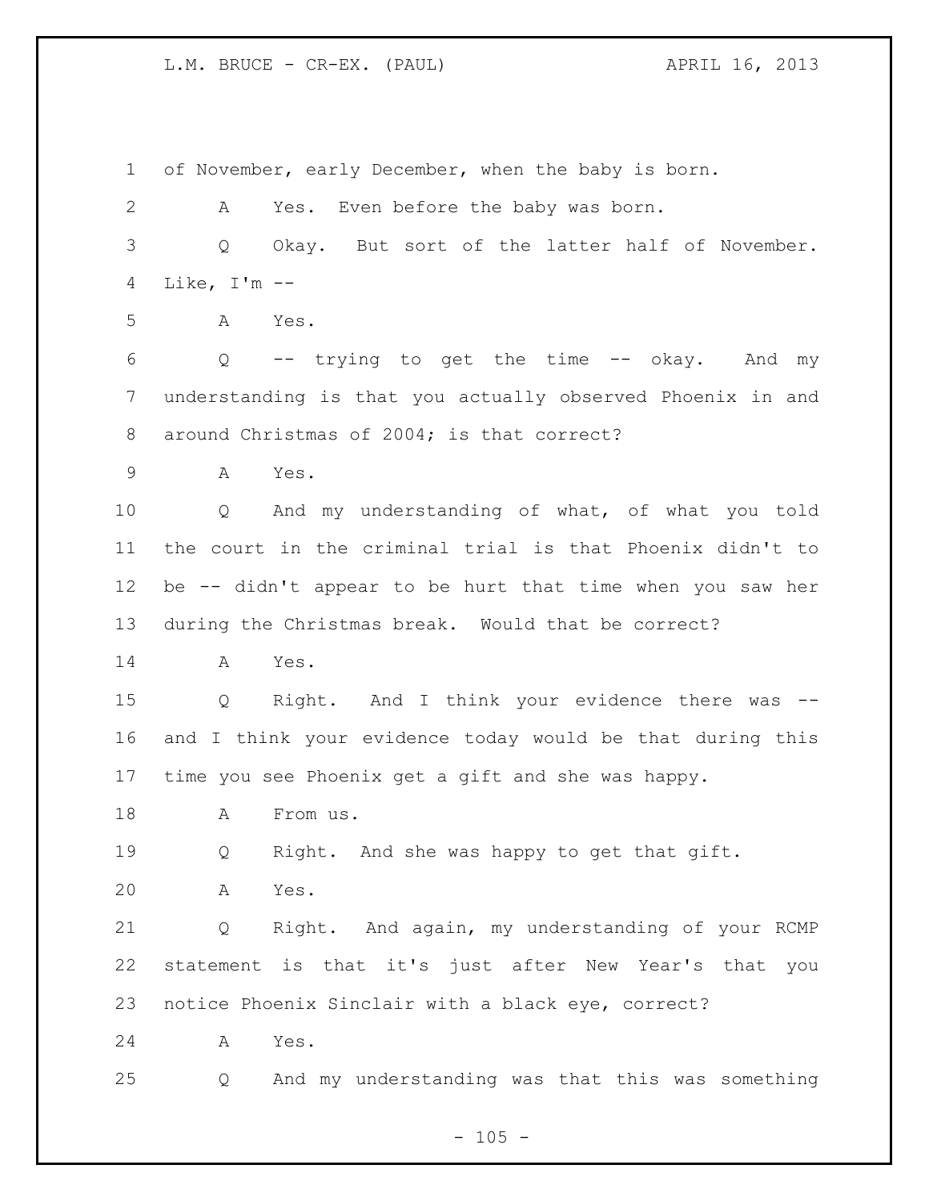of November, early December, when the baby is born.

A Yes. Even before the baby was born.

Q Okay. But sort of the latter half of November. Like, I'm --

A Yes.

Q -- trying to get the time -- okay. And my understanding is that you actually observed Phoenix in and around Christmas of 2004; is that correct?

A Yes.

Q And my understanding of what, of what you told the court in the criminal trial is that Phoenix didn't to be -- didn't appear to be hurt that time when you saw her during the Christmas break. Would that be correct?

A Yes.

Q Right. And I think your evidence there was -- and I think your evidence today would be that during this time you see Phoenix get a gift and she was happy.

A From us.

Q Right. And she was happy to get that gift.

A Yes.

Q Right. And again, my understanding of your RCMP statement is that it's just after New Year's that you notice Phoenix Sinclair with a black eye, correct?

A Yes.

Q And my understanding was that this was something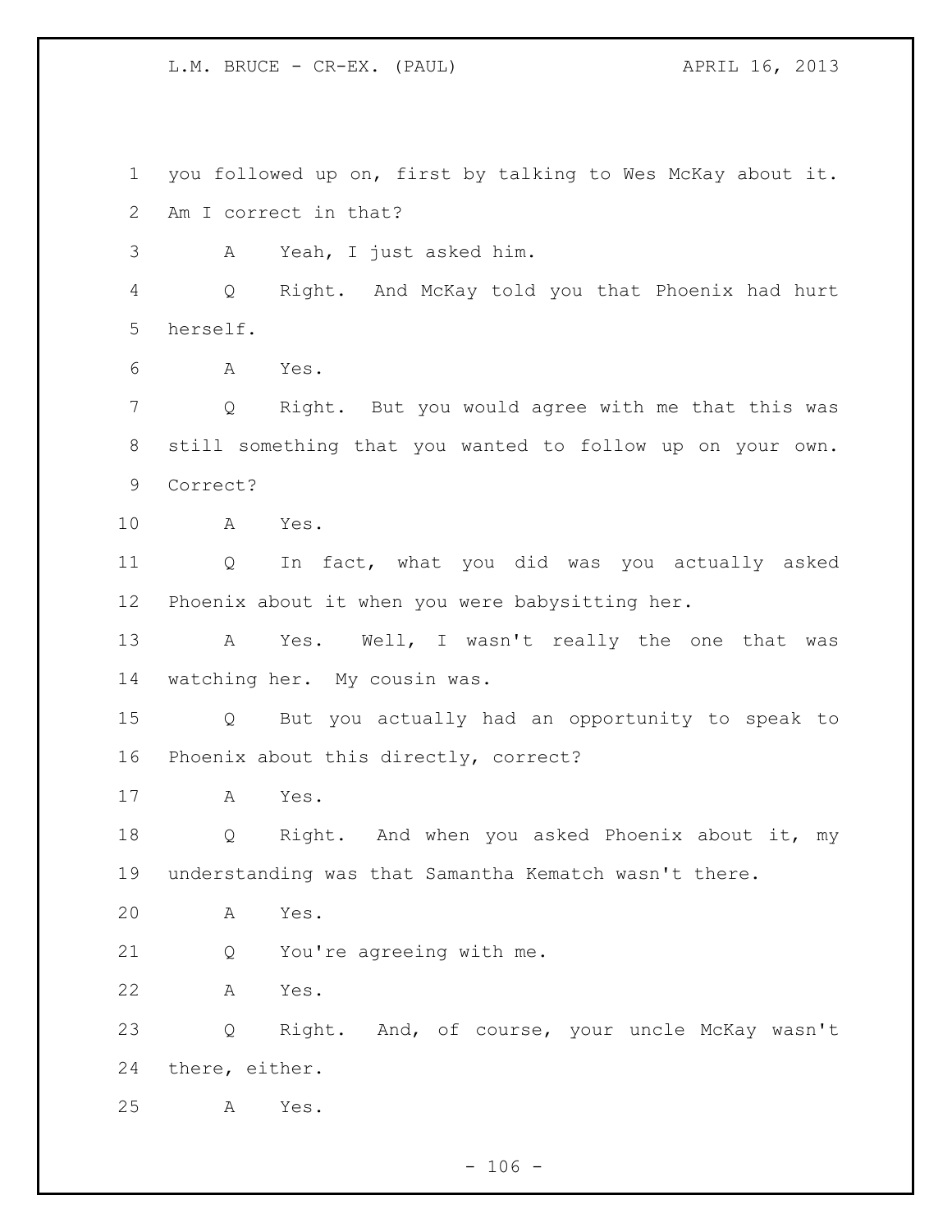you followed up on, first by talking to Wes McKay about it. Am I correct in that?

A Yeah, I just asked him.

Q Right. And McKay told you that Phoenix had hurt herself.

A Yes.

Q Right. But you would agree with me that this was still something that you wanted to follow up on your own. Correct?

A Yes.

Q In fact, what you did was you actually asked Phoenix about it when you were babysitting her.

A Yes. Well, I wasn't really the one that was watching her. My cousin was.

Q But you actually had an opportunity to speak to Phoenix about this directly, correct?

A Yes.

Q Right. And when you asked Phoenix about it, my understanding was that Samantha Kematch wasn't there.

A Yes.

Q You're agreeing with me.

A Yes.

Q Right. And, of course, your uncle McKay wasn't there, either.

A Yes.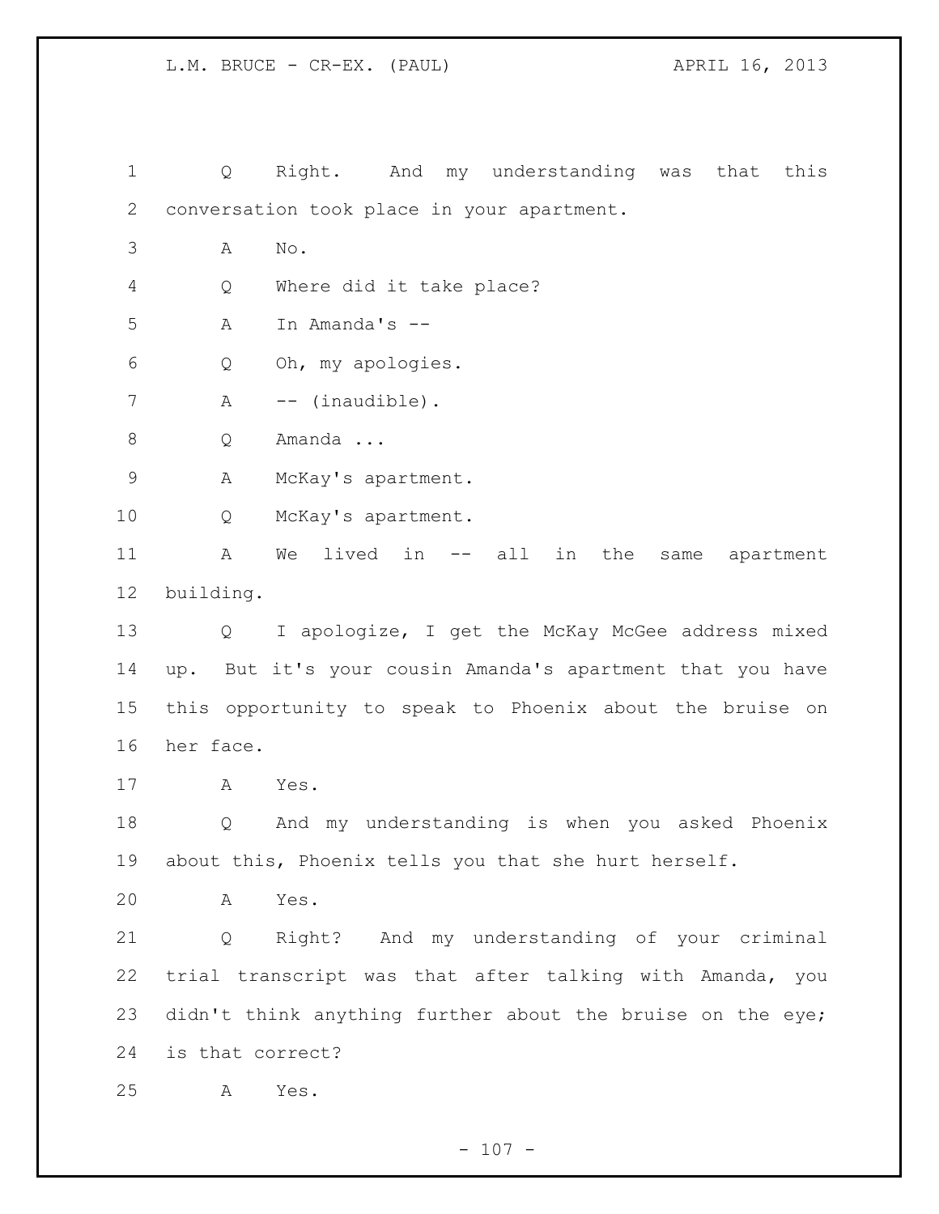Q Right. And my understanding was that this conversation took place in your apartment.

A No.

Q Where did it take place?

A In Amanda's --

Q Oh, my apologies.

A -- (inaudible).

Q Amanda ...

A McKay's apartment.

Q McKay's apartment.

A We lived in -- all in the same apartment building.

Q I apologize, I get the McKay McGee address mixed up. But it's your cousin Amanda's apartment that you have this opportunity to speak to Phoenix about the bruise on her face.

A Yes.

Q And my understanding is when you asked Phoenix about this, Phoenix tells you that she hurt herself.

A Yes.

Q Right? And my understanding of your criminal trial transcript was that after talking with Amanda, you didn't think anything further about the bruise on the eye; is that correct?

A Yes.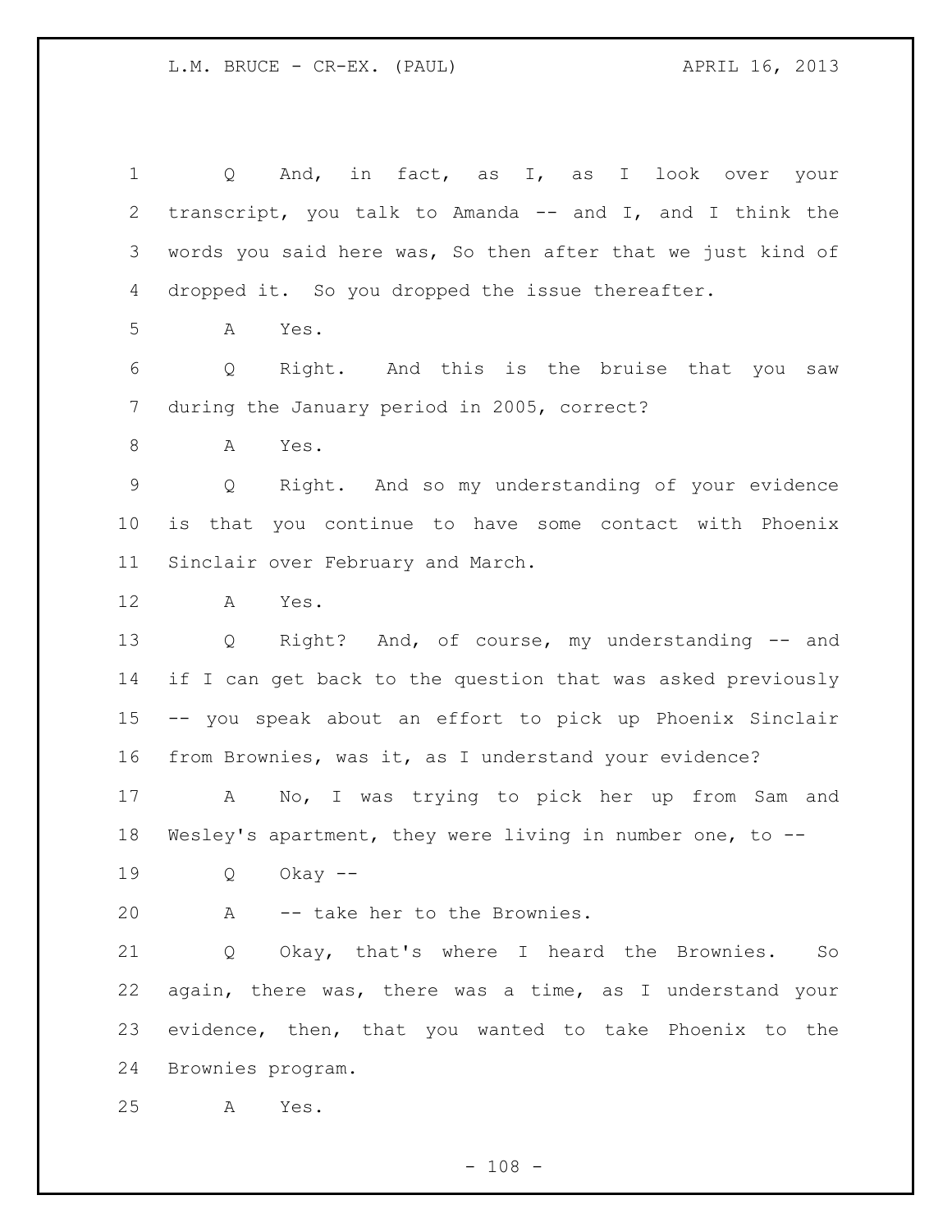Q And, in fact, as I, as I look over your transcript, you talk to Amanda -- and I, and I think the words you said here was, So then after that we just kind of dropped it. So you dropped the issue thereafter.

A Yes.

Q Right. And this is the bruise that you saw during the January period in 2005, correct?

A Yes.

Q Right. And so my understanding of your evidence is that you continue to have some contact with Phoenix Sinclair over February and March.

A Yes.

Q Right? And, of course, my understanding -- and if I can get back to the question that was asked previously -- you speak about an effort to pick up Phoenix Sinclair from Brownies, was it, as I understand your evidence?

A No, I was trying to pick her up from Sam and Wesley's apartment, they were living in number one, to --

Q Okay --

A -- take her to the Brownies.

Q Okay, that's where I heard the Brownies. So again, there was, there was a time, as I understand your evidence, then, that you wanted to take Phoenix to the Brownies program.

A Yes.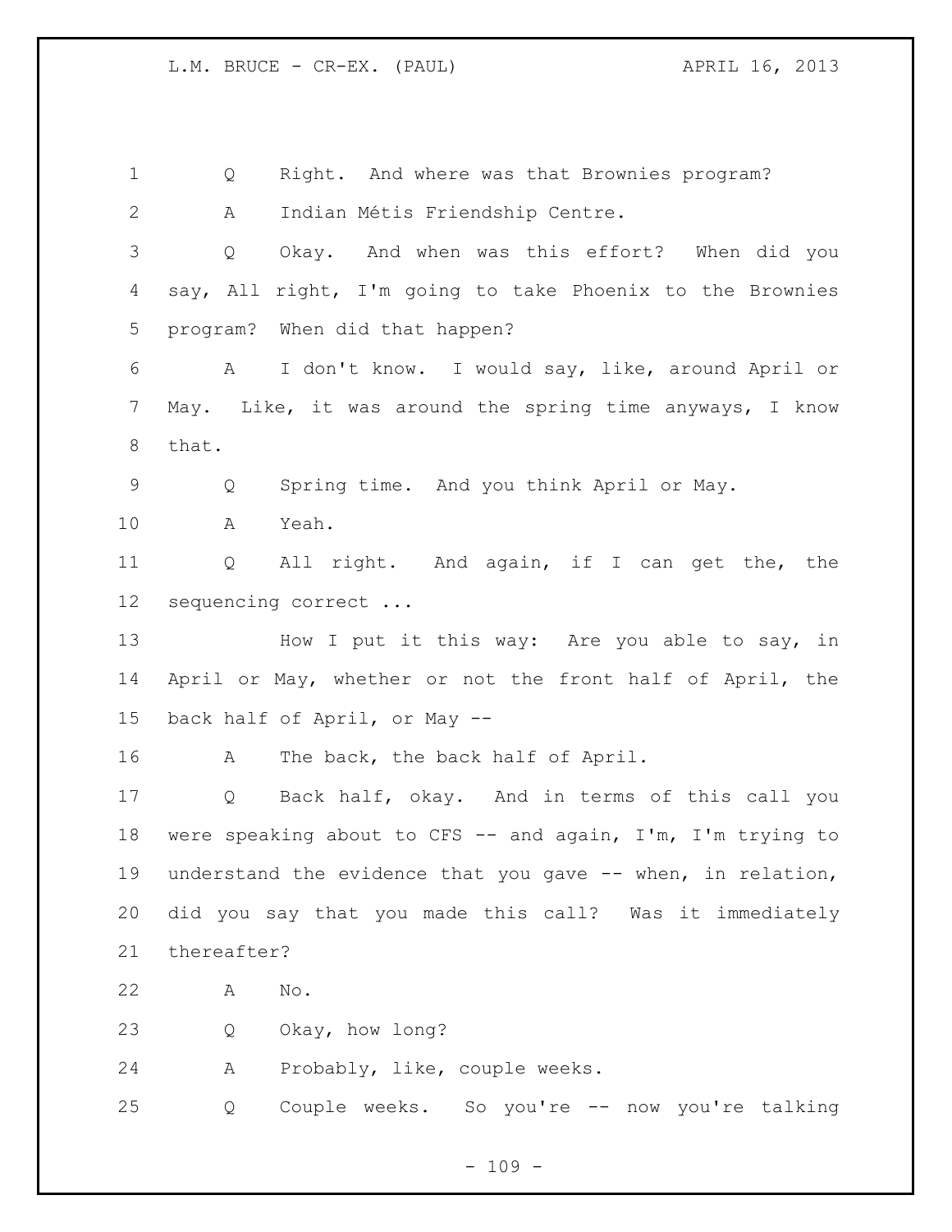Q Right. And where was that Brownies program?

A Indian Métis Friendship Centre.

Q Okay. And when was this effort? When did you say, All right, I'm going to take Phoenix to the Brownies program? When did that happen?

A I don't know. I would say, like, around April or May. Like, it was around the spring time anyways, I know that.

Q Spring time. And you think April or May.

A Yeah.

Q All right. And again, if I can get the, the sequencing correct ...

How I put it this way: Are you able to say, in April or May, whether or not the front half of April, the back half of April, or May --

A The back, the back half of April.

Q Back half, okay. And in terms of this call you were speaking about to CFS -- and again, I'm, I'm trying to understand the evidence that you gave -- when, in relation, did you say that you made this call? Was it immediately thereafter?

A No.

Q Okay, how long?

A Probably, like, couple weeks.

Q Couple weeks. So you're -- now you're talking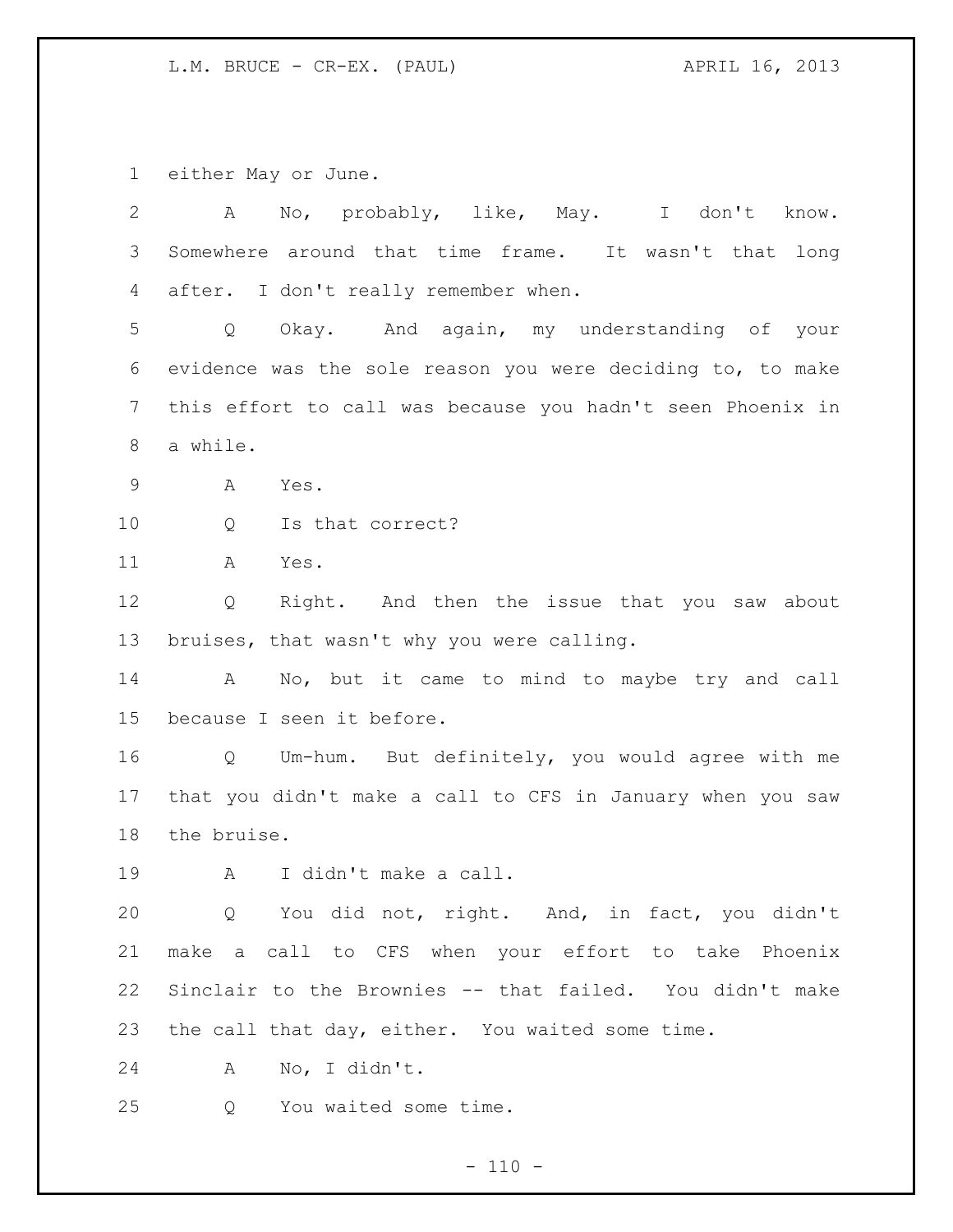either May or June.

A No, probably, like, May. I don't know. Somewhere around that time frame. It wasn't that long after. I don't really remember when.

Q Okay. And again, my understanding of your evidence was the sole reason you were deciding to, to make this effort to call was because you hadn't seen Phoenix in a while.

A Yes.

Q Is that correct?

A Yes.

Q Right. And then the issue that you saw about bruises, that wasn't why you were calling.

A No, but it came to mind to maybe try and call because I seen it before.

Q Um-hum. But definitely, you would agree with me that you didn't make a call to CFS in January when you saw the bruise.

A I didn't make a call.

Q You did not, right. And, in fact, you didn't make a call to CFS when your effort to take Phoenix Sinclair to the Brownies -- that failed. You didn't make the call that day, either. You waited some time.

A No, I didn't.

Q You waited some time.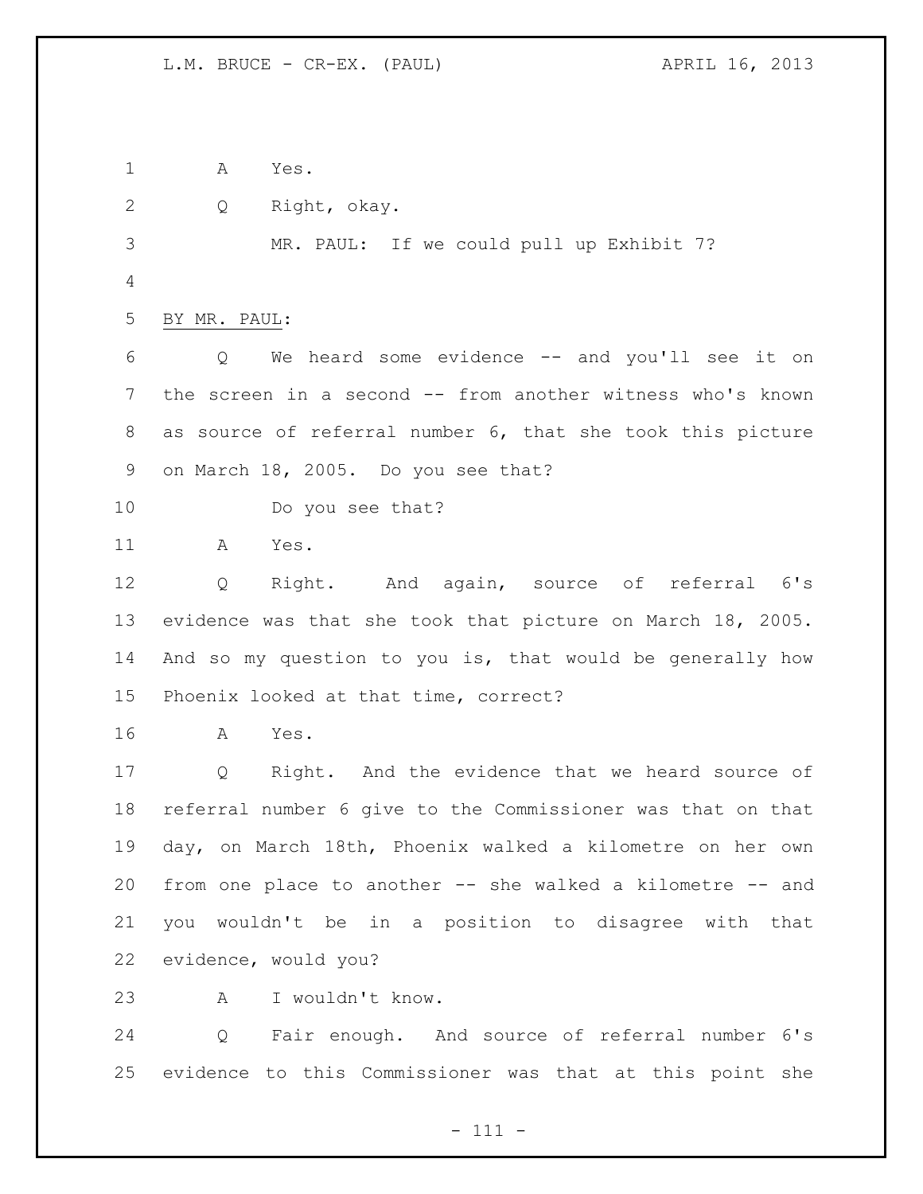A Yes.

Q Right, okay.

MR. PAUL: If we could pull up Exhibit 7?

BY MR. PAUL:

Q We heard some evidence -- and you'll see it on the screen in a second -- from another witness who's known as source of referral number 6, that she took this picture on March 18, 2005. Do you see that?

Do you see that?

A Yes.

Q Right. And again, source of referral 6's evidence was that she took that picture on March 18, 2005. And so my question to you is, that would be generally how Phoenix looked at that time, correct?

A Yes.

Q Right. And the evidence that we heard source of referral number 6 give to the Commissioner was that on that day, on March 18th, Phoenix walked a kilometre on her own from one place to another -- she walked a kilometre -- and you wouldn't be in a position to disagree with that evidence, would you?

A I wouldn't know.

Q Fair enough. And source of referral number 6's evidence to this Commissioner was that at this point she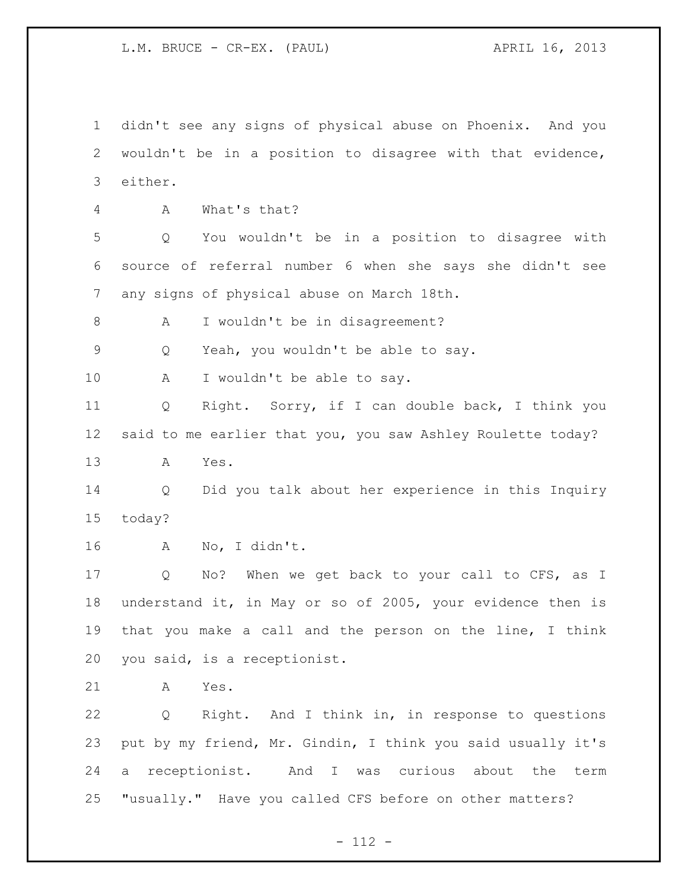didn't see any signs of physical abuse on Phoenix. And you wouldn't be in a position to disagree with that evidence, either.

A What's that?

Q You wouldn't be in a position to disagree with source of referral number 6 when she says she didn't see any signs of physical abuse on March 18th.

A I wouldn't be in disagreement?

Q Yeah, you wouldn't be able to say.

A I wouldn't be able to say.

Q Right. Sorry, if I can double back, I think you said to me earlier that you, you saw Ashley Roulette today?

A Yes.

Q Did you talk about her experience in this Inquiry today?

A No, I didn't.

Q No? When we get back to your call to CFS, as I understand it, in May or so of 2005, your evidence then is that you make a call and the person on the line, I think you said, is a receptionist.

A Yes.

Q Right. And I think in, in response to questions put by my friend, Mr. Gindin, I think you said usually it's a receptionist. And I was curious about the term "usually." Have you called CFS before on other matters?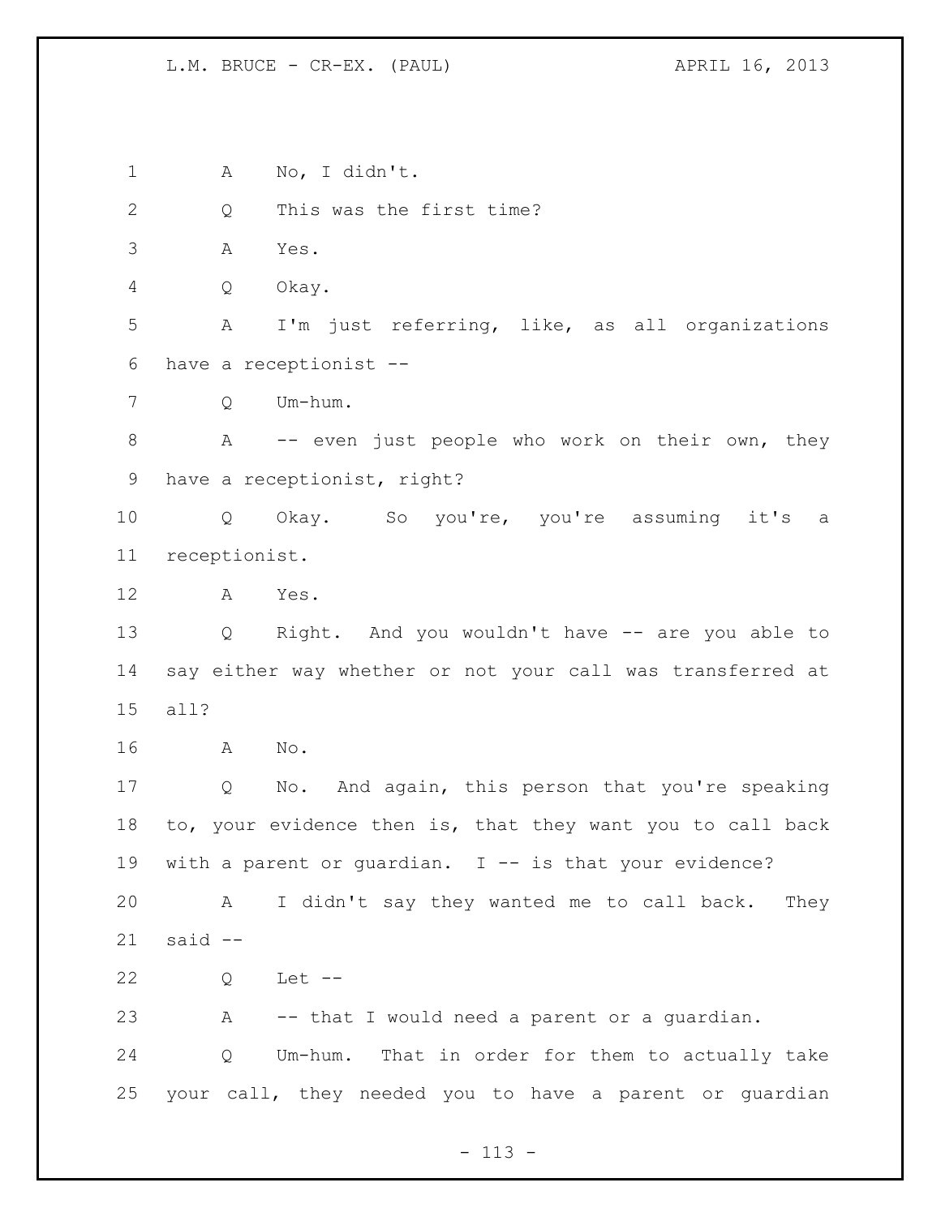A No, I didn't.

Q This was the first time?

A Yes.

Q Okay.

A I'm just referring, like, as all organizations have a receptionist --

Q Um-hum.

A -- even just people who work on their own, they have a receptionist, right?

Q Okay. So you're, you're assuming it's a receptionist.

A Yes.

Q Right. And you wouldn't have -- are you able to say either way whether or not your call was transferred at all?

A No.

Q No. And again, this person that you're speaking to, your evidence then is, that they want you to call back with a parent or guardian. I -- is that your evidence?

A I didn't say they wanted me to call back. They said --

Q Let --

A -- that I would need a parent or a guardian.

Q Um-hum. That in order for them to actually take your call, they needed you to have a parent or guardian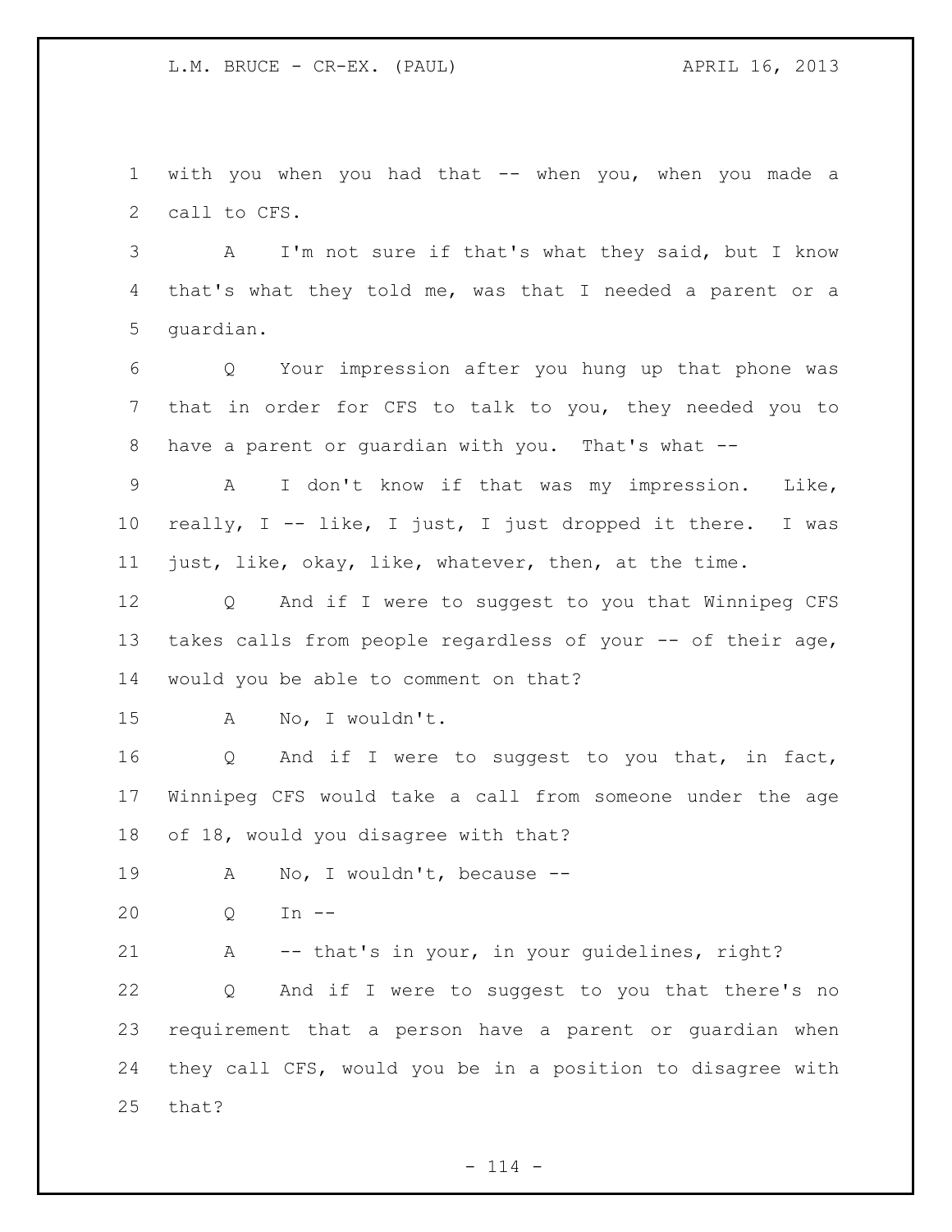with you when you had that -- when you, when you made a call to CFS.

A I'm not sure if that's what they said, but I know that's what they told me, was that I needed a parent or a guardian.

Q Your impression after you hung up that phone was that in order for CFS to talk to you, they needed you to have a parent or guardian with you. That's what --

A I don't know if that was my impression. Like, really, I -- like, I just, I just dropped it there. I was just, like, okay, like, whatever, then, at the time.

Q And if I were to suggest to you that Winnipeg CFS takes calls from people regardless of your -- of their age, would you be able to comment on that?

A No, I wouldn't.

Q And if I were to suggest to you that, in fact, Winnipeg CFS would take a call from someone under the age of 18, would you disagree with that?

A No, I wouldn't, because --

Q In --

A -- that's in your, in your guidelines, right?

Q And if I were to suggest to you that there's no requirement that a person have a parent or guardian when they call CFS, would you be in a position to disagree with that?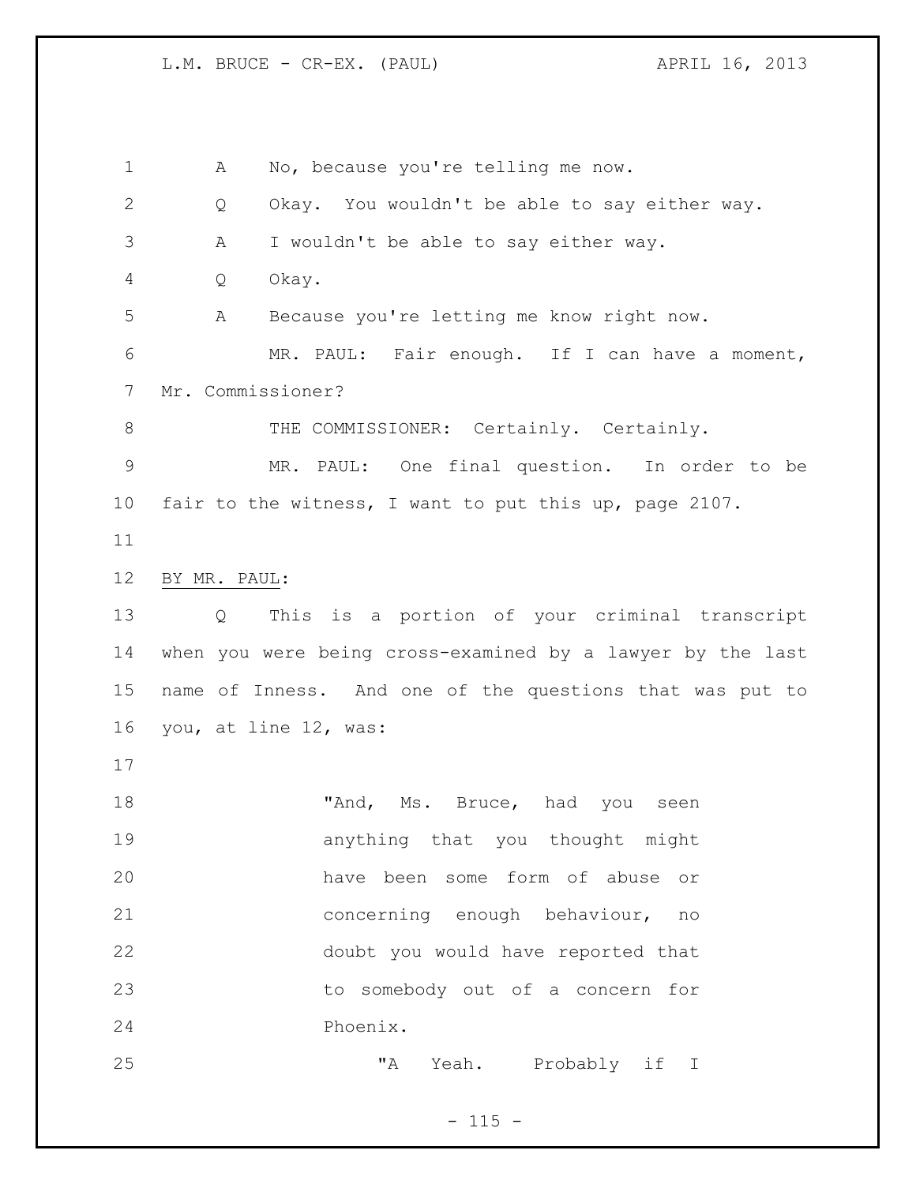A No, because you're telling me now.

Q Okay. You wouldn't be able to say either way.

A I wouldn't be able to say either way.

Q Okay.

A Because you're letting me know right now.

MR. PAUL: Fair enough. If I can have a moment, Mr. Commissioner?

THE COMMISSIONER: Certainly. Certainly.

MR. PAUL: One final question. In order to be fair to the witness, I want to put this up, page 2107.

BY MR. PAUL:

Q This is a portion of your criminal transcript when you were being cross-examined by a lawyer by the last name of Inness. And one of the questions that was put to you, at line 12, was:

> "And, Ms. Bruce, had you seen anything that you thought might have been some form of abuse or concerning enough behaviour, no doubt you would have reported that to somebody out of a concern for Phoenix.
>
> "A Yeah. Probably if I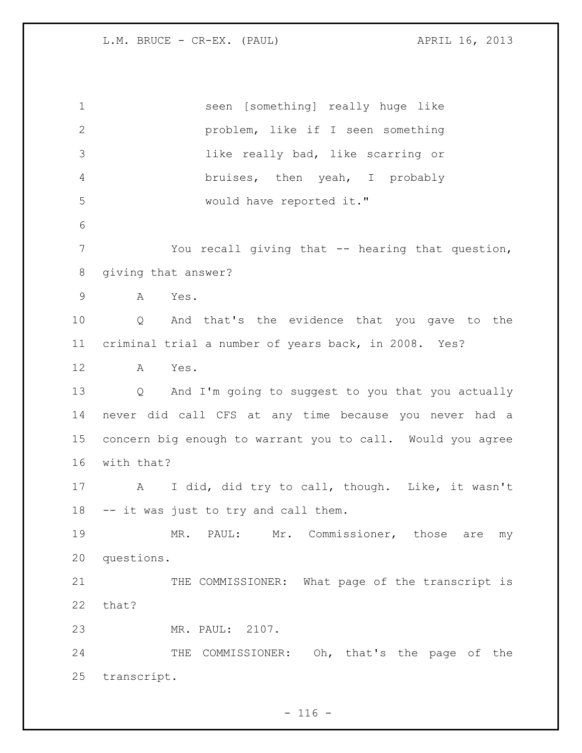seen [something] really huge like problem, like if I seen something like really bad, like scarring or bruises, then yeah, I probably would have reported it."

You recall giving that -- hearing that question, giving that answer?

A Yes.

Q And that's the evidence that you gave to the criminal trial a number of years back, in 2008. Yes?

A Yes.

Q And I'm going to suggest to you that you actually never did call CFS at any time because you never had a concern big enough to warrant you to call. Would you agree with that?

A I did, did try to call, though. Like, it wasn't -- it was just to try and call them.

MR. PAUL: Mr. Commissioner, those are my questions.

THE COMMISSIONER: What page of the transcript is that?

MR. PAUL: 2107.

THE COMMISSIONER: Oh, that's the page of the transcript.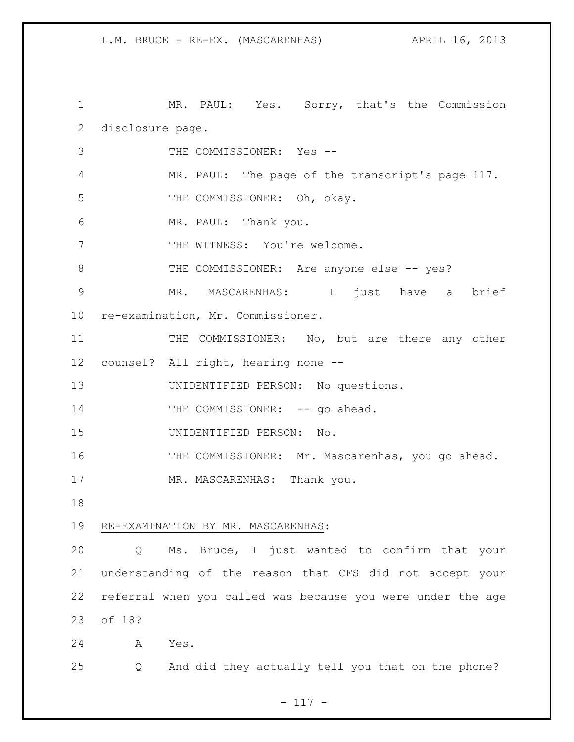MR. PAUL: Yes. Sorry, that's the Commission disclosure page.

THE COMMISSIONER: Yes --

MR. PAUL: The page of the transcript's page 117.

THE COMMISSIONER: Oh, okay.

MR. PAUL: Thank you.

THE WITNESS: You're welcome.

THE COMMISSIONER: Are anyone else -- yes?

MR. MASCARENHAS: I just have a brief re-examination, Mr. Commissioner.

THE COMMISSIONER: No, but are there any other counsel? All right, hearing none --

UNIDENTIFIED PERSON: No questions.

THE COMMISSIONER: -- go ahead.

UNIDENTIFIED PERSON: No.

THE COMMISSIONER: Mr. Mascarenhas, you go ahead.

MR. MASCARENHAS: Thank you.

<u>RE-EXAMINATION BY MR. MASCARENHAS</u>:

Q Ms. Bruce, I just wanted to confirm that your understanding of the reason that CFS did not accept your referral when you called was because you were under the age of 18?

A Yes.

Q And did they actually tell you that on the phone?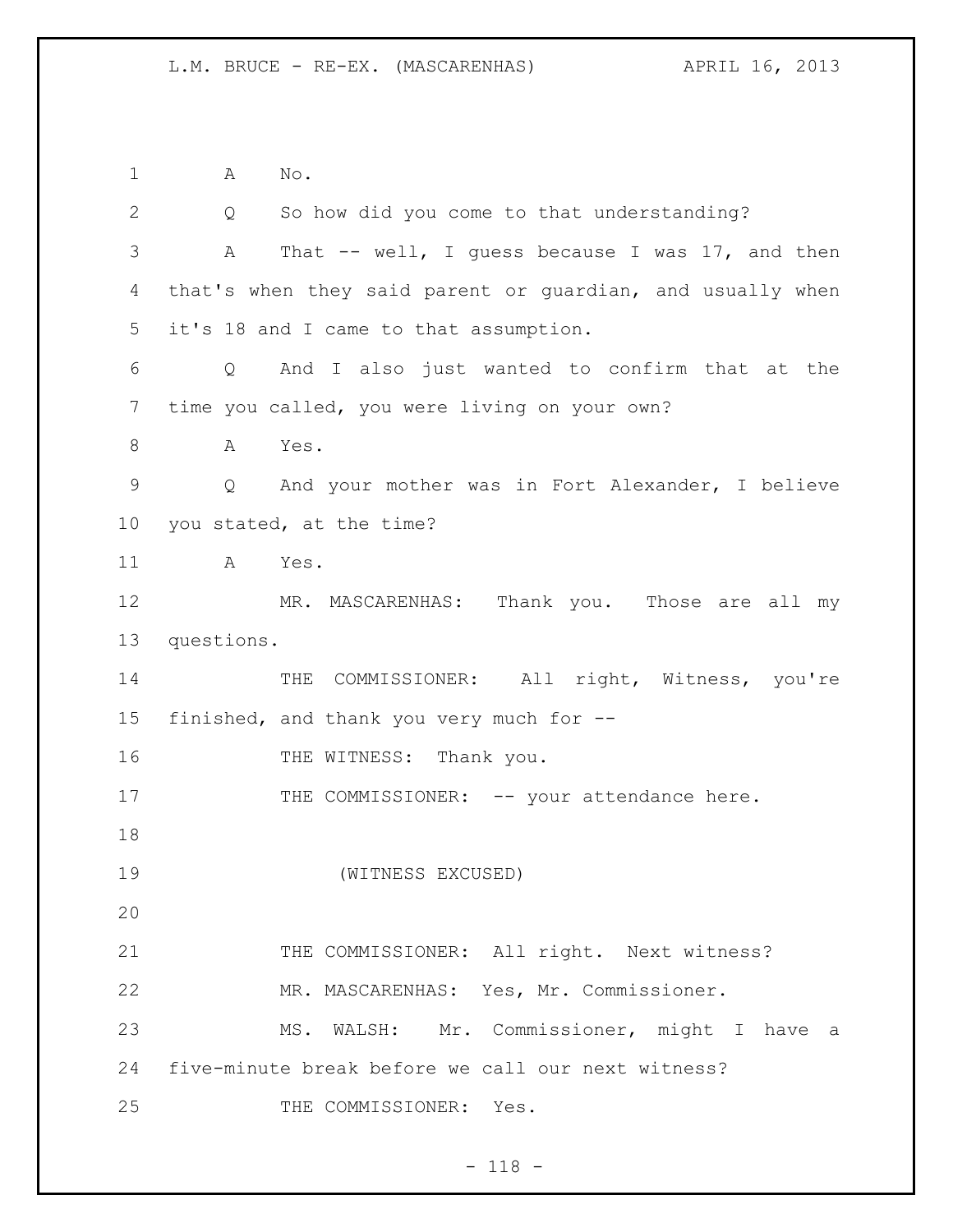A No.

Q So how did you come to that understanding?

A That -- well, I guess because I was 17, and then that's when they said parent or guardian, and usually when it's 18 and I came to that assumption.

Q And I also just wanted to confirm that at the time you called, you were living on your own?

A Yes.

Q And your mother was in Fort Alexander, I believe you stated, at the time?

A Yes.

MR. MASCARENHAS: Thank you. Those are all my questions.

THE COMMISSIONER: All right, Witness, you're finished, and thank you very much for --

THE WITNESS: Thank you.

THE COMMISSIONER: -- your attendance here.

(WITNESS EXCUSED)

THE COMMISSIONER: All right. Next witness?

MR. MASCARENHAS: Yes, Mr. Commissioner.

MS. WALSH: Mr. Commissioner, might I have a five-minute break before we call our next witness?

THE COMMISSIONER: Yes.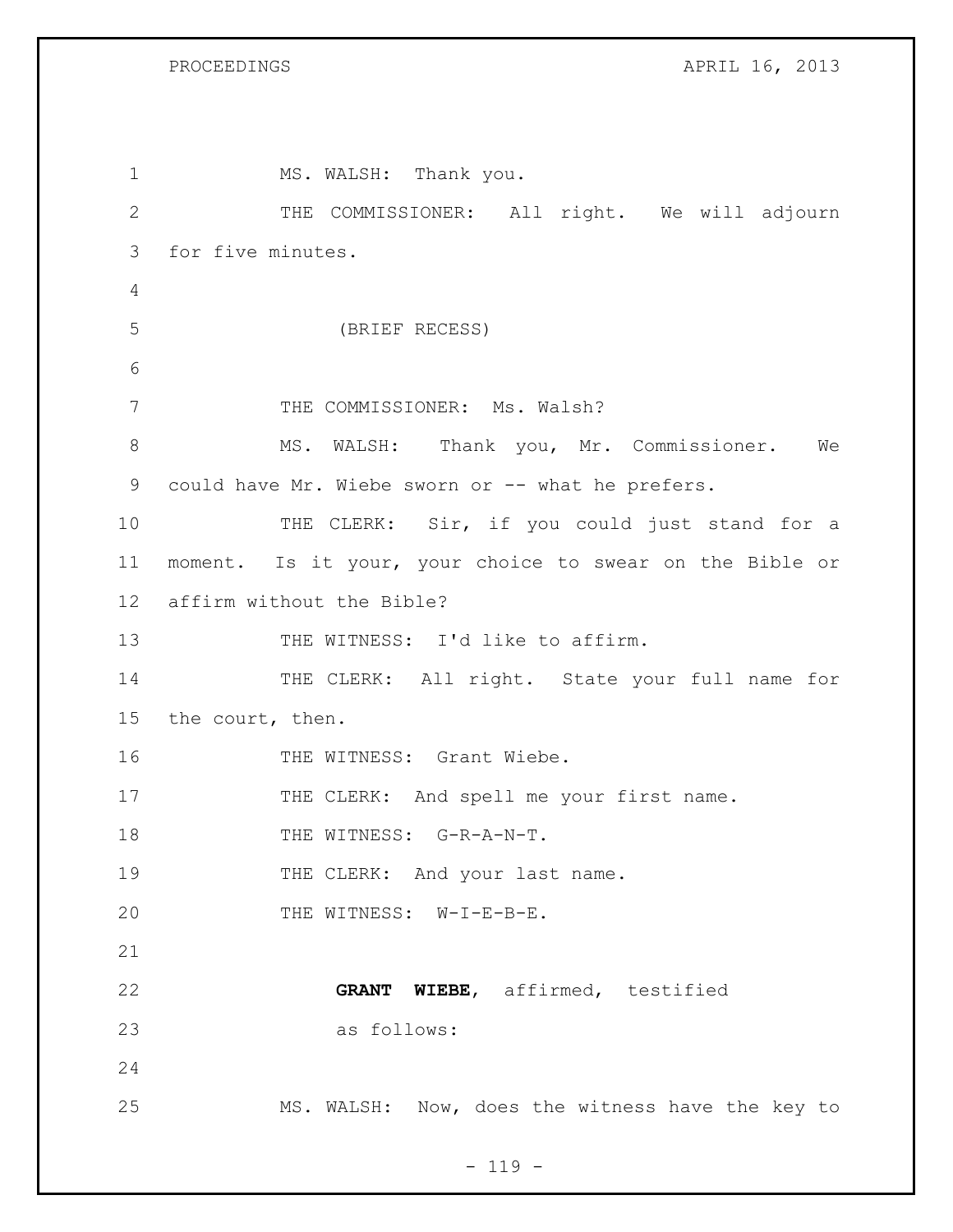MS. WALSH: Thank you.

THE COMMISSIONER: All right. We will adjourn for five minutes.

(BRIEF RECESS)

THE COMMISSIONER: Ms. Walsh?

MS. WALSH: Thank you, Mr. Commissioner. We could have Mr. Wiebe sworn or -- what he prefers.

THE CLERK: Sir, if you could just stand for a moment. Is it your, your choice to swear on the Bible or affirm without the Bible?

THE WITNESS: I'd like to affirm.

THE CLERK: All right. State your full name for the court, then.

THE WITNESS: Grant Wiebe.

THE CLERK: And spell me your first name.

THE WITNESS: G-R-A-N-T.

THE CLERK: And your last name.

THE WITNESS: W-I-E-B-E.

**GRANT WIEBE**, affirmed, testified as follows:

MS. WALSH: Now, does the witness have the key to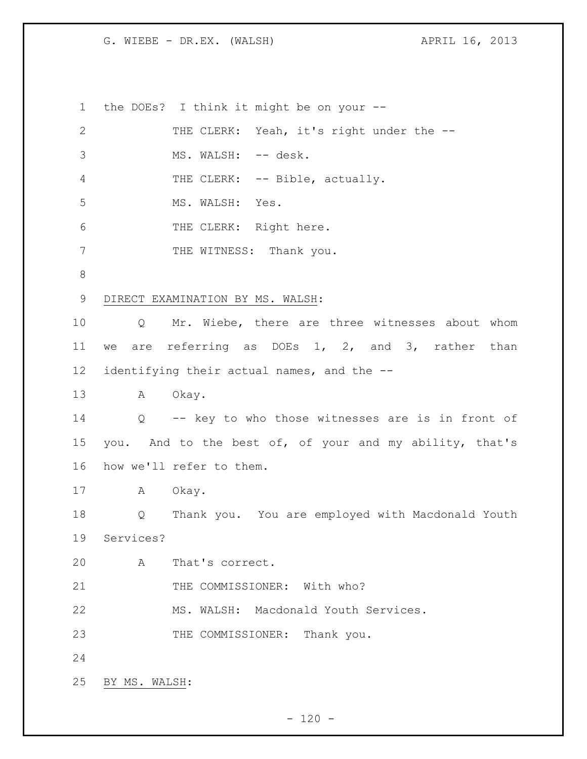the DOEs? I think it might be on your --

THE CLERK: Yeah, it's right under the --

MS. WALSH: -- desk.

THE CLERK: -- Bible, actually.

MS. WALSH: Yes.

THE CLERK: Right here.

THE WITNESS: Thank you.

DIRECT EXAMINATION BY MS. WALSH:

Q Mr. Wiebe, there are three witnesses about whom we are referring as DOEs 1, 2, and 3, rather than identifying their actual names, and the --

A Okay.

Q -- key to who those witnesses are is in front of you. And to the best of, of your and my ability, that's how we'll refer to them.

A Okay.

Q Thank you. You are employed with Macdonald Youth Services?

A That's correct.

THE COMMISSIONER: With who?

MS. WALSH: Macdonald Youth Services.

THE COMMISSIONER: Thank you.

BY MS. WALSH: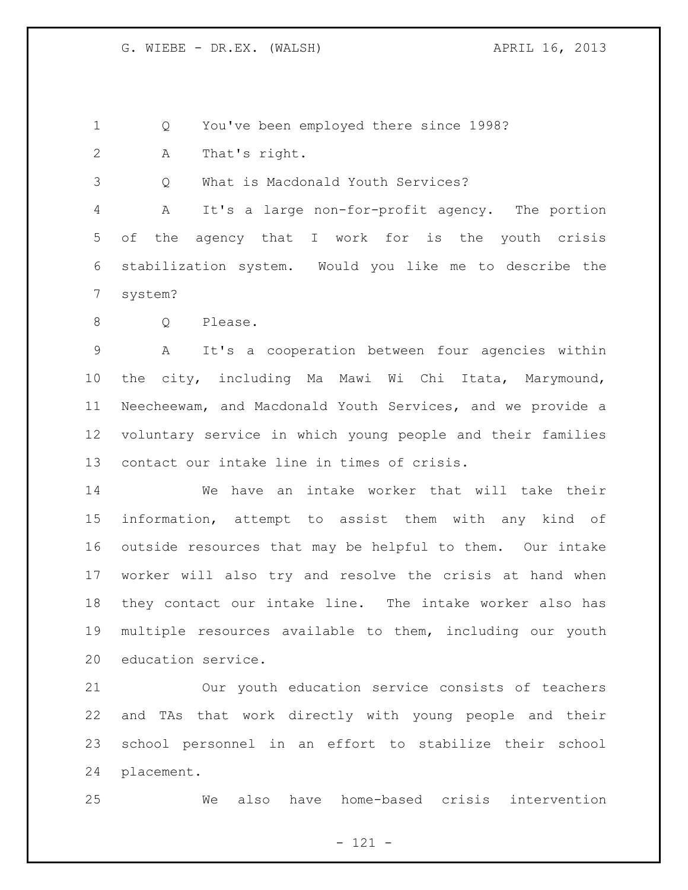Q You've been employed there since 1998?

A That's right.

Q What is Macdonald Youth Services?

A It's a large non-for-profit agency. The portion of the agency that I work for is the youth crisis stabilization system. Would you like me to describe the system?

Q Please.

A It's a cooperation between four agencies within the city, including Ma Mawi Wi Chi Itata, Marymound, Neecheewam, and Macdonald Youth Services, and we provide a voluntary service in which young people and their families contact our intake line in times of crisis.

We have an intake worker that will take their information, attempt to assist them with any kind of outside resources that may be helpful to them. Our intake worker will also try and resolve the crisis at hand when they contact our intake line. The intake worker also has multiple resources available to them, including our youth education service.

Our youth education service consists of teachers and TAs that work directly with young people and their school personnel in an effort to stabilize their school placement.

We also have home-based crisis intervention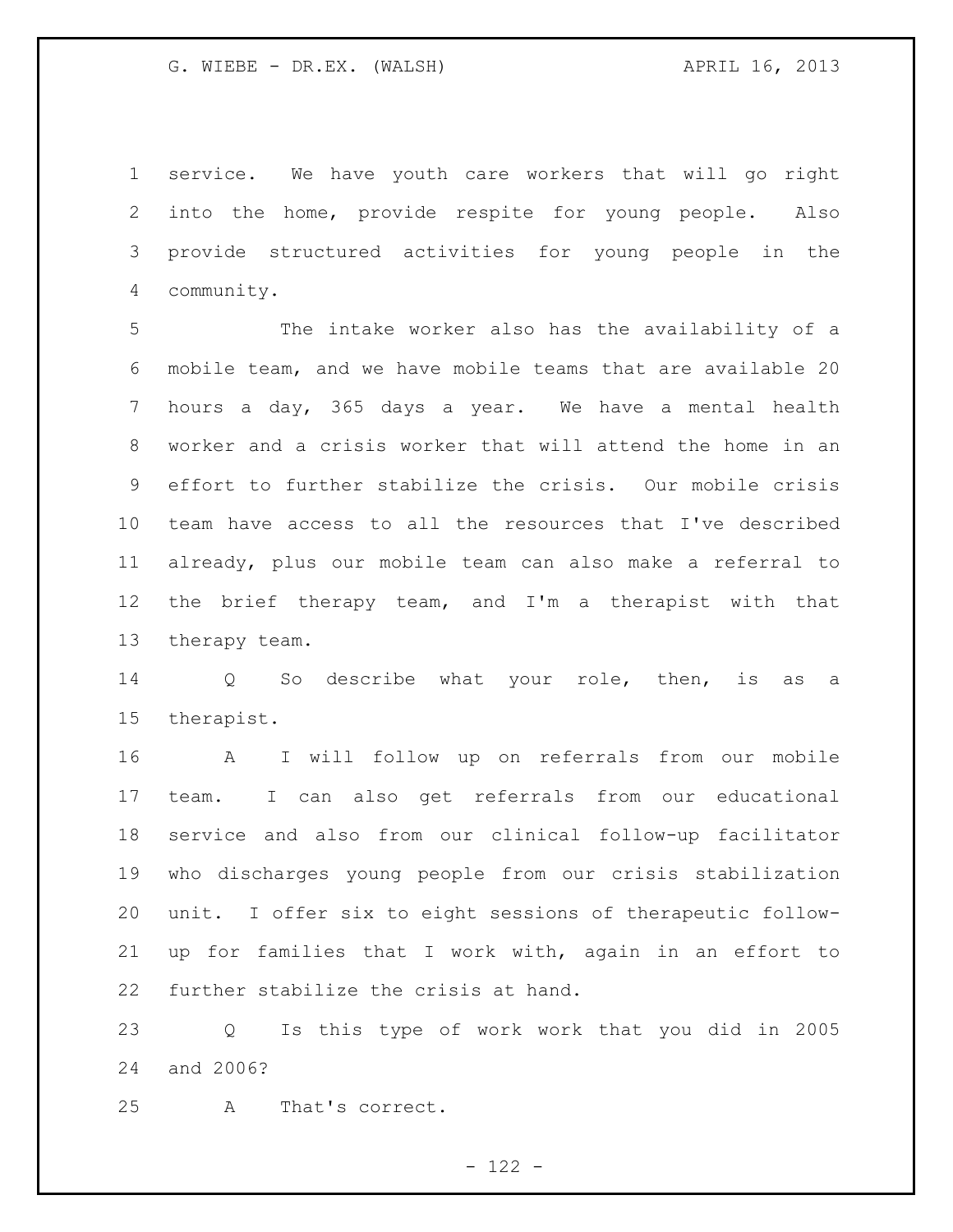service. We have youth care workers that will go right into the home, provide respite for young people. Also provide structured activities for young people in the community.

The intake worker also has the availability of a mobile team, and we have mobile teams that are available 20 hours a day, 365 days a year. We have a mental health worker and a crisis worker that will attend the home in an effort to further stabilize the crisis. Our mobile crisis team have access to all the resources that I've described already, plus our mobile team can also make a referral to the brief therapy team, and I'm a therapist with that therapy team.

Q So describe what your role, then, is as a therapist.

A I will follow up on referrals from our mobile team. I can also get referrals from our educational service and also from our clinical follow-up facilitator who discharges young people from our crisis stabilization unit. I offer six to eight sessions of therapeutic follow-up for families that I work with, again in an effort to further stabilize the crisis at hand.

Q Is this type of work work that you did in 2005 and 2006?

A That's correct.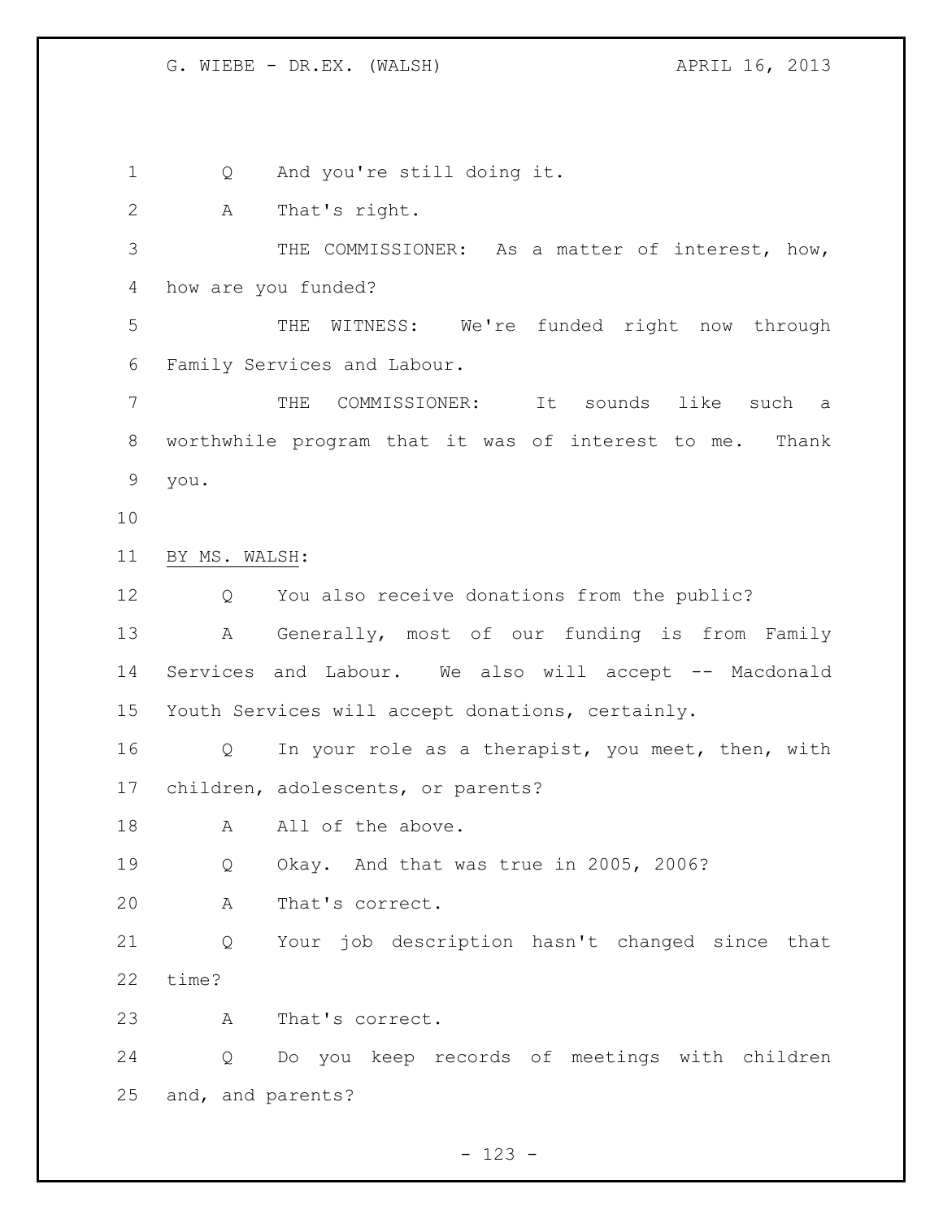Q And you're still doing it.

A That's right.

THE COMMISSIONER: As a matter of interest, how, how are you funded?

THE WITNESS: We're funded right now through Family Services and Labour.

THE COMMISSIONER: It sounds like such a worthwhile program that it was of interest to me. Thank you.

BY MS. WALSH:

Q You also receive donations from the public?

A Generally, most of our funding is from Family Services and Labour. We also will accept -- Macdonald Youth Services will accept donations, certainly.

Q In your role as a therapist, you meet, then, with children, adolescents, or parents?

A All of the above.

Q Okay. And that was true in 2005, 2006?

A That's correct.

Q Your job description hasn't changed since that time?

A That's correct.

Q Do you keep records of meetings with children and, and parents?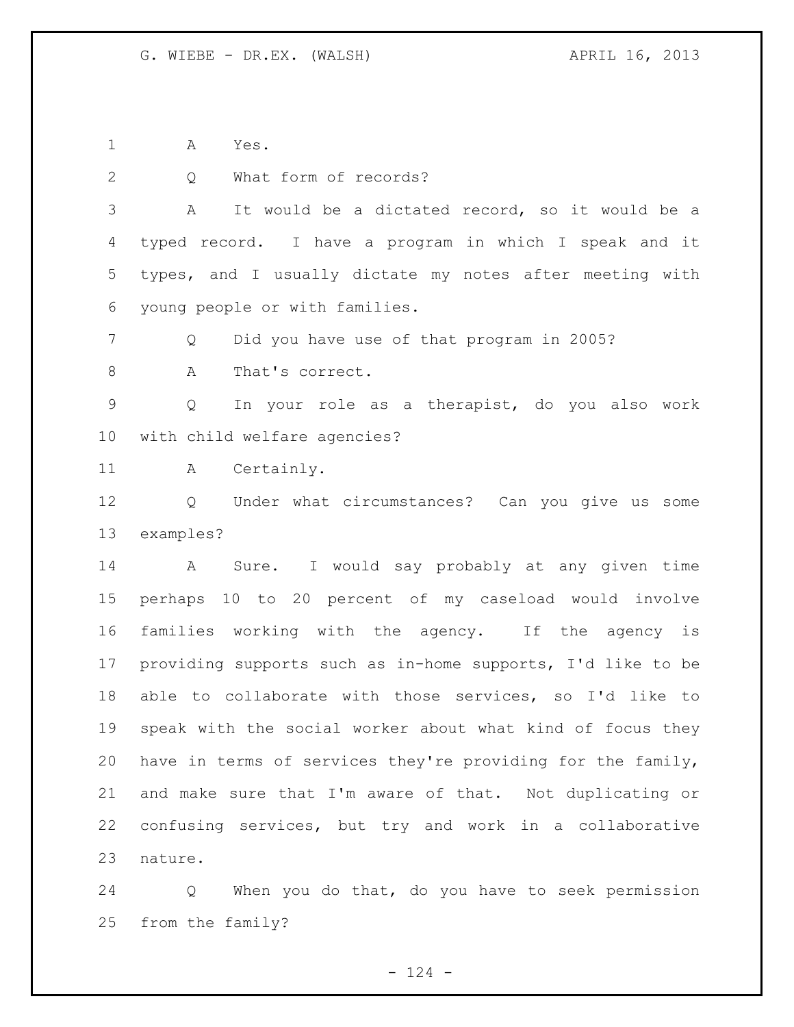A Yes.

Q What form of records?

A It would be a dictated record, so it would be a typed record. I have a program in which I speak and it types, and I usually dictate my notes after meeting with young people or with families.

Q Did you have use of that program in 2005?

A That's correct.

Q In your role as a therapist, do you also work with child welfare agencies?

A Certainly.

Q Under what circumstances? Can you give us some examples?

A Sure. I would say probably at any given time perhaps 10 to 20 percent of my caseload would involve families working with the agency. If the agency is providing supports such as in-home supports, I'd like to be able to collaborate with those services, so I'd like to speak with the social worker about what kind of focus they have in terms of services they're providing for the family, and make sure that I'm aware of that. Not duplicating or confusing services, but try and work in a collaborative nature.

Q When you do that, do you have to seek permission from the family?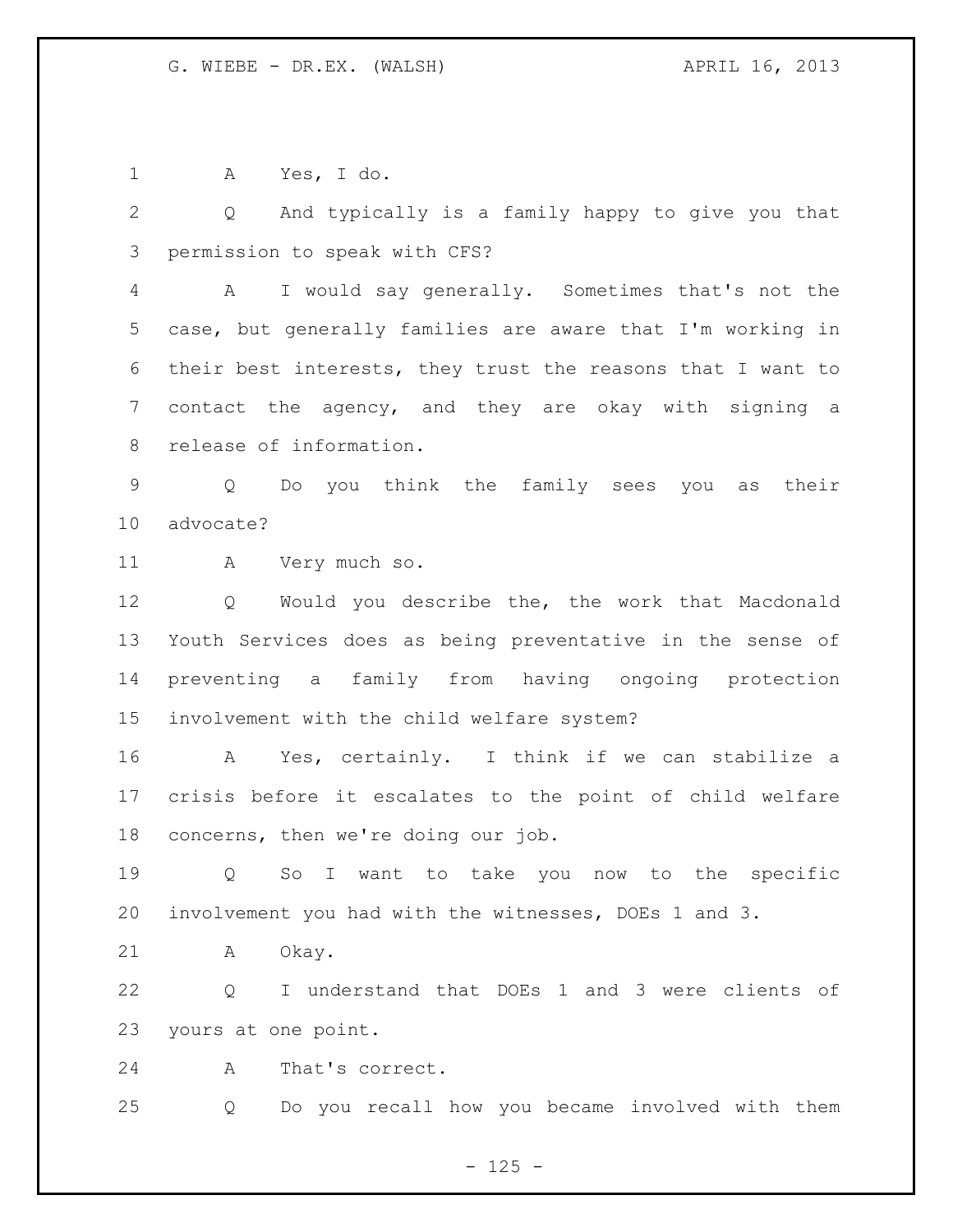A Yes, I do.

Q And typically is a family happy to give you that permission to speak with CFS?

A I would say generally. Sometimes that's not the case, but generally families are aware that I'm working in their best interests, they trust the reasons that I want to contact the agency, and they are okay with signing a release of information.

Q Do you think the family sees you as their advocate?

A Very much so.

Q Would you describe the, the work that Macdonald Youth Services does as being preventative in the sense of preventing a family from having ongoing protection involvement with the child welfare system?

A Yes, certainly. I think if we can stabilize a crisis before it escalates to the point of child welfare concerns, then we're doing our job.

Q So I want to take you now to the specific involvement you had with the witnesses, DOEs 1 and 3.

A Okay.

Q I understand that DOEs 1 and 3 were clients of yours at one point.

A That's correct.

Q Do you recall how you became involved with them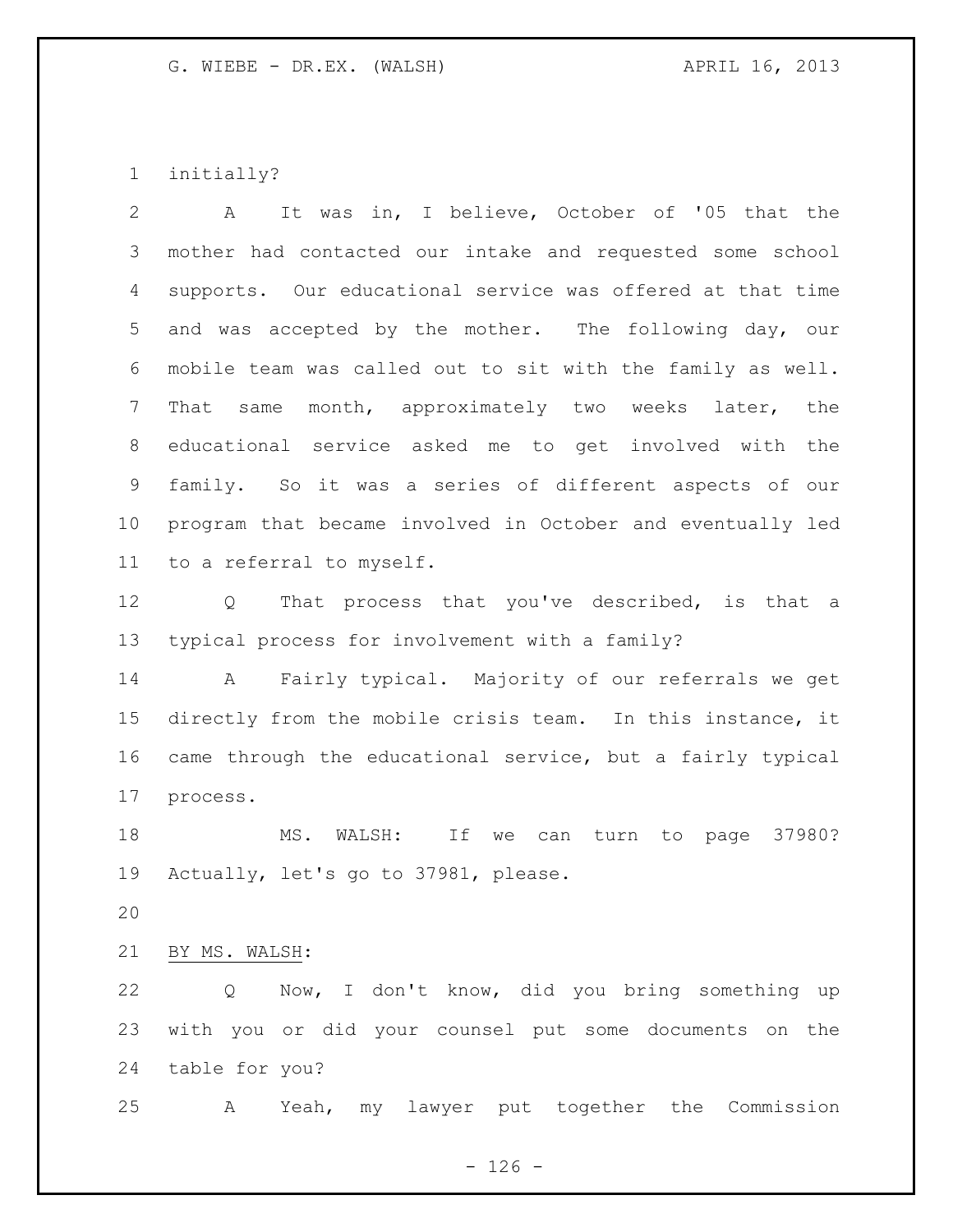initially?

A It was in, I believe, October of '05 that the mother had contacted our intake and requested some school supports. Our educational service was offered at that time and was accepted by the mother. The following day, our mobile team was called out to sit with the family as well. That same month, approximately two weeks later, the educational service asked me to get involved with the family. So it was a series of different aspects of our program that became involved in October and eventually led to a referral to myself.

Q That process that you've described, is that a typical process for involvement with a family?

A Fairly typical. Majority of our referrals we get directly from the mobile crisis team. In this instance, it came through the educational service, but a fairly typical process.

MS. WALSH: If we can turn to page 37980? Actually, let's go to 37981, please.

BY MS. WALSH:

Q Now, I don't know, did you bring something up with you or did your counsel put some documents on the table for you?

A Yeah, my lawyer put together the Commission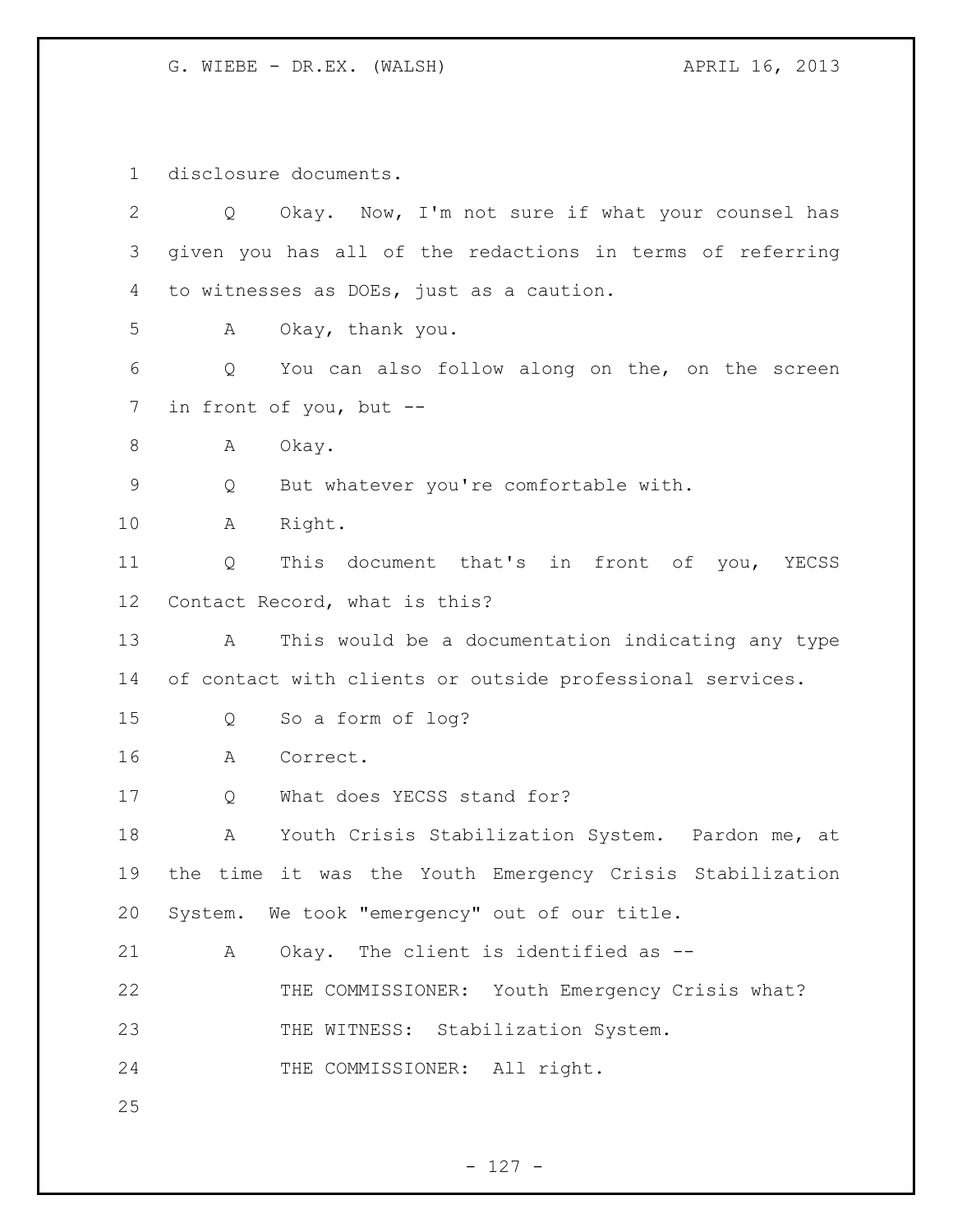disclosure documents.

Q Okay. Now, I'm not sure if what your counsel has given you has all of the redactions in terms of referring to witnesses as DOEs, just as a caution.

A Okay, thank you.

Q You can also follow along on the, on the screen in front of you, but --

A Okay.

Q But whatever you're comfortable with.

A Right.

Q This document that's in front of you, YECSS Contact Record, what is this?

A This would be a documentation indicating any type of contact with clients or outside professional services.

Q So a form of log?

A Correct.

Q What does YECSS stand for?

A Youth Crisis Stabilization System. Pardon me, at the time it was the Youth Emergency Crisis Stabilization System. We took "emergency" out of our title.

A Okay. The client is identified as --

THE COMMISSIONER: Youth Emergency Crisis what?

THE WITNESS: Stabilization System.

THE COMMISSIONER: All right.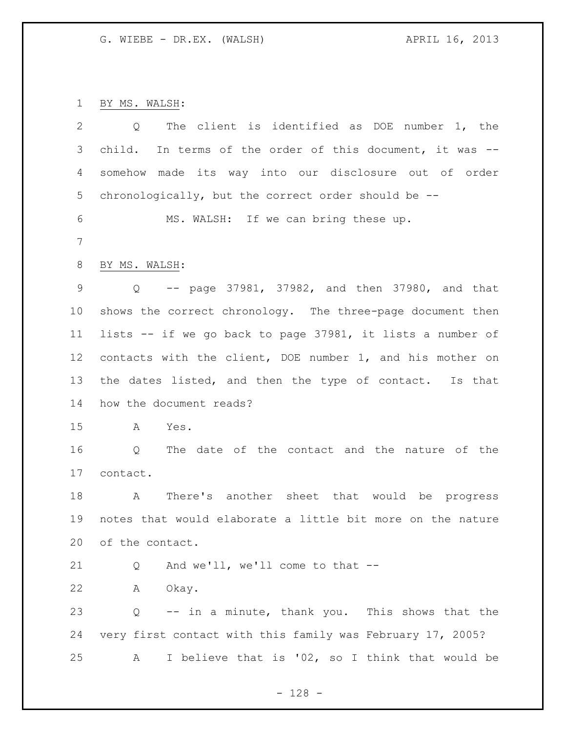BY MS. WALSH:

Q The client is identified as DOE number 1, the child. In terms of the order of this document, it was -- somehow made its way into our disclosure out of order chronologically, but the correct order should be --

MS. WALSH: If we can bring these up.

BY MS. WALSH:

Q -- page 37981, 37982, and then 37980, and that shows the correct chronology. The three-page document then lists -- if we go back to page 37981, it lists a number of contacts with the client, DOE number 1, and his mother on the dates listed, and then the type of contact. Is that how the document reads?

A Yes.

Q The date of the contact and the nature of the contact.

A There's another sheet that would be progress notes that would elaborate a little bit more on the nature of the contact.

Q And we'll, we'll come to that --

A Okay.

Q -- in a minute, thank you. This shows that the very first contact with this family was February 17, 2005?

A I believe that is '02, so I think that would be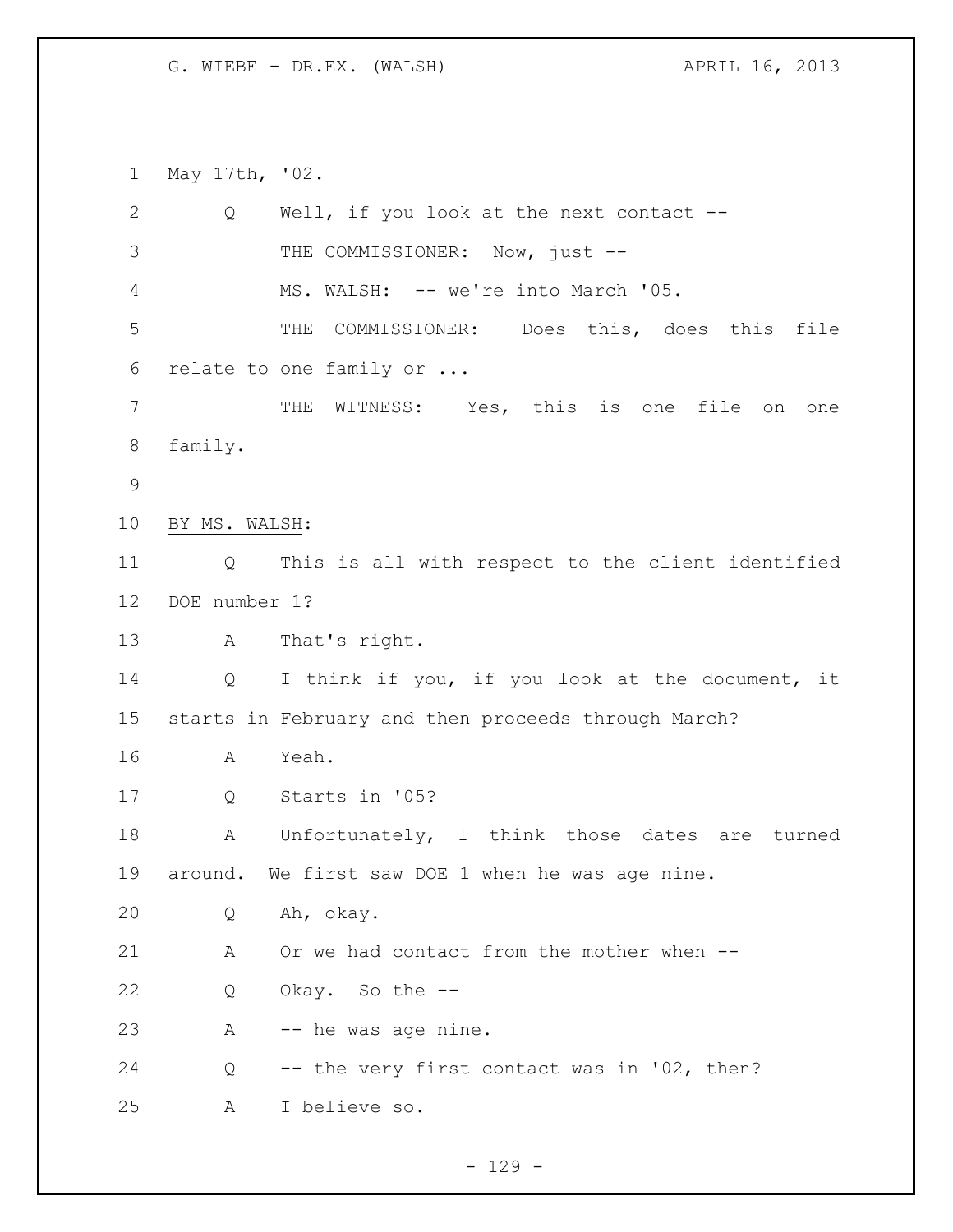May 17th, '02.

Q Well, if you look at the next contact --

THE COMMISSIONER: Now, just --

MS. WALSH: -- we're into March '05.

THE COMMISSIONER: Does this, does this file relate to one family or ...

THE WITNESS: Yes, this is one file on one family.

BY MS. WALSH:

Q This is all with respect to the client identified DOE number 1?

A That's right.

Q I think if you, if you look at the document, it starts in February and then proceeds through March?

A Yeah.

Q Starts in '05?

A Unfortunately, I think those dates are turned around. We first saw DOE 1 when he was age nine.

Q Ah, okay.

A Or we had contact from the mother when --

Q Okay. So the --

A -- he was age nine.

Q -- the very first contact was in '02, then?

A I believe so.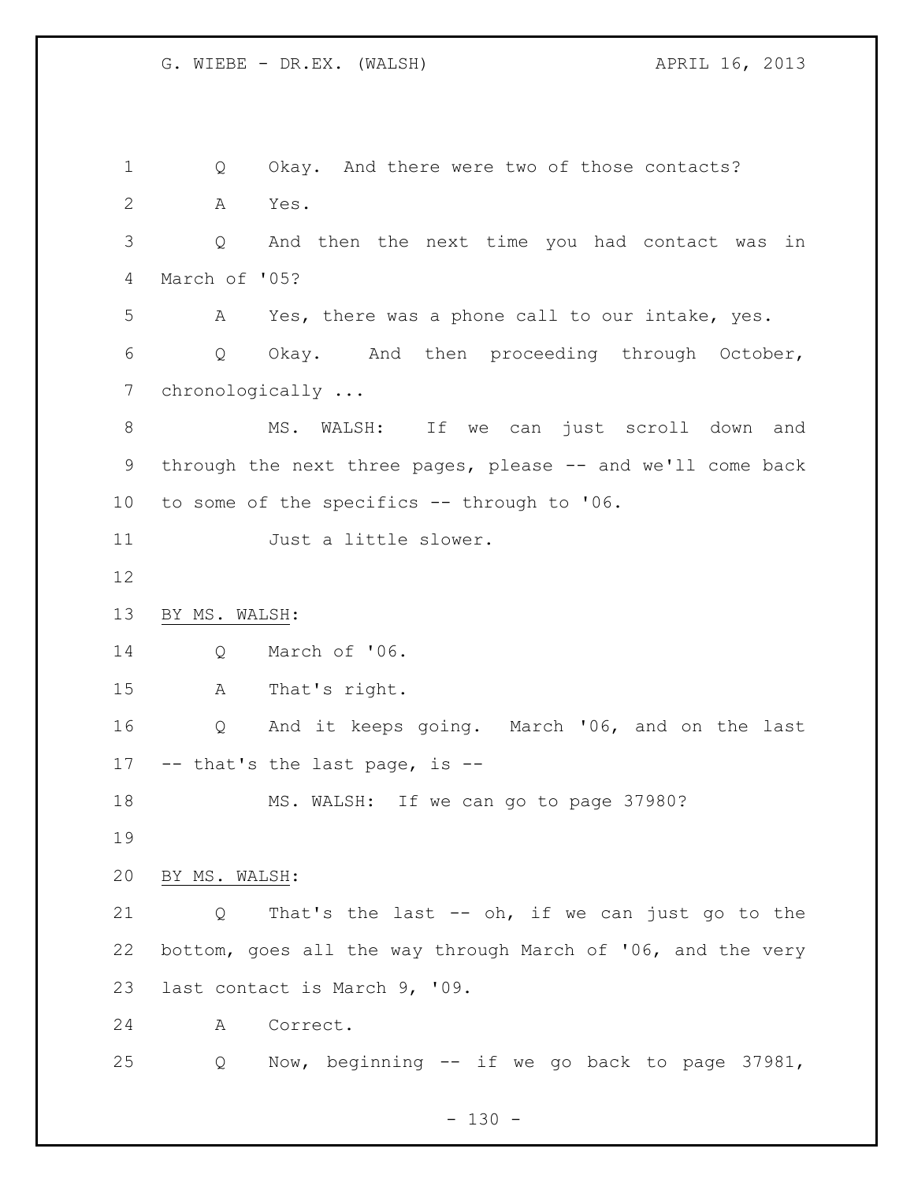Q Okay. And there were two of those contacts?

A Yes.

Q And then the next time you had contact was in March of '05?

A Yes, there was a phone call to our intake, yes.

Q Okay. And then proceeding through October, chronologically ...

MS. WALSH: If we can just scroll down and through the next three pages, please -- and we'll come back to some of the specifics -- through to '06.

Just a little slower.

BY MS. WALSH:

Q March of '06.

A That's right.

Q And it keeps going. March '06, and on the last -- that's the last page, is --

MS. WALSH: If we can go to page 37980?

BY MS. WALSH:

Q That's the last -- oh, if we can just go to the bottom, goes all the way through March of '06, and the very last contact is March 9, '09.

A Correct.

Q Now, beginning -- if we go back to page 37981,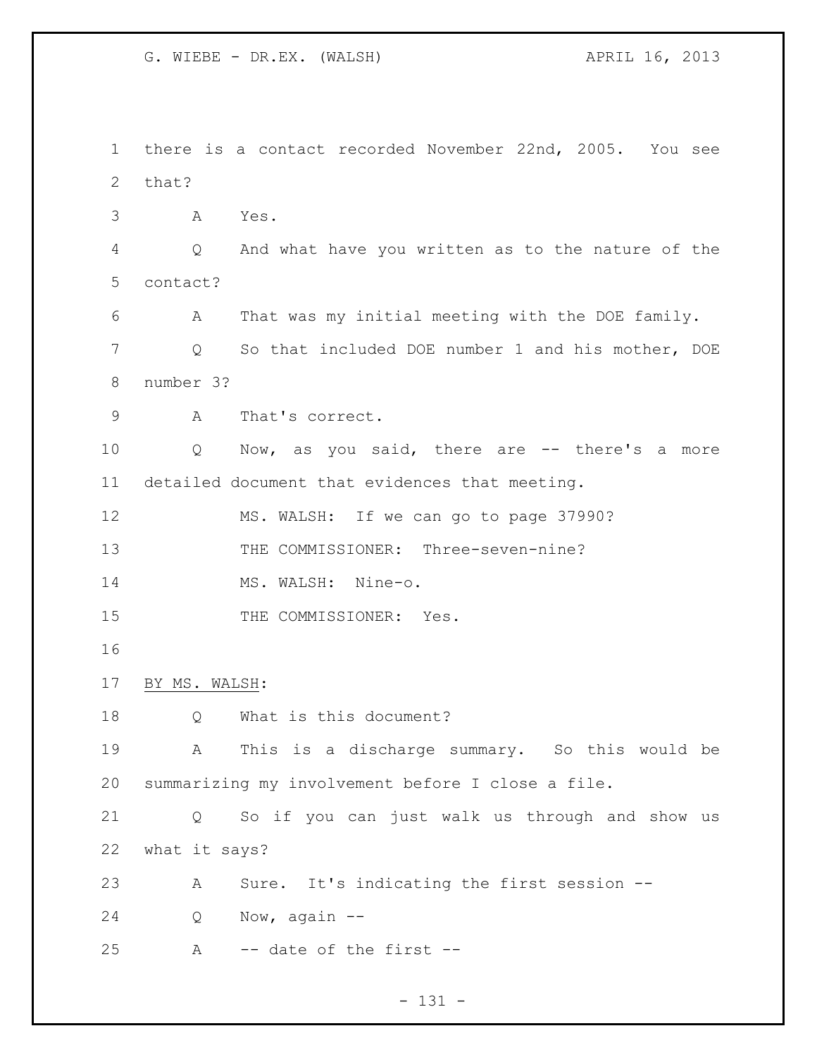there is a contact recorded November 22nd, 2005. You see that?

A Yes.

Q And what have you written as to the nature of the contact?

A That was my initial meeting with the DOE family.

Q So that included DOE number 1 and his mother, DOE number 3?

A That's correct.

Q Now, as you said, there are -- there's a more detailed document that evidences that meeting.

MS. WALSH: If we can go to page 37990?

THE COMMISSIONER: Three-seven-nine?

MS. WALSH: Nine-o.

THE COMMISSIONER: Yes.

BY MS. WALSH:

Q What is this document?

A This is a discharge summary. So this would be summarizing my involvement before I close a file.

Q So if you can just walk us through and show us what it says?

A Sure. It's indicating the first session --

Q Now, again --

A -- date of the first --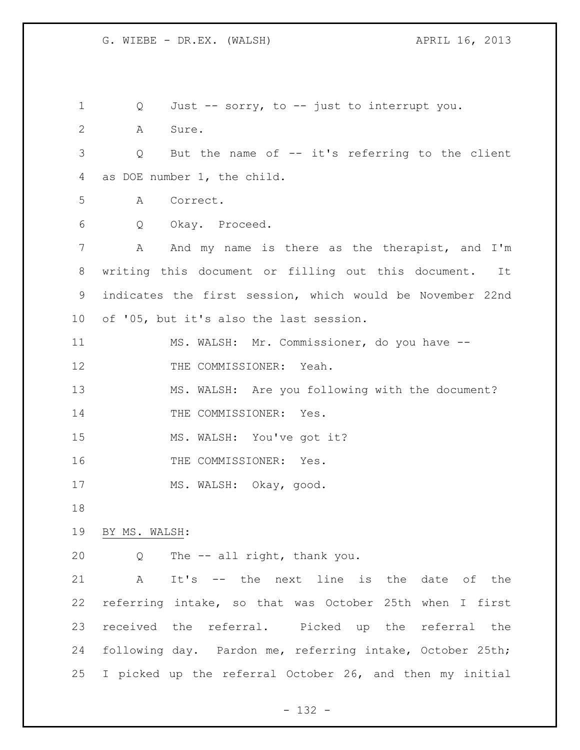Q Just -- sorry, to -- just to interrupt you.

A Sure.

Q But the name of -- it's referring to the client as DOE number 1, the child.

A Correct.

Q Okay. Proceed.

A And my name is there as the therapist, and I'm writing this document or filling out this document. It indicates the first session, which would be November 22nd of '05, but it's also the last session.

MS. WALSH: Mr. Commissioner, do you have --

THE COMMISSIONER: Yeah.

MS. WALSH: Are you following with the document?

THE COMMISSIONER: Yes.

MS. WALSH: You've got it?

THE COMMISSIONER: Yes.

MS. WALSH: Okay, good.

BY MS. WALSH:

Q The -- all right, thank you.

A It's -- the next line is the date of the referring intake, so that was October 25th when I first received the referral. Picked up the referral the following day. Pardon me, referring intake, October 25th; I picked up the referral October 26, and then my initial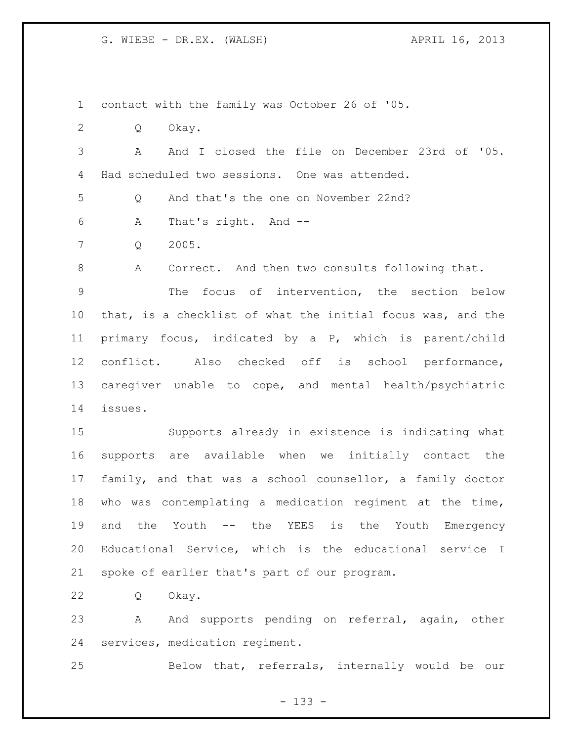contact with the family was October 26 of '05.

Q Okay.

A And I closed the file on December 23rd of '05. Had scheduled two sessions. One was attended.

Q And that's the one on November 22nd?

A That's right. And --

Q 2005.

A Correct. And then two consults following that.

The focus of intervention, the section below that, is a checklist of what the initial focus was, and the primary focus, indicated by a P, which is parent/child conflict. Also checked off is school performance, caregiver unable to cope, and mental health/psychiatric issues.

Supports already in existence is indicating what supports are available when we initially contact the family, and that was a school counsellor, a family doctor who was contemplating a medication regiment at the time, and the Youth -- the YEES is the Youth Emergency Educational Service, which is the educational service I spoke of earlier that's part of our program.

Q Okay.

A And supports pending on referral, again, other services, medication regiment.

Below that, referrals, internally would be our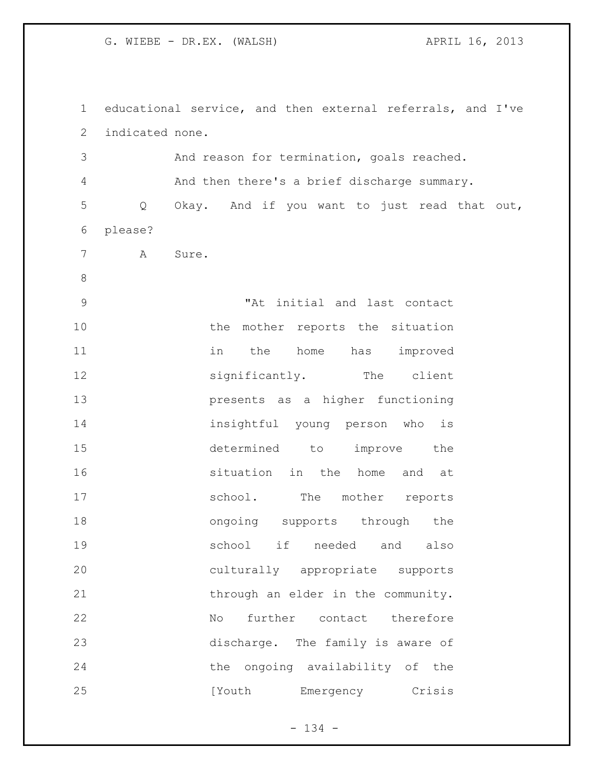educational service, and then external referrals, and I've indicated none.

And reason for termination, goals reached.

And then there's a brief discharge summary.

Q Okay. And if you want to just read that out, please?

A Sure.

> "At initial and last contact the mother reports the situation in the home has improved significantly. The client presents as a higher functioning insightful young person who is determined to improve the situation in the home and at school. The mother reports ongoing supports through the school if needed and also culturally appropriate supports through an elder in the community. No further contact therefore discharge. The family is aware of the ongoing availability of the [Youth Emergency Crisis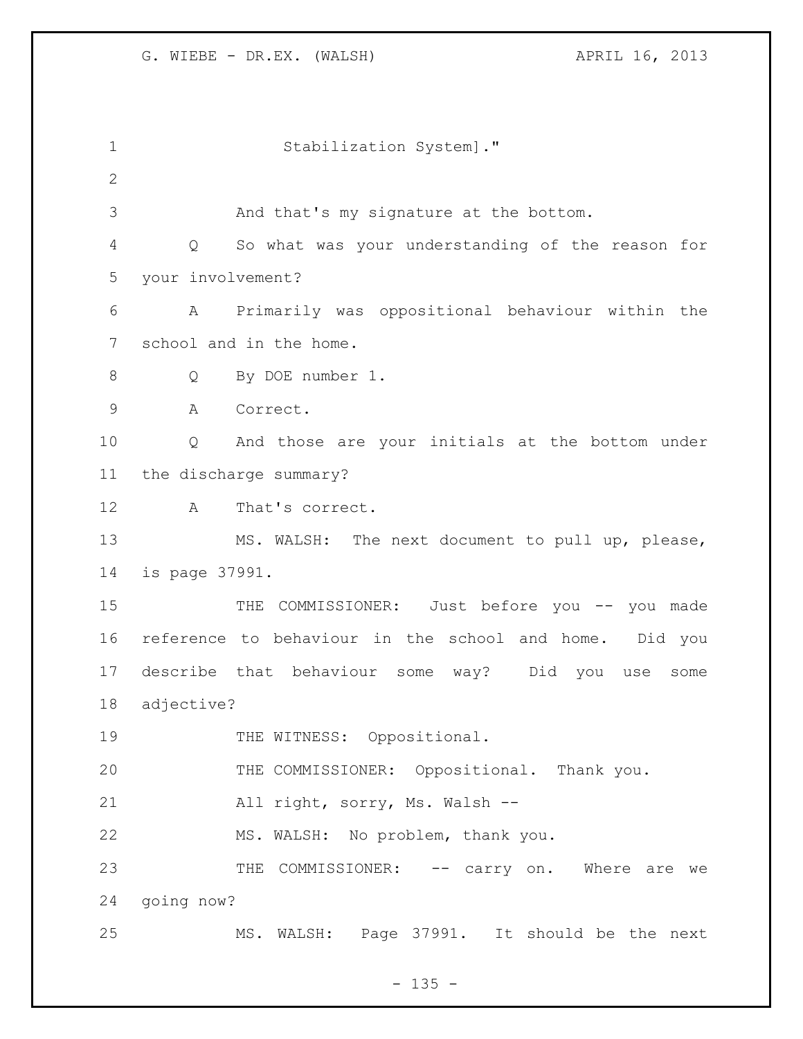Stabilization System]."

And that's my signature at the bottom.

Q So what was your understanding of the reason for your involvement?

A Primarily was oppositional behaviour within the school and in the home.

Q By DOE number 1.

A Correct.

Q And those are your initials at the bottom under the discharge summary?

A That's correct.

MS. WALSH: The next document to pull up, please, is page 37991.

THE COMMISSIONER: Just before you -- you made reference to behaviour in the school and home. Did you describe that behaviour some way? Did you use some adjective?

THE WITNESS: Oppositional.

THE COMMISSIONER: Oppositional. Thank you.

All right, sorry, Ms. Walsh --

MS. WALSH: No problem, thank you.

THE COMMISSIONER: -- carry on. Where are we going now?

MS. WALSH: Page 37991. It should be the next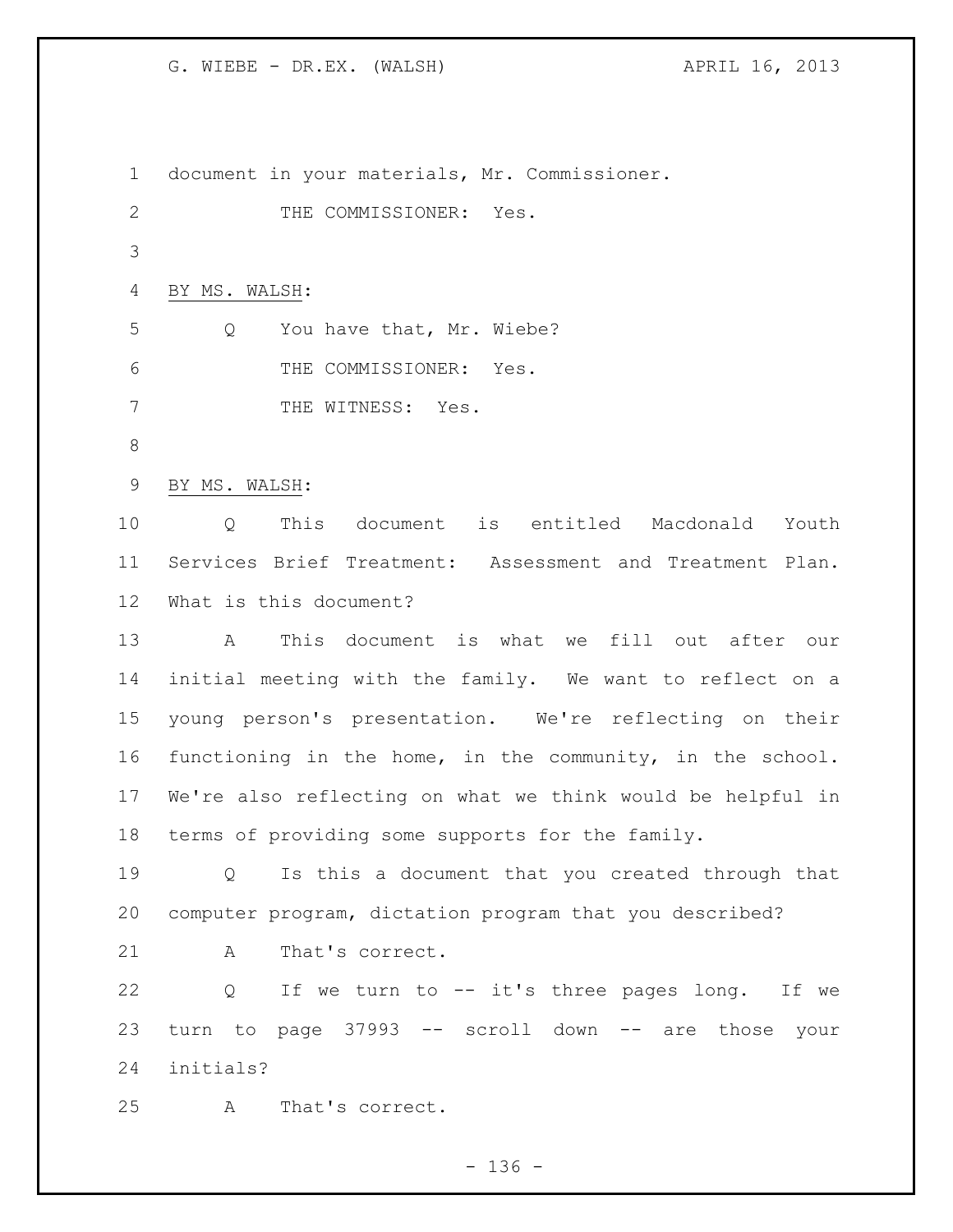document in your materials, Mr. Commissioner.

THE COMMISSIONER: Yes.

BY MS. WALSH:

Q You have that, Mr. Wiebe?

THE COMMISSIONER: Yes.

THE WITNESS: Yes.

BY MS. WALSH:

Q This document is entitled Macdonald Youth Services Brief Treatment: Assessment and Treatment Plan. What is this document?

A This document is what we fill out after our initial meeting with the family. We want to reflect on a young person's presentation. We're reflecting on their functioning in the home, in the community, in the school. We're also reflecting on what we think would be helpful in terms of providing some supports for the family.

Q Is this a document that you created through that computer program, dictation program that you described?

A That's correct.

Q If we turn to -- it's three pages long. If we turn to page 37993 -- scroll down -- are those your initials?

A That's correct.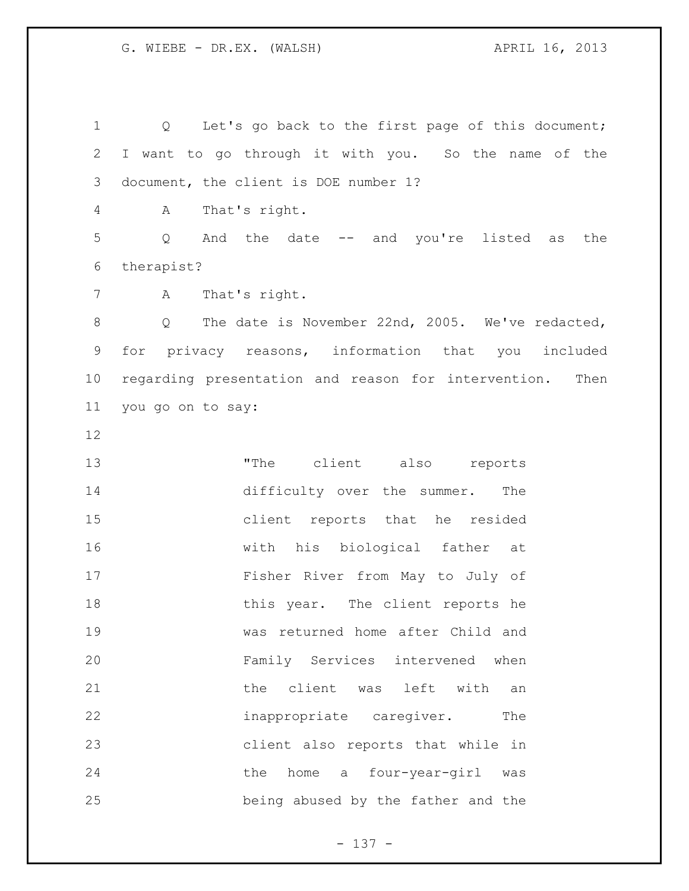Q Let's go back to the first page of this document; I want to go through it with you. So the name of the document, the client is DOE number 1?

A That's right.

Q And the date -- and you're listed as the therapist?

A That's right.

Q The date is November 22nd, 2005. We've redacted, for privacy reasons, information that you included regarding presentation and reason for intervention. Then you go on to say:

> "The client also reports difficulty over the summer. The client reports that he resided with his biological father at Fisher River from May to July of this year. The client reports he was returned home after Child and Family Services intervened when the client was left with an inappropriate caregiver. The client also reports that while in the home a four-year-girl was being abused by the father and the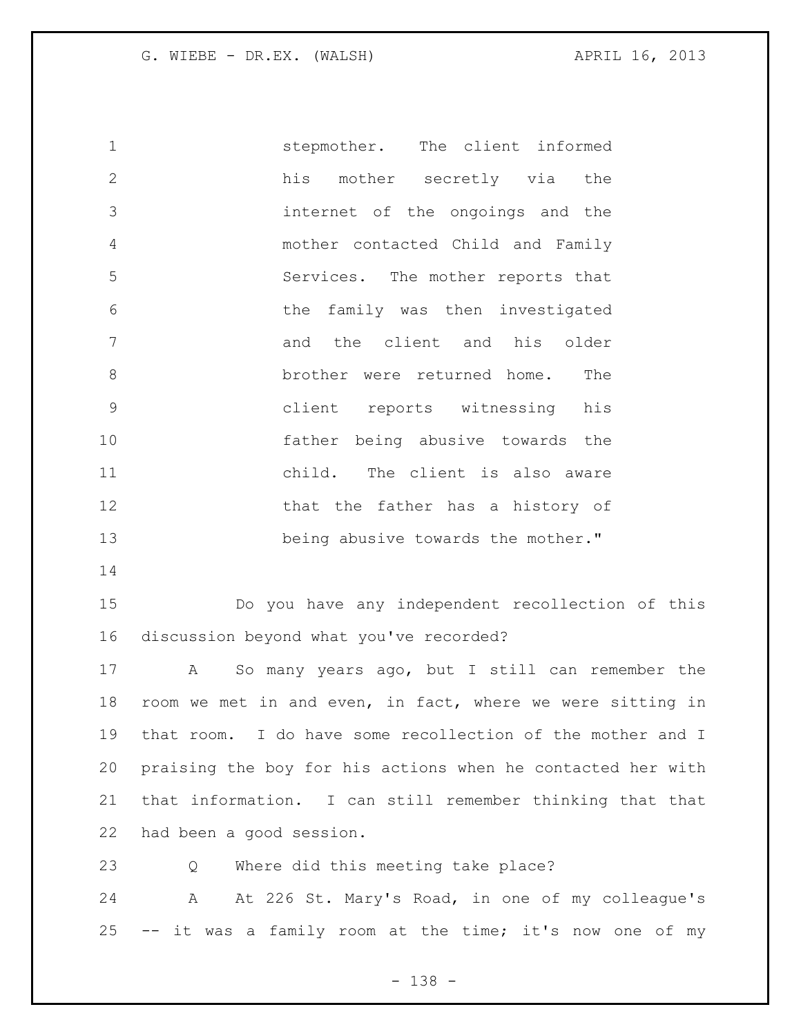stepmother. The client informed his mother secretly via the internet of the ongoings and the mother contacted Child and Family Services. The mother reports that the family was then investigated and the client and his older brother were returned home. The client reports witnessing his father being abusive towards the child. The client is also aware that the father has a history of being abusive towards the mother."

Do you have any independent recollection of this discussion beyond what you've recorded?

A So many years ago, but I still can remember the room we met in and even, in fact, where we were sitting in that room. I do have some recollection of the mother and I praising the boy for his actions when he contacted her with that information. I can still remember thinking that that had been a good session.

Q Where did this meeting take place?

A At 226 St. Mary's Road, in one of my colleague's -- it was a family room at the time; it's now one of my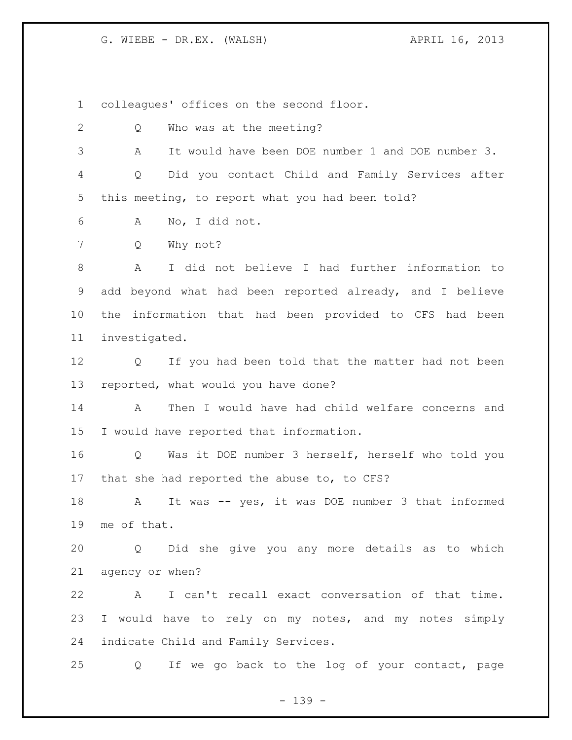colleagues' offices on the second floor.

Q Who was at the meeting?

A It would have been DOE number 1 and DOE number 3.

Q Did you contact Child and Family Services after this meeting, to report what you had been told?

A No, I did not.

Q Why not?

A I did not believe I had further information to add beyond what had been reported already, and I believe the information that had been provided to CFS had been investigated.

Q If you had been told that the matter had not been reported, what would you have done?

A Then I would have had child welfare concerns and I would have reported that information.

Q Was it DOE number 3 herself, herself who told you that she had reported the abuse to, to CFS?

A It was -- yes, it was DOE number 3 that informed me of that.

Q Did she give you any more details as to which agency or when?

A I can't recall exact conversation of that time. I would have to rely on my notes, and my notes simply indicate Child and Family Services.

Q If we go back to the log of your contact, page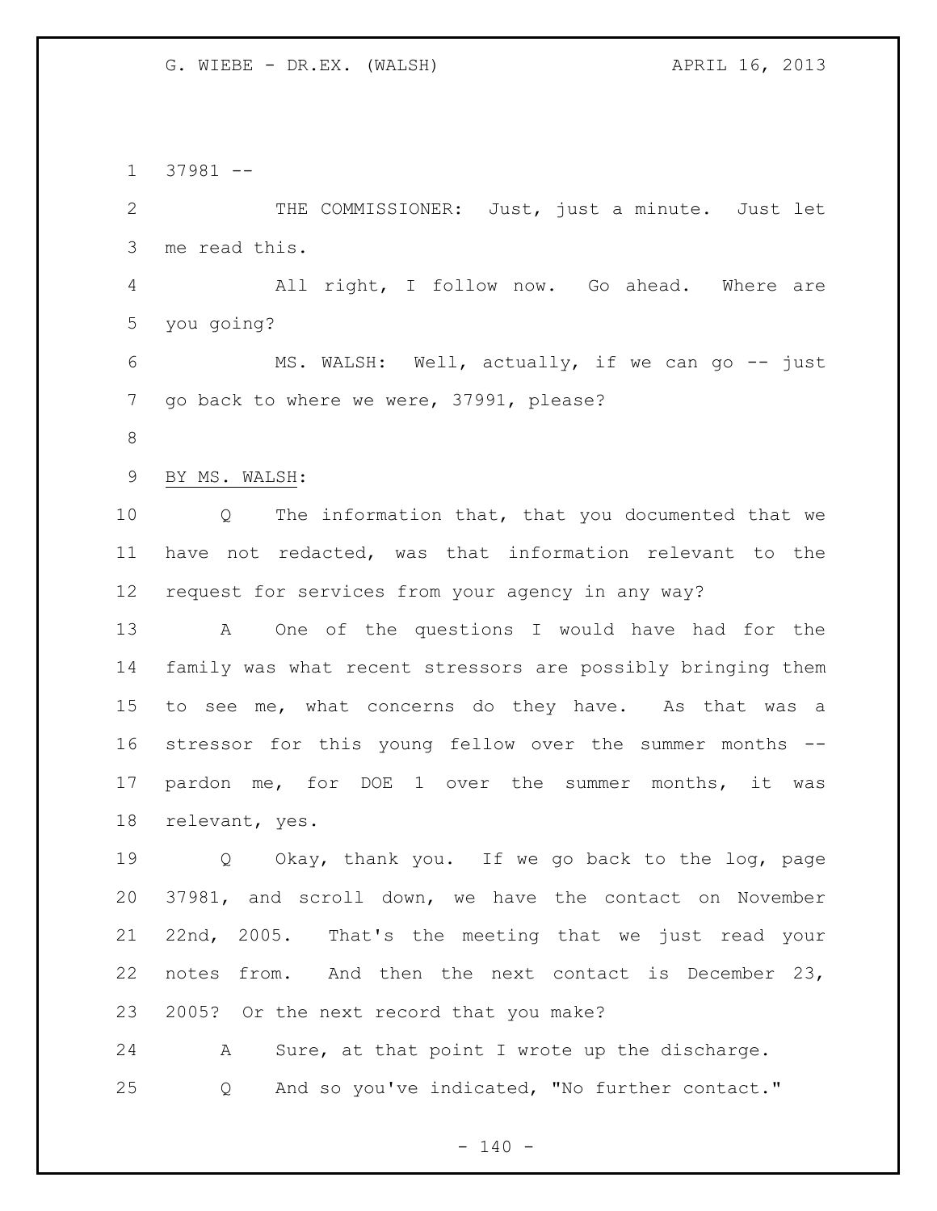37981 --

THE COMMISSIONER: Just, just a minute. Just let me read this.

All right, I follow now. Go ahead. Where are you going?

MS. WALSH: Well, actually, if we can go -- just go back to where we were, 37991, please?

BY MS. WALSH:

Q The information that, that you documented that we have not redacted, was that information relevant to the request for services from your agency in any way?

A One of the questions I would have had for the family was what recent stressors are possibly bringing them to see me, what concerns do they have. As that was a stressor for this young fellow over the summer months -- pardon me, for DOE 1 over the summer months, it was relevant, yes.

Q Okay, thank you. If we go back to the log, page 37981, and scroll down, we have the contact on November 22nd, 2005. That's the meeting that we just read your notes from. And then the next contact is December 23, 2005? Or the next record that you make?

A Sure, at that point I wrote up the discharge.

Q And so you've indicated, "No further contact."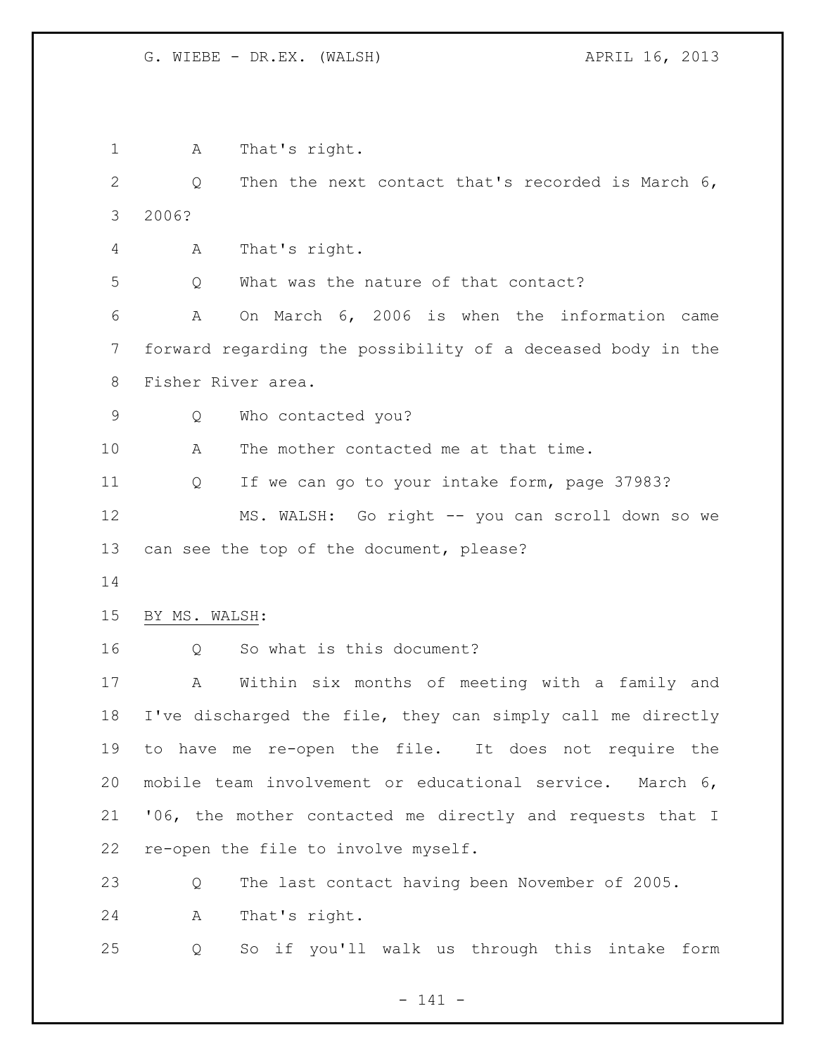A That's right.

Q Then the next contact that's recorded is March 6, 2006?

A That's right.

Q What was the nature of that contact?

A On March 6, 2006 is when the information came forward regarding the possibility of a deceased body in the Fisher River area.

Q Who contacted you?

A The mother contacted me at that time.

Q If we can go to your intake form, page 37983?

MS. WALSH: Go right -- you can scroll down so we can see the top of the document, please?

BY MS. WALSH:

Q So what is this document?

A Within six months of meeting with a family and I've discharged the file, they can simply call me directly to have me re-open the file. It does not require the mobile team involvement or educational service. March 6, '06, the mother contacted me directly and requests that I re-open the file to involve myself.

Q The last contact having been November of 2005.

A That's right.

Q So if you'll walk us through this intake form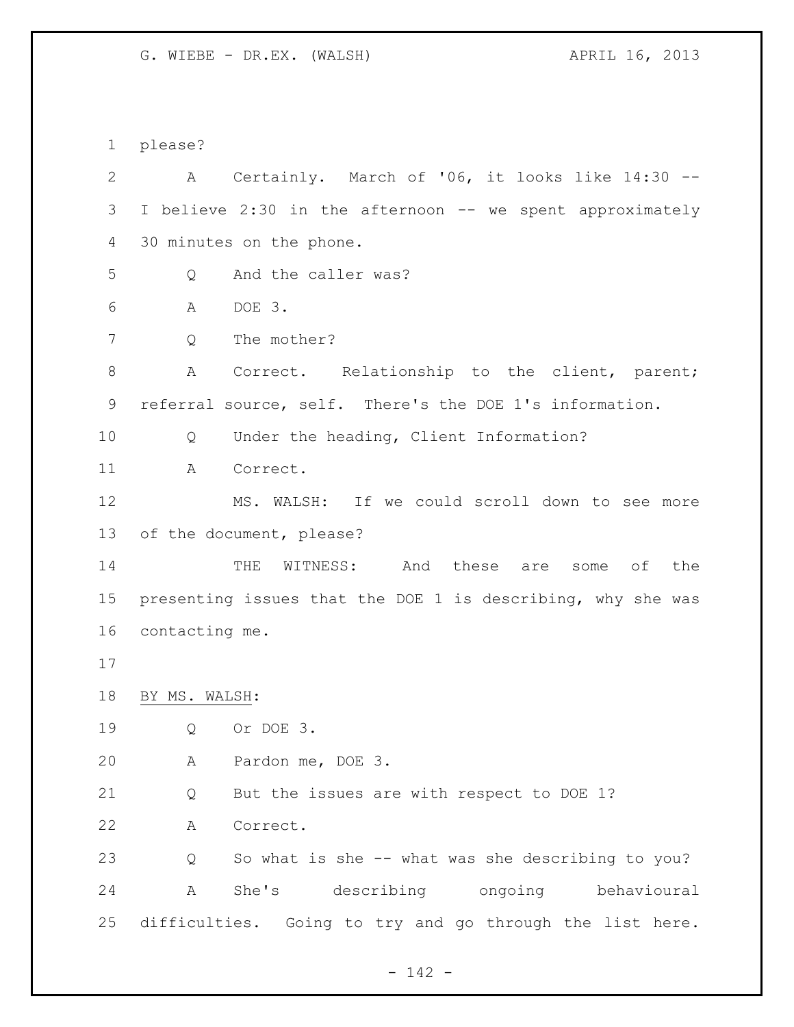please?

A Certainly. March of '06, it looks like 14:30 -- I believe 2:30 in the afternoon -- we spent approximately 30 minutes on the phone.

Q And the caller was?

A DOE 3.

Q The mother?

A Correct. Relationship to the client, parent; referral source, self. There's the DOE 1's information.

Q Under the heading, Client Information?

A Correct.

MS. WALSH: If we could scroll down to see more of the document, please?

THE WITNESS: And these are some of the presenting issues that the DOE 1 is describing, why she was contacting me.

BY MS. WALSH:

Q Or DOE 3.

A Pardon me, DOE 3.

Q But the issues are with respect to DOE 1?

A Correct.

Q So what is she -- what was she describing to you?

A She's describing ongoing behavioural difficulties. Going to try and go through the list here.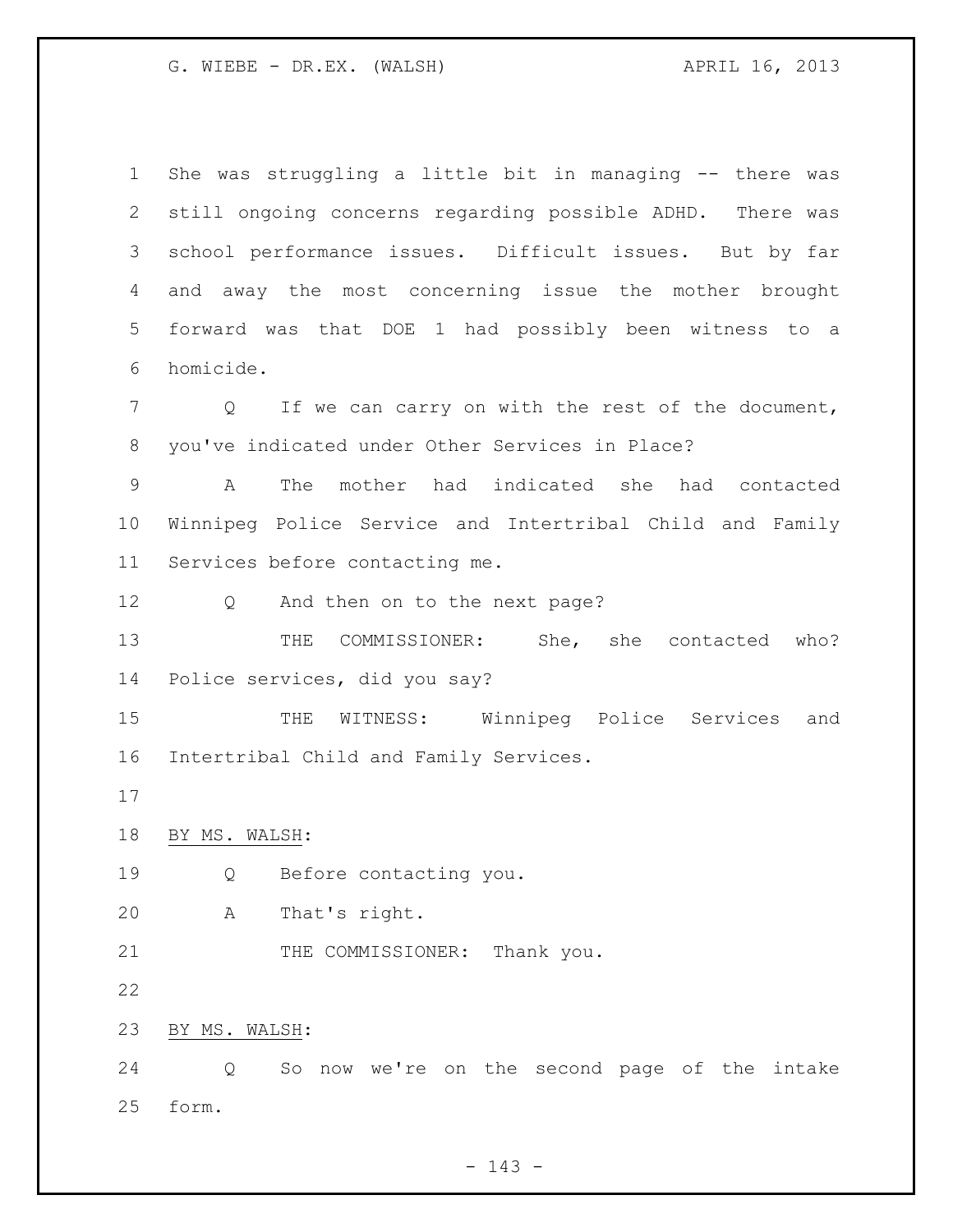She was struggling a little bit in managing -- there was still ongoing concerns regarding possible ADHD. There was school performance issues. Difficult issues. But by far and away the most concerning issue the mother brought forward was that DOE 1 had possibly been witness to a homicide.

Q If we can carry on with the rest of the document, you've indicated under Other Services in Place?

A The mother had indicated she had contacted Winnipeg Police Service and Intertribal Child and Family Services before contacting me.

Q And then on to the next page?

THE COMMISSIONER: She, she contacted who? Police services, did you say?

THE WITNESS: Winnipeg Police Services and Intertribal Child and Family Services.

BY MS. WALSH:

Q Before contacting you.

A That's right.

THE COMMISSIONER: Thank you.

BY MS. WALSH:

Q So now we're on the second page of the intake form.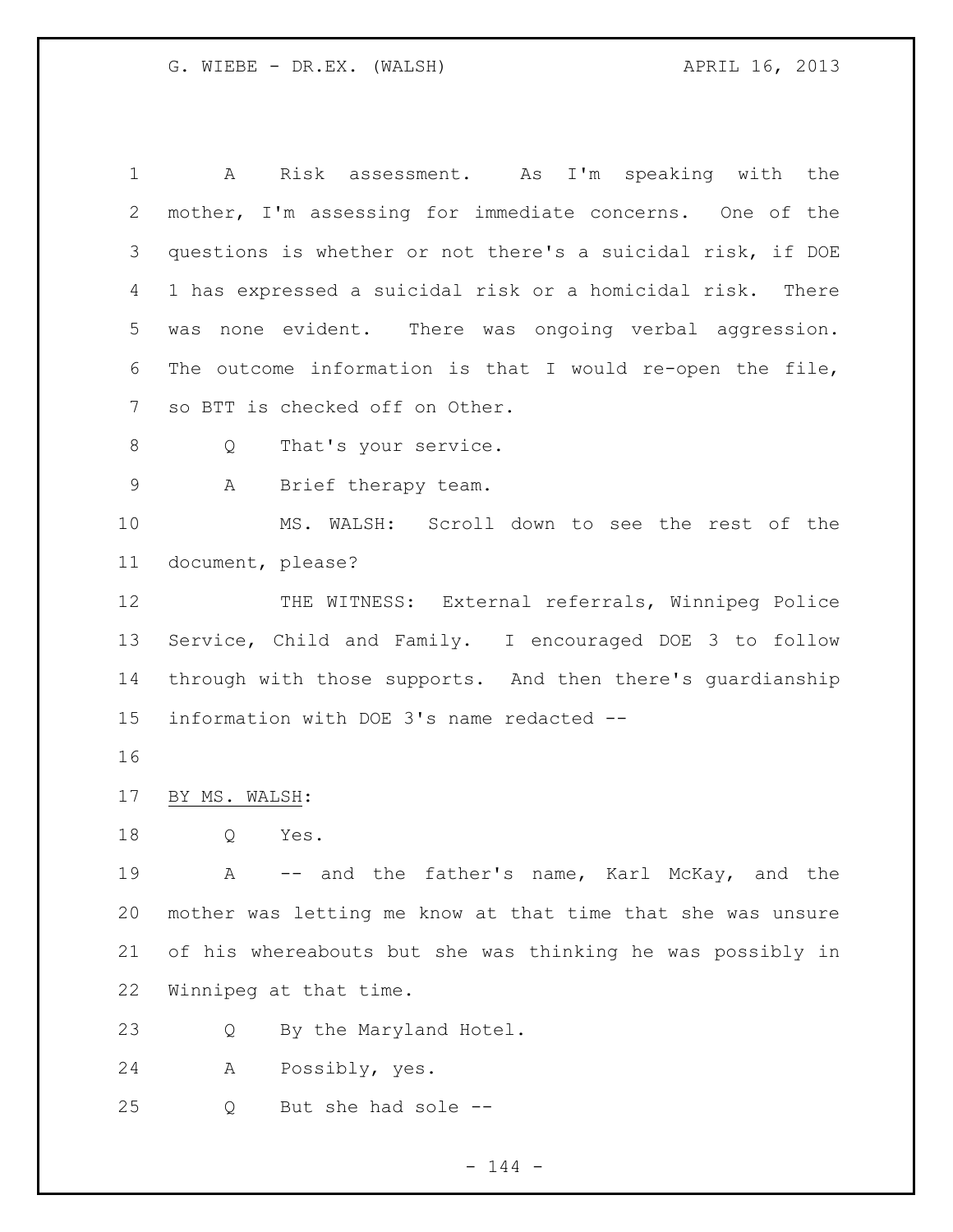A Risk assessment. As I'm speaking with the mother, I'm assessing for immediate concerns. One of the questions is whether or not there's a suicidal risk, if DOE 1 has expressed a suicidal risk or a homicidal risk. There was none evident. There was ongoing verbal aggression. The outcome information is that I would re-open the file, so BTT is checked off on Other.

Q That's your service.

A Brief therapy team.

MS. WALSH: Scroll down to see the rest of the document, please?

THE WITNESS: External referrals, Winnipeg Police Service, Child and Family. I encouraged DOE 3 to follow through with those supports. And then there's guardianship information with DOE 3's name redacted --

BY MS. WALSH:

Q Yes.

A -- and the father's name, Karl McKay, and the mother was letting me know at that time that she was unsure of his whereabouts but she was thinking he was possibly in Winnipeg at that time.

Q By the Maryland Hotel.

A Possibly, yes.

Q But she had sole --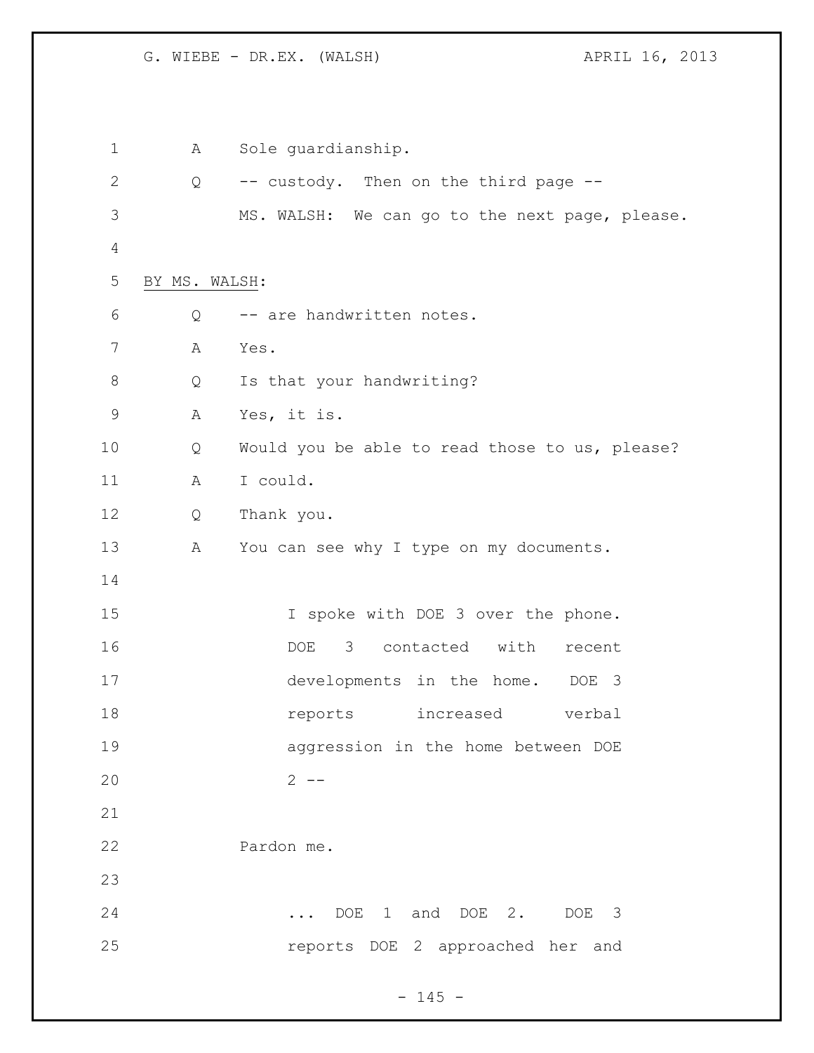A Sole guardianship.

Q -- custody. Then on the third page --

MS. WALSH: We can go to the next page, please.

BY MS. WALSH:

Q -- are handwritten notes.

A Yes.

Q Is that your handwriting?

A Yes, it is.

Q Would you be able to read those to us, please?

A I could.

Q Thank you.

A You can see why I type on my documents.

> I spoke with DOE 3 over the phone. DOE 3 contacted with recent developments in the home. DOE 3 reports increased verbal aggression in the home between DOE 2 --

Pardon me.

> ... DOE 1 and DOE 2. DOE 3 reports DOE 2 approached her and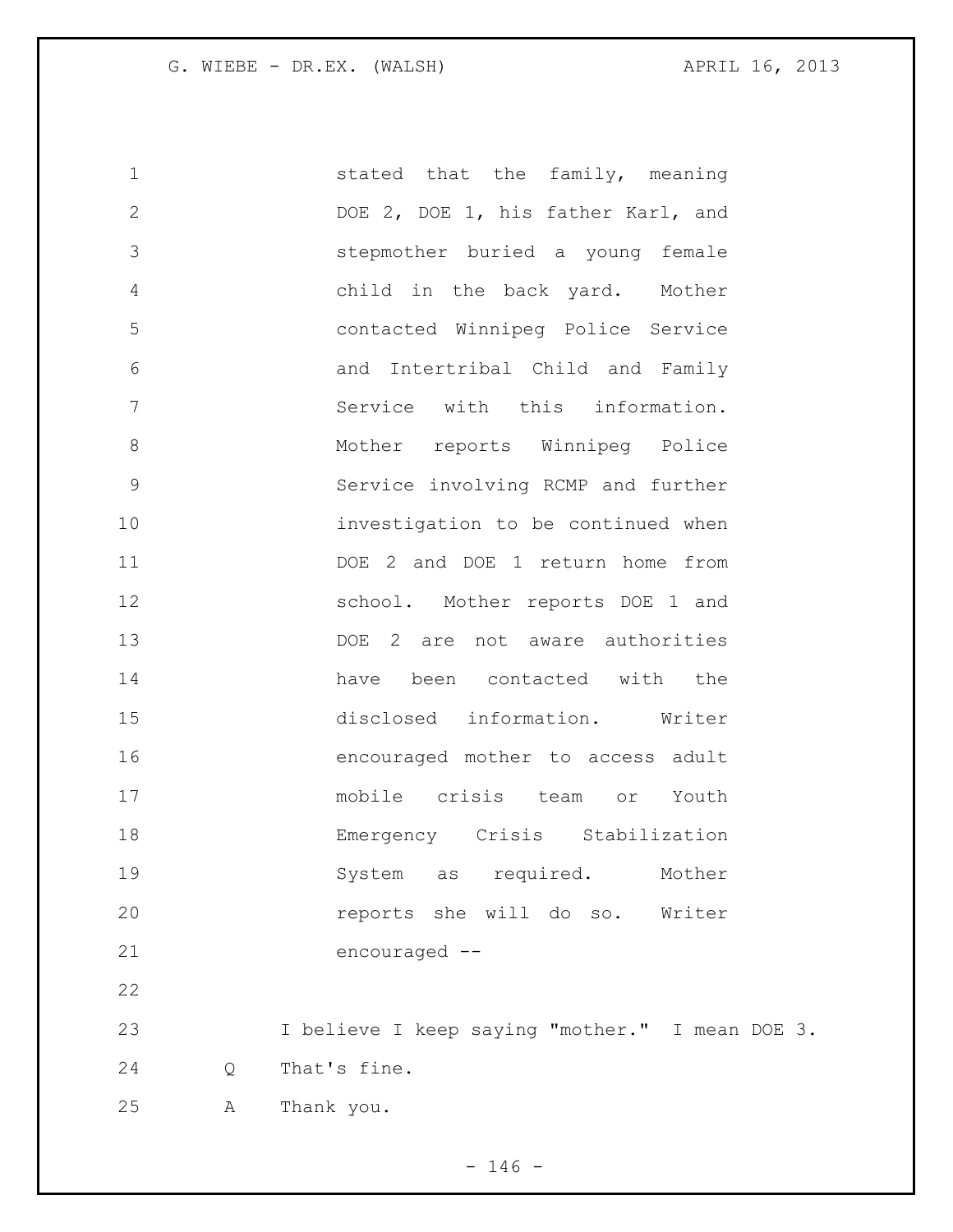stated that the family, meaning DOE 2, DOE 1, his father Karl, and stepmother buried a young female child in the back yard. Mother contacted Winnipeg Police Service and Intertribal Child and Family Service with this information. Mother reports Winnipeg Police Service involving RCMP and further investigation to be continued when DOE 2 and DOE 1 return home from school. Mother reports DOE 1 and DOE 2 are not aware authorities have been contacted with the disclosed information. Writer encouraged mother to access adult mobile crisis team or Youth Emergency Crisis Stabilization System as required. Mother reports she will do so. Writer encouraged --

I believe I keep saying "mother." I mean DOE 3.

Q That's fine.

A Thank you.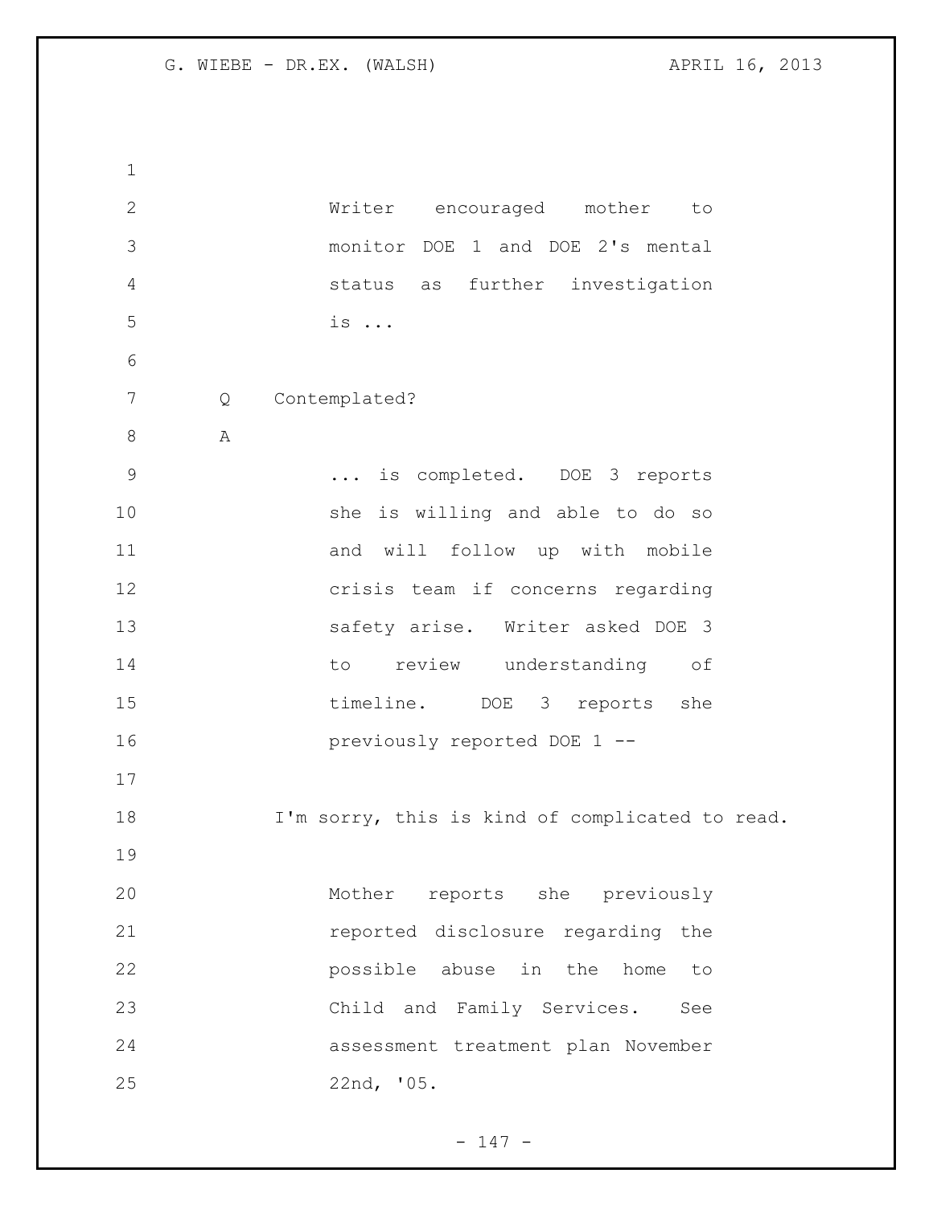Writer encouraged mother to monitor DOE 1 and DOE 2's mental status as further investigation is ...

Q Contemplated?

A

... is completed. DOE 3 reports she is willing and able to do so and will follow up with mobile crisis team if concerns regarding safety arise. Writer asked DOE 3 to review understanding of timeline. DOE 3 reports she previously reported DOE 1 --

I'm sorry, this is kind of complicated to read.

Mother reports she previously reported disclosure regarding the possible abuse in the home to Child and Family Services. See assessment treatment plan November 22nd, '05.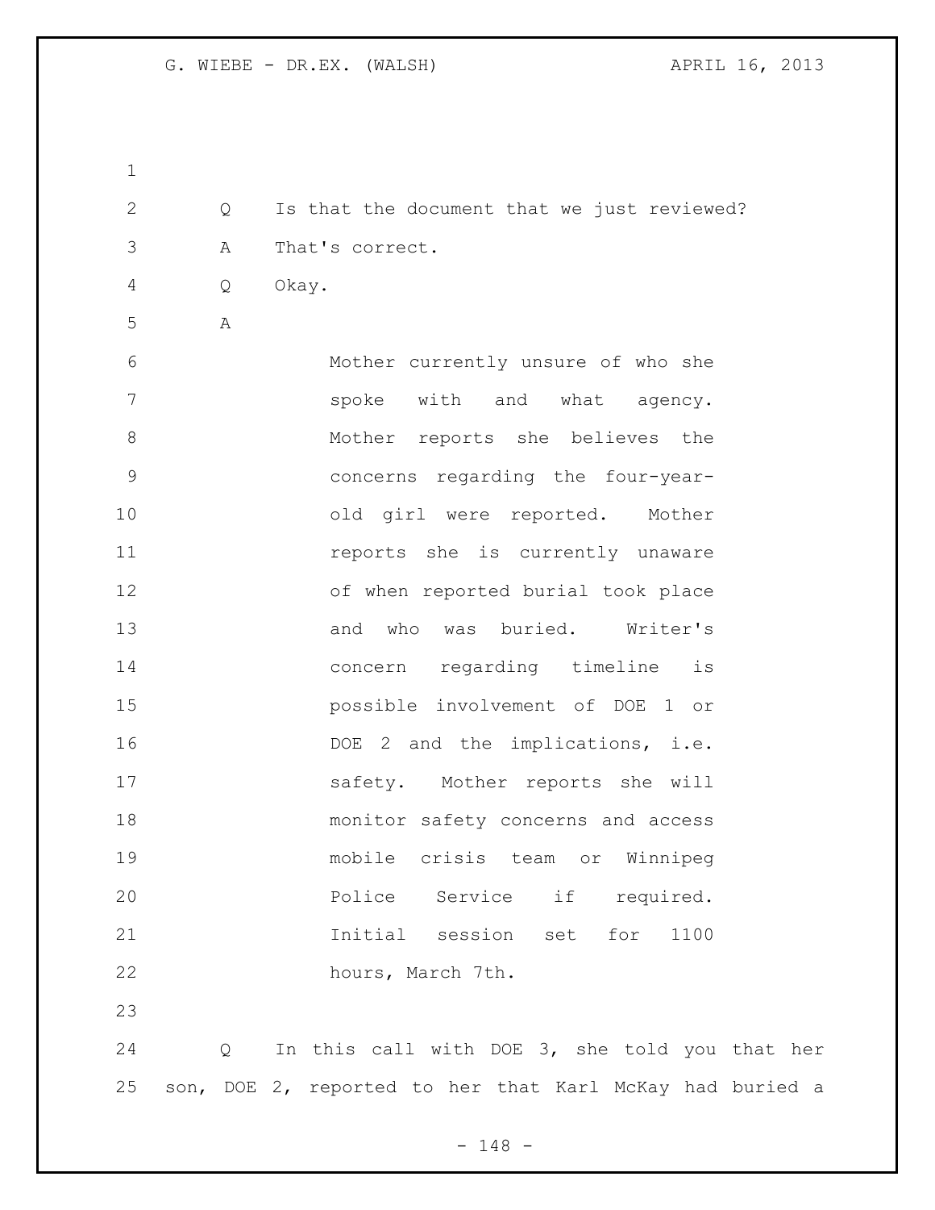Q Is that the document that we just reviewed?

A That's correct.

Q Okay.

A

> Mother currently unsure of who she spoke with and what agency. Mother reports she believes the concerns regarding the four-year-old girl were reported. Mother reports she is currently unaware of when reported burial took place and who was buried. Writer's concern regarding timeline is possible involvement of DOE 1 or DOE 2 and the implications, i.e. safety. Mother reports she will monitor safety concerns and access mobile crisis team or Winnipeg Police Service if required. Initial session set for 1100 hours, March 7th.

Q In this call with DOE 3, she told you that her son, DOE 2, reported to her that Karl McKay had buried a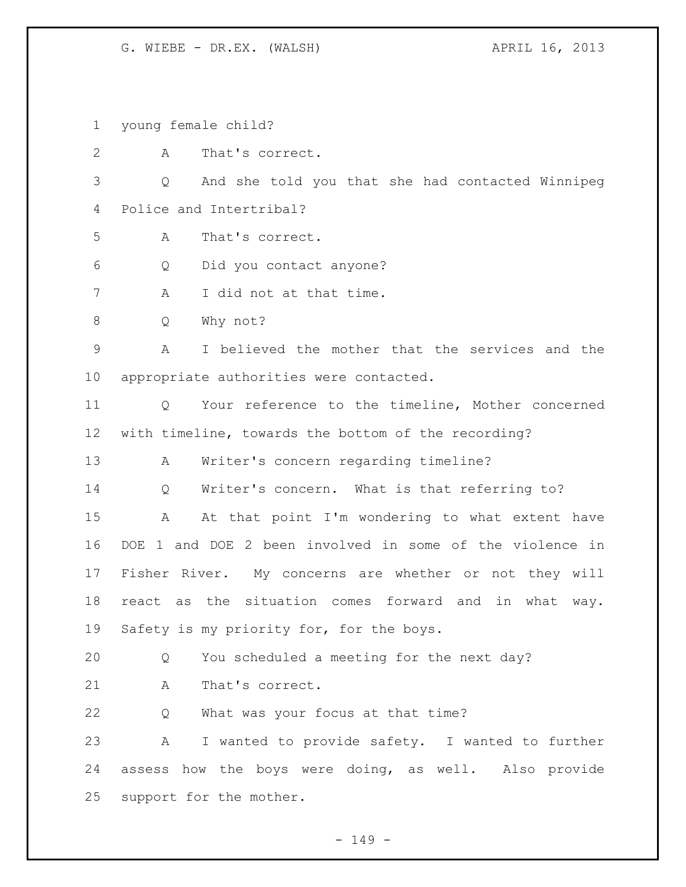young female child?

A That's correct.

Q And she told you that she had contacted Winnipeg Police and Intertribal?

A That's correct.

Q Did you contact anyone?

A I did not at that time.

Q Why not?

A I believed the mother that the services and the appropriate authorities were contacted.

Q Your reference to the timeline, Mother concerned with timeline, towards the bottom of the recording?

A Writer's concern regarding timeline?

Q Writer's concern. What is that referring to?

A At that point I'm wondering to what extent have DOE 1 and DOE 2 been involved in some of the violence in Fisher River. My concerns are whether or not they will react as the situation comes forward and in what way. Safety is my priority for, for the boys.

Q You scheduled a meeting for the next day?

A That's correct.

Q What was your focus at that time?

A I wanted to provide safety. I wanted to further assess how the boys were doing, as well. Also provide support for the mother.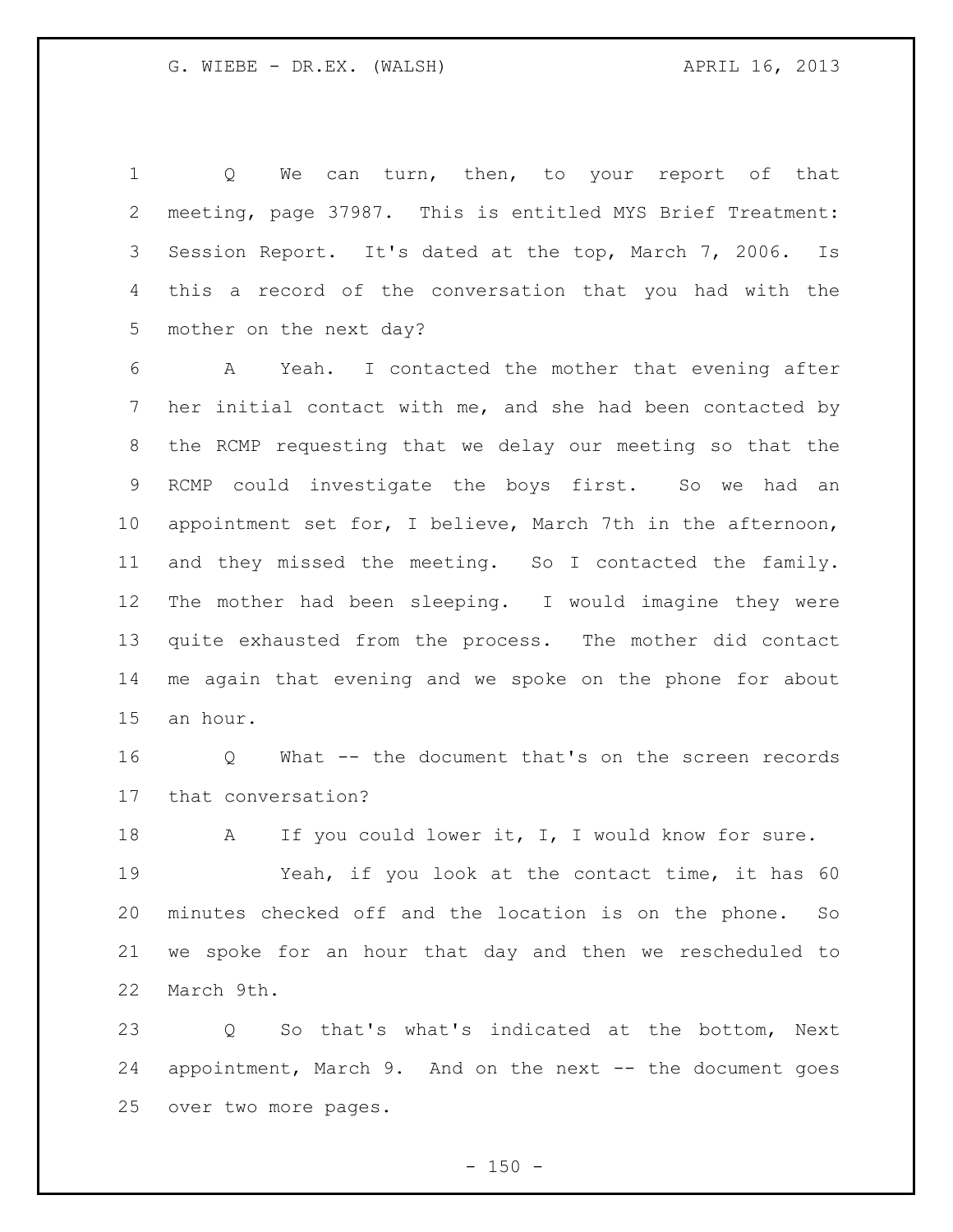Q We can turn, then, to your report of that meeting, page 37987. This is entitled MYS Brief Treatment: Session Report. It's dated at the top, March 7, 2006. Is this a record of the conversation that you had with the mother on the next day?

A Yeah. I contacted the mother that evening after her initial contact with me, and she had been contacted by the RCMP requesting that we delay our meeting so that the RCMP could investigate the boys first. So we had an appointment set for, I believe, March 7th in the afternoon, and they missed the meeting. So I contacted the family. The mother had been sleeping. I would imagine they were quite exhausted from the process. The mother did contact me again that evening and we spoke on the phone for about an hour.

Q What -- the document that's on the screen records that conversation?

A If you could lower it, I, I would know for sure.

Yeah, if you look at the contact time, it has 60 minutes checked off and the location is on the phone. So we spoke for an hour that day and then we rescheduled to March 9th.

Q So that's what's indicated at the bottom, Next appointment, March 9. And on the next -- the document goes over two more pages.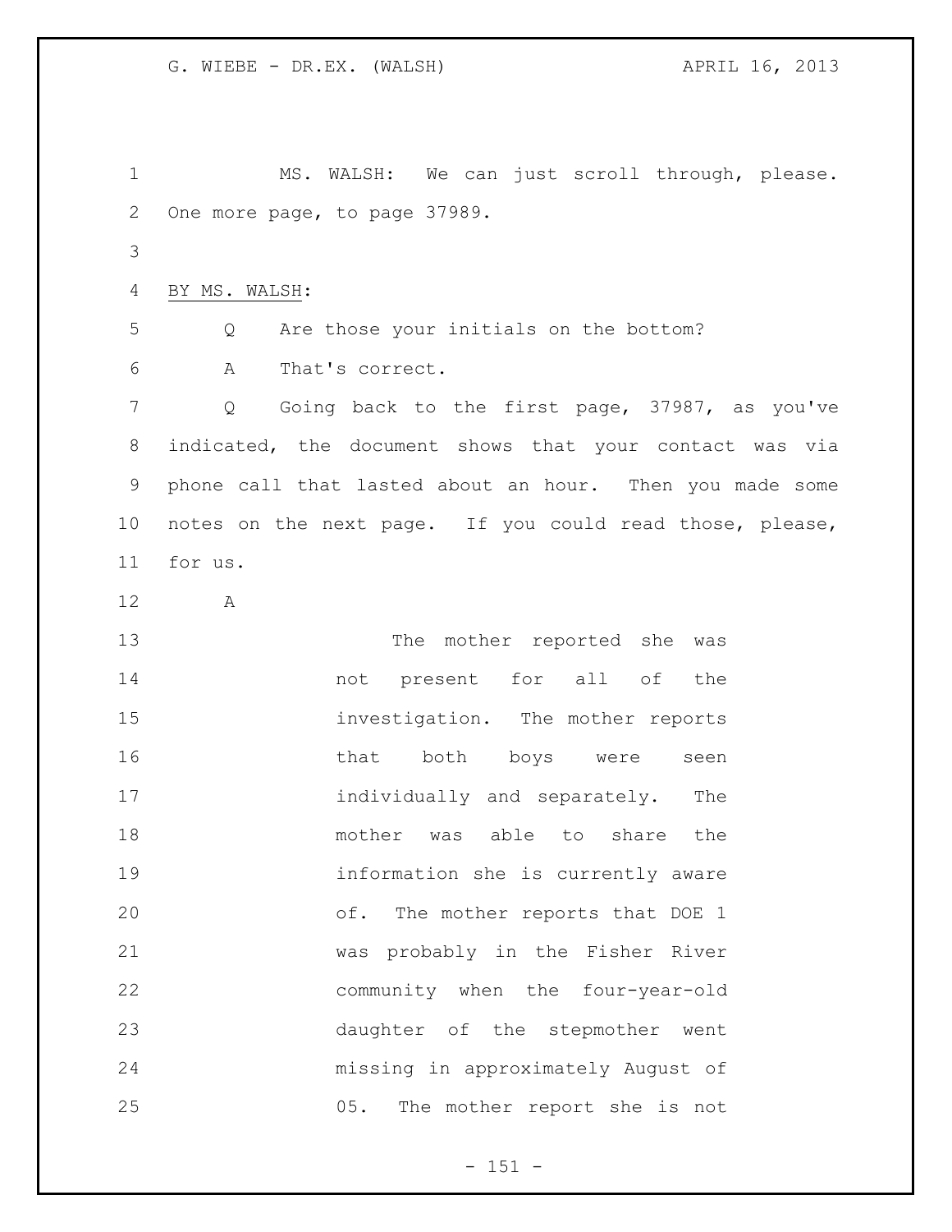MS. WALSH: We can just scroll through, please. One more page, to page 37989.

BY MS. WALSH:

Q Are those your initials on the bottom?

A That's correct.

Q Going back to the first page, 37987, as you've indicated, the document shows that your contact was via phone call that lasted about an hour. Then you made some notes on the next page. If you could read those, please, for us.

A

> The mother reported she was not present for all of the investigation. The mother reports that both boys were seen individually and separately. The mother was able to share the information she is currently aware of. The mother reports that DOE 1 was probably in the Fisher River community when the four-year-old daughter of the stepmother went missing in approximately August of 05. The mother report she is not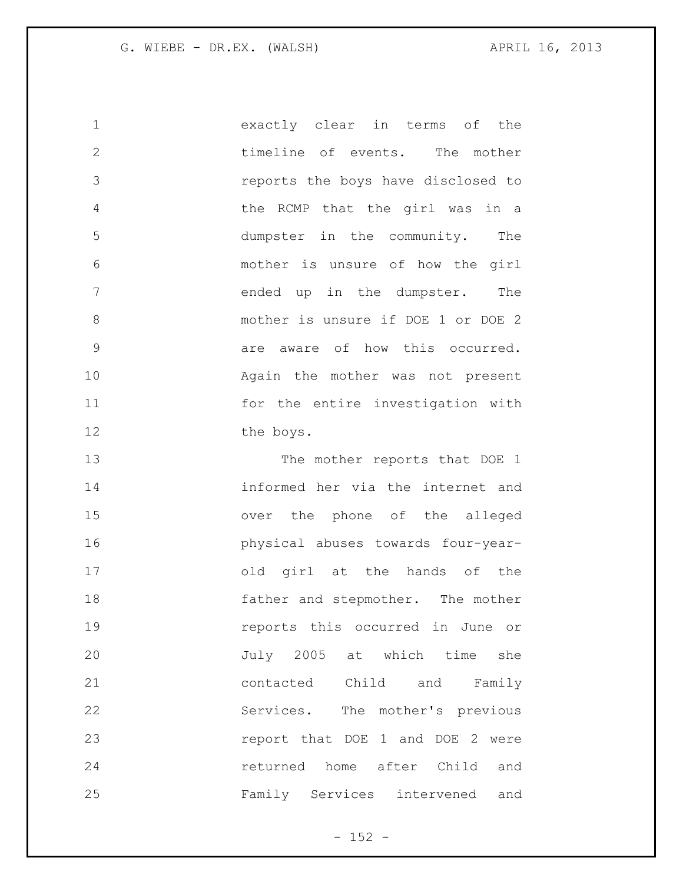exactly clear in terms of the timeline of events. The mother reports the boys have disclosed to the RCMP that the girl was in a dumpster in the community. The mother is unsure of how the girl ended up in the dumpster. The mother is unsure if DOE 1 or DOE 2 are aware of how this occurred. Again the mother was not present for the entire investigation with the boys.

The mother reports that DOE 1 informed her via the internet and over the phone of the alleged physical abuses towards four-year-old girl at the hands of the father and stepmother. The mother reports this occurred in June or July 2005 at which time she contacted Child and Family Services. The mother's previous report that DOE 1 and DOE 2 were returned home after Child and Family Services intervened and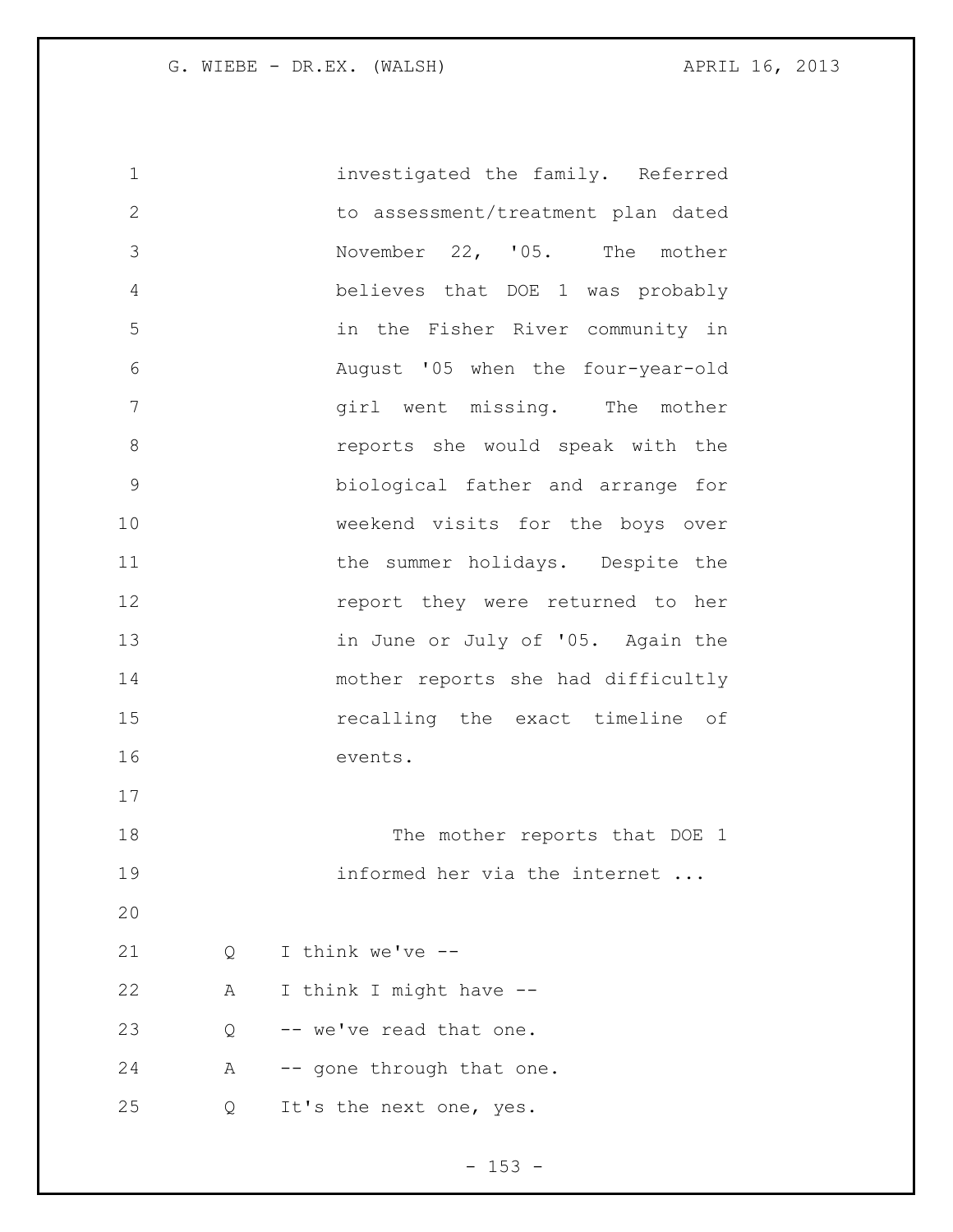investigated the family. Referred to assessment/treatment plan dated November 22, '05. The mother believes that DOE 1 was probably in the Fisher River community in August '05 when the four-year-old girl went missing. The mother reports she would speak with the biological father and arrange for weekend visits for the boys over the summer holidays. Despite the report they were returned to her in June or July of '05. Again the mother reports she had difficultly recalling the exact timeline of events.

The mother reports that DOE 1 informed her via the internet ...

Q I think we've --

A I think I might have --

Q -- we've read that one.

A -- gone through that one.

Q It's the next one, yes.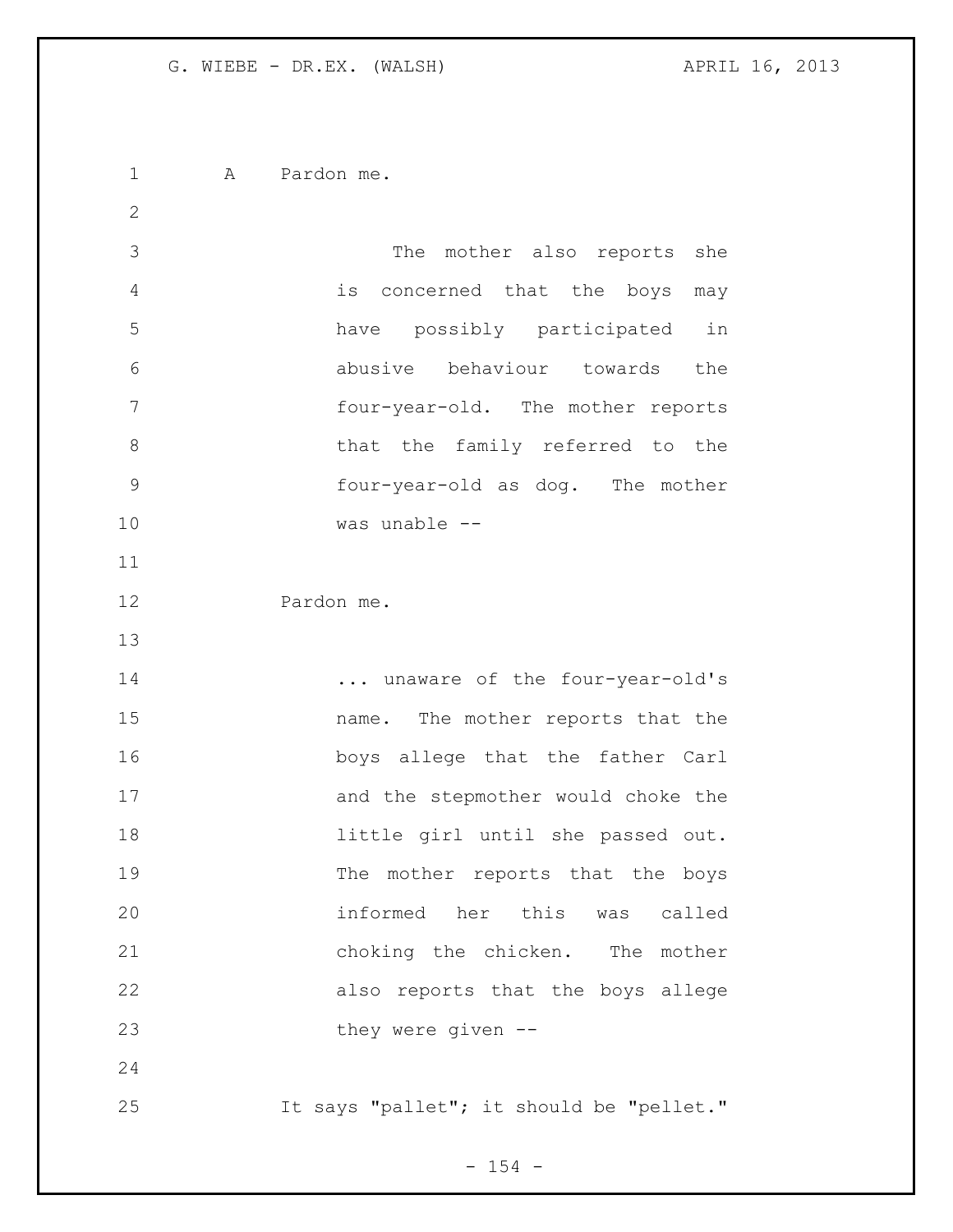A Pardon me.

> The mother also reports she is concerned that the boys may have possibly participated in abusive behaviour towards the four-year-old. The mother reports that the family referred to the four-year-old as dog. The mother was unable --

Pardon me.

> ... unaware of the four-year-old's name. The mother reports that the boys allege that the father Carl and the stepmother would choke the little girl until she passed out. The mother reports that the boys informed her this was called choking the chicken. The mother also reports that the boys allege they were given --

It says "pallet"; it should be "pellet."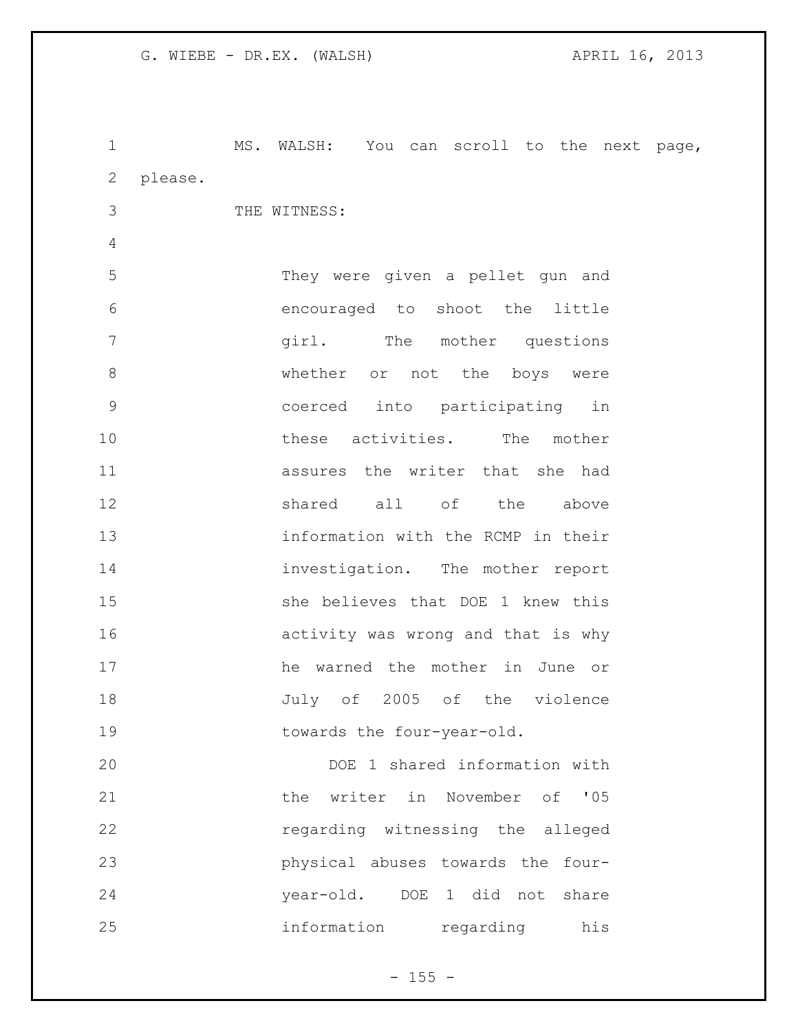MS. WALSH: You can scroll to the next page, please.

THE WITNESS:

> They were given a pellet gun and encouraged to shoot the little girl. The mother questions whether or not the boys were coerced into participating in these activities. The mother assures the writer that she had shared all of the above information with the RCMP in their investigation. The mother report she believes that DOE 1 knew this activity was wrong and that is why he warned the mother in June or July of 2005 of the violence towards the four-year-old.
>
> DOE 1 shared information with the writer in November of '05 regarding witnessing the alleged physical abuses towards the four-year-old. DOE 1 did not share information regarding his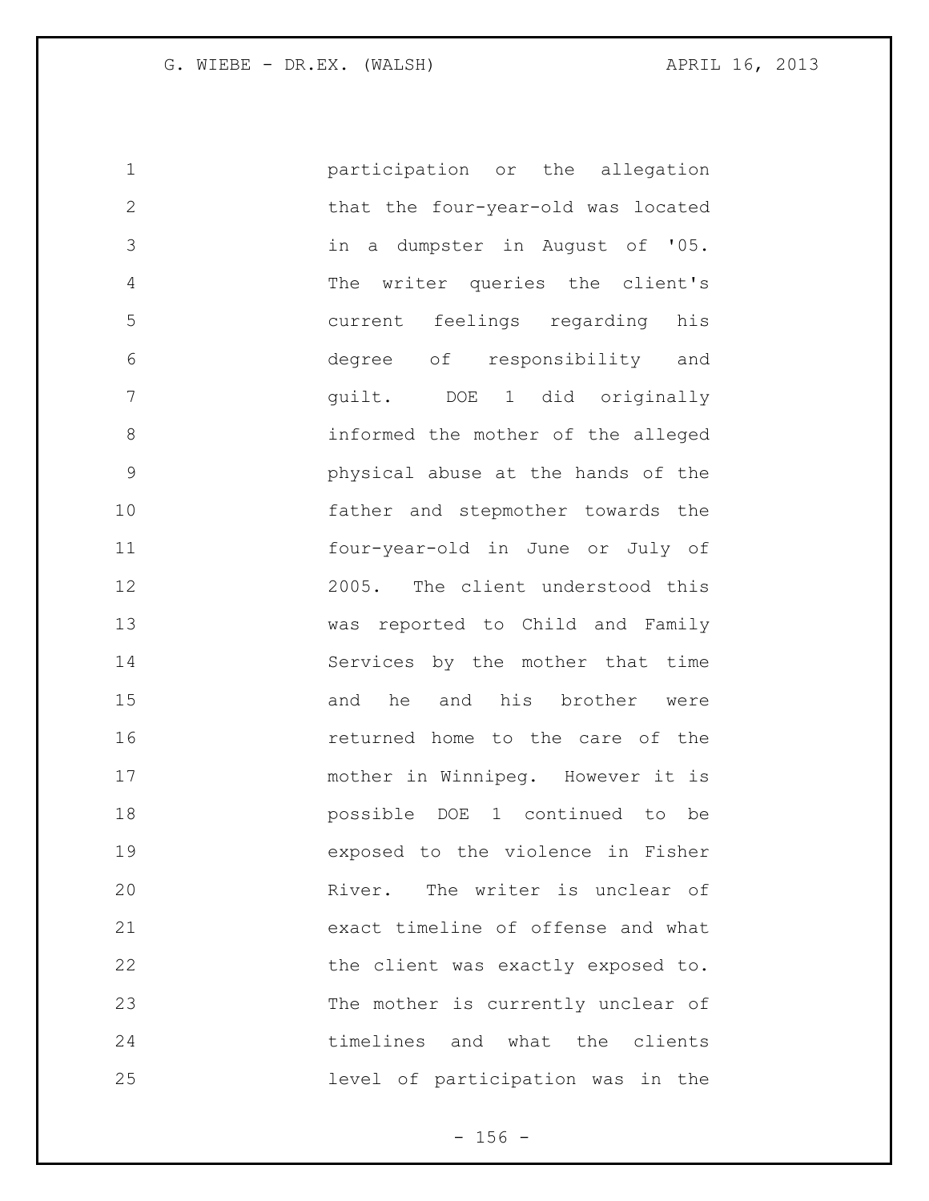participation or the allegation that the four-year-old was located in a dumpster in August of '05. The writer queries the client's current feelings regarding his degree of responsibility and guilt. DOE 1 did originally informed the mother of the alleged physical abuse at the hands of the father and stepmother towards the four-year-old in June or July of 2005. The client understood this was reported to Child and Family Services by the mother that time and he and his brother were returned home to the care of the mother in Winnipeg. However it is possible DOE 1 continued to be exposed to the violence in Fisher River. The writer is unclear of exact timeline of offense and what the client was exactly exposed to. The mother is currently unclear of timelines and what the clients level of participation was in the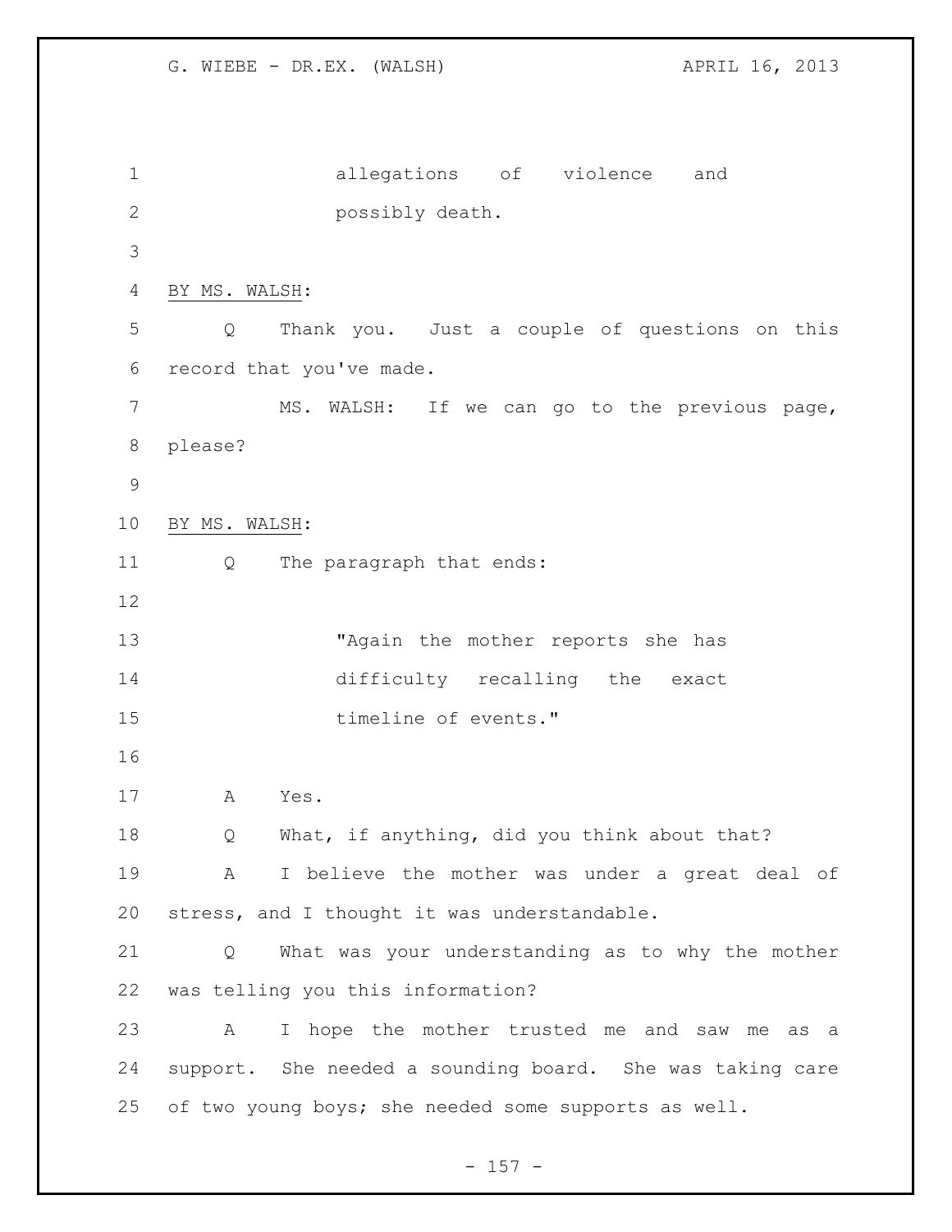allegations of violence and possibly death.

BY MS. WALSH:

Q Thank you. Just a couple of questions on this record that you've made.

MS. WALSH: If we can go to the previous page, please?

BY MS. WALSH:

Q The paragraph that ends:

> "Again the mother reports she has difficulty recalling the exact timeline of events."

A Yes.

Q What, if anything, did you think about that?

A I believe the mother was under a great deal of stress, and I thought it was understandable.

Q What was your understanding as to why the mother was telling you this information?

A I hope the mother trusted me and saw me as a support. She needed a sounding board. She was taking care of two young boys; she needed some supports as well.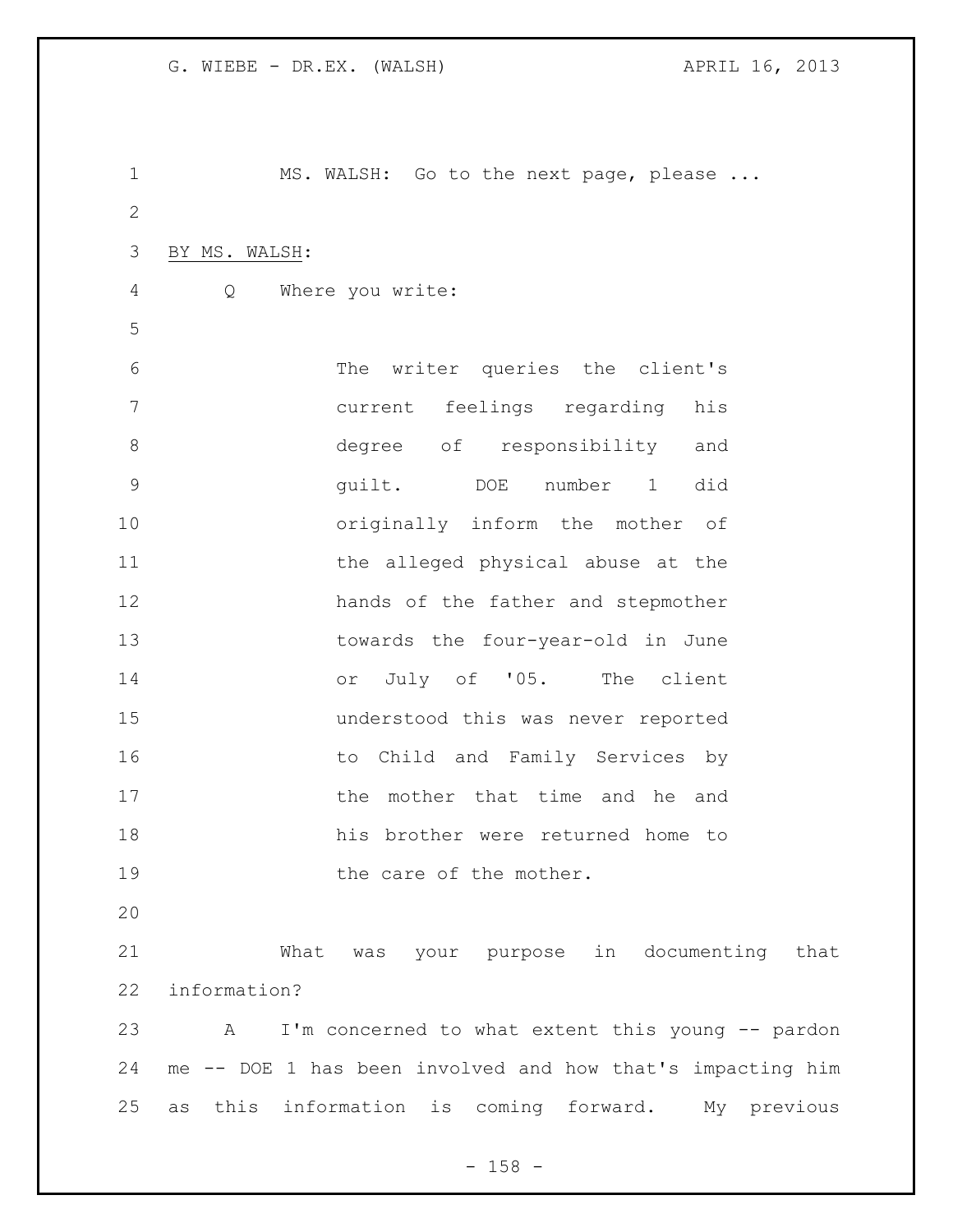MS. WALSH: Go to the next page, please ...

BY MS. WALSH:

Q Where you write:

> The writer queries the client's current feelings regarding his degree of responsibility and guilt. DOE number 1 did originally inform the mother of the alleged physical abuse at the hands of the father and stepmother towards the four-year-old in June or July of '05. The client understood this was never reported to Child and Family Services by the mother that time and he and his brother were returned home to the care of the mother.

What was your purpose in documenting that information?

A I'm concerned to what extent this young -- pardon me -- DOE 1 has been involved and how that's impacting him as this information is coming forward. My previous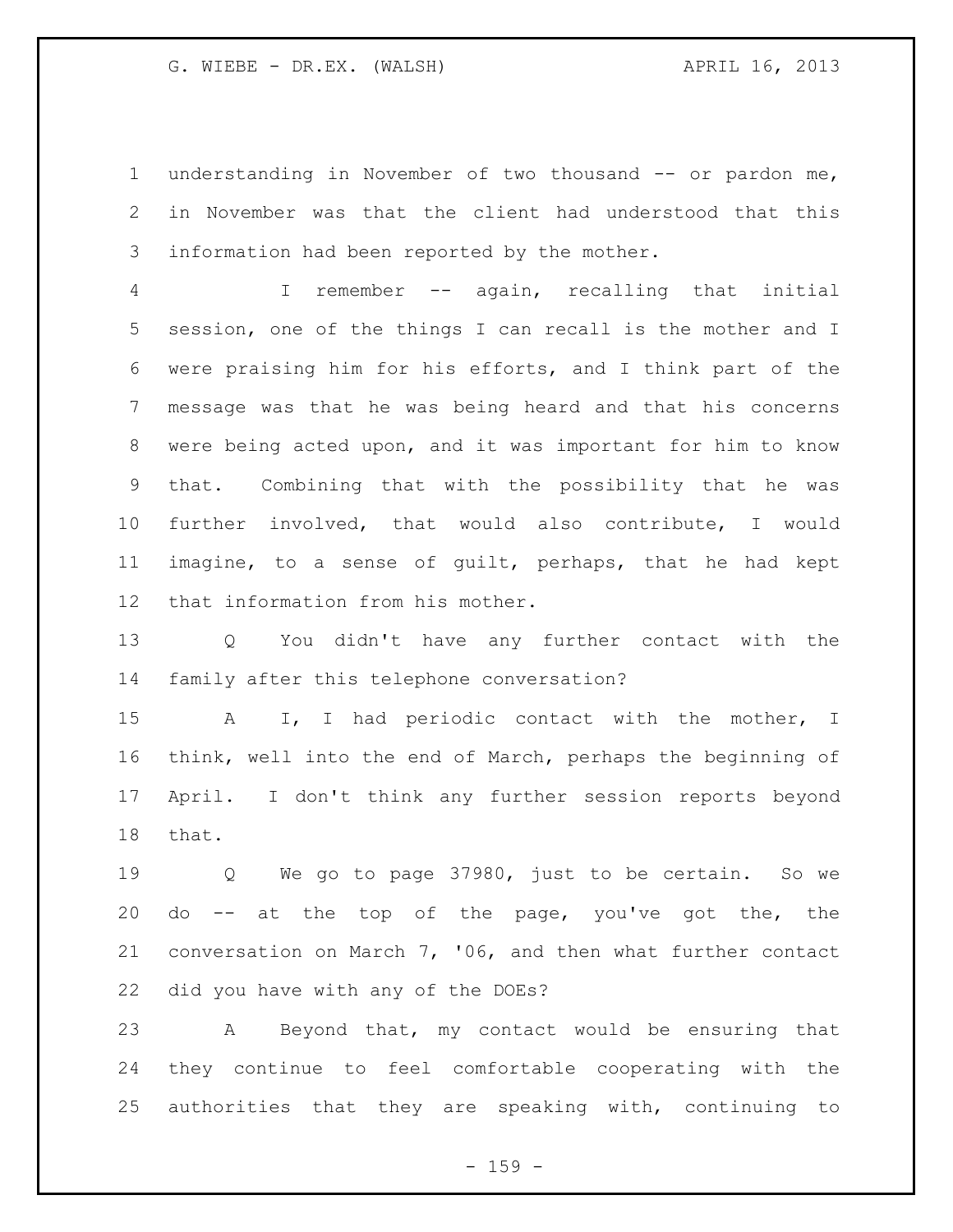understanding in November of two thousand -- or pardon me, in November was that the client had understood that this information had been reported by the mother.

I remember -- again, recalling that initial session, one of the things I can recall is the mother and I were praising him for his efforts, and I think part of the message was that he was being heard and that his concerns were being acted upon, and it was important for him to know that. Combining that with the possibility that he was further involved, that would also contribute, I would imagine, to a sense of guilt, perhaps, that he had kept that information from his mother.

Q You didn't have any further contact with the family after this telephone conversation?

A I, I had periodic contact with the mother, I think, well into the end of March, perhaps the beginning of April. I don't think any further session reports beyond that.

Q We go to page 37980, just to be certain. So we do -- at the top of the page, you've got the, the conversation on March 7, '06, and then what further contact did you have with any of the DOEs?

A Beyond that, my contact would be ensuring that they continue to feel comfortable cooperating with the authorities that they are speaking with, continuing to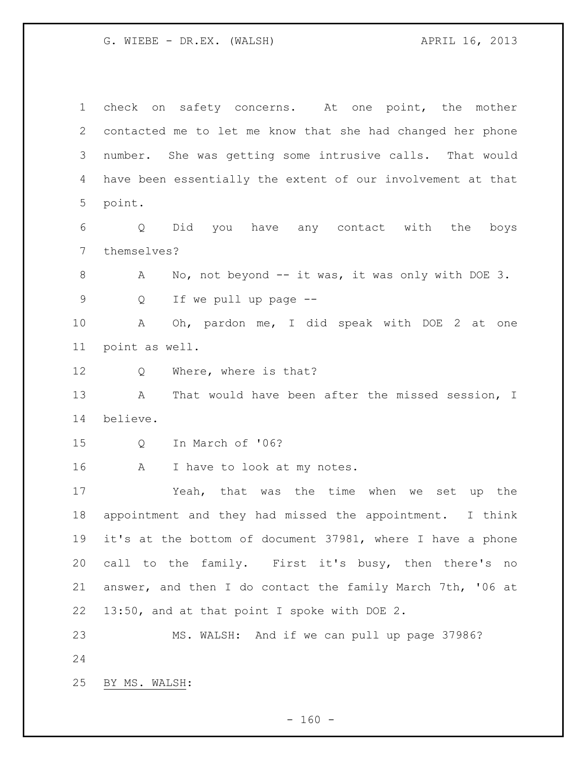check on safety concerns. At one point, the mother contacted me to let me know that she had changed her phone number. She was getting some intrusive calls. That would have been essentially the extent of our involvement at that point.

Q Did you have any contact with the boys themselves?

A No, not beyond -- it was, it was only with DOE 3.

Q If we pull up page --

A Oh, pardon me, I did speak with DOE 2 at one point as well.

Q Where, where is that?

A That would have been after the missed session, I believe.

Q In March of '06?

A I have to look at my notes.

Yeah, that was the time when we set up the appointment and they had missed the appointment. I think it's at the bottom of document 37981, where I have a phone call to the family. First it's busy, then there's no answer, and then I do contact the family March 7th, '06 at 13:50, and at that point I spoke with DOE 2.

MS. WALSH: And if we can pull up page 37986?

BY MS. WALSH: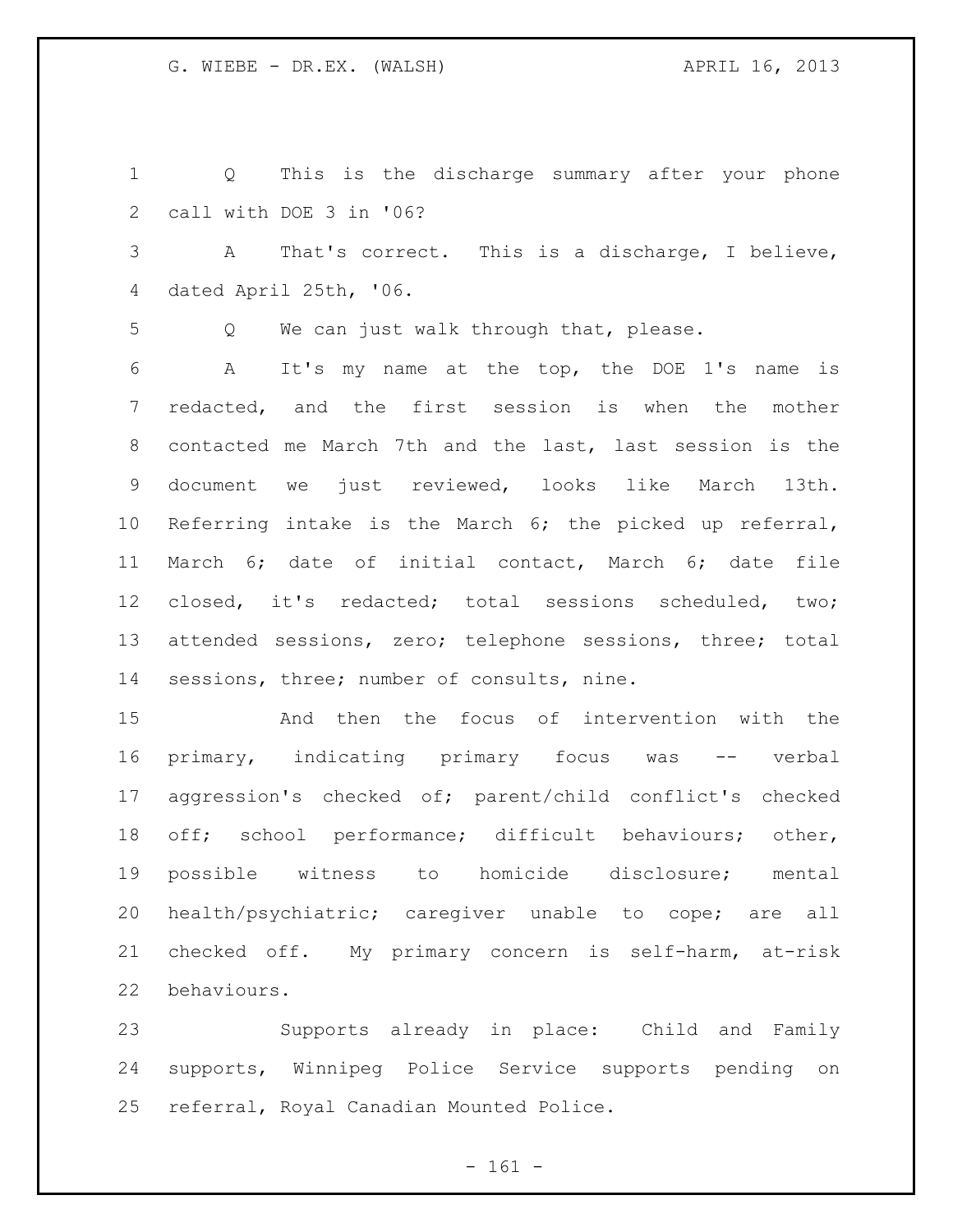Q This is the discharge summary after your phone call with DOE 3 in '06?

A That's correct. This is a discharge, I believe, dated April 25th, '06.

Q We can just walk through that, please.

A It's my name at the top, the DOE 1's name is redacted, and the first session is when the mother contacted me March 7th and the last, last session is the document we just reviewed, looks like March 13th. Referring intake is the March 6; the picked up referral, March 6; date of initial contact, March 6; date file closed, it's redacted; total sessions scheduled, two; attended sessions, zero; telephone sessions, three; total sessions, three; number of consults, nine.

And then the focus of intervention with the primary, indicating primary focus was -- verbal aggression's checked of; parent/child conflict's checked off; school performance; difficult behaviours; other, possible witness to homicide disclosure; mental health/psychiatric; caregiver unable to cope; are all checked off. My primary concern is self-harm, at-risk behaviours.

Supports already in place: Child and Family supports, Winnipeg Police Service supports pending on referral, Royal Canadian Mounted Police.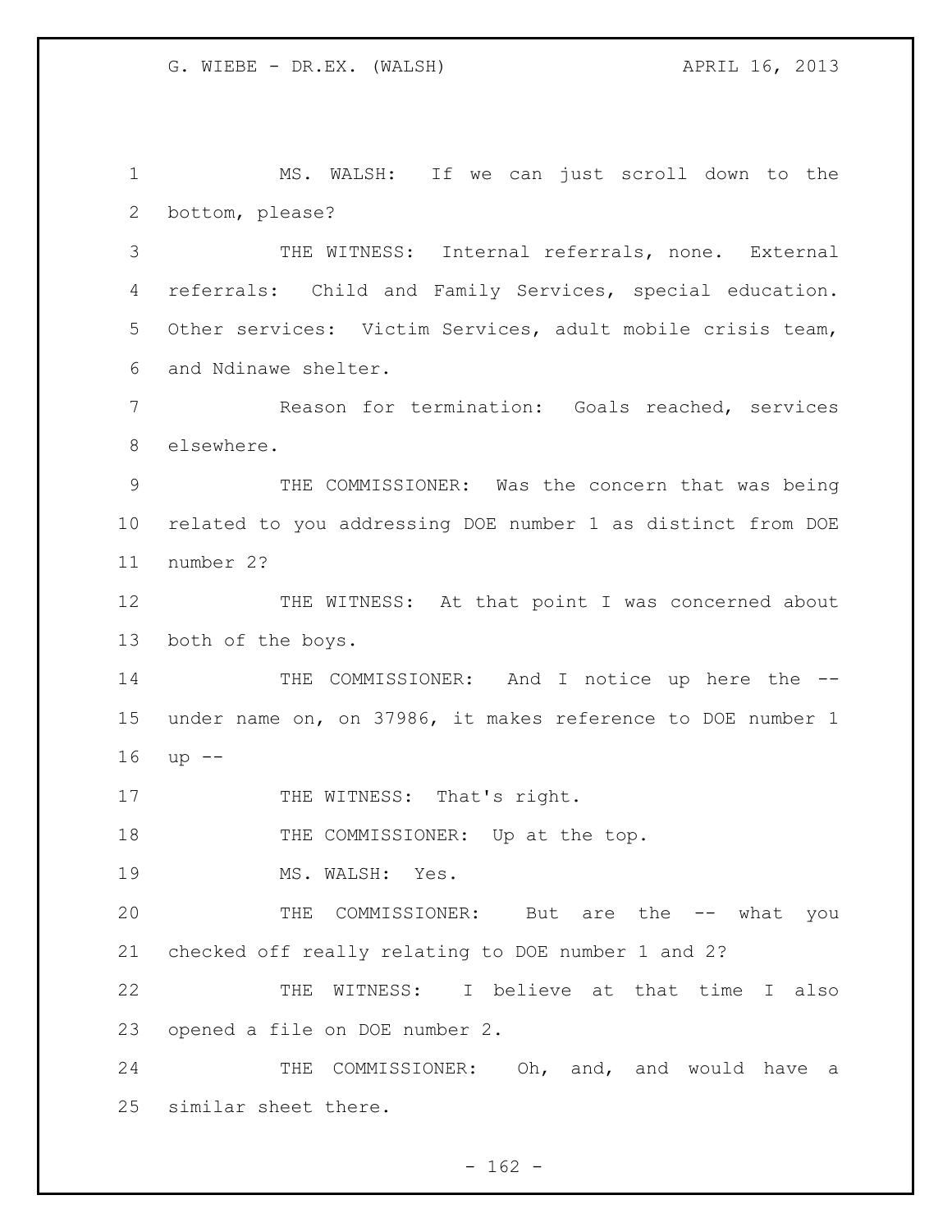MS. WALSH: If we can just scroll down to the bottom, please?

THE WITNESS: Internal referrals, none. External referrals: Child and Family Services, special education. Other services: Victim Services, adult mobile crisis team, and Ndinawe shelter.

Reason for termination: Goals reached, services elsewhere.

THE COMMISSIONER: Was the concern that was being related to you addressing DOE number 1 as distinct from DOE number 2?

THE WITNESS: At that point I was concerned about both of the boys.

THE COMMISSIONER: And I notice up here the -- under name on, on 37986, it makes reference to DOE number 1 up --

THE WITNESS: That's right.

THE COMMISSIONER: Up at the top.

MS. WALSH: Yes.

THE COMMISSIONER: But are the -- what you checked off really relating to DOE number 1 and 2?

THE WITNESS: I believe at that time I also opened a file on DOE number 2.

THE COMMISSIONER: Oh, and, and would have a similar sheet there.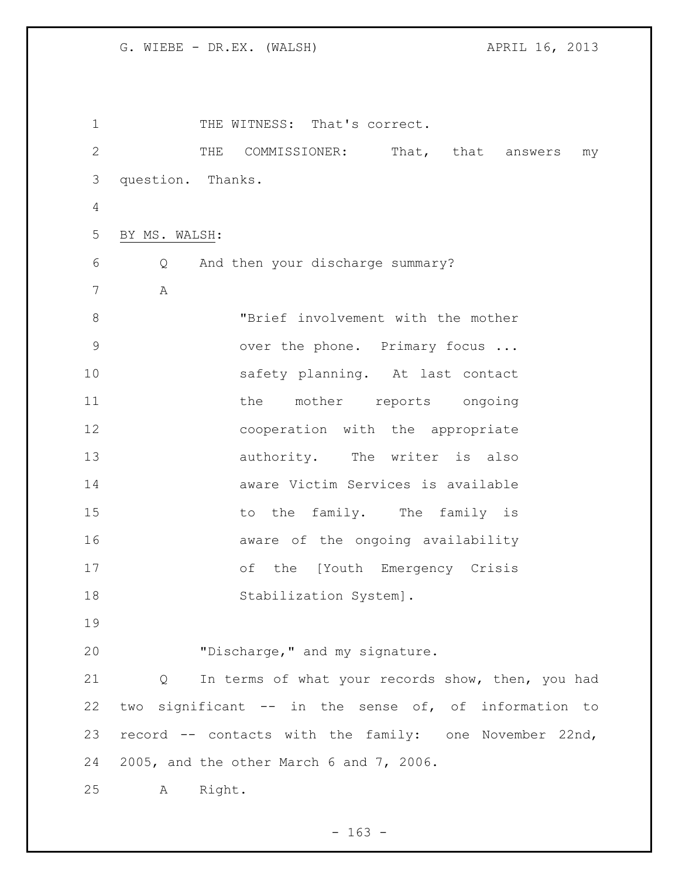THE WITNESS: That's correct.

THE COMMISSIONER: That, that answers my question. Thanks.

BY MS. WALSH:

Q And then your discharge summary?

A

> "Brief involvement with the mother over the phone. Primary focus ... safety planning. At last contact the mother reports ongoing cooperation with the appropriate authority. The writer is also aware Victim Services is available to the family. The family is aware of the ongoing availability of the [Youth Emergency Crisis Stabilization System].

"Discharge," and my signature.

Q In terms of what your records show, then, you had two significant -- in the sense of, of information to record -- contacts with the family: one November 22nd, 2005, and the other March 6 and 7, 2006.

A Right.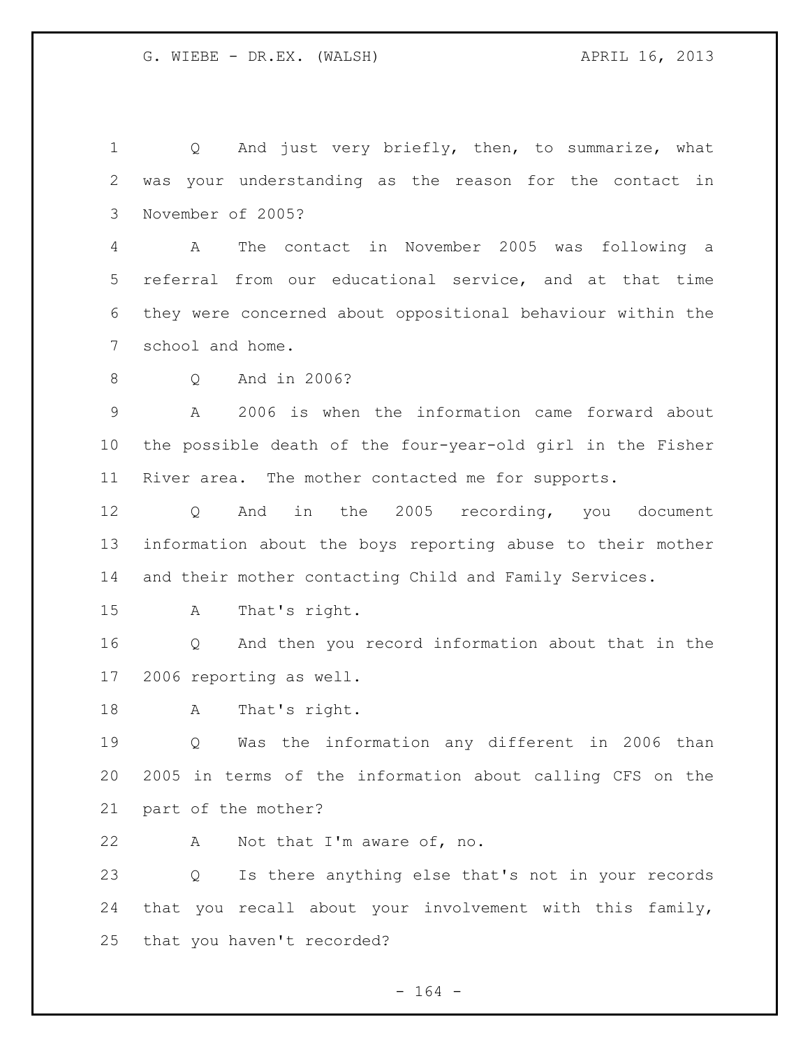Q And just very briefly, then, to summarize, what was your understanding as the reason for the contact in November of 2005?

A The contact in November 2005 was following a referral from our educational service, and at that time they were concerned about oppositional behaviour within the school and home.

Q And in 2006?

A 2006 is when the information came forward about the possible death of the four-year-old girl in the Fisher River area. The mother contacted me for supports.

Q And in the 2005 recording, you document information about the boys reporting abuse to their mother and their mother contacting Child and Family Services.

A That's right.

Q And then you record information about that in the 2006 reporting as well.

A That's right.

Q Was the information any different in 2006 than 2005 in terms of the information about calling CFS on the part of the mother?

A Not that I'm aware of, no.

Q Is there anything else that's not in your records that you recall about your involvement with this family, that you haven't recorded?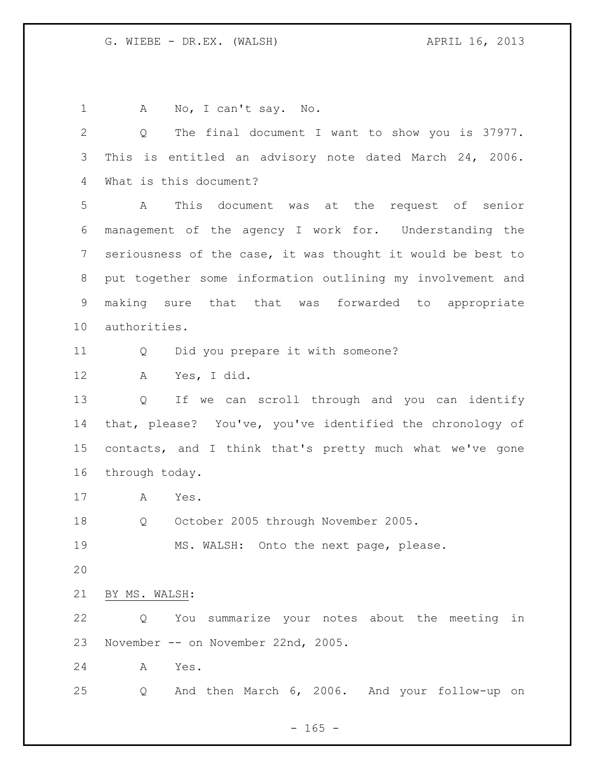A No, I can't say. No.

Q The final document I want to show you is 37977. This is entitled an advisory note dated March 24, 2006. What is this document?

A This document was at the request of senior management of the agency I work for. Understanding the seriousness of the case, it was thought it would be best to put together some information outlining my involvement and making sure that that was forwarded to appropriate authorities.

Q Did you prepare it with someone?

A Yes, I did.

Q If we can scroll through and you can identify that, please? You've, you've identified the chronology of contacts, and I think that's pretty much what we've gone through today.

A Yes.

Q October 2005 through November 2005.

MS. WALSH: Onto the next page, please.

BY MS. WALSH:

Q You summarize your notes about the meeting in November -- on November 22nd, 2005.

A Yes.

Q And then March 6, 2006. And your follow-up on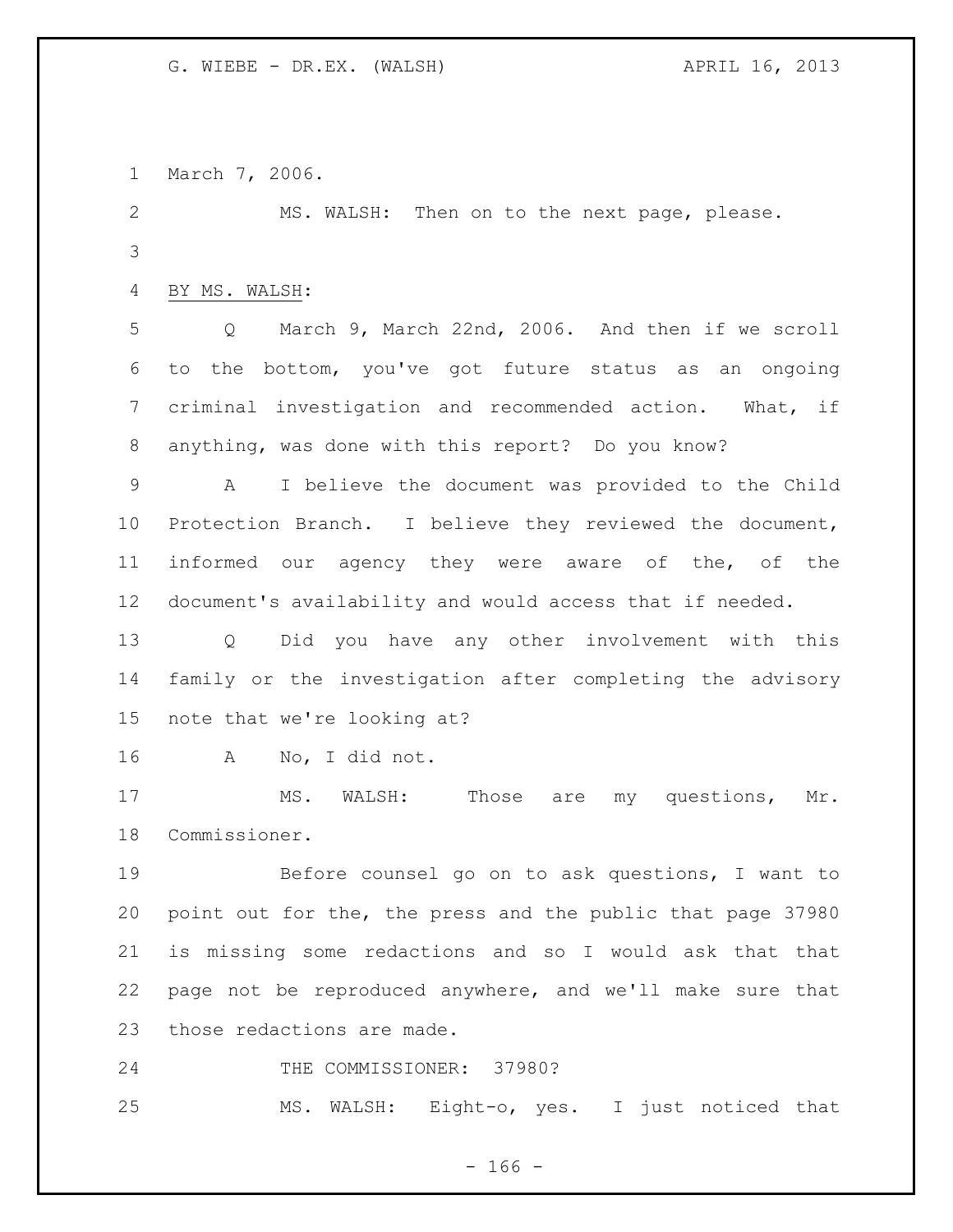March 7, 2006.

MS. WALSH: Then on to the next page, please.

BY MS. WALSH:

Q March 9, March 22nd, 2006. And then if we scroll to the bottom, you've got future status as an ongoing criminal investigation and recommended action. What, if anything, was done with this report? Do you know?

A I believe the document was provided to the Child Protection Branch. I believe they reviewed the document, informed our agency they were aware of the, of the document's availability and would access that if needed.

Q Did you have any other involvement with this family or the investigation after completing the advisory note that we're looking at?

A No, I did not.

MS. WALSH: Those are my questions, Mr. Commissioner.

Before counsel go on to ask questions, I want to point out for the, the press and the public that page 37980 is missing some redactions and so I would ask that that page not be reproduced anywhere, and we'll make sure that those redactions are made.

THE COMMISSIONER: 37980?

MS. WALSH: Eight-o, yes. I just noticed that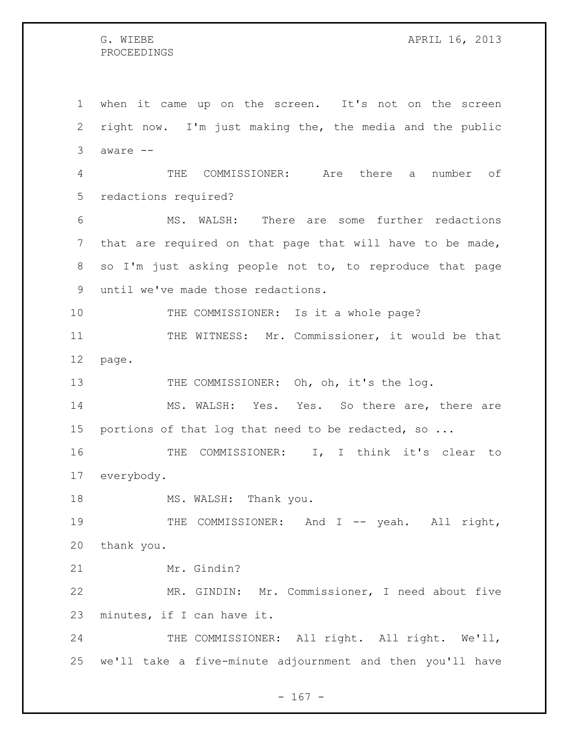when it came up on the screen. It's not on the screen right now. I'm just making the, the media and the public aware --

THE COMMISSIONER: Are there a number of redactions required?

MS. WALSH: There are some further redactions that are required on that page that will have to be made, so I'm just asking people not to, to reproduce that page until we've made those redactions.

THE COMMISSIONER: Is it a whole page?

THE WITNESS: Mr. Commissioner, it would be that page.

THE COMMISSIONER: Oh, oh, it's the log.

MS. WALSH: Yes. Yes. So there are, there are portions of that log that need to be redacted, so ...

THE COMMISSIONER: I, I think it's clear to everybody.

MS. WALSH: Thank you.

THE COMMISSIONER: And I -- yeah. All right, thank you.

Mr. Gindin?

MR. GINDIN: Mr. Commissioner, I need about five minutes, if I can have it.

THE COMMISSIONER: All right. All right. We'll, we'll take a five-minute adjournment and then you'll have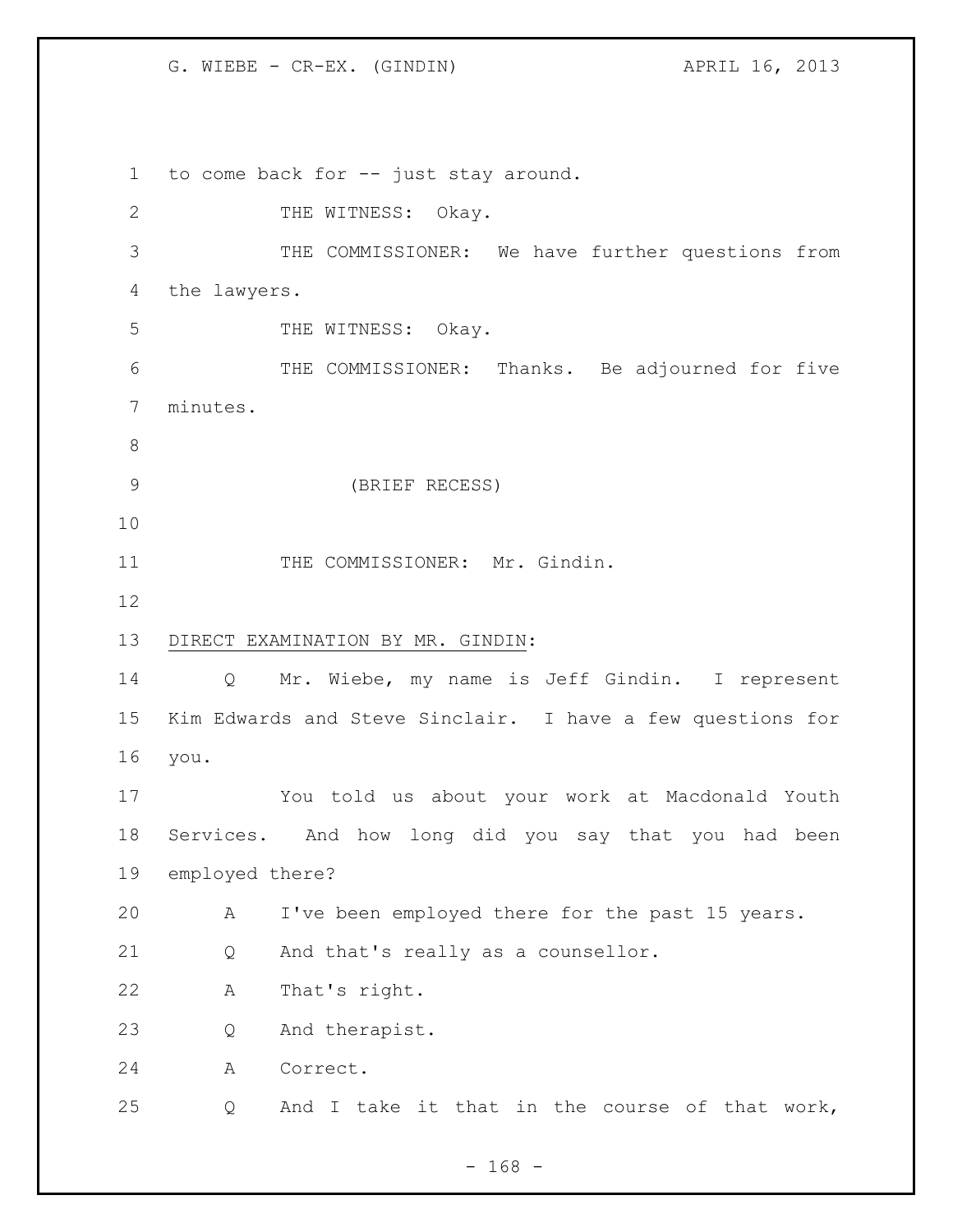to come back for -- just stay around.

THE WITNESS: Okay.

THE COMMISSIONER: We have further questions from the lawyers.

THE WITNESS: Okay.

THE COMMISSIONER: Thanks. Be adjourned for five minutes.

(BRIEF RECESS)

THE COMMISSIONER: Mr. Gindin.

DIRECT EXAMINATION BY MR. GINDIN:

Q Mr. Wiebe, my name is Jeff Gindin. I represent Kim Edwards and Steve Sinclair. I have a few questions for you.

You told us about your work at Macdonald Youth Services. And how long did you say that you had been employed there?

A I've been employed there for the past 15 years.

Q And that's really as a counsellor.

A That's right.

Q And therapist.

A Correct.

Q And I take it that in the course of that work,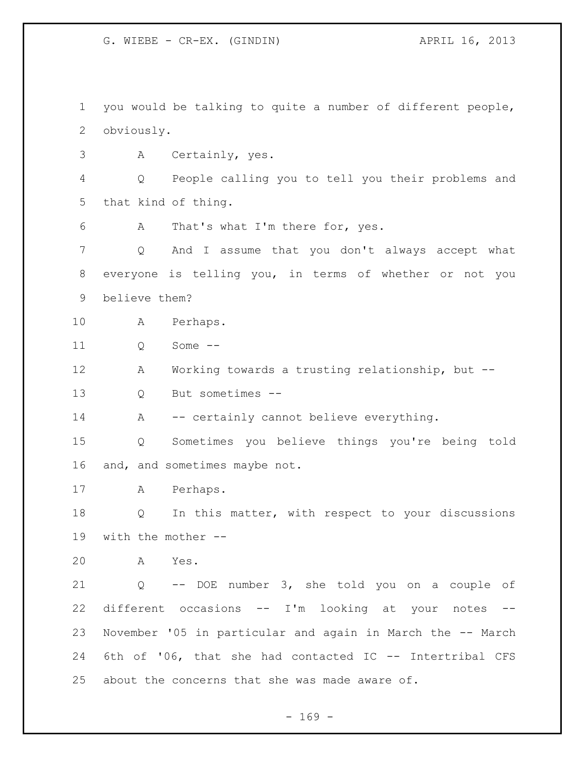you would be talking to quite a number of different people, obviously.

A Certainly, yes.

Q People calling you to tell you their problems and that kind of thing.

A That's what I'm there for, yes.

Q And I assume that you don't always accept what everyone is telling you, in terms of whether or not you believe them?

A Perhaps.

Q Some --

A Working towards a trusting relationship, but --

Q But sometimes --

A -- certainly cannot believe everything.

Q Sometimes you believe things you're being told and, and sometimes maybe not.

A Perhaps.

Q In this matter, with respect to your discussions with the mother --

A Yes.

Q -- DOE number 3, she told you on a couple of different occasions -- I'm looking at your notes -- November '05 in particular and again in March the -- March 6th of '06, that she had contacted IC -- Intertribal CFS about the concerns that she was made aware of.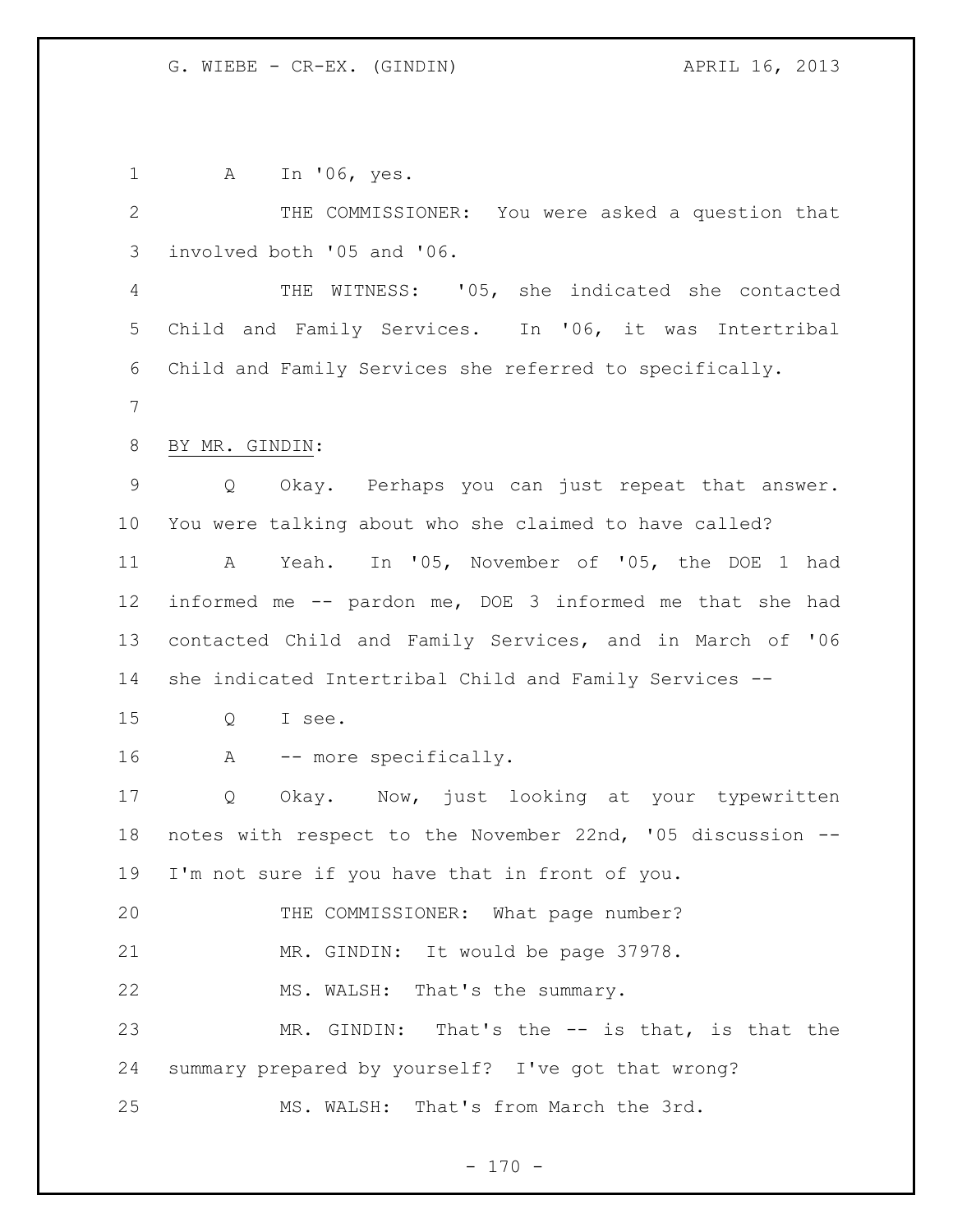A In '06, yes.

THE COMMISSIONER: You were asked a question that involved both '05 and '06.

THE WITNESS: '05, she indicated she contacted Child and Family Services. In '06, it was Intertribal Child and Family Services she referred to specifically.

BY MR. GINDIN:

Q Okay. Perhaps you can just repeat that answer. You were talking about who she claimed to have called?

A Yeah. In '05, November of '05, the DOE 1 had informed me -- pardon me, DOE 3 informed me that she had contacted Child and Family Services, and in March of '06 she indicated Intertribal Child and Family Services --

Q I see.

A -- more specifically.

Q Okay. Now, just looking at your typewritten notes with respect to the November 22nd, '05 discussion -- I'm not sure if you have that in front of you.

THE COMMISSIONER: What page number?

MR. GINDIN: It would be page 37978.

MS. WALSH: That's the summary.

MR. GINDIN: That's the -- is that, is that the summary prepared by yourself? I've got that wrong?

MS. WALSH: That's from March the 3rd.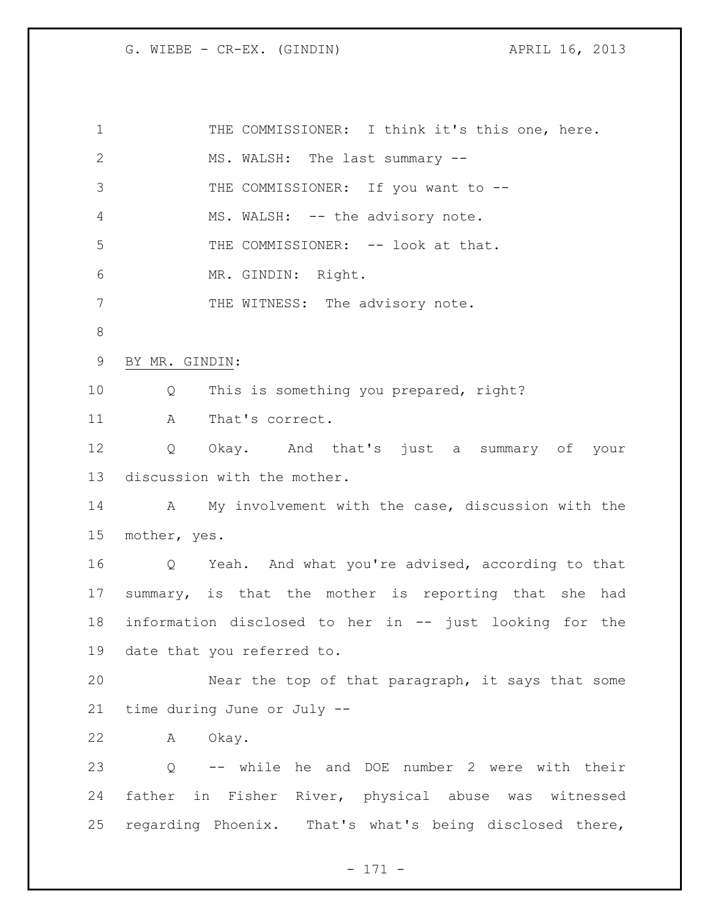THE COMMISSIONER: I think it's this one, here.

MS. WALSH: The last summary --

THE COMMISSIONER: If you want to --

MS. WALSH: -- the advisory note.

THE COMMISSIONER: -- look at that.

MR. GINDIN: Right.

THE WITNESS: The advisory note.

BY MR. GINDIN:

Q This is something you prepared, right?

A That's correct.

Q Okay. And that's just a summary of your discussion with the mother.

A My involvement with the case, discussion with the mother, yes.

Q Yeah. And what you're advised, according to that summary, is that the mother is reporting that she had information disclosed to her in -- just looking for the date that you referred to.

Near the top of that paragraph, it says that some time during June or July --

A Okay.

Q -- while he and DOE number 2 were with their father in Fisher River, physical abuse was witnessed regarding Phoenix. That's what's being disclosed there,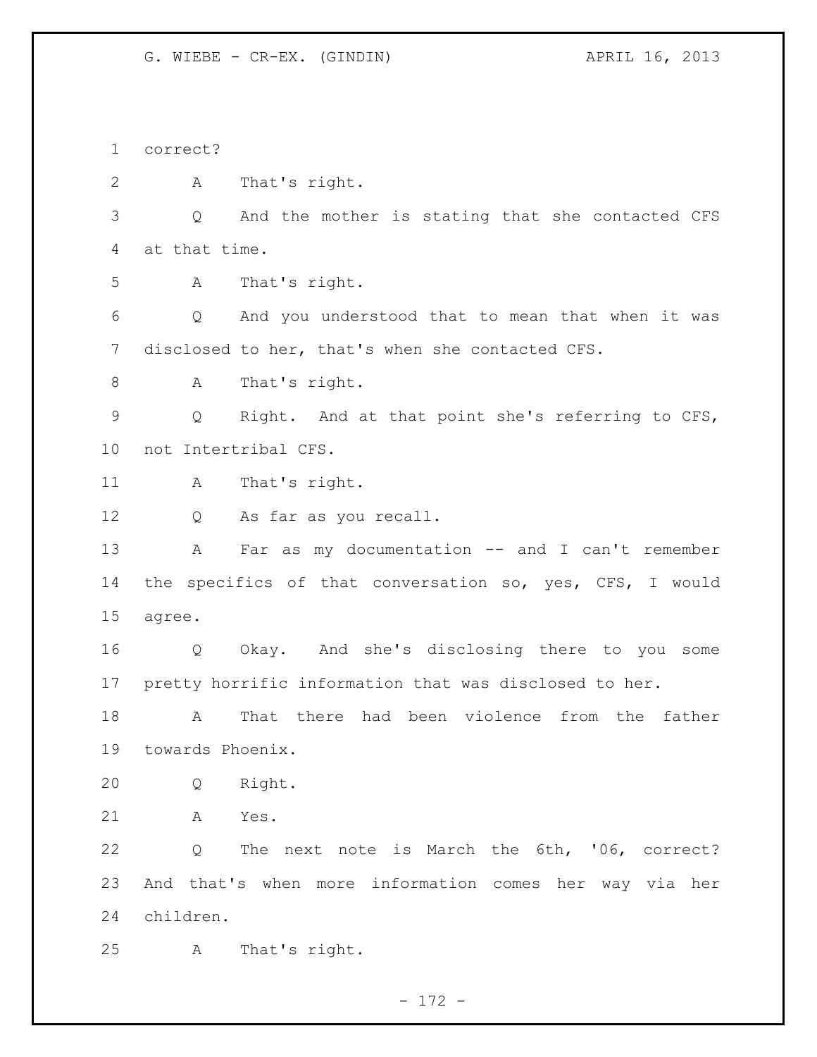correct?

A That's right.

Q And the mother is stating that she contacted CFS at that time.

A That's right.

Q And you understood that to mean that when it was disclosed to her, that's when she contacted CFS.

A That's right.

Q Right. And at that point she's referring to CFS, not Intertribal CFS.

A That's right.

Q As far as you recall.

A Far as my documentation -- and I can't remember the specifics of that conversation so, yes, CFS, I would agree.

Q Okay. And she's disclosing there to you some pretty horrific information that was disclosed to her.

A That there had been violence from the father towards Phoenix.

Q Right.

A Yes.

Q The next note is March the 6th, '06, correct? And that's when more information comes her way via her children.

A That's right.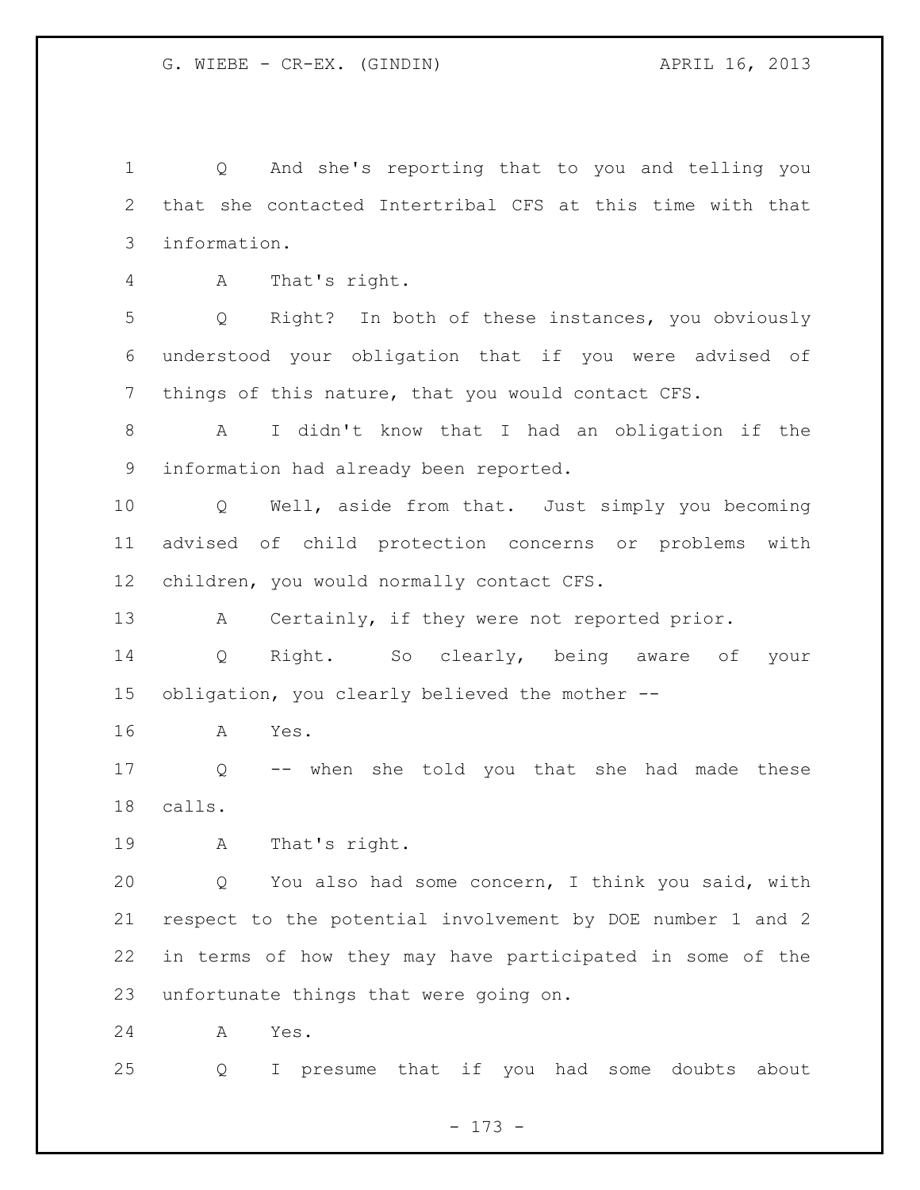Q And she's reporting that to you and telling you that she contacted Intertribal CFS at this time with that information.

A That's right.

Q Right? In both of these instances, you obviously understood your obligation that if you were advised of things of this nature, that you would contact CFS.

A I didn't know that I had an obligation if the information had already been reported.

Q Well, aside from that. Just simply you becoming advised of child protection concerns or problems with children, you would normally contact CFS.

A Certainly, if they were not reported prior.

Q Right. So clearly, being aware of your obligation, you clearly believed the mother --

A Yes.

Q -- when she told you that she had made these calls.

A That's right.

Q You also had some concern, I think you said, with respect to the potential involvement by DOE number 1 and 2 in terms of how they may have participated in some of the unfortunate things that were going on.

A Yes.

Q I presume that if you had some doubts about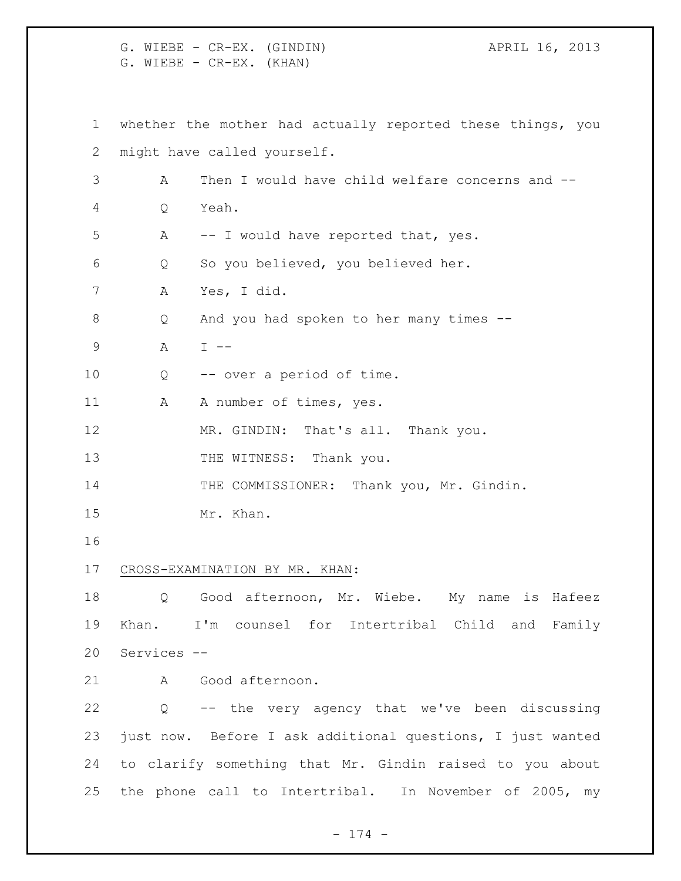whether the mother had actually reported these things, you might have called yourself.

A Then I would have child welfare concerns and --

Q Yeah.

A -- I would have reported that, yes.

Q So you believed, you believed her.

A Yes, I did.

Q And you had spoken to her many times --

A I --

Q -- over a period of time.

A A number of times, yes.

MR. GINDIN: That's all. Thank you.

THE WITNESS: Thank you.

THE COMMISSIONER: Thank you, Mr. Gindin.

Mr. Khan.

CROSS-EXAMINATION BY MR. KHAN:

Q Good afternoon, Mr. Wiebe. My name is Hafeez Khan. I'm counsel for Intertribal Child and Family Services --

A Good afternoon.

Q -- the very agency that we've been discussing just now. Before I ask additional questions, I just wanted to clarify something that Mr. Gindin raised to you about the phone call to Intertribal. In November of 2005, my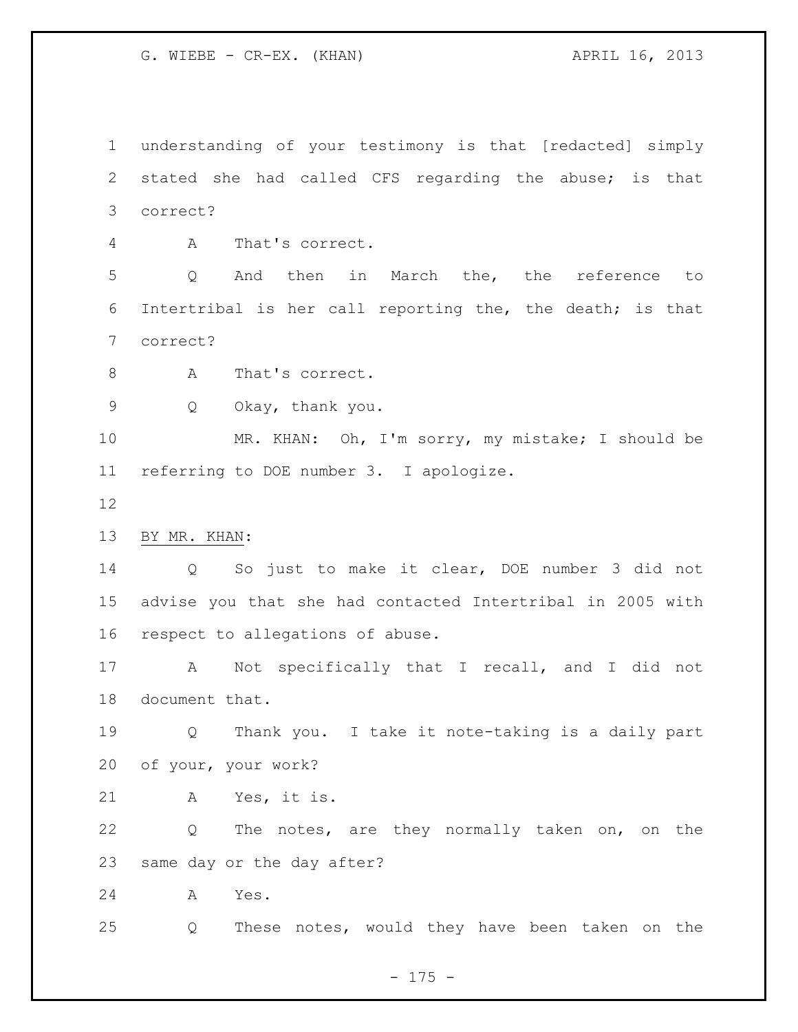understanding of your testimony is that [redacted] simply stated she had called CFS regarding the abuse; is that correct?

A That's correct.

Q And then in March the, the reference to Intertribal is her call reporting the, the death; is that correct?

A That's correct.

Q Okay, thank you.

MR. KHAN: Oh, I'm sorry, my mistake; I should be referring to DOE number 3. I apologize.

BY MR. KHAN:

Q So just to make it clear, DOE number 3 did not advise you that she had contacted Intertribal in 2005 with respect to allegations of abuse.

A Not specifically that I recall, and I did not document that.

Q Thank you. I take it note-taking is a daily part of your, your work?

A Yes, it is.

Q The notes, are they normally taken on, on the same day or the day after?

A Yes.

Q These notes, would they have been taken on the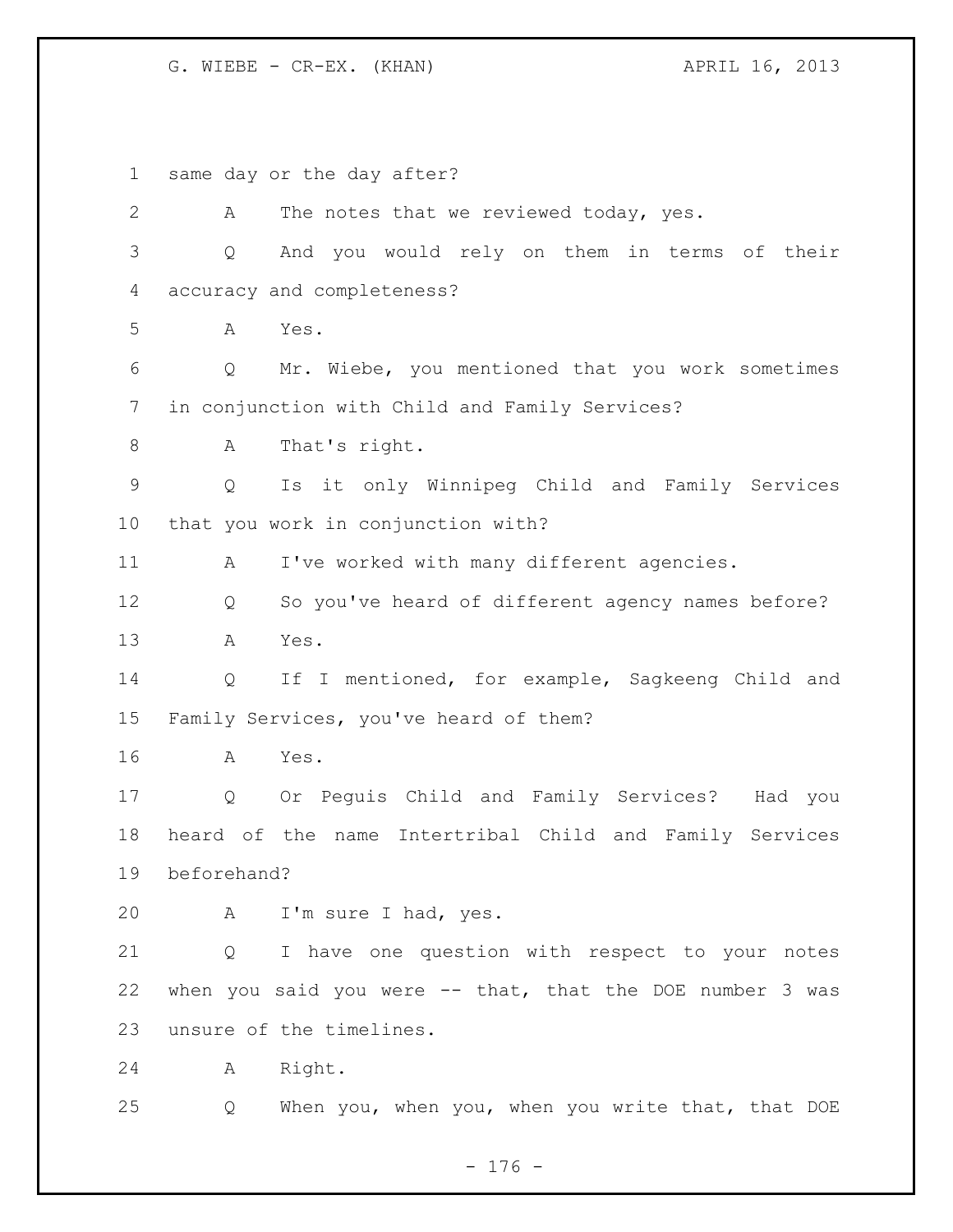same day or the day after?

A The notes that we reviewed today, yes.

Q And you would rely on them in terms of their accuracy and completeness?

A Yes.

Q Mr. Wiebe, you mentioned that you work sometimes in conjunction with Child and Family Services?

A That's right.

Q Is it only Winnipeg Child and Family Services that you work in conjunction with?

A I've worked with many different agencies.

Q So you've heard of different agency names before?

A Yes.

Q If I mentioned, for example, Sagkeeng Child and Family Services, you've heard of them?

A Yes.

Q Or Peguis Child and Family Services? Had you heard of the name Intertribal Child and Family Services beforehand?

A I'm sure I had, yes.

Q I have one question with respect to your notes when you said you were -- that, that the DOE number 3 was unsure of the timelines.

A Right.

Q When you, when you, when you write that, that DOE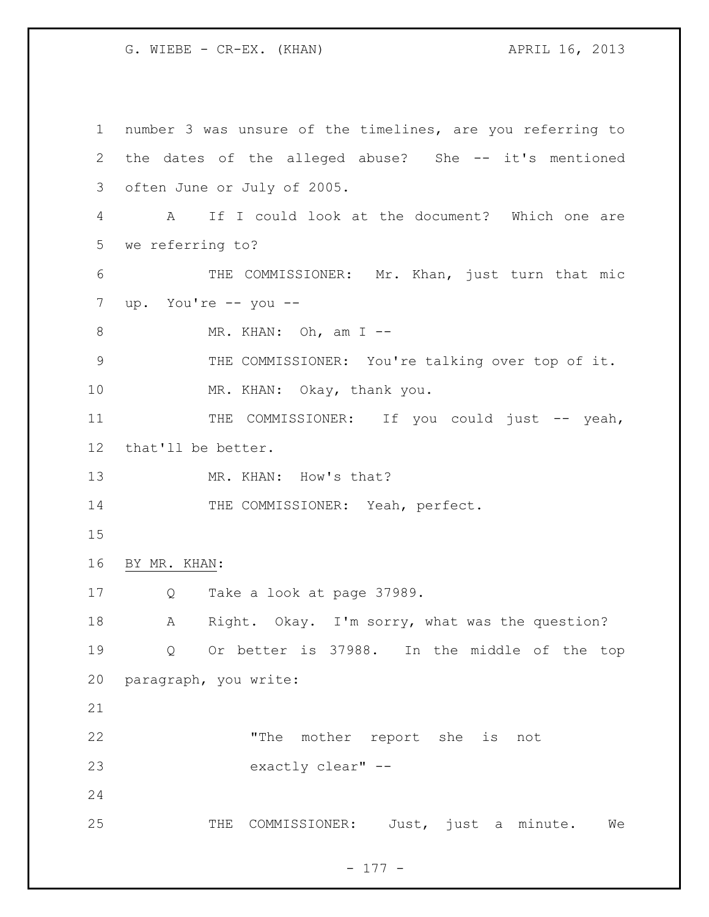number 3 was unsure of the timelines, are you referring to the dates of the alleged abuse? She -- it's mentioned often June or July of 2005.

A If I could look at the document? Which one are we referring to?

THE COMMISSIONER: Mr. Khan, just turn that mic up. You're -- you --

MR. KHAN: Oh, am I --

THE COMMISSIONER: You're talking over top of it.

MR. KHAN: Okay, thank you.

THE COMMISSIONER: If you could just -- yeah, that'll be better.

MR. KHAN: How's that?

THE COMMISSIONER: Yeah, perfect.

BY MR. KHAN:

Q Take a look at page 37989.

A Right. Okay. I'm sorry, what was the question?

Q Or better is 37988. In the middle of the top paragraph, you write:

> "The mother report she is not exactly clear" --

THE COMMISSIONER: Just, just a minute. We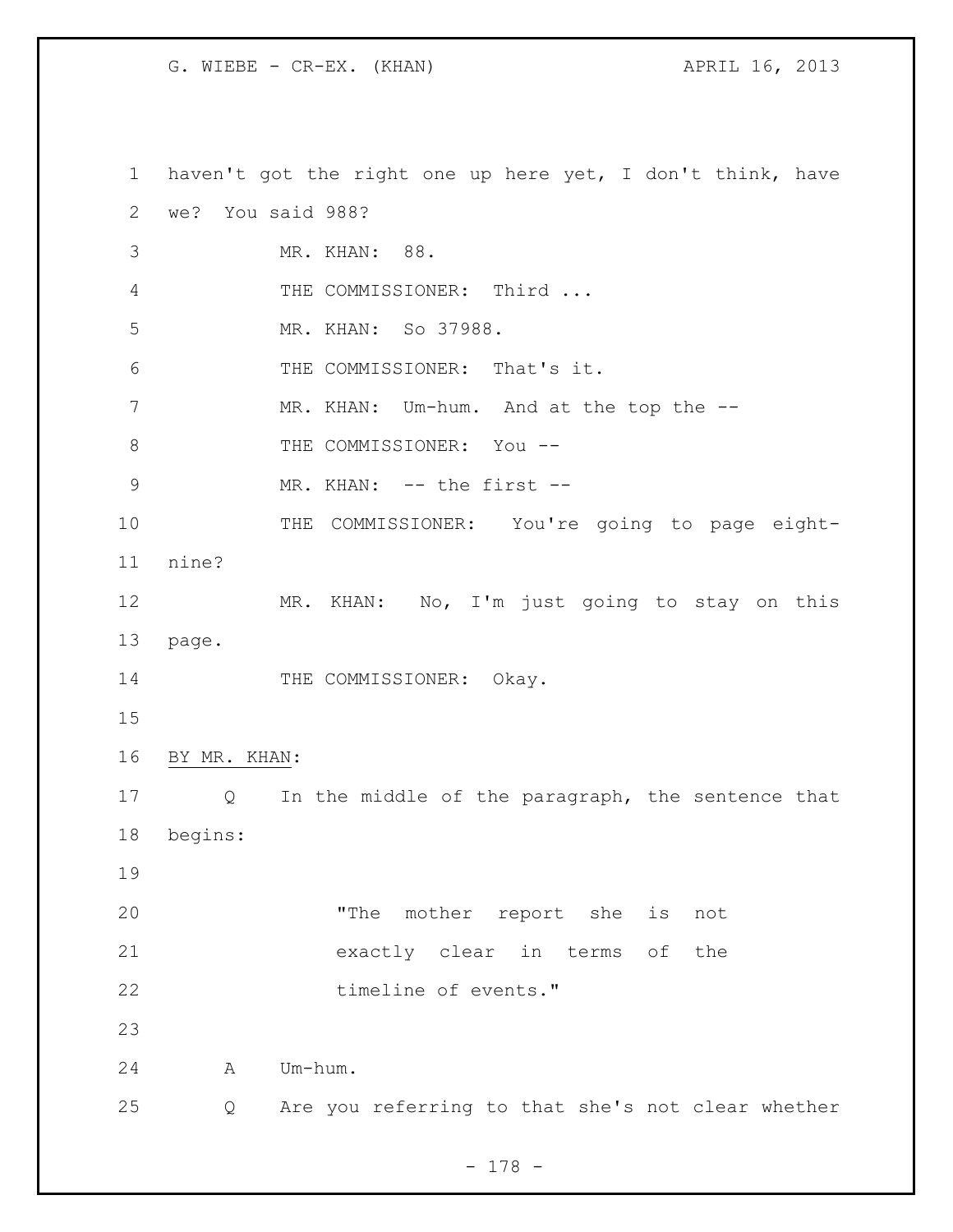haven't got the right one up here yet, I don't think, have we? You said 988?

MR. KHAN: 88.

THE COMMISSIONER: Third ...

MR. KHAN: So 37988.

THE COMMISSIONER: That's it.

MR. KHAN: Um-hum. And at the top the --

THE COMMISSIONER: You --

MR. KHAN: -- the first --

THE COMMISSIONER: You're going to page eight-nine?

MR. KHAN: No, I'm just going to stay on this page.

THE COMMISSIONER: Okay.

BY MR. KHAN:

Q In the middle of the paragraph, the sentence that begins:

> "The mother report she is not exactly clear in terms of the timeline of events."

A Um-hum.

Q Are you referring to that she's not clear whether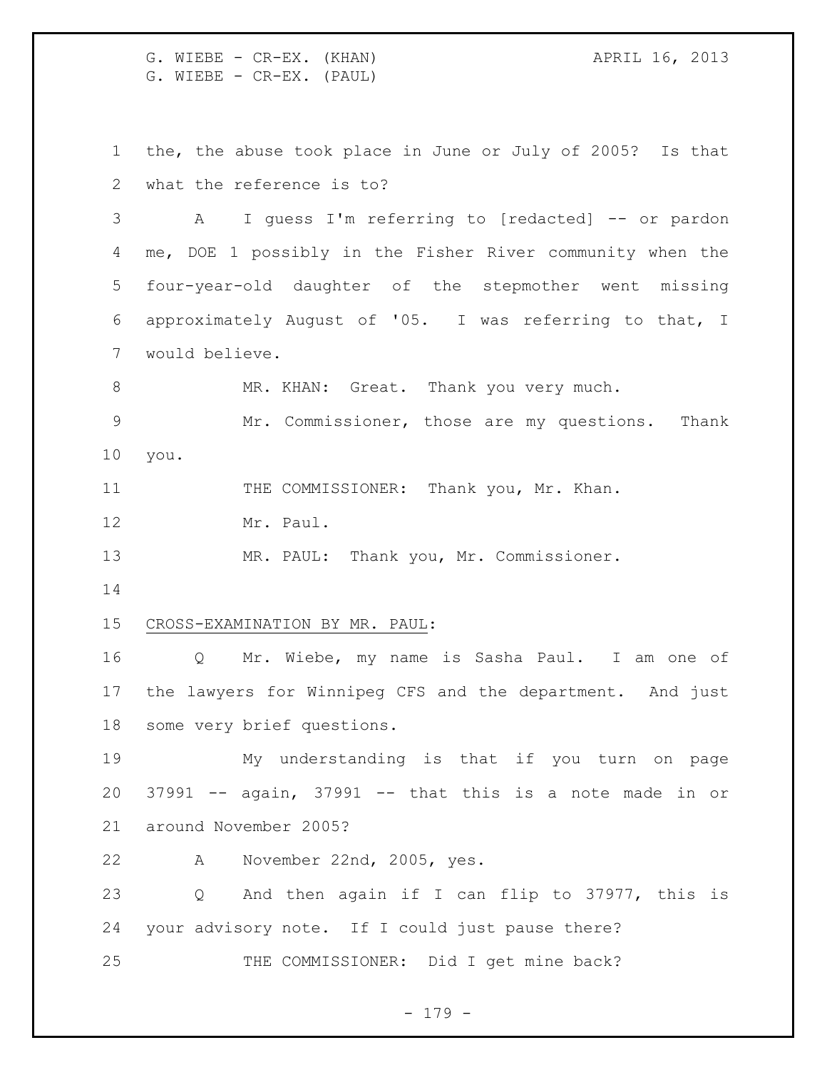the, the abuse took place in June or July of 2005? Is that what the reference is to?

A I guess I'm referring to [redacted] -- or pardon me, DOE 1 possibly in the Fisher River community when the four-year-old daughter of the stepmother went missing approximately August of '05. I was referring to that, I would believe.

MR. KHAN: Great. Thank you very much.

Mr. Commissioner, those are my questions. Thank you.

THE COMMISSIONER: Thank you, Mr. Khan.

Mr. Paul.

MR. PAUL: Thank you, Mr. Commissioner.

CROSS-EXAMINATION BY MR. PAUL:

Q Mr. Wiebe, my name is Sasha Paul. I am one of the lawyers for Winnipeg CFS and the department. And just some very brief questions.

My understanding is that if you turn on page 37991 -- again, 37991 -- that this is a note made in or around November 2005?

A November 22nd, 2005, yes.

Q And then again if I can flip to 37977, this is your advisory note. If I could just pause there?

THE COMMISSIONER: Did I get mine back?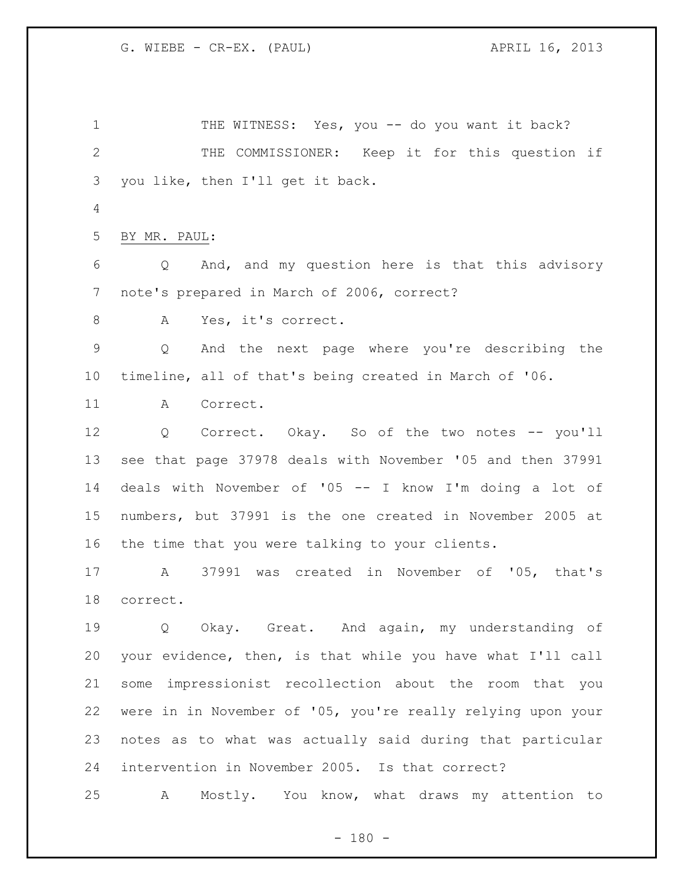THE WITNESS: Yes, you -- do you want it back?

THE COMMISSIONER: Keep it for this question if you like, then I'll get it back.

BY MR. PAUL:

Q And, and my question here is that this advisory note's prepared in March of 2006, correct?

A Yes, it's correct.

Q And the next page where you're describing the timeline, all of that's being created in March of '06.

A Correct.

Q Correct. Okay. So of the two notes -- you'll see that page 37978 deals with November '05 and then 37991 deals with November of '05 -- I know I'm doing a lot of numbers, but 37991 is the one created in November 2005 at the time that you were talking to your clients.

A 37991 was created in November of '05, that's correct.

Q Okay. Great. And again, my understanding of your evidence, then, is that while you have what I'll call some impressionist recollection about the room that you were in in November of '05, you're really relying upon your notes as to what was actually said during that particular intervention in November 2005. Is that correct?

A Mostly. You know, what draws my attention to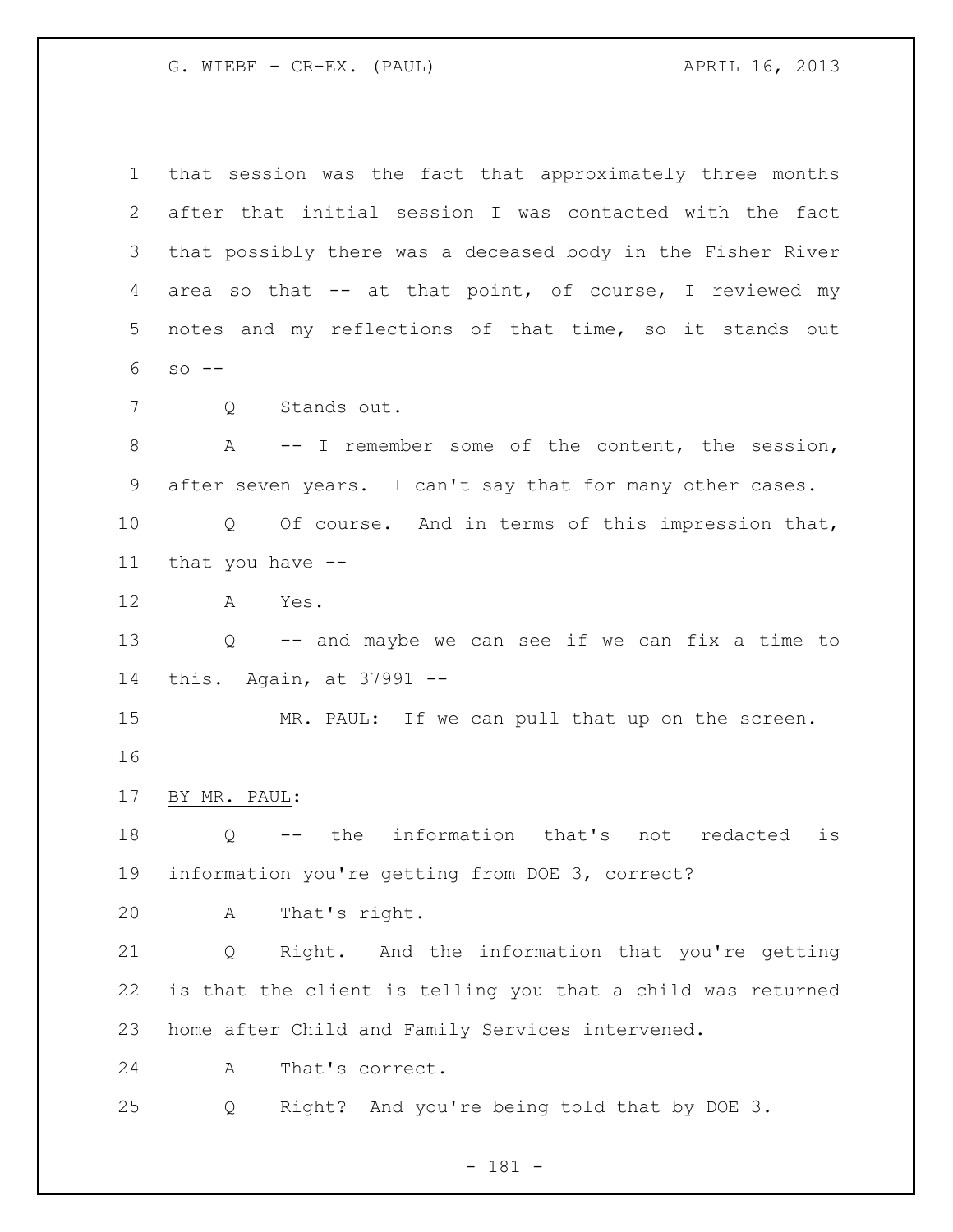that session was the fact that approximately three months after that initial session I was contacted with the fact that possibly there was a deceased body in the Fisher River area so that -- at that point, of course, I reviewed my notes and my reflections of that time, so it stands out so --

Q Stands out.

A -- I remember some of the content, the session, after seven years. I can't say that for many other cases.

Q Of course. And in terms of this impression that, that you have --

A Yes.

Q -- and maybe we can see if we can fix a time to this. Again, at 37991 --

MR. PAUL: If we can pull that up on the screen.

BY MR. PAUL:

Q -- the information that's not redacted is information you're getting from DOE 3, correct?

A That's right.

Q Right. And the information that you're getting is that the client is telling you that a child was returned home after Child and Family Services intervened.

A That's correct.

Q Right? And you're being told that by DOE 3.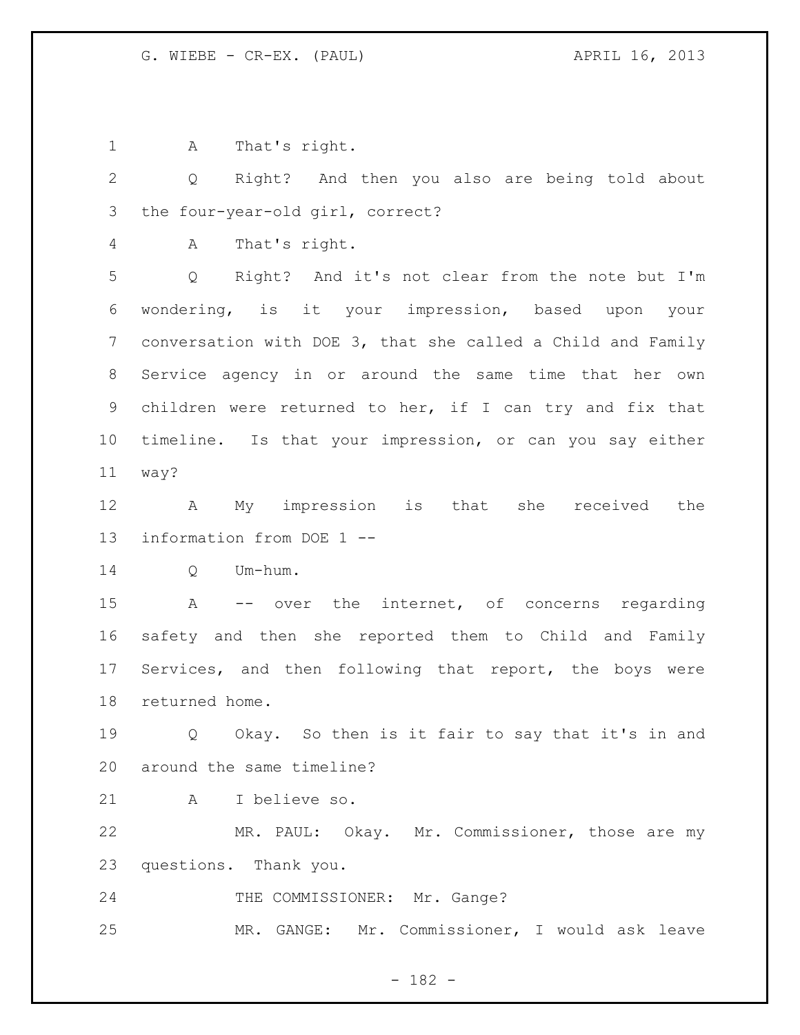A That's right.

Q Right? And then you also are being told about the four-year-old girl, correct?

A That's right.

Q Right? And it's not clear from the note but I'm wondering, is it your impression, based upon your conversation with DOE 3, that she called a Child and Family Service agency in or around the same time that her own children were returned to her, if I can try and fix that timeline. Is that your impression, or can you say either way?

A My impression is that she received the information from DOE 1 --

Q Um-hum.

A -- over the internet, of concerns regarding safety and then she reported them to Child and Family Services, and then following that report, the boys were returned home.

Q Okay. So then is it fair to say that it's in and around the same timeline?

A I believe so.

MR. PAUL: Okay. Mr. Commissioner, those are my questions. Thank you.

THE COMMISSIONER: Mr. Gange?

MR. GANGE: Mr. Commissioner, I would ask leave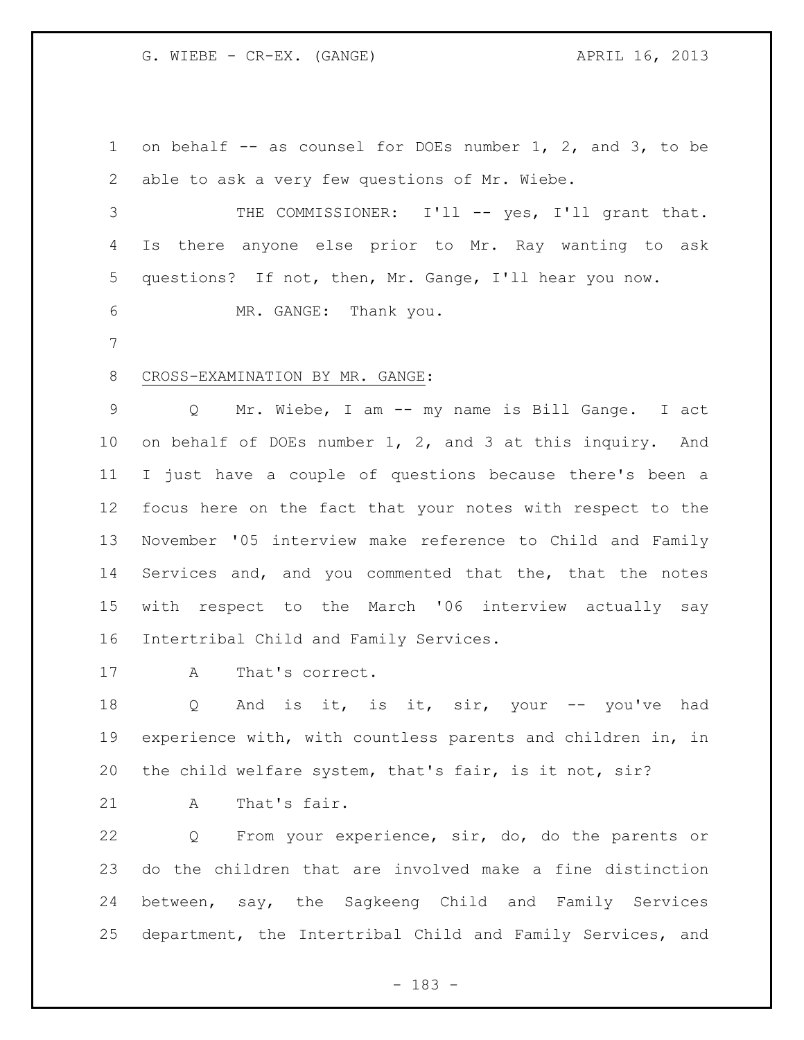on behalf -- as counsel for DOEs number 1, 2, and 3, to be able to ask a very few questions of Mr. Wiebe.

THE COMMISSIONER: I'll -- yes, I'll grant that. Is there anyone else prior to Mr. Ray wanting to ask questions? If not, then, Mr. Gange, I'll hear you now.

MR. GANGE: Thank you.

CROSS-EXAMINATION BY MR. GANGE:

Q Mr. Wiebe, I am -- my name is Bill Gange. I act on behalf of DOEs number 1, 2, and 3 at this inquiry. And I just have a couple of questions because there's been a focus here on the fact that your notes with respect to the November '05 interview make reference to Child and Family Services and, and you commented that the, that the notes with respect to the March '06 interview actually say Intertribal Child and Family Services.

A That's correct.

Q And is it, is it, sir, your -- you've had experience with, with countless parents and children in, in the child welfare system, that's fair, is it not, sir?

A That's fair.

Q From your experience, sir, do, do the parents or do the children that are involved make a fine distinction between, say, the Sagkeeng Child and Family Services department, the Intertribal Child and Family Services, and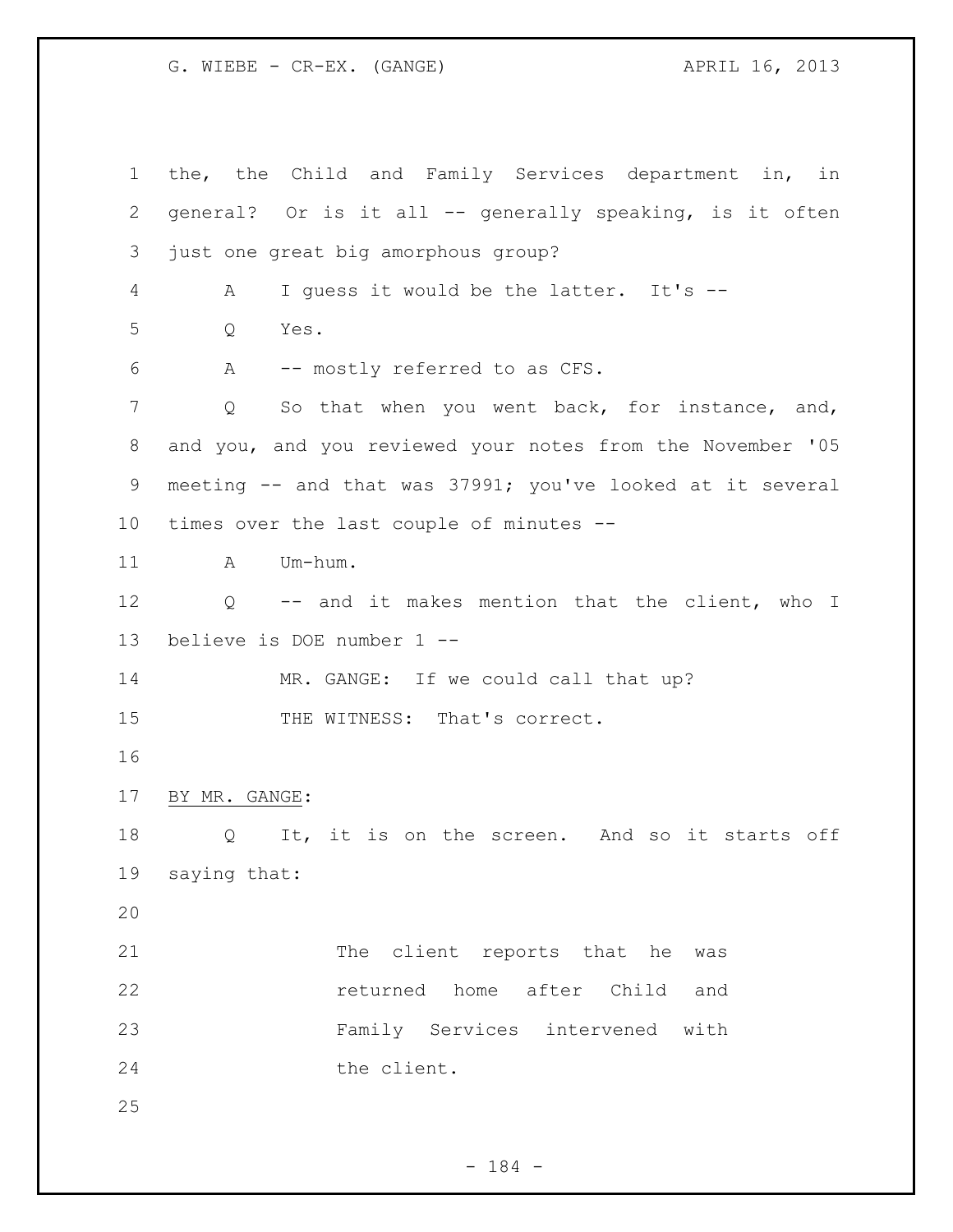the, the Child and Family Services department in, in general? Or is it all -- generally speaking, is it often just one great big amorphous group?

A I guess it would be the latter. It's --

Q Yes.

A -- mostly referred to as CFS.

Q So that when you went back, for instance, and, and you, and you reviewed your notes from the November '05 meeting -- and that was 37991; you've looked at it several times over the last couple of minutes --

A Um-hum.

Q -- and it makes mention that the client, who I believe is DOE number 1 --

MR. GANGE: If we could call that up?

THE WITNESS: That's correct.

BY MR. GANGE:

Q It, it is on the screen. And so it starts off saying that:

> The client reports that he was returned home after Child and Family Services intervened with the client.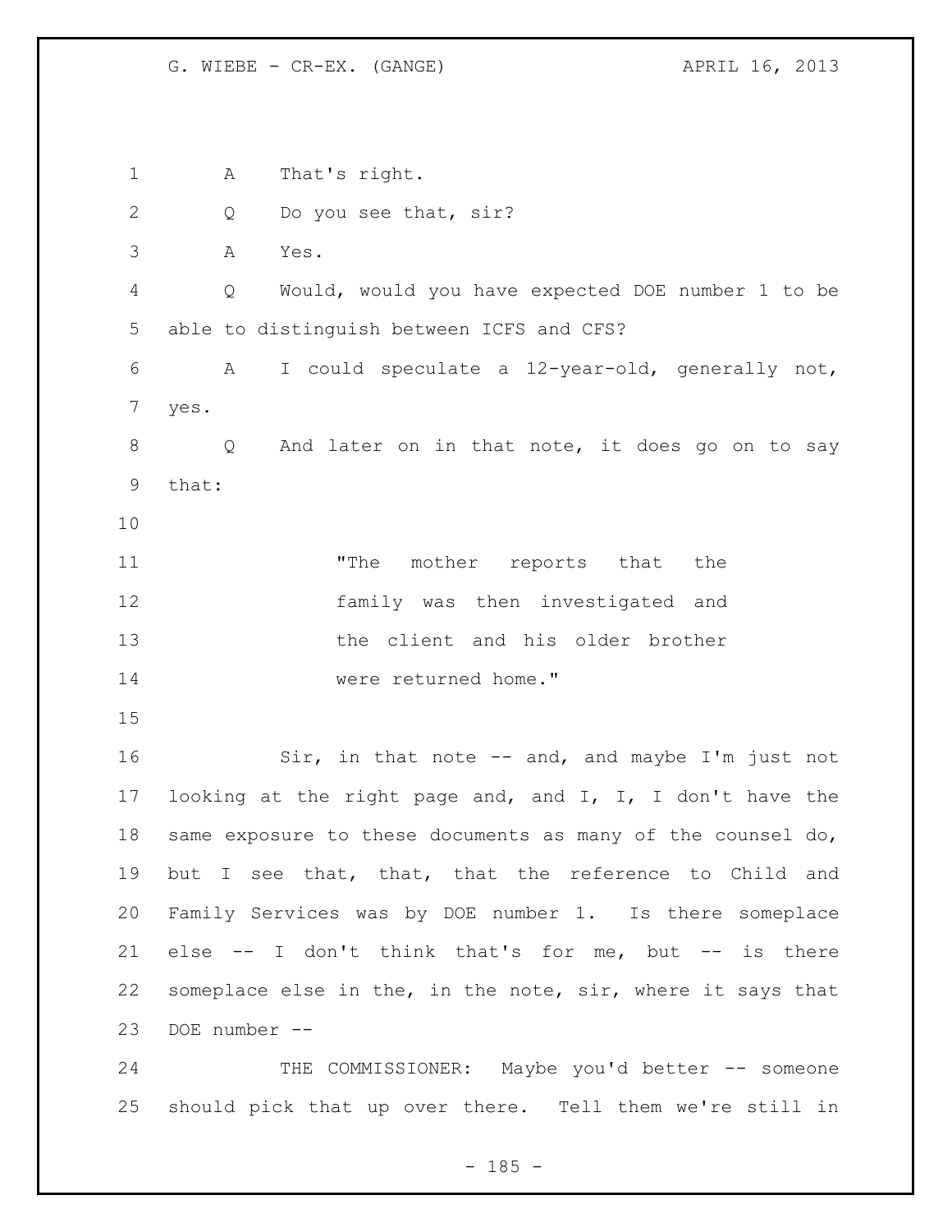A That's right.

Q Do you see that, sir?

A Yes.

Q Would, would you have expected DOE number 1 to be able to distinguish between ICFS and CFS?

A I could speculate a 12-year-old, generally not, yes.

Q And later on in that note, it does go on to say that:

> "The mother reports that the family was then investigated and the client and his older brother were returned home."

Sir, in that note -- and, and maybe I'm just not looking at the right page and, and I, I, I don't have the same exposure to these documents as many of the counsel do, but I see that, that, that the reference to Child and Family Services was by DOE number 1. Is there someplace else -- I don't think that's for me, but -- is there someplace else in the, in the note, sir, where it says that DOE number --

THE COMMISSIONER: Maybe you'd better -- someone should pick that up over there. Tell them we're still in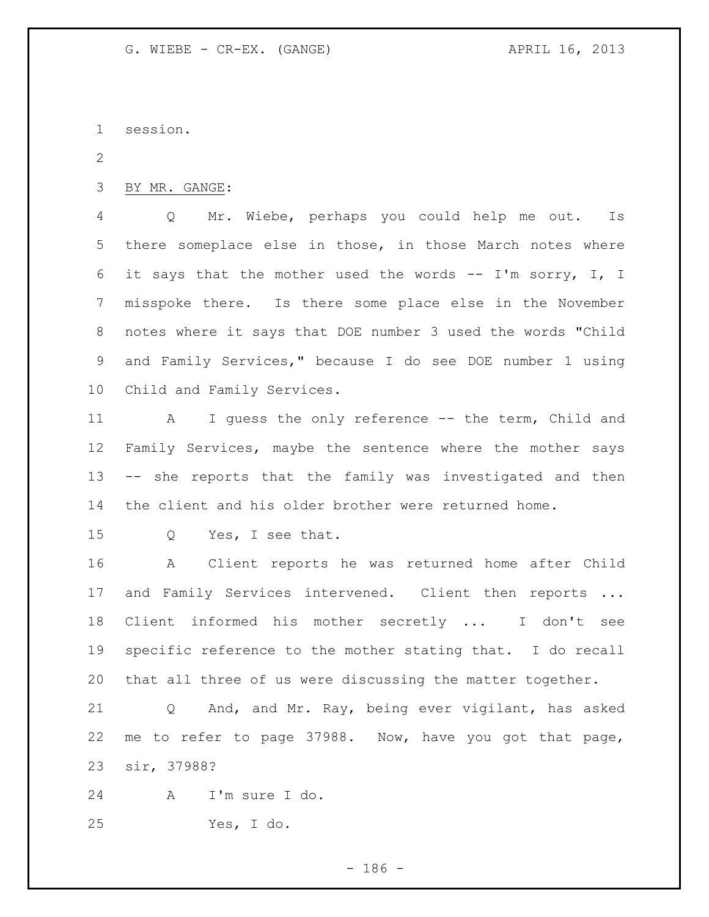session.

BY MR. GANGE:

Q Mr. Wiebe, perhaps you could help me out. Is there someplace else in those, in those March notes where it says that the mother used the words -- I'm sorry, I, I misspoke there. Is there some place else in the November notes where it says that DOE number 3 used the words "Child and Family Services," because I do see DOE number 1 using Child and Family Services.

A I guess the only reference -- the term, Child and Family Services, maybe the sentence where the mother says -- she reports that the family was investigated and then the client and his older brother were returned home.

Q Yes, I see that.

A Client reports he was returned home after Child and Family Services intervened. Client then reports ... Client informed his mother secretly ... I don't see specific reference to the mother stating that. I do recall that all three of us were discussing the matter together.

Q And, and Mr. Ray, being ever vigilant, has asked me to refer to page 37988. Now, have you got that page, sir, 37988?

A I'm sure I do.

Yes, I do.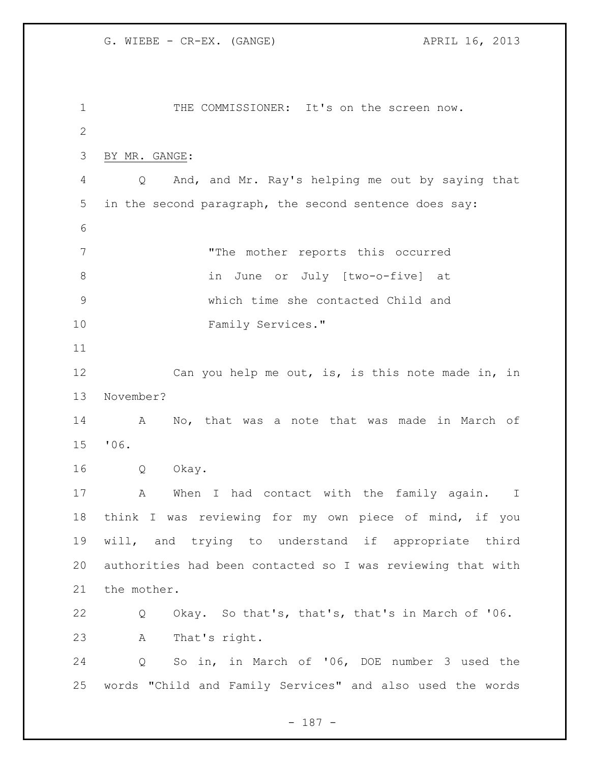THE COMMISSIONER: It's on the screen now.

BY MR. GANGE:

Q And, and Mr. Ray's helping me out by saying that in the second paragraph, the second sentence does say:

> "The mother reports this occurred in June or July [two-o-five] at which time she contacted Child and Family Services."

Can you help me out, is, is this note made in, in November?

A No, that was a note that was made in March of '06.

Q Okay.

A When I had contact with the family again. I think I was reviewing for my own piece of mind, if you will, and trying to understand if appropriate third authorities had been contacted so I was reviewing that with the mother.

Q Okay. So that's, that's, that's in March of '06.

A That's right.

Q So in, in March of '06, DOE number 3 used the words "Child and Family Services" and also used the words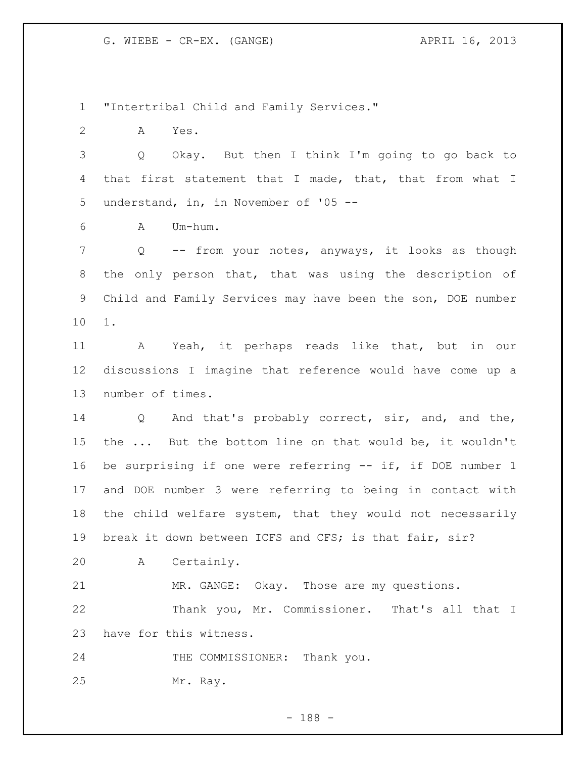"Intertribal Child and Family Services."

A Yes.

Q Okay. But then I think I'm going to go back to that first statement that I made, that, that from what I understand, in, in November of '05 --

A Um-hum.

Q -- from your notes, anyways, it looks as though the only person that, that was using the description of Child and Family Services may have been the son, DOE number 1.

A Yeah, it perhaps reads like that, but in our discussions I imagine that reference would have come up a number of times.

Q And that's probably correct, sir, and, and the, the ... But the bottom line on that would be, it wouldn't be surprising if one were referring -- if, if DOE number 1 and DOE number 3 were referring to being in contact with the child welfare system, that they would not necessarily break it down between ICFS and CFS; is that fair, sir?

A Certainly.

MR. GANGE: Okay. Those are my questions.

Thank you, Mr. Commissioner. That's all that I have for this witness.

THE COMMISSIONER: Thank you.

Mr. Ray.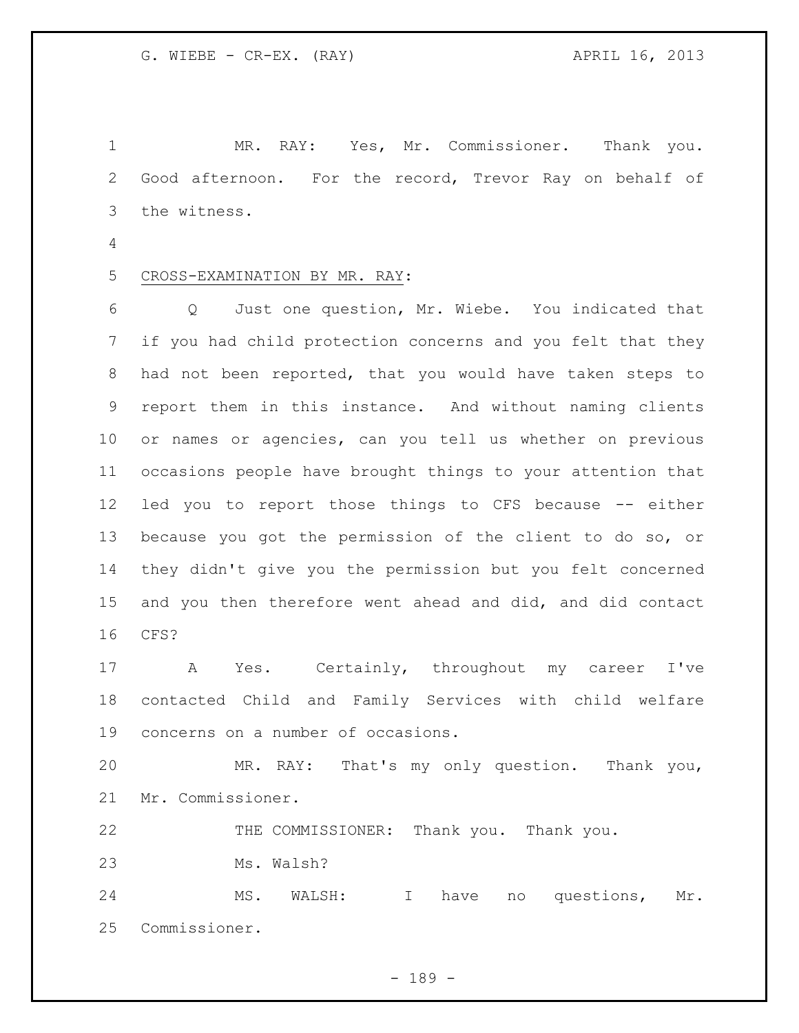MR. RAY: Yes, Mr. Commissioner. Thank you. Good afternoon. For the record, Trevor Ray on behalf of the witness.

CROSS-EXAMINATION BY MR. RAY:

Q Just one question, Mr. Wiebe. You indicated that if you had child protection concerns and you felt that they had not been reported, that you would have taken steps to report them in this instance. And without naming clients or names or agencies, can you tell us whether on previous occasions people have brought things to your attention that led you to report those things to CFS because -- either because you got the permission of the client to do so, or they didn't give you the permission but you felt concerned and you then therefore went ahead and did, and did contact CFS?

A Yes. Certainly, throughout my career I've contacted Child and Family Services with child welfare concerns on a number of occasions.

MR. RAY: That's my only question. Thank you, Mr. Commissioner.

THE COMMISSIONER: Thank you. Thank you.

Ms. Walsh?

MS. WALSH: I have no questions, Mr. Commissioner.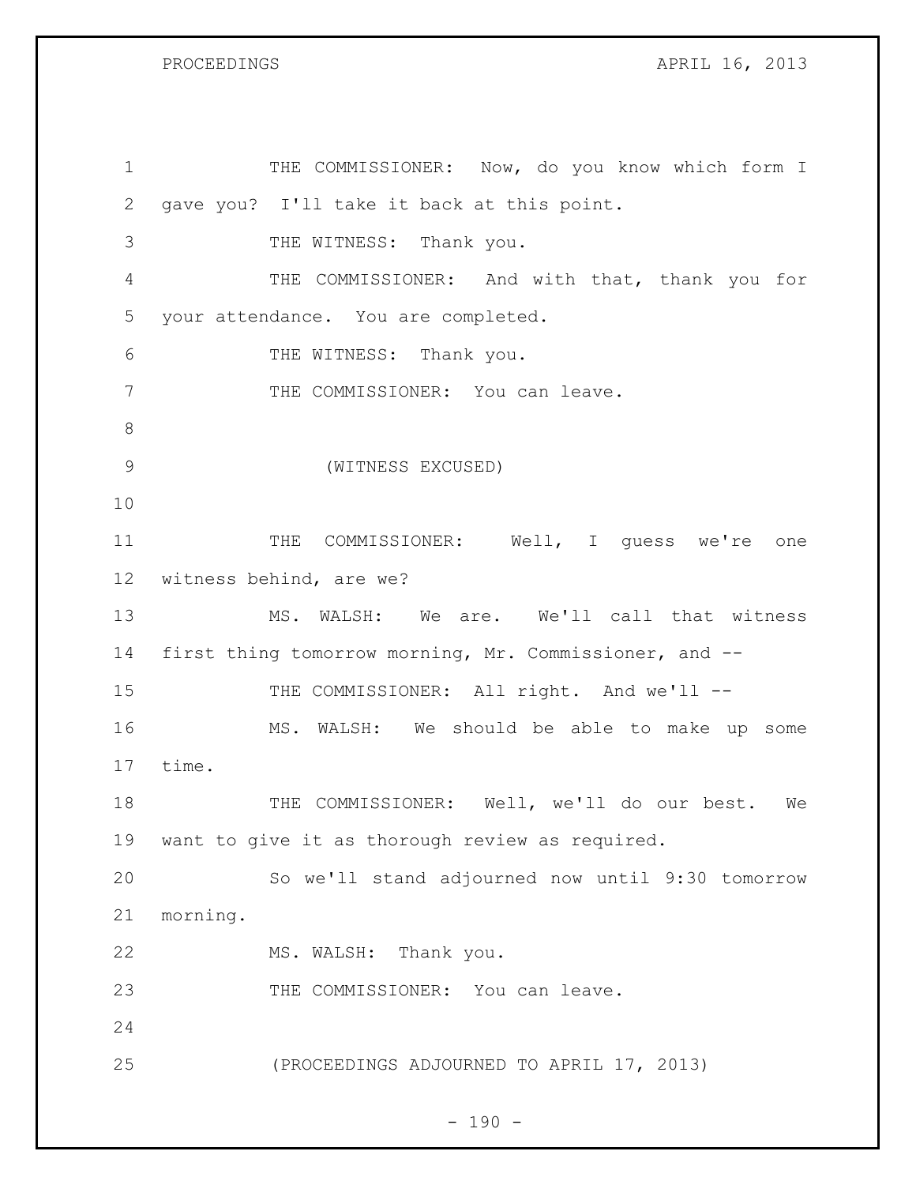THE COMMISSIONER: Now, do you know which form I gave you? I'll take it back at this point.

THE WITNESS: Thank you.

THE COMMISSIONER: And with that, thank you for your attendance. You are completed.

THE WITNESS: Thank you.

THE COMMISSIONER: You can leave.

(WITNESS EXCUSED)

THE COMMISSIONER: Well, I guess we're one witness behind, are we?

MS. WALSH: We are. We'll call that witness first thing tomorrow morning, Mr. Commissioner, and --

THE COMMISSIONER: All right. And we'll --

MS. WALSH: We should be able to make up some time.

THE COMMISSIONER: Well, we'll do our best. We want to give it as thorough review as required.

So we'll stand adjourned now until 9:30 tomorrow morning.

MS. WALSH: Thank you.

THE COMMISSIONER: You can leave.

(PROCEEDINGS ADJOURNED TO APRIL 17, 2013)